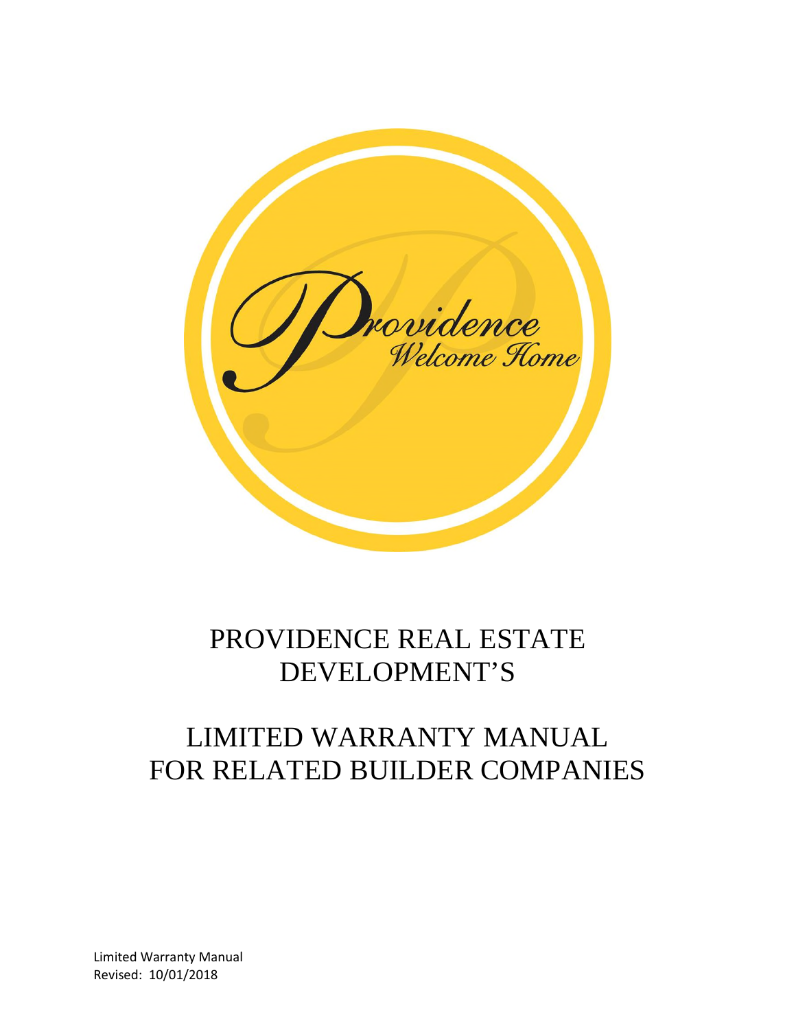Providence
Welcome Home

# PROVIDENCE REAL ESTATE DEVELOPMENT'S

# LIMITED WARRANTY MANUAL FOR RELATED BUILDER COMPANIES

Limited Warranty Manual
Revised: 10/01/2018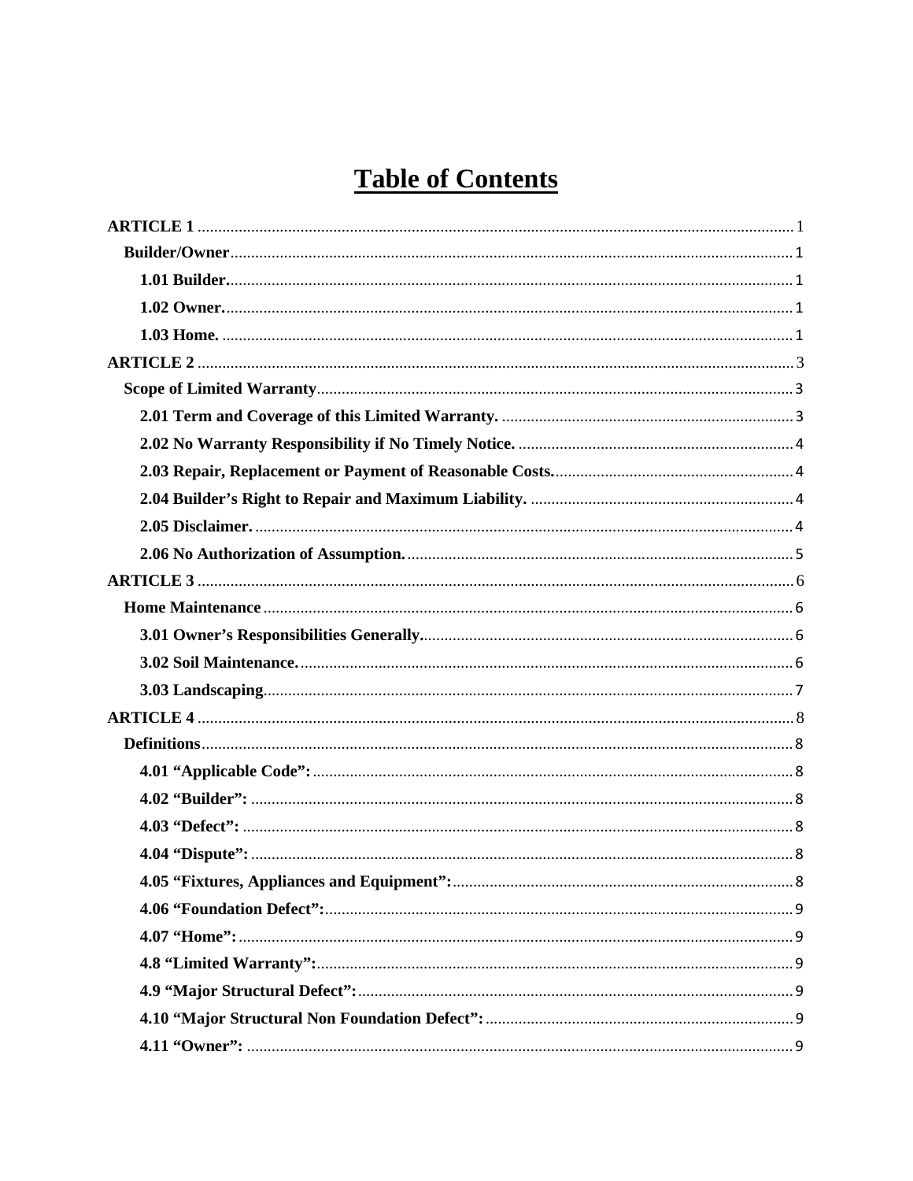# Table of Contents

**ARTICLE 1** .......... 1

**Builder/Owner** .......... 1

**1.01 Builder.** .......... 1

**1.02 Owner.** .......... 1

**1.03 Home.** .......... 1

**ARTICLE 2** .......... 3

**Scope of Limited Warranty** .......... 3

**2.01 Term and Coverage of this Limited Warranty.** .......... 3

**2.02 No Warranty Responsibility if No Timely Notice.** .......... 4

**2.03 Repair, Replacement or Payment of Reasonable Costs.** .......... 4

**2.04 Builder's Right to Repair and Maximum Liability.** .......... 4

**2.05 Disclaimer.** .......... 4

**2.06 No Authorization of Assumption.** .......... 5

**ARTICLE 3** .......... 6

**Home Maintenance** .......... 6

**3.01 Owner's Responsibilities Generally.** .......... 6

**3.02 Soil Maintenance.** .......... 6

**3.03 Landscaping** .......... 7

**ARTICLE 4** .......... 8

**Definitions** .......... 8

**4.01 "Applicable Code":** .......... 8

**4.02 "Builder":** .......... 8

**4.03 "Defect":** .......... 8

**4.04 "Dispute":** .......... 8

**4.05 "Fixtures, Appliances and Equipment":** .......... 8

**4.06 "Foundation Defect":** .......... 9

**4.07 "Home":** .......... 9

**4.8 "Limited Warranty":** .......... 9

**4.9 "Major Structural Defect":** .......... 9

**4.10 "Major Structural Non Foundation Defect":** .......... 9

**4.11 "Owner":** .......... 9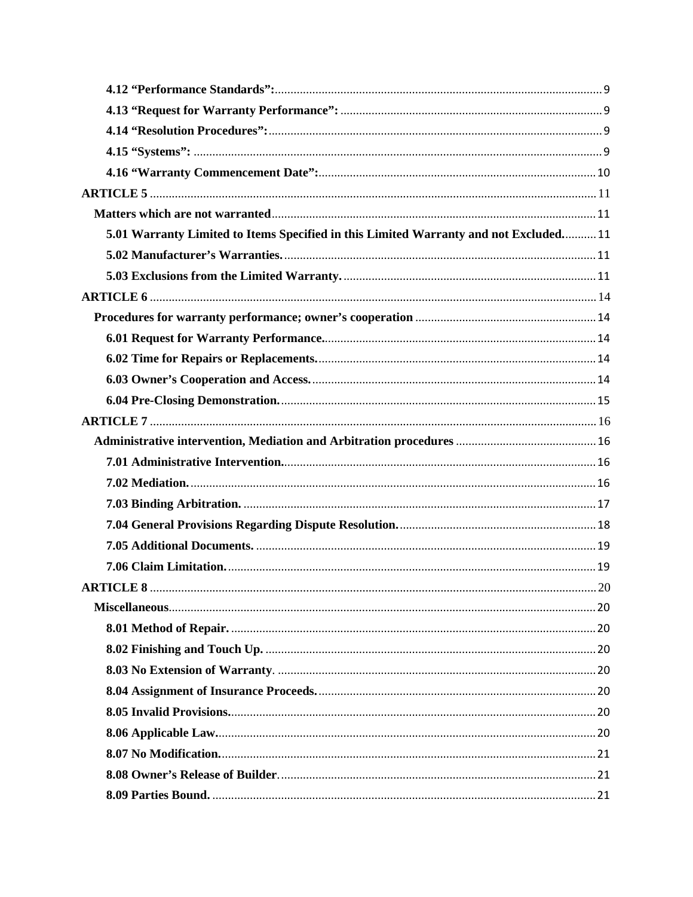**4.12 "Performance Standards":** 9

**4.13 "Request for Warranty Performance":** 9

**4.14 "Resolution Procedures":** 9

**4.15 "Systems":** 9

**4.16 "Warranty Commencement Date":** 10

**ARTICLE 5** 11

**Matters which are not warranted** 11

**5.01 Warranty Limited to Items Specified in this Limited Warranty and not Excluded.** 11

**5.02 Manufacturer's Warranties.** 11

**5.03 Exclusions from the Limited Warranty.** 11

**ARTICLE 6** 14

**Procedures for warranty performance; owner's cooperation** 14

**6.01 Request for Warranty Performance.** 14

**6.02 Time for Repairs or Replacements.** 14

**6.03 Owner's Cooperation and Access.** 14

**6.04 Pre-Closing Demonstration.** 15

**ARTICLE 7** 16

**Administrative intervention, Mediation and Arbitration procedures** 16

**7.01 Administrative Intervention.** 16

**7.02 Mediation.** 16

**7.03 Binding Arbitration.** 17

**7.04 General Provisions Regarding Dispute Resolution.** 18

**7.05 Additional Documents.** 19

**7.06 Claim Limitation.** 19

**ARTICLE 8** 20

**Miscellaneous** 20

**8.01 Method of Repair.** 20

**8.02 Finishing and Touch Up.** 20

**8.03 No Extension of Warranty.** 20

**8.04 Assignment of Insurance Proceeds.** 20

**8.05 Invalid Provisions.** 20

**8.06 Applicable Law.** 20

**8.07 No Modification.** 21

**8.08 Owner's Release of Builder.** 21

**8.09 Parties Bound.** 21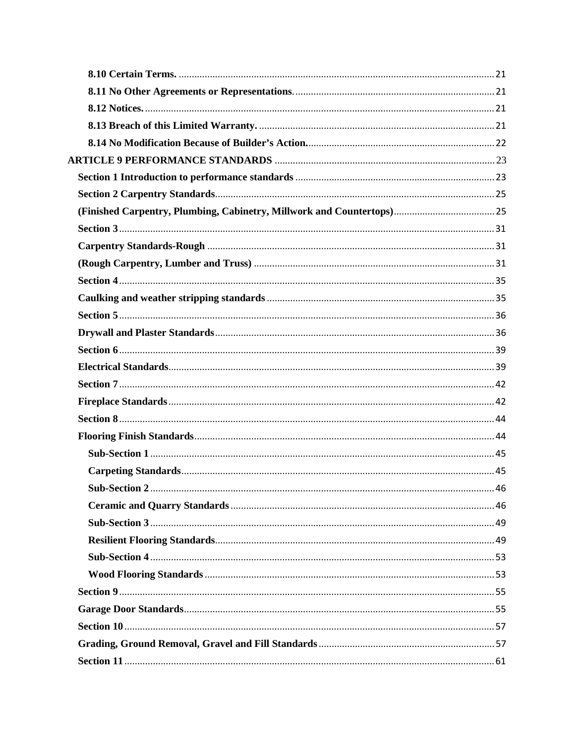**8.10 Certain Terms.** ........................................................................ 21

**8.11 No Other Agreements or Representations.** ........................................................................ 21

**8.12 Notices.** ........................................................................ 21

**8.13 Breach of this Limited Warranty.** ........................................................................ 21

**8.14 No Modification Because of Builder's Action.** ........................................................................ 22

**ARTICLE 9 PERFORMANCE STANDARDS** ........................................................................ 23

**Section 1 Introduction to performance standards** ........................................................................ 23

**Section 2 Carpentry Standards** ........................................................................ 25

**(Finished Carpentry, Plumbing, Cabinetry, Millwork and Countertops)** ........................................................................ 25

**Section 3** ........................................................................ 31

**Carpentry Standards-Rough** ........................................................................ 31

**(Rough Carpentry, Lumber and Truss)** ........................................................................ 31

**Section 4** ........................................................................ 35

**Caulking and weather stripping standards** ........................................................................ 35

**Section 5** ........................................................................ 36

**Drywall and Plaster Standards** ........................................................................ 36

**Section 6** ........................................................................ 39

**Electrical Standards** ........................................................................ 39

**Section 7** ........................................................................ 42

**Fireplace Standards** ........................................................................ 42

**Section 8** ........................................................................ 44

**Flooring Finish Standards** ........................................................................ 44

**Sub-Section 1** ........................................................................ 45

**Carpeting Standards** ........................................................................ 45

**Sub-Section 2** ........................................................................ 46

**Ceramic and Quarry Standards** ........................................................................ 46

**Sub-Section 3** ........................................................................ 49

**Resilient Flooring Standards** ........................................................................ 49

**Sub-Section 4** ........................................................................ 53

**Wood Flooring Standards** ........................................................................ 53

**Section 9** ........................................................................ 55

**Garage Door Standards** ........................................................................ 55

**Section 10** ........................................................................ 57

**Grading, Ground Removal, Gravel and Fill Standards** ........................................................................ 57

**Section 11** ........................................................................ 61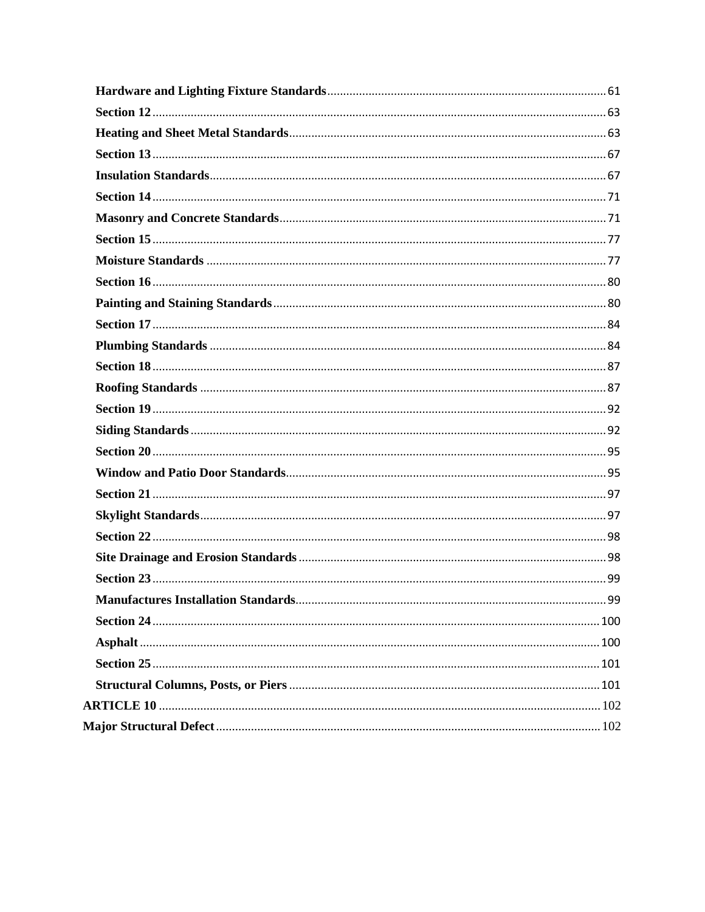Hardware and Lighting Fixture Standards ........ 61
Section 12 ........ 63
Heating and Sheet Metal Standards ........ 63
Section 13 ........ 67
Insulation Standards ........ 67
Section 14 ........ 71
Masonry and Concrete Standards ........ 71
Section 15 ........ 77
Moisture Standards ........ 77
Section 16 ........ 80
Painting and Staining Standards ........ 80
Section 17 ........ 84
Plumbing Standards ........ 84
Section 18 ........ 87
Roofing Standards ........ 87
Section 19 ........ 92
Siding Standards ........ 92
Section 20 ........ 95
Window and Patio Door Standards ........ 95
Section 21 ........ 97
Skylight Standards ........ 97
Section 22 ........ 98
Site Drainage and Erosion Standards ........ 98
Section 23 ........ 99
Manufactures Installation Standards ........ 99
Section 24 ........ 100
Asphalt ........ 100
Section 25 ........ 101
Structural Columns, Posts, or Piers ........ 101
ARTICLE 10 ........ 102
Major Structural Defect ........ 102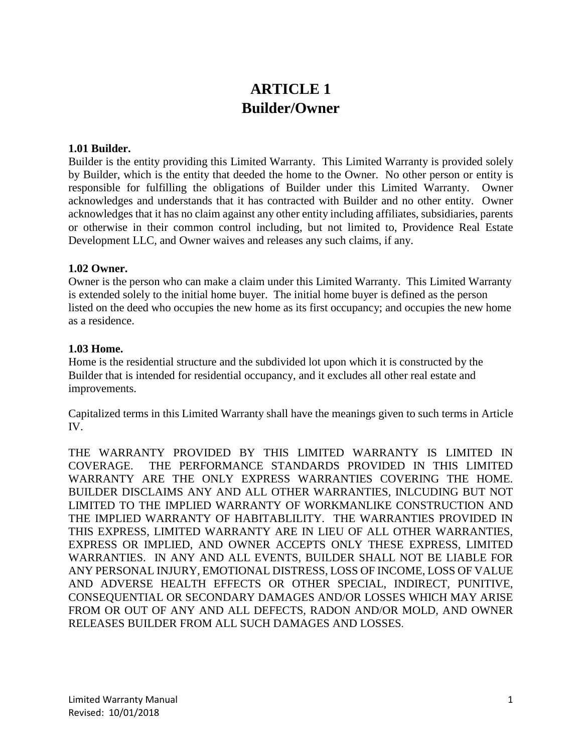# ARTICLE 1
# Builder/Owner

**1.01 Builder.**
Builder is the entity providing this Limited Warranty. This Limited Warranty is provided solely by Builder, which is the entity that deeded the home to the Owner. No other person or entity is responsible for fulfilling the obligations of Builder under this Limited Warranty. Owner acknowledges and understands that it has contracted with Builder and no other entity. Owner acknowledges that it has no claim against any other entity including affiliates, subsidiaries, parents or otherwise in their common control including, but not limited to, Providence Real Estate Development LLC, and Owner waives and releases any such claims, if any.

**1.02 Owner.**
Owner is the person who can make a claim under this Limited Warranty. This Limited Warranty is extended solely to the initial home buyer. The initial home buyer is defined as the person listed on the deed who occupies the new home as its first occupancy; and occupies the new home as a residence.

**1.03 Home.**
Home is the residential structure and the subdivided lot upon which it is constructed by the Builder that is intended for residential occupancy, and it excludes all other real estate and improvements.

Capitalized terms in this Limited Warranty shall have the meanings given to such terms in Article IV.

THE WARRANTY PROVIDED BY THIS LIMITED WARRANTY IS LIMITED IN COVERAGE. THE PERFORMANCE STANDARDS PROVIDED IN THIS LIMITED WARRANTY ARE THE ONLY EXPRESS WARRANTIES COVERING THE HOME. BUILDER DISCLAIMS ANY AND ALL OTHER WARRANTIES, INLCUDING BUT NOT LIMITED TO THE IMPLIED WARRANTY OF WORKMANLIKE CONSTRUCTION AND THE IMPLIED WARRANTY OF HABITABLILITY. THE WARRANTIES PROVIDED IN THIS EXPRESS, LIMITED WARRANTY ARE IN LIEU OF ALL OTHER WARRANTIES, EXPRESS OR IMPLIED, AND OWNER ACCEPTS ONLY THESE EXPRESS, LIMITED WARRANTIES. IN ANY AND ALL EVENTS, BUILDER SHALL NOT BE LIABLE FOR ANY PERSONAL INJURY, EMOTIONAL DISTRESS, LOSS OF INCOME, LOSS OF VALUE AND ADVERSE HEALTH EFFECTS OR OTHER SPECIAL, INDIRECT, PUNITIVE, CONSEQUENTIAL OR SECONDARY DAMAGES AND/OR LOSSES WHICH MAY ARISE FROM OR OUT OF ANY AND ALL DEFECTS, RADON AND/OR MOLD, AND OWNER RELEASES BUILDER FROM ALL SUCH DAMAGES AND LOSSES.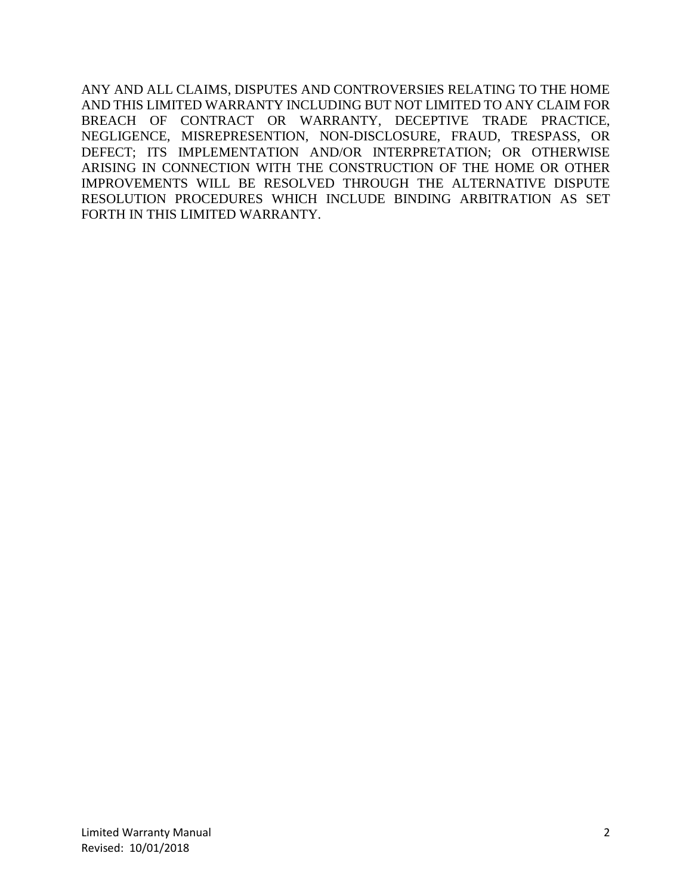ANY AND ALL CLAIMS, DISPUTES AND CONTROVERSIES RELATING TO THE HOME AND THIS LIMITED WARRANTY INCLUDING BUT NOT LIMITED TO ANY CLAIM FOR BREACH OF CONTRACT OR WARRANTY, DECEPTIVE TRADE PRACTICE, NEGLIGENCE, MISREPRESENTION, NON-DISCLOSURE, FRAUD, TRESPASS, OR DEFECT; ITS IMPLEMENTATION AND/OR INTERPRETATION; OR OTHERWISE ARISING IN CONNECTION WITH THE CONSTRUCTION OF THE HOME OR OTHER IMPROVEMENTS WILL BE RESOLVED THROUGH THE ALTERNATIVE DISPUTE RESOLUTION PROCEDURES WHICH INCLUDE BINDING ARBITRATION AS SET FORTH IN THIS LIMITED WARRANTY.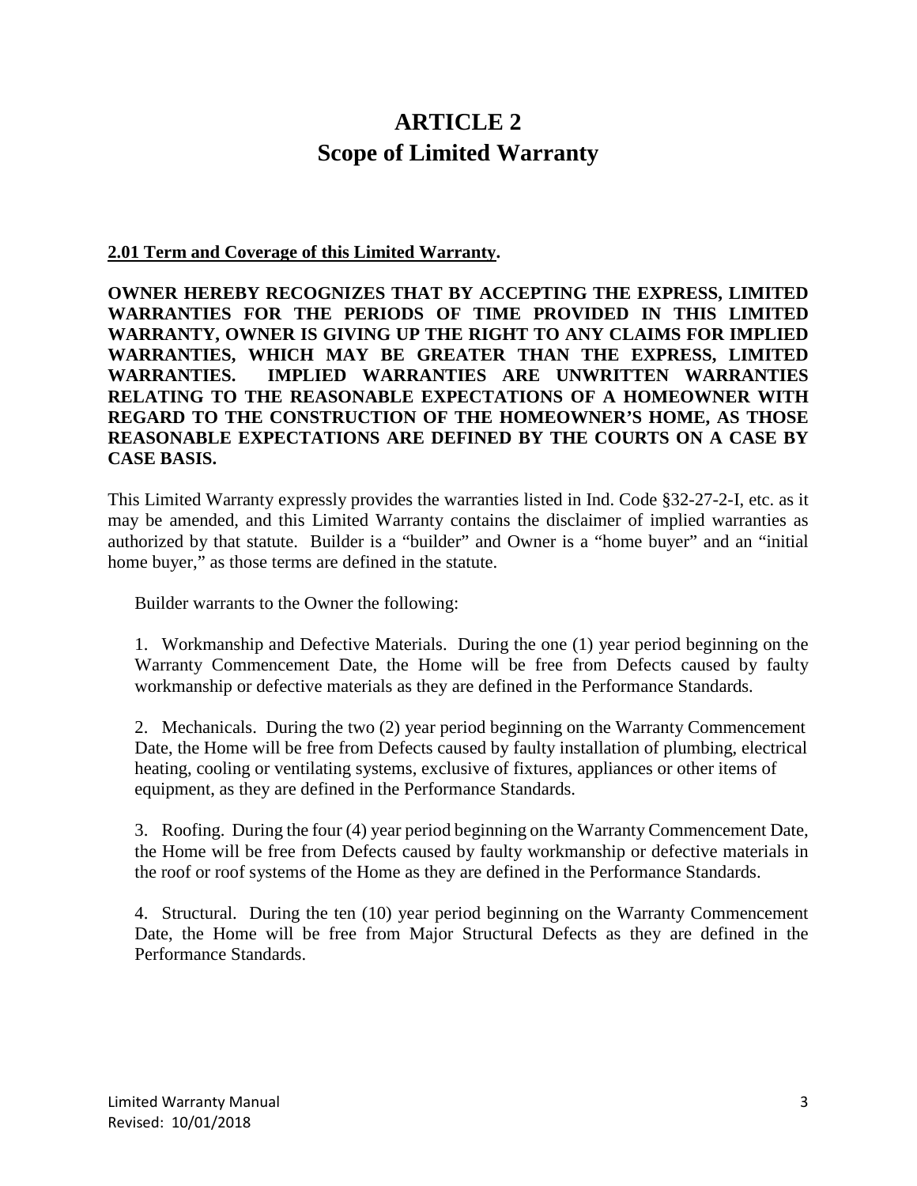# ARTICLE 2
# Scope of Limited Warranty

**2.01 Term and Coverage of this Limited Warranty.**

**OWNER HEREBY RECOGNIZES THAT BY ACCEPTING THE EXPRESS, LIMITED WARRANTIES FOR THE PERIODS OF TIME PROVIDED IN THIS LIMITED WARRANTY, OWNER IS GIVING UP THE RIGHT TO ANY CLAIMS FOR IMPLIED WARRANTIES, WHICH MAY BE GREATER THAN THE EXPRESS, LIMITED WARRANTIES. IMPLIED WARRANTIES ARE UNWRITTEN WARRANTIES RELATING TO THE REASONABLE EXPECTATIONS OF A HOMEOWNER WITH REGARD TO THE CONSTRUCTION OF THE HOMEOWNER'S HOME, AS THOSE REASONABLE EXPECTATIONS ARE DEFINED BY THE COURTS ON A CASE BY CASE BASIS.**

This Limited Warranty expressly provides the warranties listed in Ind. Code §32-27-2-I, etc. as it may be amended, and this Limited Warranty contains the disclaimer of implied warranties as authorized by that statute. Builder is a "builder" and Owner is a "home buyer" and an "initial home buyer," as those terms are defined in the statute.

Builder warrants to the Owner the following:

1. Workmanship and Defective Materials. During the one (1) year period beginning on the Warranty Commencement Date, the Home will be free from Defects caused by faulty workmanship or defective materials as they are defined in the Performance Standards.

2. Mechanicals. During the two (2) year period beginning on the Warranty Commencement Date, the Home will be free from Defects caused by faulty installation of plumbing, electrical heating, cooling or ventilating systems, exclusive of fixtures, appliances or other items of equipment, as they are defined in the Performance Standards.

3. Roofing. During the four (4) year period beginning on the Warranty Commencement Date, the Home will be free from Defects caused by faulty workmanship or defective materials in the roof or roof systems of the Home as they are defined in the Performance Standards.

4. Structural. During the ten (10) year period beginning on the Warranty Commencement Date, the Home will be free from Major Structural Defects as they are defined in the Performance Standards.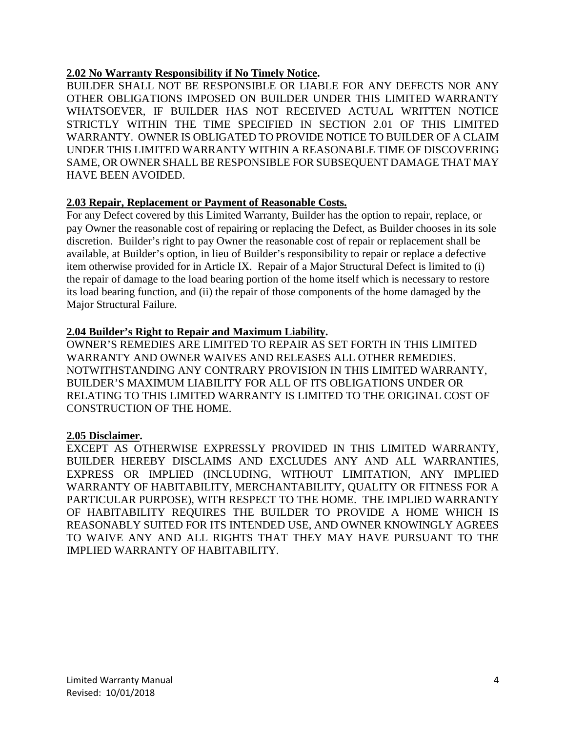**2.02 No Warranty Responsibility if No Timely Notice.**

BUILDER SHALL NOT BE RESPONSIBLE OR LIABLE FOR ANY DEFECTS NOR ANY OTHER OBLIGATIONS IMPOSED ON BUILDER UNDER THIS LIMITED WARRANTY WHATSOEVER, IF BUILDER HAS NOT RECEIVED ACTUAL WRITTEN NOTICE STRICTLY WITHIN THE TIME SPECIFIED IN SECTION 2.01 OF THIS LIMITED WARRANTY. OWNER IS OBLIGATED TO PROVIDE NOTICE TO BUILDER OF A CLAIM UNDER THIS LIMITED WARRANTY WITHIN A REASONABLE TIME OF DISCOVERING SAME, OR OWNER SHALL BE RESPONSIBLE FOR SUBSEQUENT DAMAGE THAT MAY HAVE BEEN AVOIDED.

**2.03 Repair, Replacement or Payment of Reasonable Costs.**

For any Defect covered by this Limited Warranty, Builder has the option to repair, replace, or pay Owner the reasonable cost of repairing or replacing the Defect, as Builder chooses in its sole discretion. Builder's right to pay Owner the reasonable cost of repair or replacement shall be available, at Builder's option, in lieu of Builder's responsibility to repair or replace a defective item otherwise provided for in Article IX. Repair of a Major Structural Defect is limited to (i) the repair of damage to the load bearing portion of the home itself which is necessary to restore its load bearing function, and (ii) the repair of those components of the home damaged by the Major Structural Failure.

**2.04 Builder's Right to Repair and Maximum Liability.**

OWNER'S REMEDIES ARE LIMITED TO REPAIR AS SET FORTH IN THIS LIMITED WARRANTY AND OWNER WAIVES AND RELEASES ALL OTHER REMEDIES. NOTWITHSTANDING ANY CONTRARY PROVISION IN THIS LIMITED WARRANTY, BUILDER'S MAXIMUM LIABILITY FOR ALL OF ITS OBLIGATIONS UNDER OR RELATING TO THIS LIMITED WARRANTY IS LIMITED TO THE ORIGINAL COST OF CONSTRUCTION OF THE HOME.

**2.05 Disclaimer.**

EXCEPT AS OTHERWISE EXPRESSLY PROVIDED IN THIS LIMITED WARRANTY, BUILDER HEREBY DISCLAIMS AND EXCLUDES ANY AND ALL WARRANTIES, EXPRESS OR IMPLIED (INCLUDING, WITHOUT LIMITATION, ANY IMPLIED WARRANTY OF HABITABILITY, MERCHANTABILITY, QUALITY OR FITNESS FOR A PARTICULAR PURPOSE), WITH RESPECT TO THE HOME. THE IMPLIED WARRANTY OF HABITABILITY REQUIRES THE BUILDER TO PROVIDE A HOME WHICH IS REASONABLY SUITED FOR ITS INTENDED USE, AND OWNER KNOWINGLY AGREES TO WAIVE ANY AND ALL RIGHTS THAT THEY MAY HAVE PURSUANT TO THE IMPLIED WARRANTY OF HABITABILITY.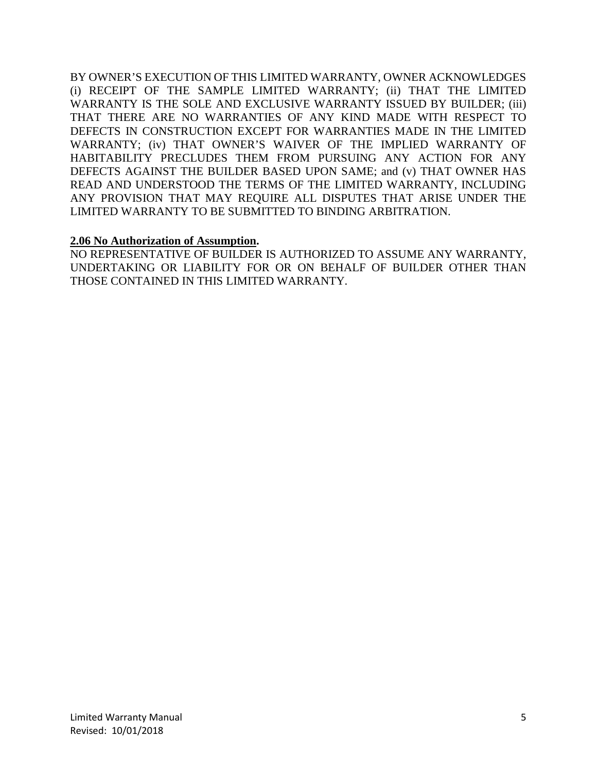BY OWNER'S EXECUTION OF THIS LIMITED WARRANTY, OWNER ACKNOWLEDGES (i) RECEIPT OF THE SAMPLE LIMITED WARRANTY; (ii) THAT THE LIMITED WARRANTY IS THE SOLE AND EXCLUSIVE WARRANTY ISSUED BY BUILDER; (iii) THAT THERE ARE NO WARRANTIES OF ANY KIND MADE WITH RESPECT TO DEFECTS IN CONSTRUCTION EXCEPT FOR WARRANTIES MADE IN THE LIMITED WARRANTY; (iv) THAT OWNER'S WAIVER OF THE IMPLIED WARRANTY OF HABITABILITY PRECLUDES THEM FROM PURSUING ANY ACTION FOR ANY DEFECTS AGAINST THE BUILDER BASED UPON SAME; and (v) THAT OWNER HAS READ AND UNDERSTOOD THE TERMS OF THE LIMITED WARRANTY, INCLUDING ANY PROVISION THAT MAY REQUIRE ALL DISPUTES THAT ARISE UNDER THE LIMITED WARRANTY TO BE SUBMITTED TO BINDING ARBITRATION.

**2.06 No Authorization of Assumption.**

NO REPRESENTATIVE OF BUILDER IS AUTHORIZED TO ASSUME ANY WARRANTY, UNDERTAKING OR LIABILITY FOR OR ON BEHALF OF BUILDER OTHER THAN THOSE CONTAINED IN THIS LIMITED WARRANTY.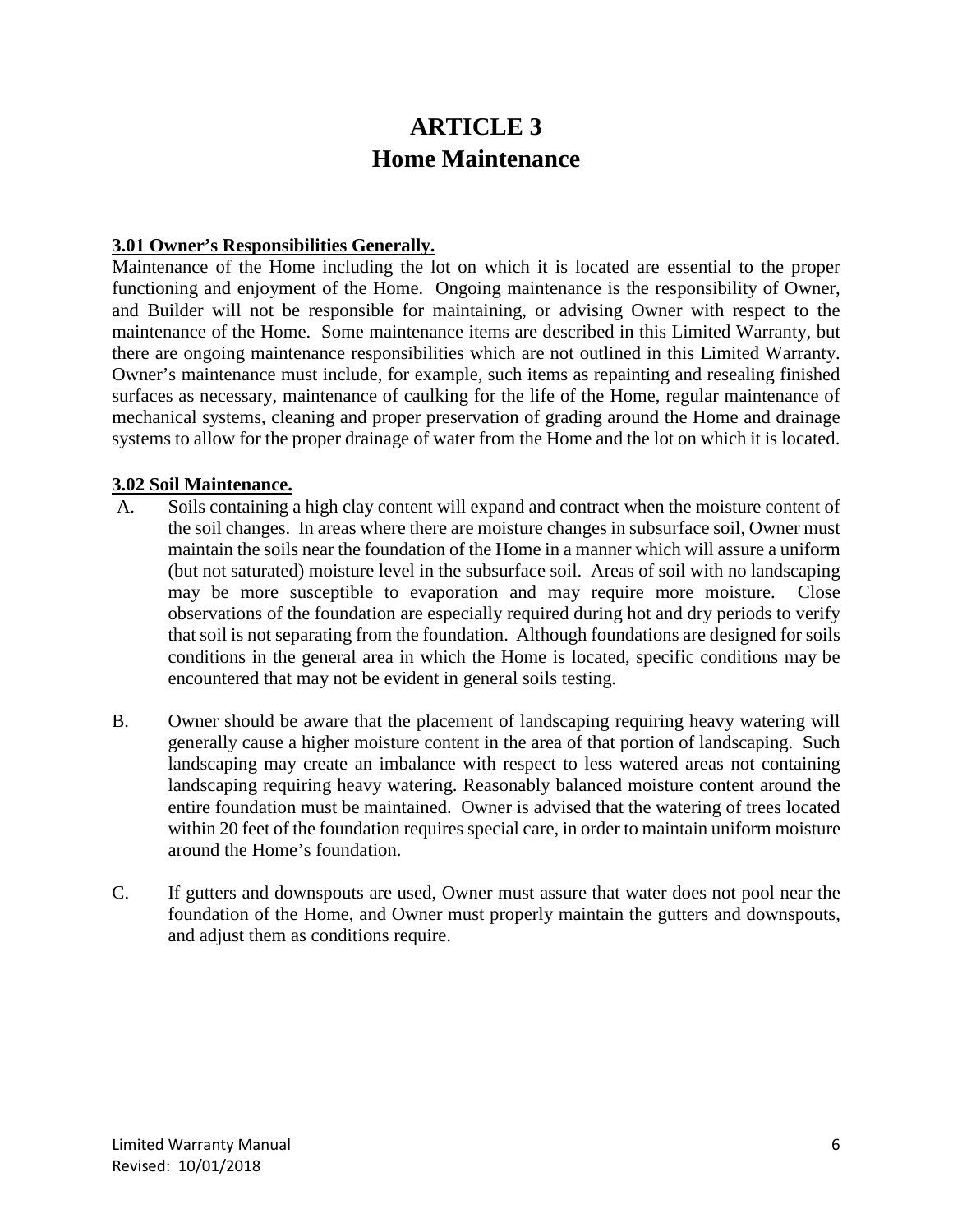# ARTICLE 3
# Home Maintenance

**3.01 Owner's Responsibilities Generally.**

Maintenance of the Home including the lot on which it is located are essential to the proper functioning and enjoyment of the Home. Ongoing maintenance is the responsibility of Owner, and Builder will not be responsible for maintaining, or advising Owner with respect to the maintenance of the Home. Some maintenance items are described in this Limited Warranty, but there are ongoing maintenance responsibilities which are not outlined in this Limited Warranty. Owner's maintenance must include, for example, such items as repainting and resealing finished surfaces as necessary, maintenance of caulking for the life of the Home, regular maintenance of mechanical systems, cleaning and proper preservation of grading around the Home and drainage systems to allow for the proper drainage of water from the Home and the lot on which it is located.

**3.02 Soil Maintenance.**

A. Soils containing a high clay content will expand and contract when the moisture content of the soil changes. In areas where there are moisture changes in subsurface soil, Owner must maintain the soils near the foundation of the Home in a manner which will assure a uniform (but not saturated) moisture level in the subsurface soil. Areas of soil with no landscaping may be more susceptible to evaporation and may require more moisture. Close observations of the foundation are especially required during hot and dry periods to verify that soil is not separating from the foundation. Although foundations are designed for soils conditions in the general area in which the Home is located, specific conditions may be encountered that may not be evident in general soils testing.

B. Owner should be aware that the placement of landscaping requiring heavy watering will generally cause a higher moisture content in the area of that portion of landscaping. Such landscaping may create an imbalance with respect to less watered areas not containing landscaping requiring heavy watering. Reasonably balanced moisture content around the entire foundation must be maintained. Owner is advised that the watering of trees located within 20 feet of the foundation requires special care, in order to maintain uniform moisture around the Home's foundation.

C. If gutters and downspouts are used, Owner must assure that water does not pool near the foundation of the Home, and Owner must properly maintain the gutters and downspouts, and adjust them as conditions require.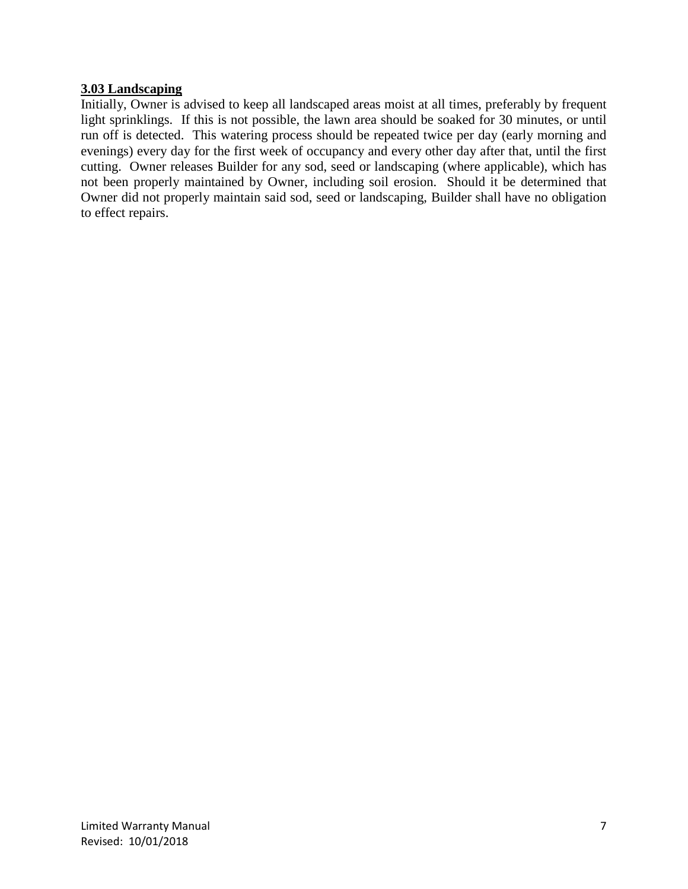**3.03 Landscaping**

Initially, Owner is advised to keep all landscaped areas moist at all times, preferably by frequent light sprinklings. If this is not possible, the lawn area should be soaked for 30 minutes, or until run off is detected. This watering process should be repeated twice per day (early morning and evenings) every day for the first week of occupancy and every other day after that, until the first cutting. Owner releases Builder for any sod, seed or landscaping (where applicable), which has not been properly maintained by Owner, including soil erosion. Should it be determined that Owner did not properly maintain said sod, seed or landscaping, Builder shall have no obligation to effect repairs.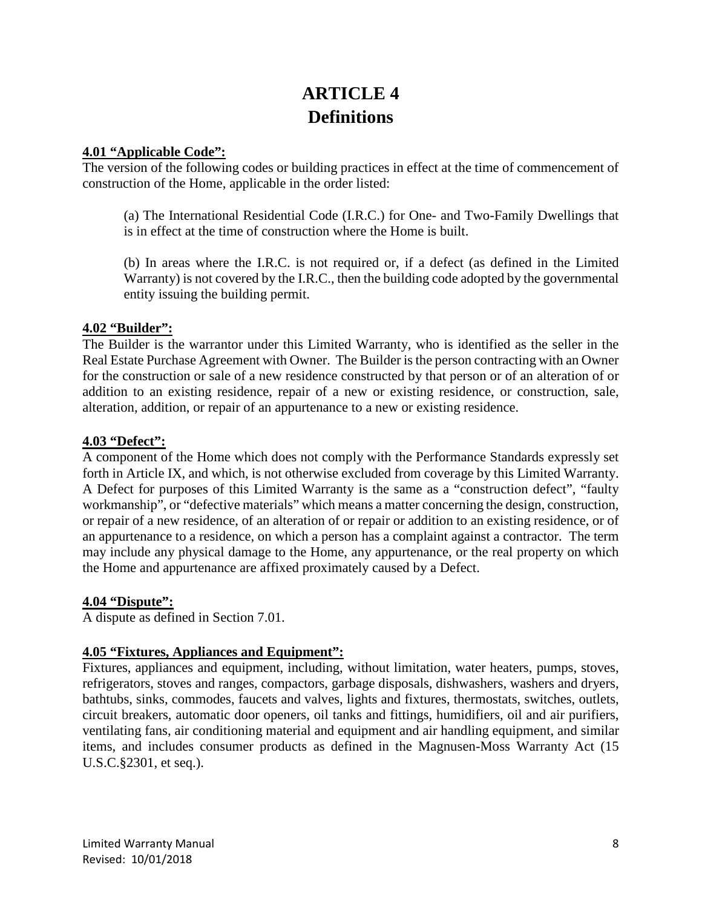# ARTICLE 4
# Definitions

**4.01 "Applicable Code":**

The version of the following codes or building practices in effect at the time of commencement of construction of the Home, applicable in the order listed:

(a) The International Residential Code (I.R.C.) for One- and Two-Family Dwellings that is in effect at the time of construction where the Home is built.

(b) In areas where the I.R.C. is not required or, if a defect (as defined in the Limited Warranty) is not covered by the I.R.C., then the building code adopted by the governmental entity issuing the building permit.

**4.02 "Builder":**

The Builder is the warrantor under this Limited Warranty, who is identified as the seller in the Real Estate Purchase Agreement with Owner. The Builder is the person contracting with an Owner for the construction or sale of a new residence constructed by that person or of an alteration of or addition to an existing residence, repair of a new or existing residence, or construction, sale, alteration, addition, or repair of an appurtenance to a new or existing residence.

**4.03 "Defect":**

A component of the Home which does not comply with the Performance Standards expressly set forth in Article IX, and which, is not otherwise excluded from coverage by this Limited Warranty. A Defect for purposes of this Limited Warranty is the same as a "construction defect", "faulty workmanship", or "defective materials" which means a matter concerning the design, construction, or repair of a new residence, of an alteration of or repair or addition to an existing residence, or of an appurtenance to a residence, on which a person has a complaint against a contractor. The term may include any physical damage to the Home, any appurtenance, or the real property on which the Home and appurtenance are affixed proximately caused by a Defect.

**4.04 "Dispute":**

A dispute as defined in Section 7.01.

**4.05 "Fixtures, Appliances and Equipment":**

Fixtures, appliances and equipment, including, without limitation, water heaters, pumps, stoves, refrigerators, stoves and ranges, compactors, garbage disposals, dishwashers, washers and dryers, bathtubs, sinks, commodes, faucets and valves, lights and fixtures, thermostats, switches, outlets, circuit breakers, automatic door openers, oil tanks and fittings, humidifiers, oil and air purifiers, ventilating fans, air conditioning material and equipment and air handling equipment, and similar items, and includes consumer products as defined in the Magnusen-Moss Warranty Act (15 U.S.C.§2301, et seq.).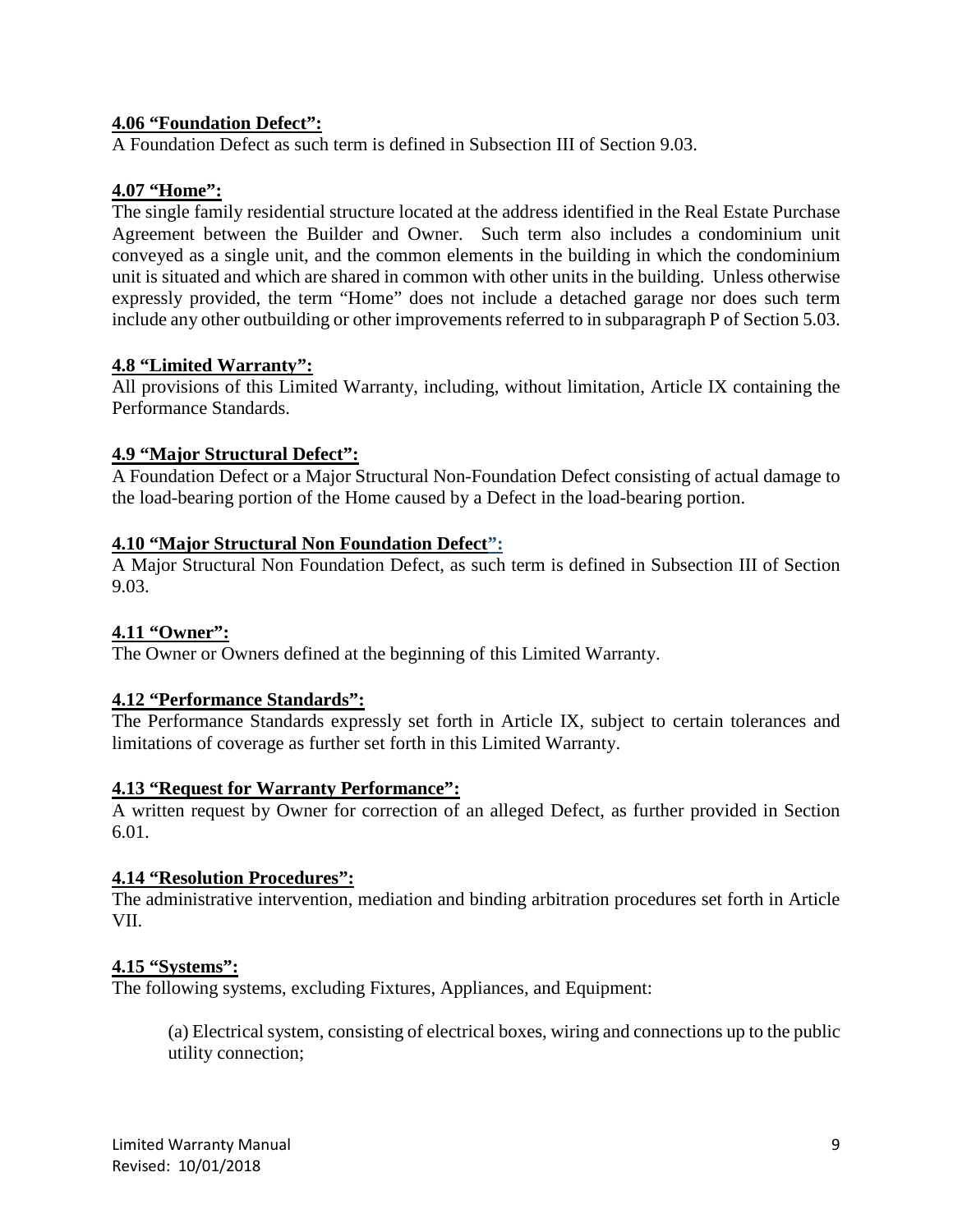**4.06 "Foundation Defect":**

A Foundation Defect as such term is defined in Subsection III of Section 9.03.

**4.07 "Home":**

The single family residential structure located at the address identified in the Real Estate Purchase Agreement between the Builder and Owner. Such term also includes a condominium unit conveyed as a single unit, and the common elements in the building in which the condominium unit is situated and which are shared in common with other units in the building. Unless otherwise expressly provided, the term "Home" does not include a detached garage nor does such term include any other outbuilding or other improvements referred to in subparagraph P of Section 5.03.

**4.8 "Limited Warranty":**

All provisions of this Limited Warranty, including, without limitation, Article IX containing the Performance Standards.

**4.9 "Major Structural Defect":**

A Foundation Defect or a Major Structural Non-Foundation Defect consisting of actual damage to the load-bearing portion of the Home caused by a Defect in the load-bearing portion.

**4.10 "Major Structural Non Foundation Defect":**

A Major Structural Non Foundation Defect, as such term is defined in Subsection III of Section 9.03.

**4.11 "Owner":**

The Owner or Owners defined at the beginning of this Limited Warranty.

**4.12 "Performance Standards":**

The Performance Standards expressly set forth in Article IX, subject to certain tolerances and limitations of coverage as further set forth in this Limited Warranty.

**4.13 "Request for Warranty Performance":**

A written request by Owner for correction of an alleged Defect, as further provided in Section 6.01.

**4.14 "Resolution Procedures":**

The administrative intervention, mediation and binding arbitration procedures set forth in Article VII.

**4.15 "Systems":**

The following systems, excluding Fixtures, Appliances, and Equipment:

(a) Electrical system, consisting of electrical boxes, wiring and connections up to the public utility connection;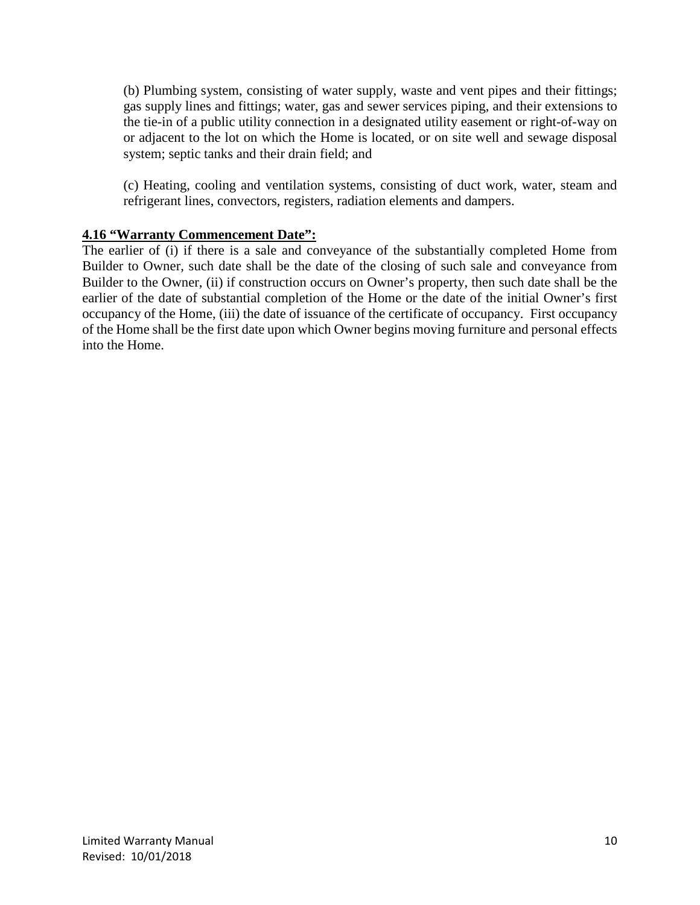(b) Plumbing system, consisting of water supply, waste and vent pipes and their fittings; gas supply lines and fittings; water, gas and sewer services piping, and their extensions to the tie-in of a public utility connection in a designated utility easement or right-of-way on or adjacent to the lot on which the Home is located, or on site well and sewage disposal system; septic tanks and their drain field; and

(c) Heating, cooling and ventilation systems, consisting of duct work, water, steam and refrigerant lines, convectors, registers, radiation elements and dampers.

**4.16 "Warranty Commencement Date":**

The earlier of (i) if there is a sale and conveyance of the substantially completed Home from Builder to Owner, such date shall be the date of the closing of such sale and conveyance from Builder to the Owner, (ii) if construction occurs on Owner's property, then such date shall be the earlier of the date of substantial completion of the Home or the date of the initial Owner's first occupancy of the Home, (iii) the date of issuance of the certificate of occupancy. First occupancy of the Home shall be the first date upon which Owner begins moving furniture and personal effects into the Home.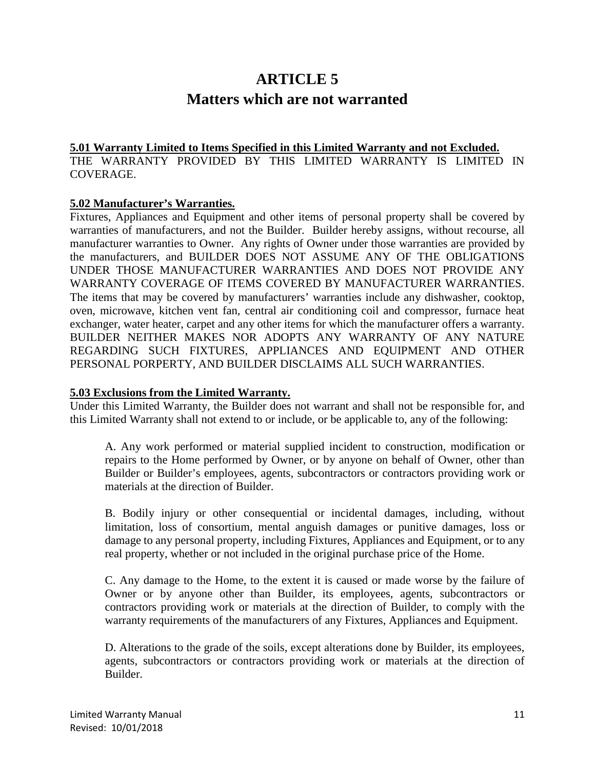# ARTICLE 5
## Matters which are not warranted

**5.01 Warranty Limited to Items Specified in this Limited Warranty and not Excluded.**
THE WARRANTY PROVIDED BY THIS LIMITED WARRANTY IS LIMITED IN COVERAGE.

**5.02 Manufacturer's Warranties.**
Fixtures, Appliances and Equipment and other items of personal property shall be covered by warranties of manufacturers, and not the Builder. Builder hereby assigns, without recourse, all manufacturer warranties to Owner. Any rights of Owner under those warranties are provided by the manufacturers, and BUILDER DOES NOT ASSUME ANY OF THE OBLIGATIONS UNDER THOSE MANUFACTURER WARRANTIES AND DOES NOT PROVIDE ANY WARRANTY COVERAGE OF ITEMS COVERED BY MANUFACTURER WARRANTIES. The items that may be covered by manufacturers' warranties include any dishwasher, cooktop, oven, microwave, kitchen vent fan, central air conditioning coil and compressor, furnace heat exchanger, water heater, carpet and any other items for which the manufacturer offers a warranty. BUILDER NEITHER MAKES NOR ADOPTS ANY WARRANTY OF ANY NATURE REGARDING SUCH FIXTURES, APPLIANCES AND EQUIPMENT AND OTHER PERSONAL PORPERTY, AND BUILDER DISCLAIMS ALL SUCH WARRANTIES.

**5.03 Exclusions from the Limited Warranty.**
Under this Limited Warranty, the Builder does not warrant and shall not be responsible for, and this Limited Warranty shall not extend to or include, or be applicable to, any of the following:

A. Any work performed or material supplied incident to construction, modification or repairs to the Home performed by Owner, or by anyone on behalf of Owner, other than Builder or Builder's employees, agents, subcontractors or contractors providing work or materials at the direction of Builder.

B. Bodily injury or other consequential or incidental damages, including, without limitation, loss of consortium, mental anguish damages or punitive damages, loss or damage to any personal property, including Fixtures, Appliances and Equipment, or to any real property, whether or not included in the original purchase price of the Home.

C. Any damage to the Home, to the extent it is caused or made worse by the failure of Owner or by anyone other than Builder, its employees, agents, subcontractors or contractors providing work or materials at the direction of Builder, to comply with the warranty requirements of the manufacturers of any Fixtures, Appliances and Equipment.

D. Alterations to the grade of the soils, except alterations done by Builder, its employees, agents, subcontractors or contractors providing work or materials at the direction of Builder.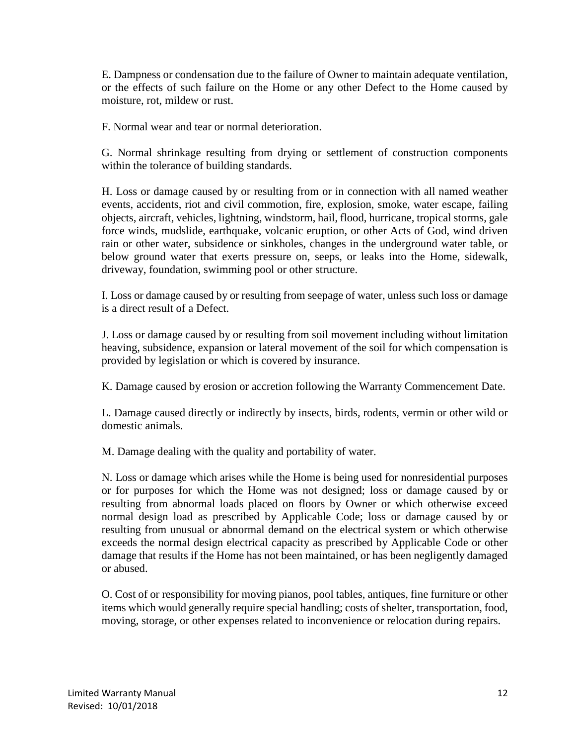E. Dampness or condensation due to the failure of Owner to maintain adequate ventilation, or the effects of such failure on the Home or any other Defect to the Home caused by moisture, rot, mildew or rust.

F. Normal wear and tear or normal deterioration.

G. Normal shrinkage resulting from drying or settlement of construction components within the tolerance of building standards.

H. Loss or damage caused by or resulting from or in connection with all named weather events, accidents, riot and civil commotion, fire, explosion, smoke, water escape, failing objects, aircraft, vehicles, lightning, windstorm, hail, flood, hurricane, tropical storms, gale force winds, mudslide, earthquake, volcanic eruption, or other Acts of God, wind driven rain or other water, subsidence or sinkholes, changes in the underground water table, or below ground water that exerts pressure on, seeps, or leaks into the Home, sidewalk, driveway, foundation, swimming pool or other structure.

I. Loss or damage caused by or resulting from seepage of water, unless such loss or damage is a direct result of a Defect.

J. Loss or damage caused by or resulting from soil movement including without limitation heaving, subsidence, expansion or lateral movement of the soil for which compensation is provided by legislation or which is covered by insurance.

K. Damage caused by erosion or accretion following the Warranty Commencement Date.

L. Damage caused directly or indirectly by insects, birds, rodents, vermin or other wild or domestic animals.

M. Damage dealing with the quality and portability of water.

N. Loss or damage which arises while the Home is being used for nonresidential purposes or for purposes for which the Home was not designed; loss or damage caused by or resulting from abnormal loads placed on floors by Owner or which otherwise exceed normal design load as prescribed by Applicable Code; loss or damage caused by or resulting from unusual or abnormal demand on the electrical system or which otherwise exceeds the normal design electrical capacity as prescribed by Applicable Code or other damage that results if the Home has not been maintained, or has been negligently damaged or abused.

O. Cost of or responsibility for moving pianos, pool tables, antiques, fine furniture or other items which would generally require special handling; costs of shelter, transportation, food, moving, storage, or other expenses related to inconvenience or relocation during repairs.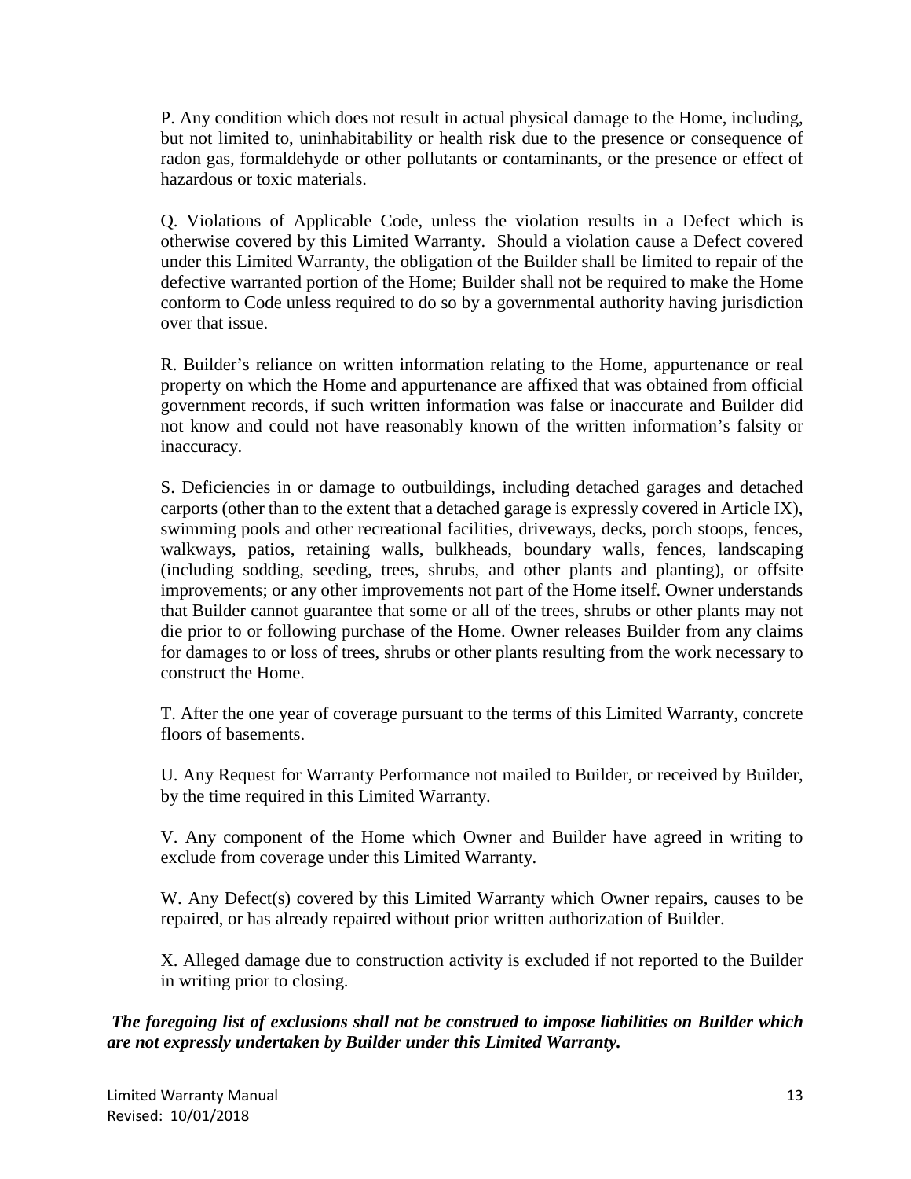P. Any condition which does not result in actual physical damage to the Home, including, but not limited to, uninhabitability or health risk due to the presence or consequence of radon gas, formaldehyde or other pollutants or contaminants, or the presence or effect of hazardous or toxic materials.

Q. Violations of Applicable Code, unless the violation results in a Defect which is otherwise covered by this Limited Warranty. Should a violation cause a Defect covered under this Limited Warranty, the obligation of the Builder shall be limited to repair of the defective warranted portion of the Home; Builder shall not be required to make the Home conform to Code unless required to do so by a governmental authority having jurisdiction over that issue.

R. Builder's reliance on written information relating to the Home, appurtenance or real property on which the Home and appurtenance are affixed that was obtained from official government records, if such written information was false or inaccurate and Builder did not know and could not have reasonably known of the written information's falsity or inaccuracy.

S. Deficiencies in or damage to outbuildings, including detached garages and detached carports (other than to the extent that a detached garage is expressly covered in Article IX), swimming pools and other recreational facilities, driveways, decks, porch stoops, fences, walkways, patios, retaining walls, bulkheads, boundary walls, fences, landscaping (including sodding, seeding, trees, shrubs, and other plants and planting), or offsite improvements; or any other improvements not part of the Home itself. Owner understands that Builder cannot guarantee that some or all of the trees, shrubs or other plants may not die prior to or following purchase of the Home. Owner releases Builder from any claims for damages to or loss of trees, shrubs or other plants resulting from the work necessary to construct the Home.

T. After the one year of coverage pursuant to the terms of this Limited Warranty, concrete floors of basements.

U. Any Request for Warranty Performance not mailed to Builder, or received by Builder, by the time required in this Limited Warranty.

V. Any component of the Home which Owner and Builder have agreed in writing to exclude from coverage under this Limited Warranty.

W. Any Defect(s) covered by this Limited Warranty which Owner repairs, causes to be repaired, or has already repaired without prior written authorization of Builder.

X. Alleged damage due to construction activity is excluded if not reported to the Builder in writing prior to closing.

***The foregoing list of exclusions shall not be construed to impose liabilities on Builder which are not expressly undertaken by Builder under this Limited Warranty.***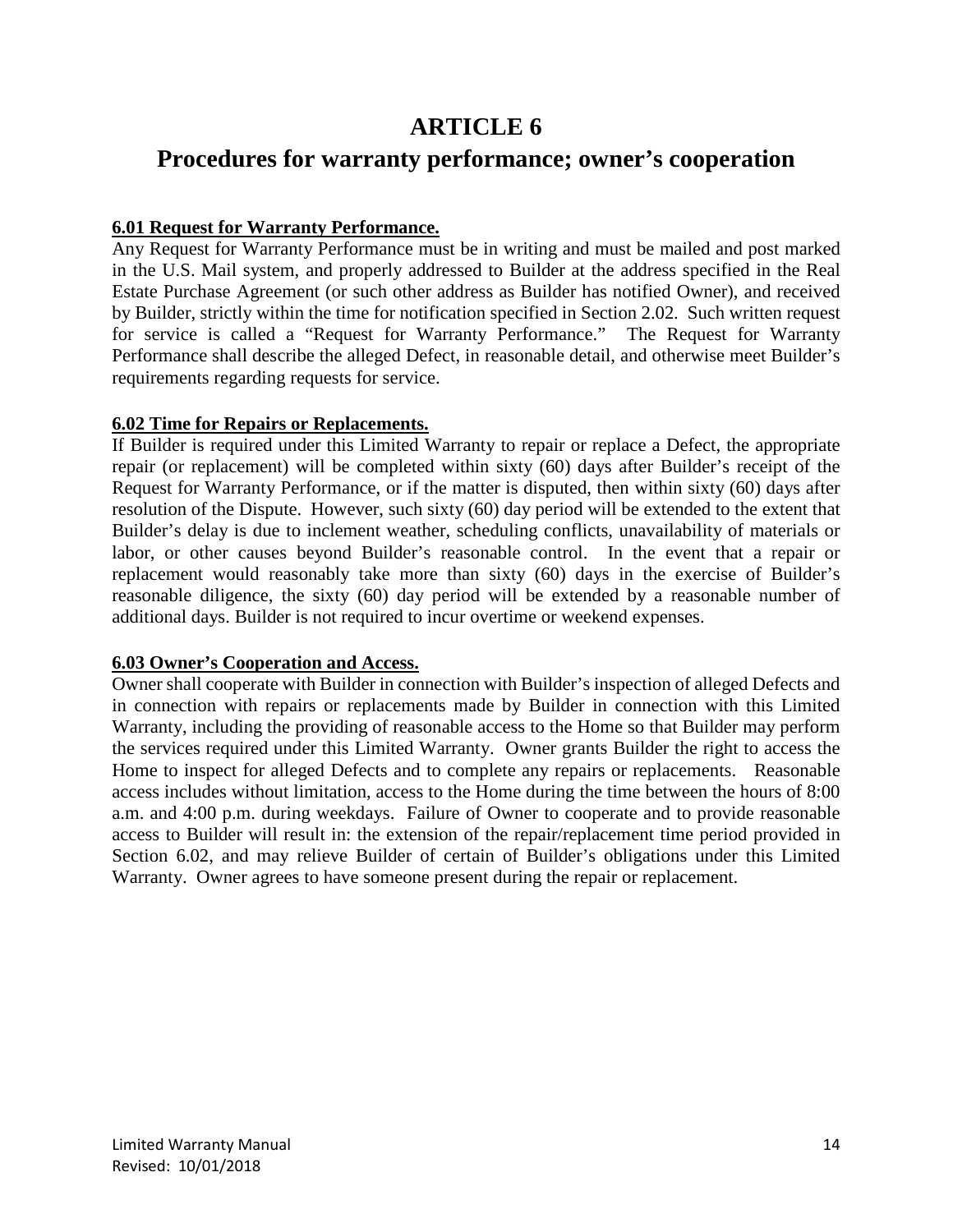# ARTICLE 6

# Procedures for warranty performance; owner's cooperation

**6.01 Request for Warranty Performance.**

Any Request for Warranty Performance must be in writing and must be mailed and post marked in the U.S. Mail system, and properly addressed to Builder at the address specified in the Real Estate Purchase Agreement (or such other address as Builder has notified Owner), and received by Builder, strictly within the time for notification specified in Section 2.02. Such written request for service is called a "Request for Warranty Performance." The Request for Warranty Performance shall describe the alleged Defect, in reasonable detail, and otherwise meet Builder's requirements regarding requests for service.

**6.02 Time for Repairs or Replacements.**

If Builder is required under this Limited Warranty to repair or replace a Defect, the appropriate repair (or replacement) will be completed within sixty (60) days after Builder's receipt of the Request for Warranty Performance, or if the matter is disputed, then within sixty (60) days after resolution of the Dispute. However, such sixty (60) day period will be extended to the extent that Builder's delay is due to inclement weather, scheduling conflicts, unavailability of materials or labor, or other causes beyond Builder's reasonable control. In the event that a repair or replacement would reasonably take more than sixty (60) days in the exercise of Builder's reasonable diligence, the sixty (60) day period will be extended by a reasonable number of additional days. Builder is not required to incur overtime or weekend expenses.

**6.03 Owner's Cooperation and Access.**

Owner shall cooperate with Builder in connection with Builder's inspection of alleged Defects and in connection with repairs or replacements made by Builder in connection with this Limited Warranty, including the providing of reasonable access to the Home so that Builder may perform the services required under this Limited Warranty. Owner grants Builder the right to access the Home to inspect for alleged Defects and to complete any repairs or replacements. Reasonable access includes without limitation, access to the Home during the time between the hours of 8:00 a.m. and 4:00 p.m. during weekdays. Failure of Owner to cooperate and to provide reasonable access to Builder will result in: the extension of the repair/replacement time period provided in Section 6.02, and may relieve Builder of certain of Builder's obligations under this Limited Warranty. Owner agrees to have someone present during the repair or replacement.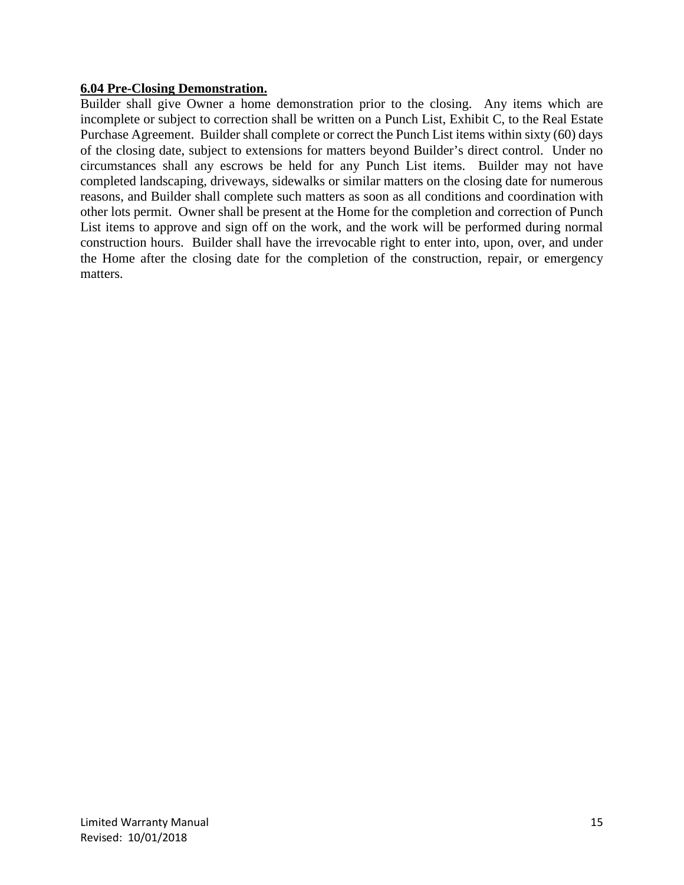**6.04 Pre-Closing Demonstration.**

Builder shall give Owner a home demonstration prior to the closing. Any items which are incomplete or subject to correction shall be written on a Punch List, Exhibit C, to the Real Estate Purchase Agreement. Builder shall complete or correct the Punch List items within sixty (60) days of the closing date, subject to extensions for matters beyond Builder's direct control. Under no circumstances shall any escrows be held for any Punch List items. Builder may not have completed landscaping, driveways, sidewalks or similar matters on the closing date for numerous reasons, and Builder shall complete such matters as soon as all conditions and coordination with other lots permit. Owner shall be present at the Home for the completion and correction of Punch List items to approve and sign off on the work, and the work will be performed during normal construction hours. Builder shall have the irrevocable right to enter into, upon, over, and under the Home after the closing date for the completion of the construction, repair, or emergency matters.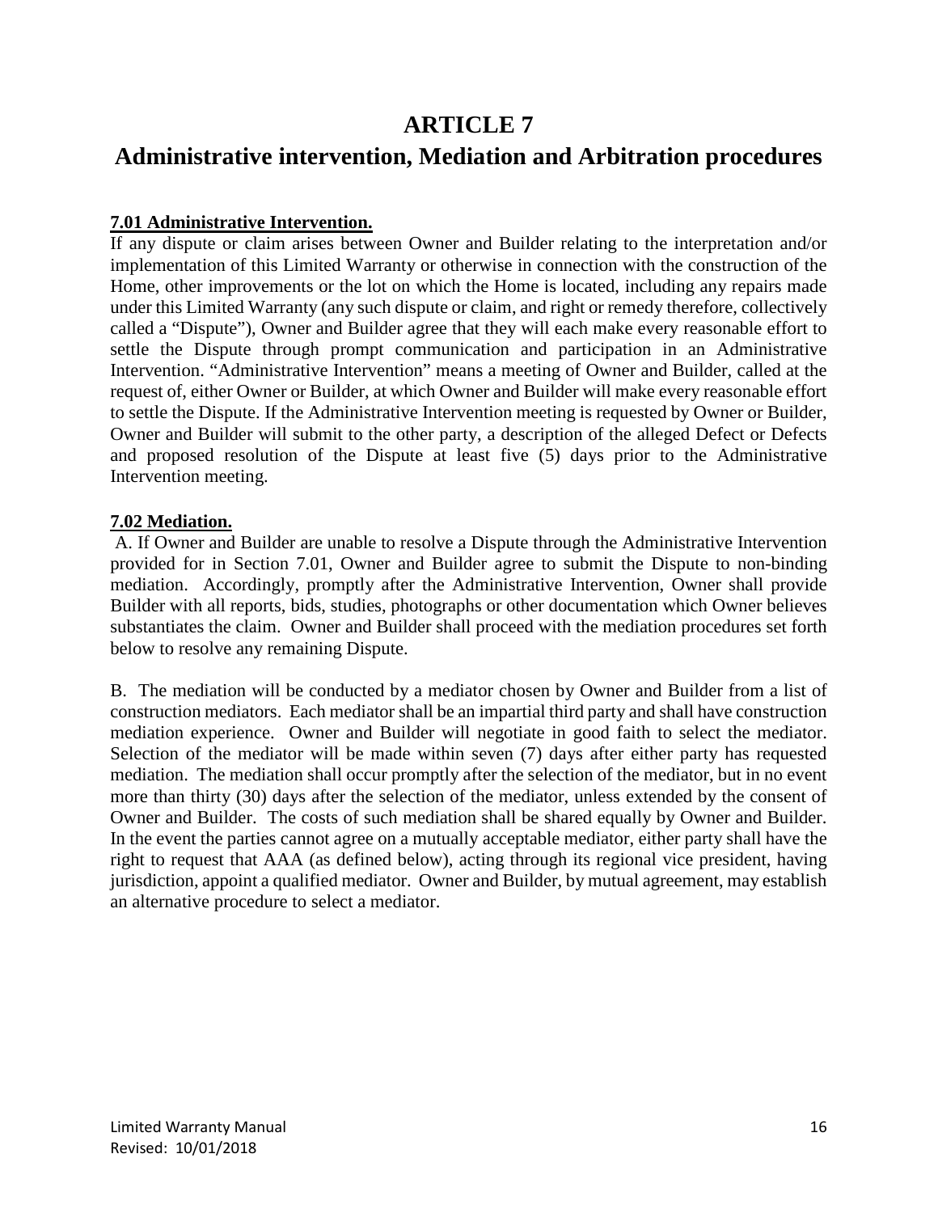# ARTICLE 7

# Administrative intervention, Mediation and Arbitration procedures

**7.01 Administrative Intervention.**

If any dispute or claim arises between Owner and Builder relating to the interpretation and/or implementation of this Limited Warranty or otherwise in connection with the construction of the Home, other improvements or the lot on which the Home is located, including any repairs made under this Limited Warranty (any such dispute or claim, and right or remedy therefore, collectively called a "Dispute"), Owner and Builder agree that they will each make every reasonable effort to settle the Dispute through prompt communication and participation in an Administrative Intervention. "Administrative Intervention" means a meeting of Owner and Builder, called at the request of, either Owner or Builder, at which Owner and Builder will make every reasonable effort to settle the Dispute. If the Administrative Intervention meeting is requested by Owner or Builder, Owner and Builder will submit to the other party, a description of the alleged Defect or Defects and proposed resolution of the Dispute at least five (5) days prior to the Administrative Intervention meeting.

**7.02 Mediation.**

A. If Owner and Builder are unable to resolve a Dispute through the Administrative Intervention provided for in Section 7.01, Owner and Builder agree to submit the Dispute to non-binding mediation. Accordingly, promptly after the Administrative Intervention, Owner shall provide Builder with all reports, bids, studies, photographs or other documentation which Owner believes substantiates the claim. Owner and Builder shall proceed with the mediation procedures set forth below to resolve any remaining Dispute.

B. The mediation will be conducted by a mediator chosen by Owner and Builder from a list of construction mediators. Each mediator shall be an impartial third party and shall have construction mediation experience. Owner and Builder will negotiate in good faith to select the mediator. Selection of the mediator will be made within seven (7) days after either party has requested mediation. The mediation shall occur promptly after the selection of the mediator, but in no event more than thirty (30) days after the selection of the mediator, unless extended by the consent of Owner and Builder. The costs of such mediation shall be shared equally by Owner and Builder. In the event the parties cannot agree on a mutually acceptable mediator, either party shall have the right to request that AAA (as defined below), acting through its regional vice president, having jurisdiction, appoint a qualified mediator. Owner and Builder, by mutual agreement, may establish an alternative procedure to select a mediator.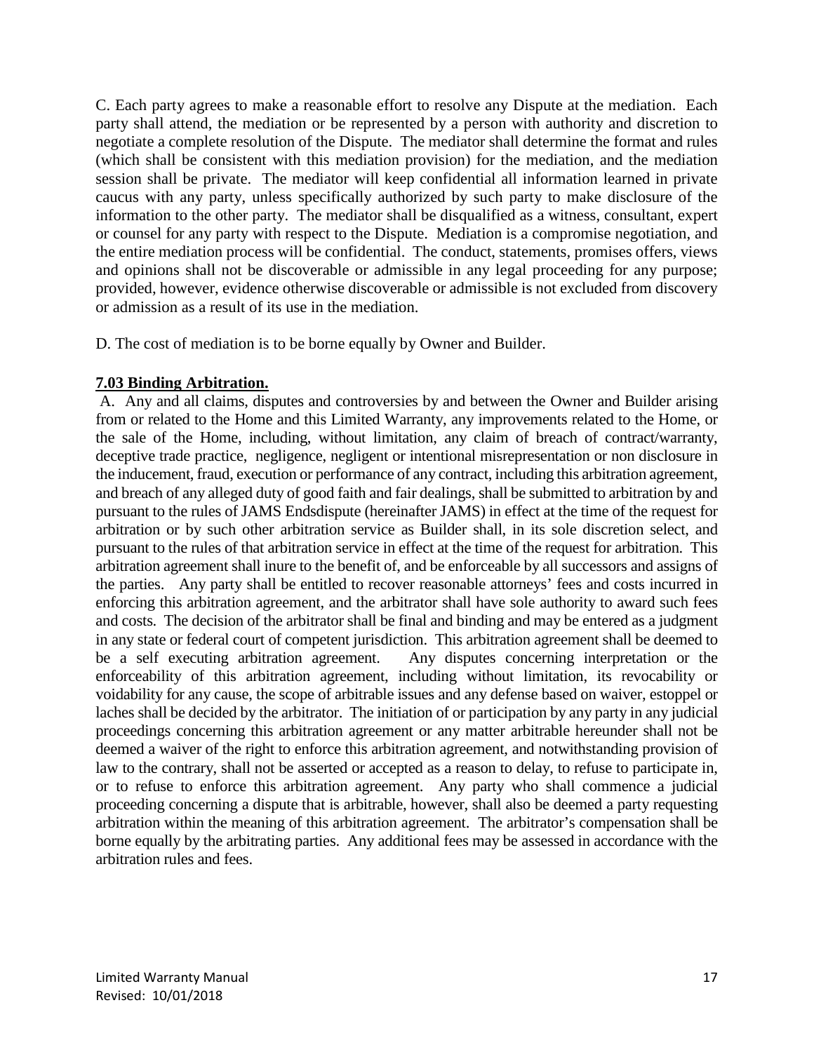C. Each party agrees to make a reasonable effort to resolve any Dispute at the mediation. Each party shall attend, the mediation or be represented by a person with authority and discretion to negotiate a complete resolution of the Dispute. The mediator shall determine the format and rules (which shall be consistent with this mediation provision) for the mediation, and the mediation session shall be private. The mediator will keep confidential all information learned in private caucus with any party, unless specifically authorized by such party to make disclosure of the information to the other party. The mediator shall be disqualified as a witness, consultant, expert or counsel for any party with respect to the Dispute. Mediation is a compromise negotiation, and the entire mediation process will be confidential. The conduct, statements, promises offers, views and opinions shall not be discoverable or admissible in any legal proceeding for any purpose; provided, however, evidence otherwise discoverable or admissible is not excluded from discovery or admission as a result of its use in the mediation.

D. The cost of mediation is to be borne equally by Owner and Builder.

**7.03 Binding Arbitration.**

A. Any and all claims, disputes and controversies by and between the Owner and Builder arising from or related to the Home and this Limited Warranty, any improvements related to the Home, or the sale of the Home, including, without limitation, any claim of breach of contract/warranty, deceptive trade practice, negligence, negligent or intentional misrepresentation or non disclosure in the inducement, fraud, execution or performance of any contract, including this arbitration agreement, and breach of any alleged duty of good faith and fair dealings, shall be submitted to arbitration by and pursuant to the rules of JAMS Endsdispute (hereinafter JAMS) in effect at the time of the request for arbitration or by such other arbitration service as Builder shall, in its sole discretion select, and pursuant to the rules of that arbitration service in effect at the time of the request for arbitration. This arbitration agreement shall inure to the benefit of, and be enforceable by all successors and assigns of the parties. Any party shall be entitled to recover reasonable attorneys' fees and costs incurred in enforcing this arbitration agreement, and the arbitrator shall have sole authority to award such fees and costs. The decision of the arbitrator shall be final and binding and may be entered as a judgment in any state or federal court of competent jurisdiction. This arbitration agreement shall be deemed to be a self executing arbitration agreement. Any disputes concerning interpretation or the enforceability of this arbitration agreement, including without limitation, its revocability or voidability for any cause, the scope of arbitrable issues and any defense based on waiver, estoppel or laches shall be decided by the arbitrator. The initiation of or participation by any party in any judicial proceedings concerning this arbitration agreement or any matter arbitrable hereunder shall not be deemed a waiver of the right to enforce this arbitration agreement, and notwithstanding provision of law to the contrary, shall not be asserted or accepted as a reason to delay, to refuse to participate in, or to refuse to enforce this arbitration agreement. Any party who shall commence a judicial proceeding concerning a dispute that is arbitrable, however, shall also be deemed a party requesting arbitration within the meaning of this arbitration agreement. The arbitrator's compensation shall be borne equally by the arbitrating parties. Any additional fees may be assessed in accordance with the arbitration rules and fees.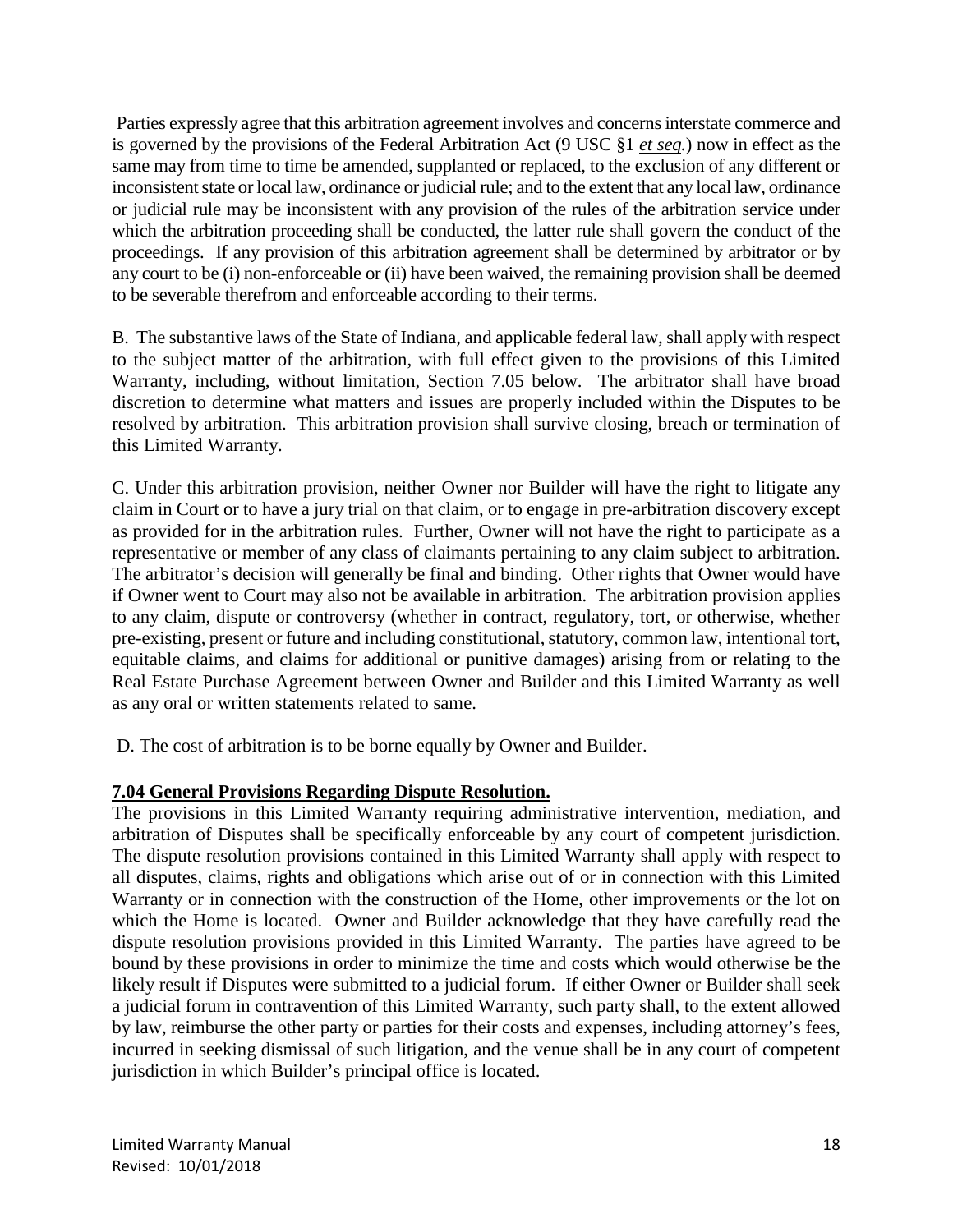Parties expressly agree that this arbitration agreement involves and concerns interstate commerce and is governed by the provisions of the Federal Arbitration Act (9 USC §1 *et seq.*) now in effect as the same may from time to time be amended, supplanted or replaced, to the exclusion of any different or inconsistent state or local law, ordinance or judicial rule; and to the extent that any local law, ordinance or judicial rule may be inconsistent with any provision of the rules of the arbitration service under which the arbitration proceeding shall be conducted, the latter rule shall govern the conduct of the proceedings. If any provision of this arbitration agreement shall be determined by arbitrator or by any court to be (i) non-enforceable or (ii) have been waived, the remaining provision shall be deemed to be severable therefrom and enforceable according to their terms.

B. The substantive laws of the State of Indiana, and applicable federal law, shall apply with respect to the subject matter of the arbitration, with full effect given to the provisions of this Limited Warranty, including, without limitation, Section 7.05 below. The arbitrator shall have broad discretion to determine what matters and issues are properly included within the Disputes to be resolved by arbitration. This arbitration provision shall survive closing, breach or termination of this Limited Warranty.

C. Under this arbitration provision, neither Owner nor Builder will have the right to litigate any claim in Court or to have a jury trial on that claim, or to engage in pre-arbitration discovery except as provided for in the arbitration rules. Further, Owner will not have the right to participate as a representative or member of any class of claimants pertaining to any claim subject to arbitration. The arbitrator's decision will generally be final and binding. Other rights that Owner would have if Owner went to Court may also not be available in arbitration. The arbitration provision applies to any claim, dispute or controversy (whether in contract, regulatory, tort, or otherwise, whether pre-existing, present or future and including constitutional, statutory, common law, intentional tort, equitable claims, and claims for additional or punitive damages) arising from or relating to the Real Estate Purchase Agreement between Owner and Builder and this Limited Warranty as well as any oral or written statements related to same.

D. The cost of arbitration is to be borne equally by Owner and Builder.

**7.04 General Provisions Regarding Dispute Resolution.**

The provisions in this Limited Warranty requiring administrative intervention, mediation, and arbitration of Disputes shall be specifically enforceable by any court of competent jurisdiction. The dispute resolution provisions contained in this Limited Warranty shall apply with respect to all disputes, claims, rights and obligations which arise out of or in connection with this Limited Warranty or in connection with the construction of the Home, other improvements or the lot on which the Home is located. Owner and Builder acknowledge that they have carefully read the dispute resolution provisions provided in this Limited Warranty. The parties have agreed to be bound by these provisions in order to minimize the time and costs which would otherwise be the likely result if Disputes were submitted to a judicial forum. If either Owner or Builder shall seek a judicial forum in contravention of this Limited Warranty, such party shall, to the extent allowed by law, reimburse the other party or parties for their costs and expenses, including attorney's fees, incurred in seeking dismissal of such litigation, and the venue shall be in any court of competent jurisdiction in which Builder's principal office is located.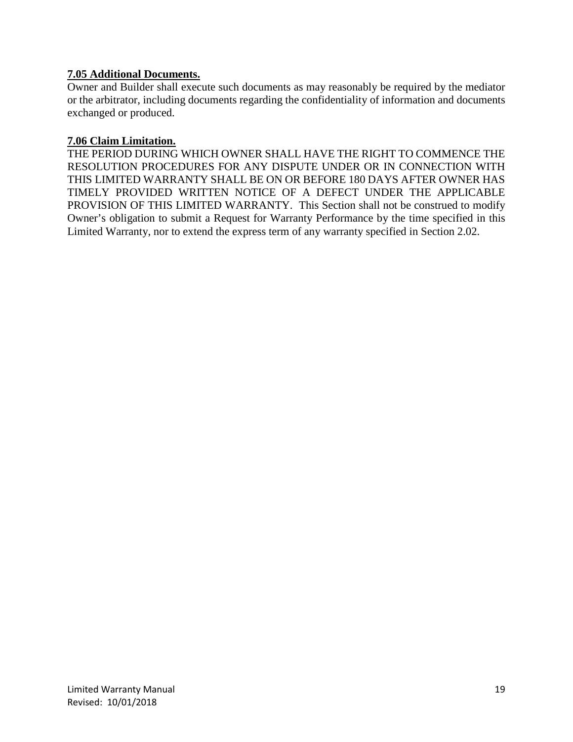**7.05 Additional Documents.**

Owner and Builder shall execute such documents as may reasonably be required by the mediator or the arbitrator, including documents regarding the confidentiality of information and documents exchanged or produced.

**7.06 Claim Limitation.**

THE PERIOD DURING WHICH OWNER SHALL HAVE THE RIGHT TO COMMENCE THE RESOLUTION PROCEDURES FOR ANY DISPUTE UNDER OR IN CONNECTION WITH THIS LIMITED WARRANTY SHALL BE ON OR BEFORE 180 DAYS AFTER OWNER HAS TIMELY PROVIDED WRITTEN NOTICE OF A DEFECT UNDER THE APPLICABLE PROVISION OF THIS LIMITED WARRANTY. This Section shall not be construed to modify Owner's obligation to submit a Request for Warranty Performance by the time specified in this Limited Warranty, nor to extend the express term of any warranty specified in Section 2.02.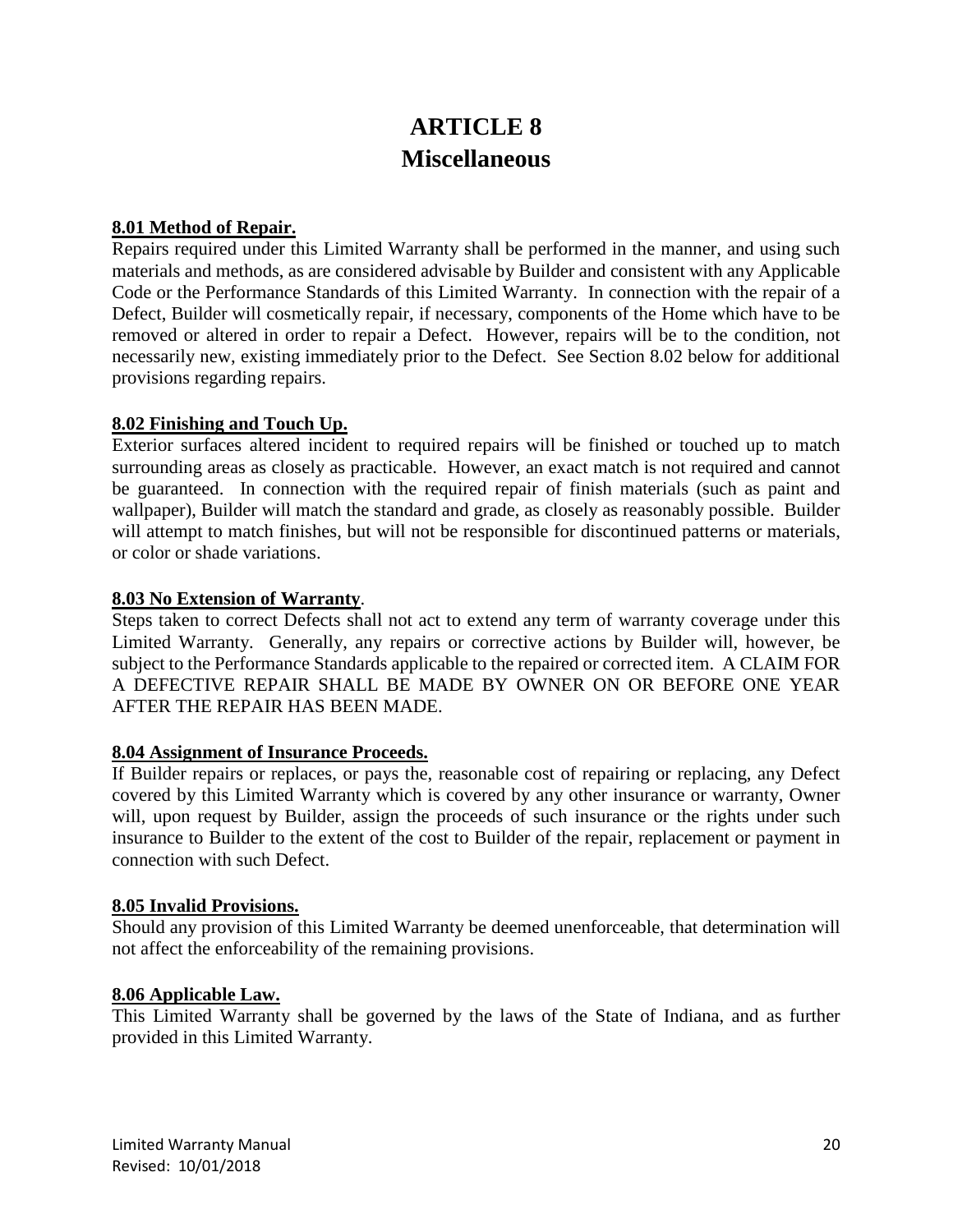# ARTICLE 8
# Miscellaneous

**8.01 Method of Repair.**

Repairs required under this Limited Warranty shall be performed in the manner, and using such materials and methods, as are considered advisable by Builder and consistent with any Applicable Code or the Performance Standards of this Limited Warranty. In connection with the repair of a Defect, Builder will cosmetically repair, if necessary, components of the Home which have to be removed or altered in order to repair a Defect. However, repairs will be to the condition, not necessarily new, existing immediately prior to the Defect. See Section 8.02 below for additional provisions regarding repairs.

**8.02 Finishing and Touch Up.**

Exterior surfaces altered incident to required repairs will be finished or touched up to match surrounding areas as closely as practicable. However, an exact match is not required and cannot be guaranteed. In connection with the required repair of finish materials (such as paint and wallpaper), Builder will match the standard and grade, as closely as reasonably possible. Builder will attempt to match finishes, but will not be responsible for discontinued patterns or materials, or color or shade variations.

**8.03 No Extension of Warranty.**

Steps taken to correct Defects shall not act to extend any term of warranty coverage under this Limited Warranty. Generally, any repairs or corrective actions by Builder will, however, be subject to the Performance Standards applicable to the repaired or corrected item. A CLAIM FOR A DEFECTIVE REPAIR SHALL BE MADE BY OWNER ON OR BEFORE ONE YEAR AFTER THE REPAIR HAS BEEN MADE.

**8.04 Assignment of Insurance Proceeds.**

If Builder repairs or replaces, or pays the, reasonable cost of repairing or replacing, any Defect covered by this Limited Warranty which is covered by any other insurance or warranty, Owner will, upon request by Builder, assign the proceeds of such insurance or the rights under such insurance to Builder to the extent of the cost to Builder of the repair, replacement or payment in connection with such Defect.

**8.05 Invalid Provisions.**

Should any provision of this Limited Warranty be deemed unenforceable, that determination will not affect the enforceability of the remaining provisions.

**8.06 Applicable Law.**

This Limited Warranty shall be governed by the laws of the State of Indiana, and as further provided in this Limited Warranty.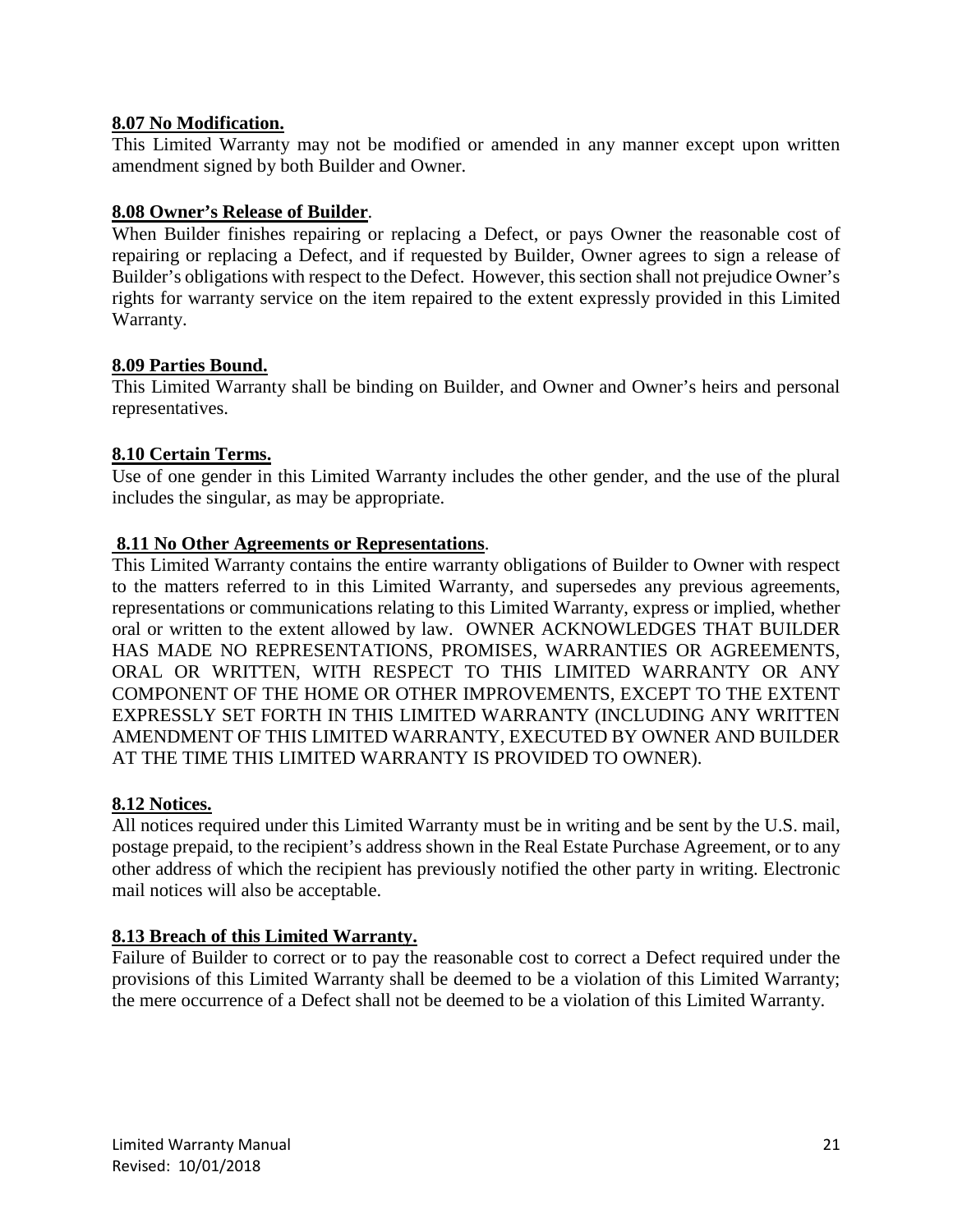**8.07 No Modification.**

This Limited Warranty may not be modified or amended in any manner except upon written amendment signed by both Builder and Owner.

**8.08 Owner's Release of Builder**.

When Builder finishes repairing or replacing a Defect, or pays Owner the reasonable cost of repairing or replacing a Defect, and if requested by Builder, Owner agrees to sign a release of Builder's obligations with respect to the Defect. However, this section shall not prejudice Owner's rights for warranty service on the item repaired to the extent expressly provided in this Limited Warranty.

**8.09 Parties Bound.**

This Limited Warranty shall be binding on Builder, and Owner and Owner's heirs and personal representatives.

**8.10 Certain Terms.**

Use of one gender in this Limited Warranty includes the other gender, and the use of the plural includes the singular, as may be appropriate.

**8.11 No Other Agreements or Representations**.

This Limited Warranty contains the entire warranty obligations of Builder to Owner with respect to the matters referred to in this Limited Warranty, and supersedes any previous agreements, representations or communications relating to this Limited Warranty, express or implied, whether oral or written to the extent allowed by law. OWNER ACKNOWLEDGES THAT BUILDER HAS MADE NO REPRESENTATIONS, PROMISES, WARRANTIES OR AGREEMENTS, ORAL OR WRITTEN, WITH RESPECT TO THIS LIMITED WARRANTY OR ANY COMPONENT OF THE HOME OR OTHER IMPROVEMENTS, EXCEPT TO THE EXTENT EXPRESSLY SET FORTH IN THIS LIMITED WARRANTY (INCLUDING ANY WRITTEN AMENDMENT OF THIS LIMITED WARRANTY, EXECUTED BY OWNER AND BUILDER AT THE TIME THIS LIMITED WARRANTY IS PROVIDED TO OWNER).

**8.12 Notices.**

All notices required under this Limited Warranty must be in writing and be sent by the U.S. mail, postage prepaid, to the recipient's address shown in the Real Estate Purchase Agreement, or to any other address of which the recipient has previously notified the other party in writing. Electronic mail notices will also be acceptable.

**8.13 Breach of this Limited Warranty.**

Failure of Builder to correct or to pay the reasonable cost to correct a Defect required under the provisions of this Limited Warranty shall be deemed to be a violation of this Limited Warranty; the mere occurrence of a Defect shall not be deemed to be a violation of this Limited Warranty.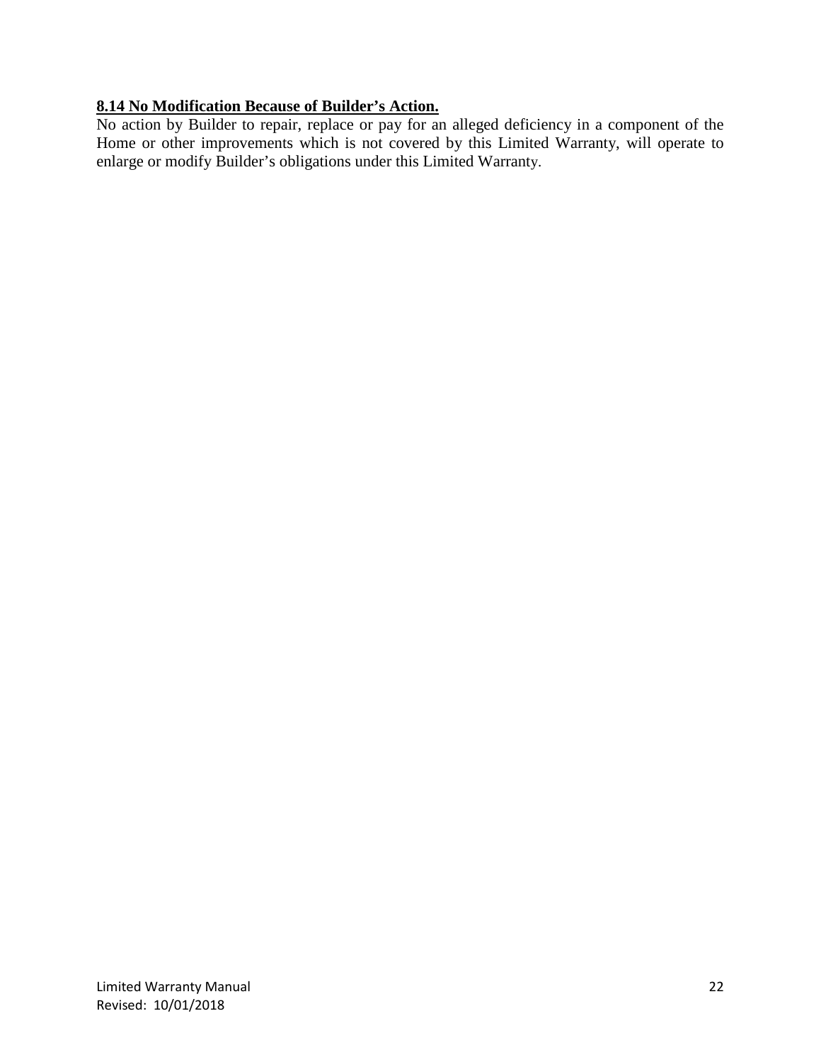**8.14 No Modification Because of Builder’s Action.**

No action by Builder to repair, replace or pay for an alleged deficiency in a component of the Home or other improvements which is not covered by this Limited Warranty, will operate to enlarge or modify Builder’s obligations under this Limited Warranty.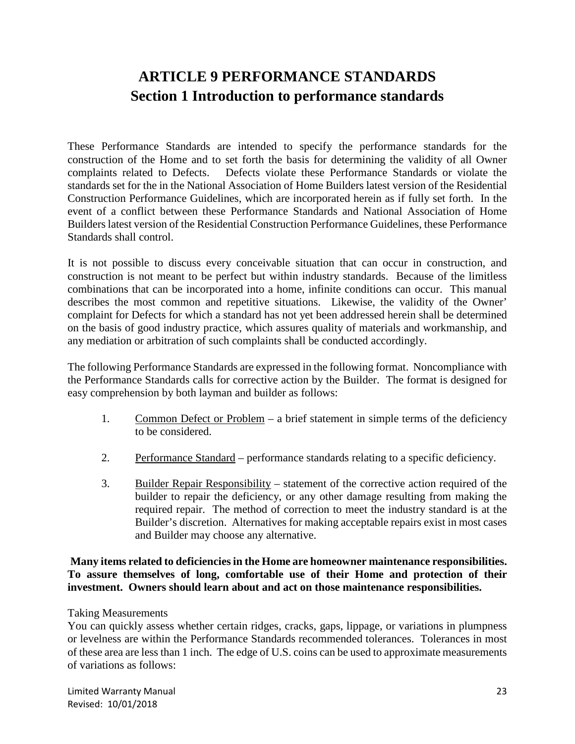# ARTICLE 9 PERFORMANCE STANDARDS

## Section 1 Introduction to performance standards

These Performance Standards are intended to specify the performance standards for the construction of the Home and to set forth the basis for determining the validity of all Owner complaints related to Defects. Defects violate these Performance Standards or violate the standards set for the in the National Association of Home Builders latest version of the Residential Construction Performance Guidelines, which are incorporated herein as if fully set forth. In the event of a conflict between these Performance Standards and National Association of Home Builders latest version of the Residential Construction Performance Guidelines, these Performance Standards shall control.

It is not possible to discuss every conceivable situation that can occur in construction, and construction is not meant to be perfect but within industry standards. Because of the limitless combinations that can be incorporated into a home, infinite conditions can occur. This manual describes the most common and repetitive situations. Likewise, the validity of the Owner' complaint for Defects for which a standard has not yet been addressed herein shall be determined on the basis of good industry practice, which assures quality of materials and workmanship, and any mediation or arbitration of such complaints shall be conducted accordingly.

The following Performance Standards are expressed in the following format. Noncompliance with the Performance Standards calls for corrective action by the Builder. The format is designed for easy comprehension by both layman and builder as follows:

1. <u>Common Defect or Problem</u> – a brief statement in simple terms of the deficiency to be considered.
2. <u>Performance Standard</u> – performance standards relating to a specific deficiency.
3. <u>Builder Repair Responsibility</u> – statement of the corrective action required of the builder to repair the deficiency, or any other damage resulting from making the required repair. The method of correction to meet the industry standard is at the Builder's discretion. Alternatives for making acceptable repairs exist in most cases and Builder may choose any alternative.

**Many items related to deficiencies in the Home are homeowner maintenance responsibilities. To assure themselves of long, comfortable use of their Home and protection of their investment. Owners should learn about and act on those maintenance responsibilities.**

Taking Measurements

You can quickly assess whether certain ridges, cracks, gaps, lippage, or variations in plumpness or levelness are within the Performance Standards recommended tolerances. Tolerances in most of these area are less than 1 inch. The edge of U.S. coins can be used to approximate measurements of variations as follows: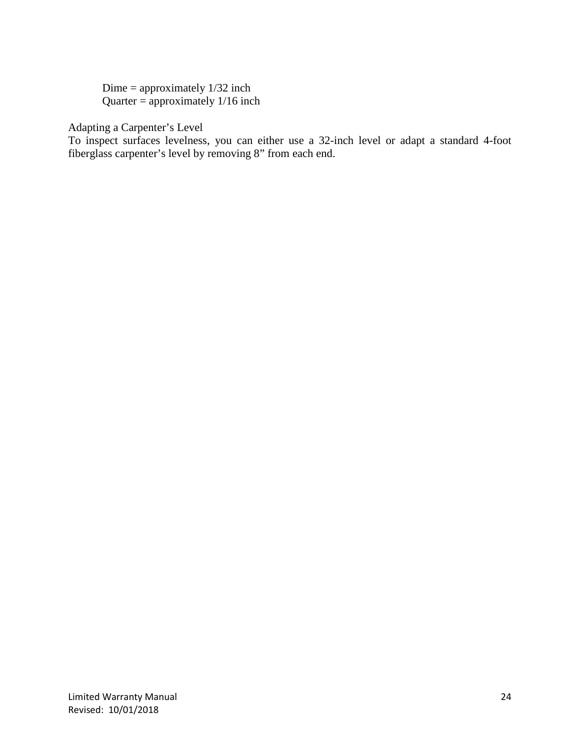Dime = approximately 1/32 inch
Quarter = approximately 1/16 inch

Adapting a Carpenter's Level

To inspect surfaces levelness, you can either use a 32-inch level or adapt a standard 4-foot fiberglass carpenter's level by removing 8" from each end.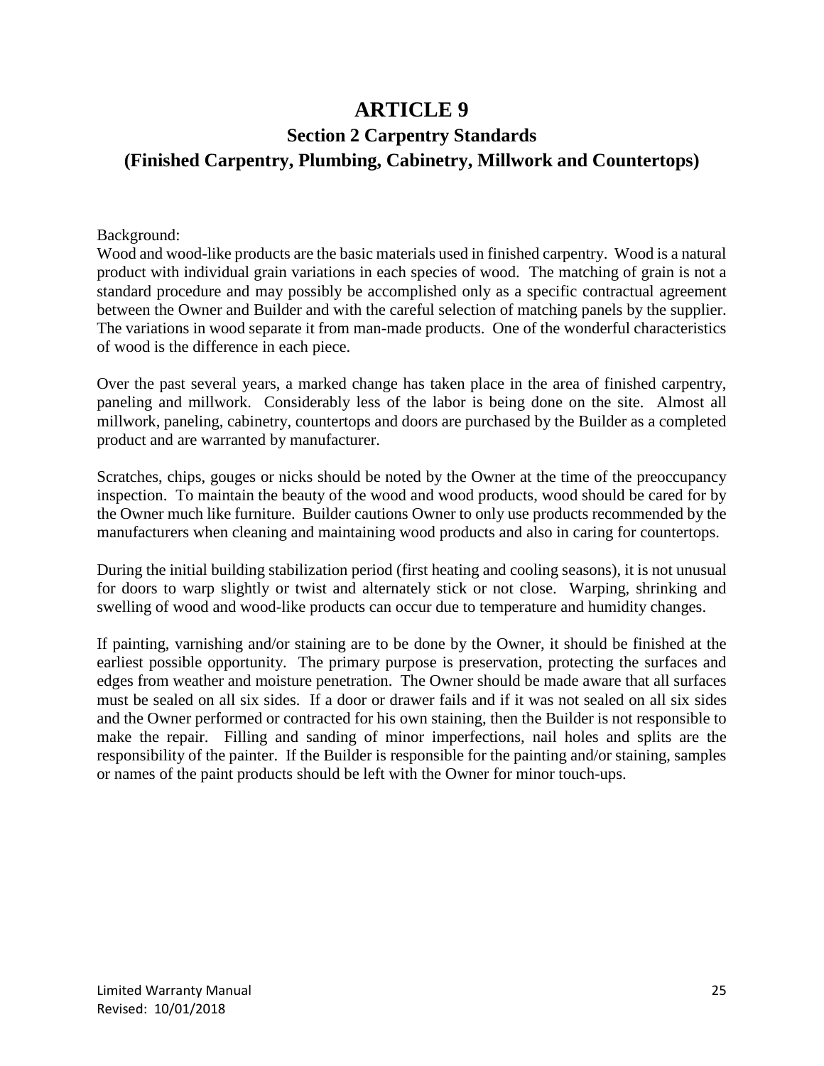# ARTICLE 9

## Section 2 Carpentry Standards

## (Finished Carpentry, Plumbing, Cabinetry, Millwork and Countertops)

Background:
Wood and wood-like products are the basic materials used in finished carpentry. Wood is a natural product with individual grain variations in each species of wood. The matching of grain is not a standard procedure and may possibly be accomplished only as a specific contractual agreement between the Owner and Builder and with the careful selection of matching panels by the supplier. The variations in wood separate it from man-made products. One of the wonderful characteristics of wood is the difference in each piece.

Over the past several years, a marked change has taken place in the area of finished carpentry, paneling and millwork. Considerably less of the labor is being done on the site. Almost all millwork, paneling, cabinetry, countertops and doors are purchased by the Builder as a completed product and are warranted by manufacturer.

Scratches, chips, gouges or nicks should be noted by the Owner at the time of the preoccupancy inspection. To maintain the beauty of the wood and wood products, wood should be cared for by the Owner much like furniture. Builder cautions Owner to only use products recommended by the manufacturers when cleaning and maintaining wood products and also in caring for countertops.

During the initial building stabilization period (first heating and cooling seasons), it is not unusual for doors to warp slightly or twist and alternately stick or not close. Warping, shrinking and swelling of wood and wood-like products can occur due to temperature and humidity changes.

If painting, varnishing and/or staining are to be done by the Owner, it should be finished at the earliest possible opportunity. The primary purpose is preservation, protecting the surfaces and edges from weather and moisture penetration. The Owner should be made aware that all surfaces must be sealed on all six sides. If a door or drawer fails and if it was not sealed on all six sides and the Owner performed or contracted for his own staining, then the Builder is not responsible to make the repair. Filling and sanding of minor imperfections, nail holes and splits are the responsibility of the painter. If the Builder is responsible for the painting and/or staining, samples or names of the paint products should be left with the Owner for minor touch-ups.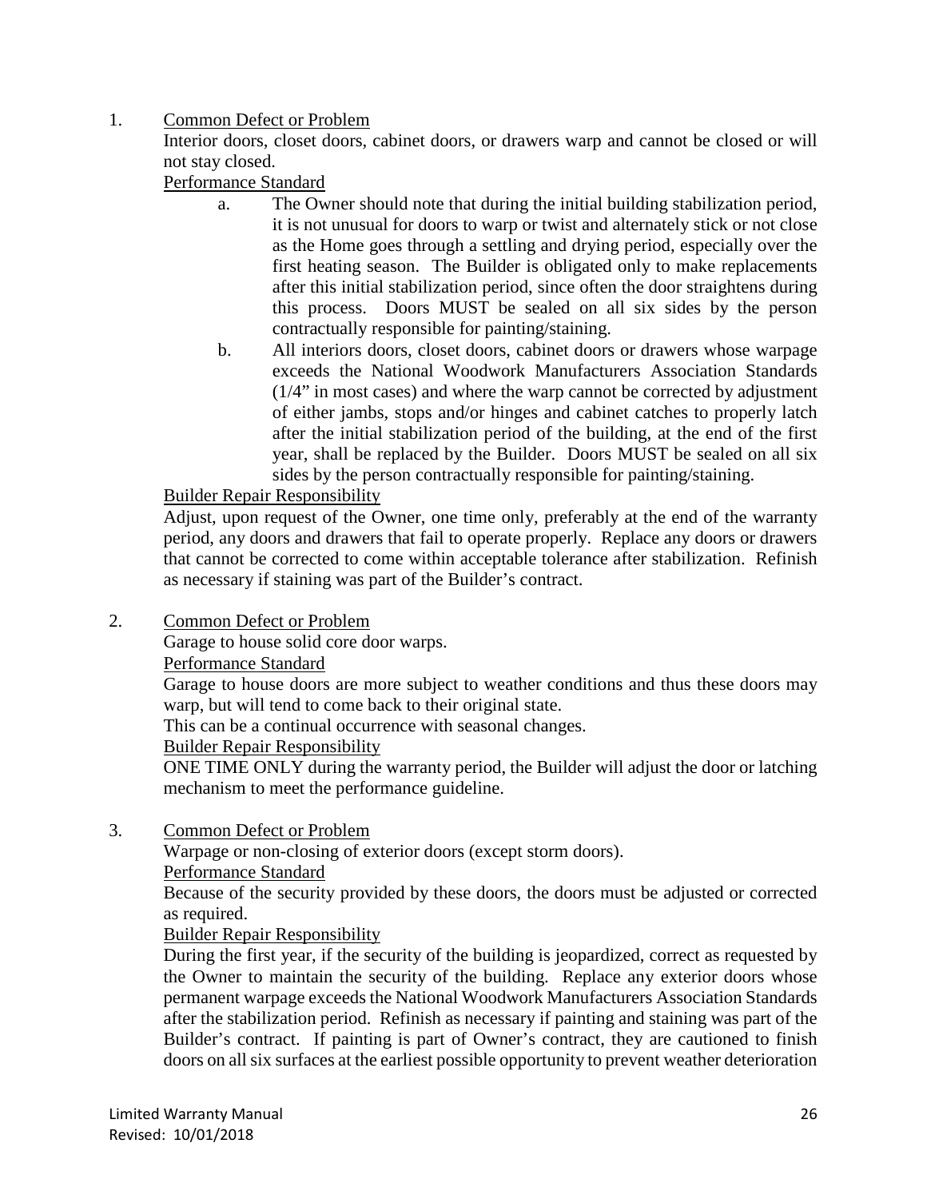1. Common Defect or Problem

   Interior doors, closet doors, cabinet doors, or drawers warp and cannot be closed or will not stay closed.

   Performance Standard

   a. The Owner should note that during the initial building stabilization period, it is not unusual for doors to warp or twist and alternately stick or not close as the Home goes through a settling and drying period, especially over the first heating season. The Builder is obligated only to make replacements after this initial stabilization period, since often the door straightens during this process. Doors MUST be sealed on all six sides by the person contractually responsible for painting/staining.
   b. All interiors doors, closet doors, cabinet doors or drawers whose warpage exceeds the National Woodwork Manufacturers Association Standards (1/4" in most cases) and where the warp cannot be corrected by adjustment of either jambs, stops and/or hinges and cabinet catches to properly latch after the initial stabilization period of the building, at the end of the first year, shall be replaced by the Builder. Doors MUST be sealed on all six sides by the person contractually responsible for painting/staining.

   Builder Repair Responsibility

   Adjust, upon request of the Owner, one time only, preferably at the end of the warranty period, any doors and drawers that fail to operate properly. Replace any doors or drawers that cannot be corrected to come within acceptable tolerance after stabilization. Refinish as necessary if staining was part of the Builder's contract.

2. Common Defect or Problem

   Garage to house solid core door warps.

   Performance Standard

   Garage to house doors are more subject to weather conditions and thus these doors may warp, but will tend to come back to their original state.

   This can be a continual occurrence with seasonal changes.

   Builder Repair Responsibility

   ONE TIME ONLY during the warranty period, the Builder will adjust the door or latching mechanism to meet the performance guideline.

3. Common Defect or Problem

   Warpage or non-closing of exterior doors (except storm doors).

   Performance Standard

   Because of the security provided by these doors, the doors must be adjusted or corrected as required.

   Builder Repair Responsibility

   During the first year, if the security of the building is jeopardized, correct as requested by the Owner to maintain the security of the building. Replace any exterior doors whose permanent warpage exceeds the National Woodwork Manufacturers Association Standards after the stabilization period. Refinish as necessary if painting and staining was part of the Builder's contract. If painting is part of Owner's contract, they are cautioned to finish doors on all six surfaces at the earliest possible opportunity to prevent weather deterioration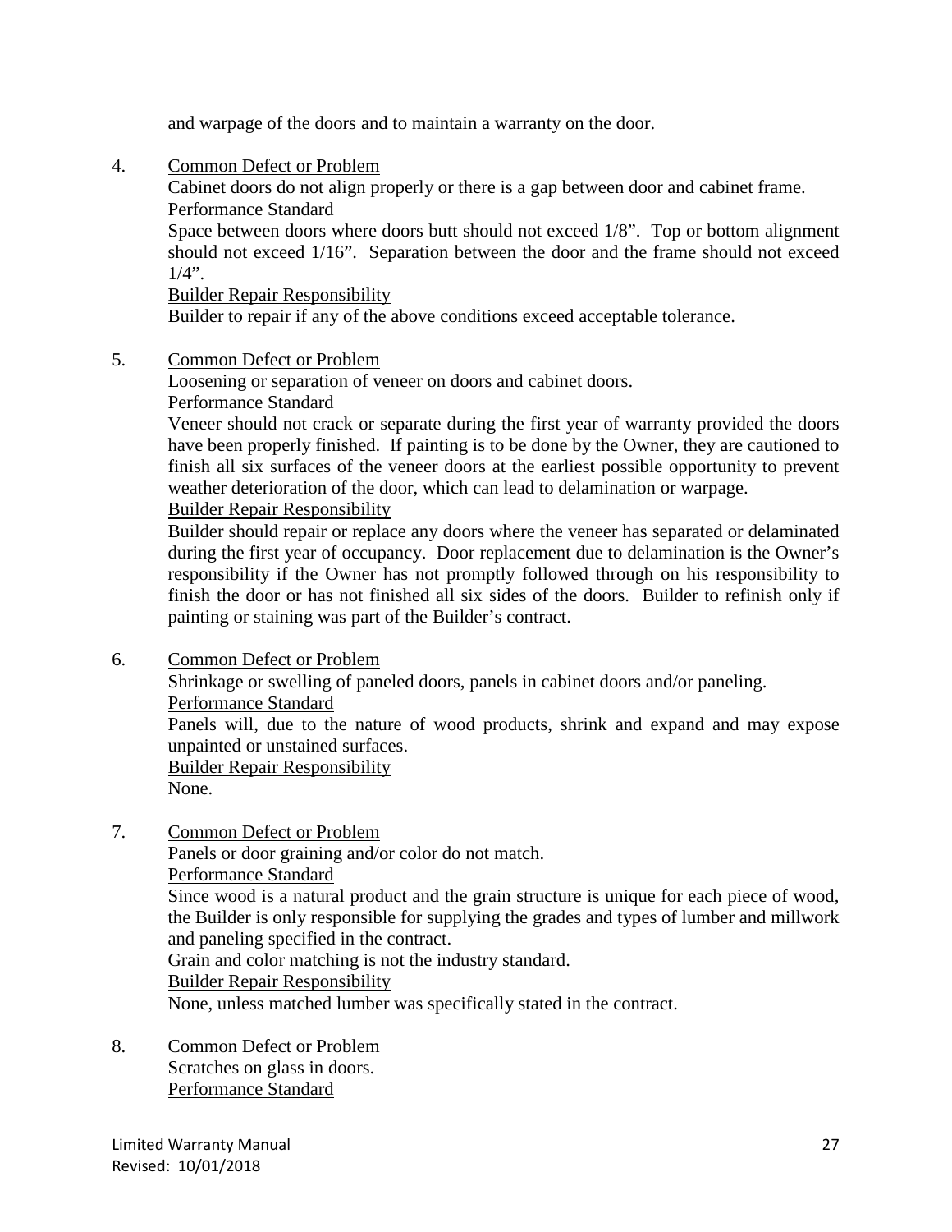and warpage of the doors and to maintain a warranty on the door.

4. Common Defect or Problem

   Cabinet doors do not align properly or there is a gap between door and cabinet frame.

   Performance Standard

   Space between doors where doors butt should not exceed 1/8”. Top or bottom alignment should not exceed 1/16”. Separation between the door and the frame should not exceed 1/4”.

   Builder Repair Responsibility

   Builder to repair if any of the above conditions exceed acceptable tolerance.

5. Common Defect or Problem

   Loosening or separation of veneer on doors and cabinet doors.

   Performance Standard

   Veneer should not crack or separate during the first year of warranty provided the doors have been properly finished. If painting is to be done by the Owner, they are cautioned to finish all six surfaces of the veneer doors at the earliest possible opportunity to prevent weather deterioration of the door, which can lead to delamination or warpage.

   Builder Repair Responsibility

   Builder should repair or replace any doors where the veneer has separated or delaminated during the first year of occupancy. Door replacement due to delamination is the Owner’s responsibility if the Owner has not promptly followed through on his responsibility to finish the door or has not finished all six sides of the doors. Builder to refinish only if painting or staining was part of the Builder’s contract.

6. Common Defect or Problem

   Shrinkage or swelling of paneled doors, panels in cabinet doors and/or paneling.

   Performance Standard

   Panels will, due to the nature of wood products, shrink and expand and may expose unpainted or unstained surfaces.

   Builder Repair Responsibility

   None.

7. Common Defect or Problem

   Panels or door graining and/or color do not match.

   Performance Standard

   Since wood is a natural product and the grain structure is unique for each piece of wood, the Builder is only responsible for supplying the grades and types of lumber and millwork and paneling specified in the contract.

   Grain and color matching is not the industry standard.

   Builder Repair Responsibility

   None, unless matched lumber was specifically stated in the contract.

8. Common Defect or Problem

   Scratches on glass in doors.

   Performance Standard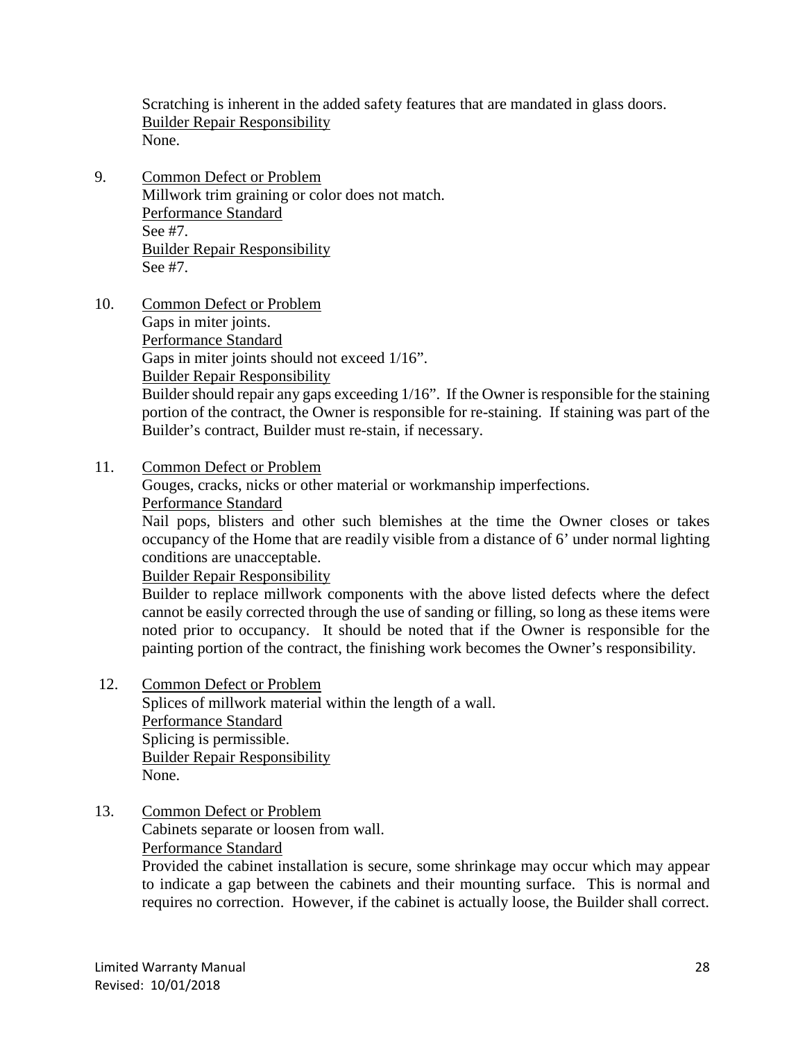Scratching is inherent in the added safety features that are mandated in glass doors.
<u>Builder Repair Responsibility</u>
None.

9. <u>Common Defect or Problem</u>
Millwork trim graining or color does not match.
<u>Performance Standard</u>
See #7.
<u>Builder Repair Responsibility</u>
See #7.

10. <u>Common Defect or Problem</u>
Gaps in miter joints.
<u>Performance Standard</u>
Gaps in miter joints should not exceed 1/16".
<u>Builder Repair Responsibility</u>
Builder should repair any gaps exceeding 1/16". If the Owner is responsible for the staining portion of the contract, the Owner is responsible for re-staining. If staining was part of the Builder's contract, Builder must re-stain, if necessary.

11. <u>Common Defect or Problem</u>
Gouges, cracks, nicks or other material or workmanship imperfections.
<u>Performance Standard</u>
Nail pops, blisters and other such blemishes at the time the Owner closes or takes occupancy of the Home that are readily visible from a distance of 6' under normal lighting conditions are unacceptable.
<u>Builder Repair Responsibility</u>
Builder to replace millwork components with the above listed defects where the defect cannot be easily corrected through the use of sanding or filling, so long as these items were noted prior to occupancy. It should be noted that if the Owner is responsible for the painting portion of the contract, the finishing work becomes the Owner's responsibility.

12. <u>Common Defect or Problem</u>
Splices of millwork material within the length of a wall.
<u>Performance Standard</u>
Splicing is permissible.
<u>Builder Repair Responsibility</u>
None.

13. <u>Common Defect or Problem</u>
Cabinets separate or loosen from wall.
<u>Performance Standard</u>
Provided the cabinet installation is secure, some shrinkage may occur which may appear to indicate a gap between the cabinets and their mounting surface. This is normal and requires no correction. However, if the cabinet is actually loose, the Builder shall correct.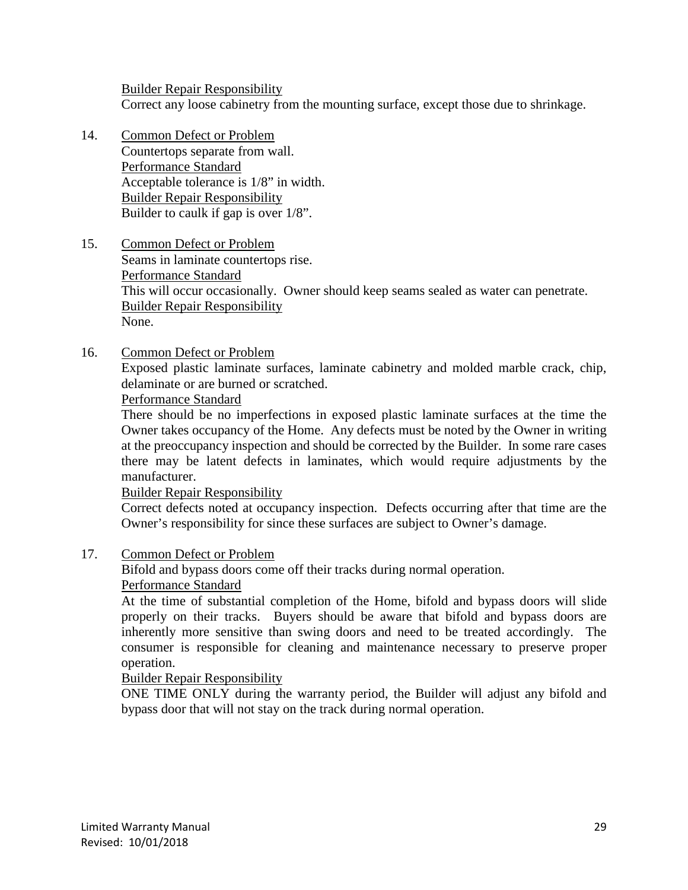<u>Builder Repair Responsibility</u>
Correct any loose cabinetry from the mounting surface, except those due to shrinkage.

14. <u>Common Defect or Problem</u>
    Countertops separate from wall.
    <u>Performance Standard</u>
    Acceptable tolerance is 1/8" in width.
    <u>Builder Repair Responsibility</u>
    Builder to caulk if gap is over 1/8".

15. <u>Common Defect or Problem</u>
    Seams in laminate countertops rise.
    <u>Performance Standard</u>
    This will occur occasionally. Owner should keep seams sealed as water can penetrate.
    <u>Builder Repair Responsibility</u>
    None.

16. <u>Common Defect or Problem</u>
    Exposed plastic laminate surfaces, laminate cabinetry and molded marble crack, chip, delaminate or are burned or scratched.
    <u>Performance Standard</u>
    There should be no imperfections in exposed plastic laminate surfaces at the time the Owner takes occupancy of the Home. Any defects must be noted by the Owner in writing at the preoccupancy inspection and should be corrected by the Builder. In some rare cases there may be latent defects in laminates, which would require adjustments by the manufacturer.
    <u>Builder Repair Responsibility</u>
    Correct defects noted at occupancy inspection. Defects occurring after that time are the Owner's responsibility for since these surfaces are subject to Owner's damage.

17. <u>Common Defect or Problem</u>
    Bifold and bypass doors come off their tracks during normal operation.
    <u>Performance Standard</u>
    At the time of substantial completion of the Home, bifold and bypass doors will slide properly on their tracks. Buyers should be aware that bifold and bypass doors are inherently more sensitive than swing doors and need to be treated accordingly. The consumer is responsible for cleaning and maintenance necessary to preserve proper operation.
    <u>Builder Repair Responsibility</u>
    ONE TIME ONLY during the warranty period, the Builder will adjust any bifold and bypass door that will not stay on the track during normal operation.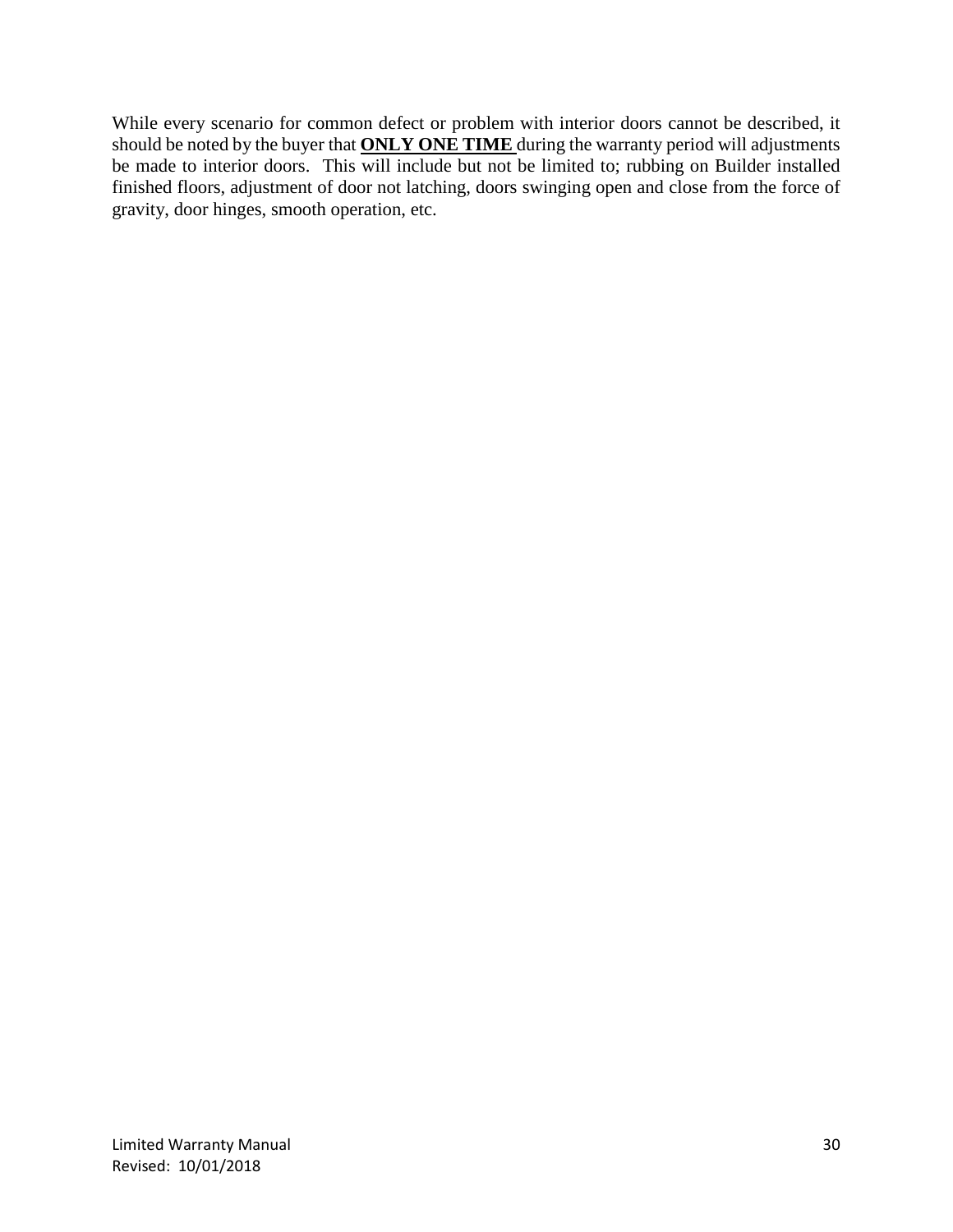While every scenario for common defect or problem with interior doors cannot be described, it should be noted by the buyer that **<u>ONLY ONE TIME</u>** during the warranty period will adjustments be made to interior doors. This will include but not be limited to; rubbing on Builder installed finished floors, adjustment of door not latching, doors swinging open and close from the force of gravity, door hinges, smooth operation, etc.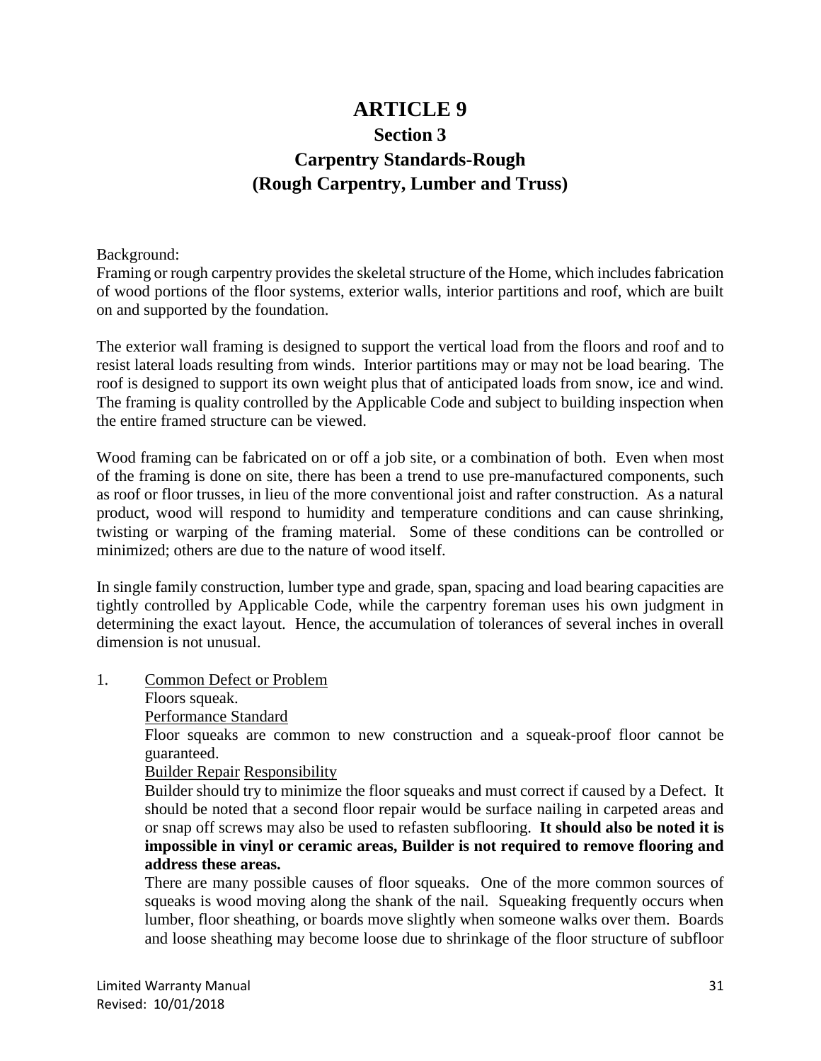# ARTICLE 9

## Section 3

## Carpentry Standards-Rough

## (Rough Carpentry, Lumber and Truss)

Background:

Framing or rough carpentry provides the skeletal structure of the Home, which includes fabrication of wood portions of the floor systems, exterior walls, interior partitions and roof, which are built on and supported by the foundation.

The exterior wall framing is designed to support the vertical load from the floors and roof and to resist lateral loads resulting from winds. Interior partitions may or may not be load bearing. The roof is designed to support its own weight plus that of anticipated loads from snow, ice and wind. The framing is quality controlled by the Applicable Code and subject to building inspection when the entire framed structure can be viewed.

Wood framing can be fabricated on or off a job site, or a combination of both. Even when most of the framing is done on site, there has been a trend to use pre-manufactured components, such as roof or floor trusses, in lieu of the more conventional joist and rafter construction. As a natural product, wood will respond to humidity and temperature conditions and can cause shrinking, twisting or warping of the framing material. Some of these conditions can be controlled or minimized; others are due to the nature of wood itself.

In single family construction, lumber type and grade, span, spacing and load bearing capacities are tightly controlled by Applicable Code, while the carpentry foreman uses his own judgment in determining the exact layout. Hence, the accumulation of tolerances of several inches in overall dimension is not unusual.

1. Common Defect or Problem

   Floors squeak.

   Performance Standard

   Floor squeaks are common to new construction and a squeak-proof floor cannot be guaranteed.

   Builder Repair Responsibility

   Builder should try to minimize the floor squeaks and must correct if caused by a Defect. It should be noted that a second floor repair would be surface nailing in carpeted areas and or snap off screws may also be used to refasten subflooring. **It should also be noted it is impossible in vinyl or ceramic areas, Builder is not required to remove flooring and address these areas.**

   There are many possible causes of floor squeaks. One of the more common sources of squeaks is wood moving along the shank of the nail. Squeaking frequently occurs when lumber, floor sheathing, or boards move slightly when someone walks over them. Boards and loose sheathing may become loose due to shrinkage of the floor structure of subfloor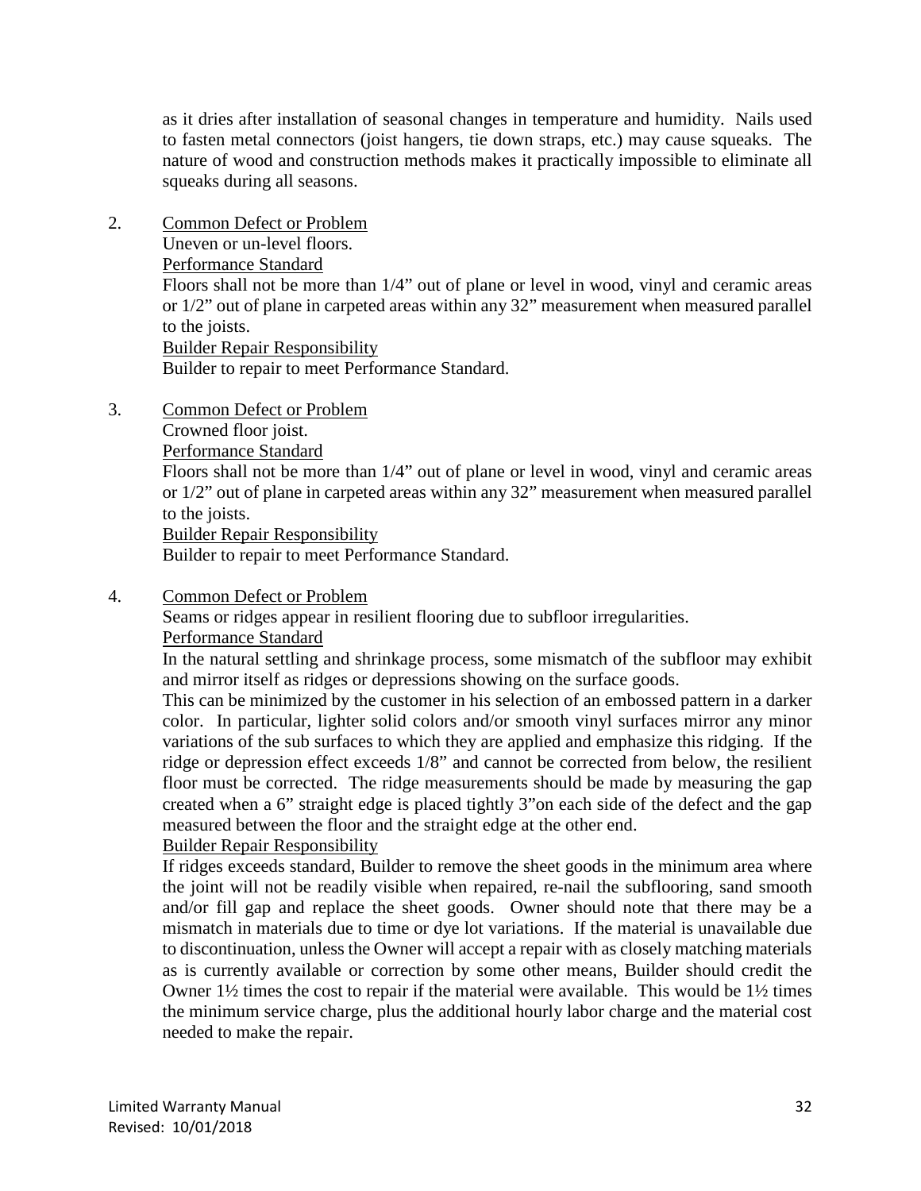as it dries after installation of seasonal changes in temperature and humidity. Nails used to fasten metal connectors (joist hangers, tie down straps, etc.) may cause squeaks. The nature of wood and construction methods makes it practically impossible to eliminate all squeaks during all seasons.

2. Common Defect or Problem
   Uneven or un-level floors.
   Performance Standard
   Floors shall not be more than 1/4" out of plane or level in wood, vinyl and ceramic areas or 1/2" out of plane in carpeted areas within any 32" measurement when measured parallel to the joists.
   Builder Repair Responsibility
   Builder to repair to meet Performance Standard.

3. Common Defect or Problem
   Crowned floor joist.
   Performance Standard
   Floors shall not be more than 1/4" out of plane or level in wood, vinyl and ceramic areas or 1/2" out of plane in carpeted areas within any 32" measurement when measured parallel to the joists.
   Builder Repair Responsibility
   Builder to repair to meet Performance Standard.

4. Common Defect or Problem
   Seams or ridges appear in resilient flooring due to subfloor irregularities.
   Performance Standard
   In the natural settling and shrinkage process, some mismatch of the subfloor may exhibit and mirror itself as ridges or depressions showing on the surface goods.
   This can be minimized by the customer in his selection of an embossed pattern in a darker color. In particular, lighter solid colors and/or smooth vinyl surfaces mirror any minor variations of the sub surfaces to which they are applied and emphasize this ridging. If the ridge or depression effect exceeds 1/8" and cannot be corrected from below, the resilient floor must be corrected. The ridge measurements should be made by measuring the gap created when a 6" straight edge is placed tightly 3"on each side of the defect and the gap measured between the floor and the straight edge at the other end.
   Builder Repair Responsibility
   If ridges exceeds standard, Builder to remove the sheet goods in the minimum area where the joint will not be readily visible when repaired, re-nail the subflooring, sand smooth and/or fill gap and replace the sheet goods. Owner should note that there may be a mismatch in materials due to time or dye lot variations. If the material is unavailable due to discontinuation, unless the Owner will accept a repair with as closely matching materials as is currently available or correction by some other means, Builder should credit the Owner 1½ times the cost to repair if the material were available. This would be 1½ times the minimum service charge, plus the additional hourly labor charge and the material cost needed to make the repair.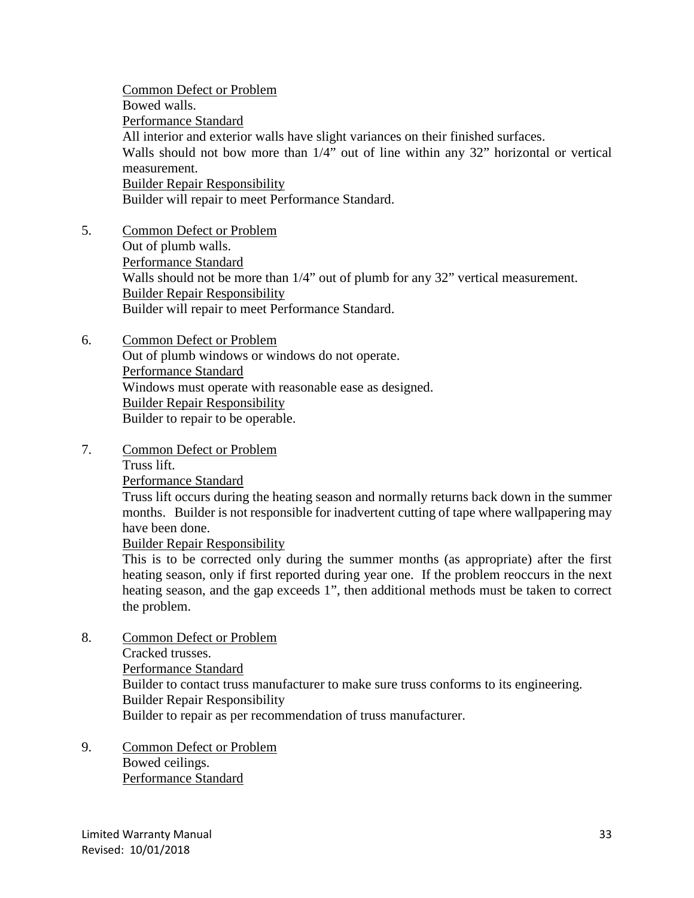Common Defect or Problem
Bowed walls.
Performance Standard
All interior and exterior walls have slight variances on their finished surfaces.
Walls should not bow more than 1/4" out of line within any 32" horizontal or vertical measurement.
Builder Repair Responsibility
Builder will repair to meet Performance Standard.

5. Common Defect or Problem
   Out of plumb walls.
   Performance Standard
   Walls should not be more than 1/4" out of plumb for any 32" vertical measurement.
   Builder Repair Responsibility
   Builder will repair to meet Performance Standard.

6. Common Defect or Problem
   Out of plumb windows or windows do not operate.
   Performance Standard
   Windows must operate with reasonable ease as designed.
   Builder Repair Responsibility
   Builder to repair to be operable.

7. Common Defect or Problem
   Truss lift.
   Performance Standard
   Truss lift occurs during the heating season and normally returns back down in the summer months. Builder is not responsible for inadvertent cutting of tape where wallpapering may have been done.
   Builder Repair Responsibility
   This is to be corrected only during the summer months (as appropriate) after the first heating season, only if first reported during year one. If the problem reoccurs in the next heating season, and the gap exceeds 1", then additional methods must be taken to correct the problem.

8. Common Defect or Problem
   Cracked trusses.
   Performance Standard
   Builder to contact truss manufacturer to make sure truss conforms to its engineering.
   Builder Repair Responsibility
   Builder to repair as per recommendation of truss manufacturer.

9. Common Defect or Problem
   Bowed ceilings.
   Performance Standard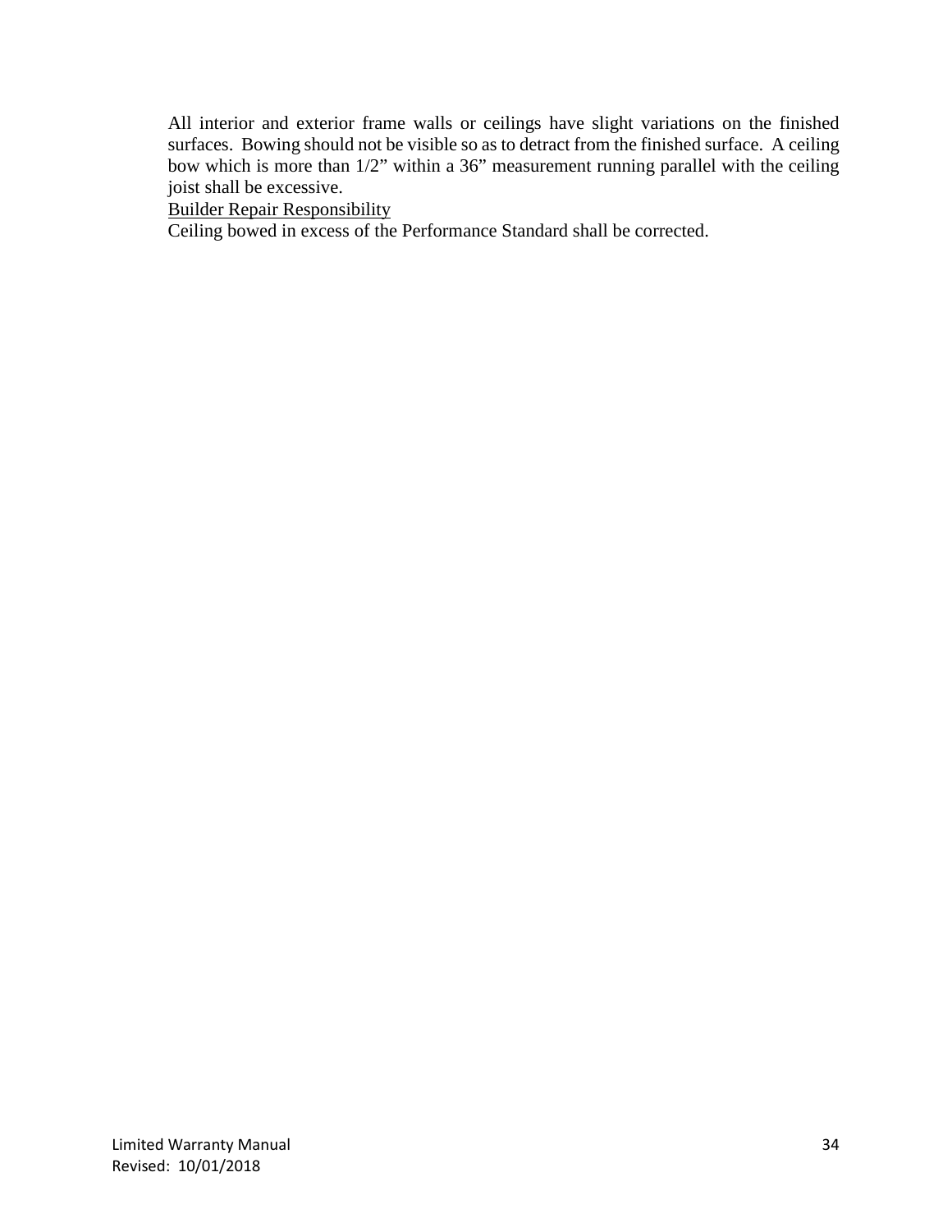All interior and exterior frame walls or ceilings have slight variations on the finished surfaces. Bowing should not be visible so as to detract from the finished surface. A ceiling bow which is more than 1/2" within a 36" measurement running parallel with the ceiling joist shall be excessive.

<u>Builder Repair Responsibility</u>

Ceiling bowed in excess of the Performance Standard shall be corrected.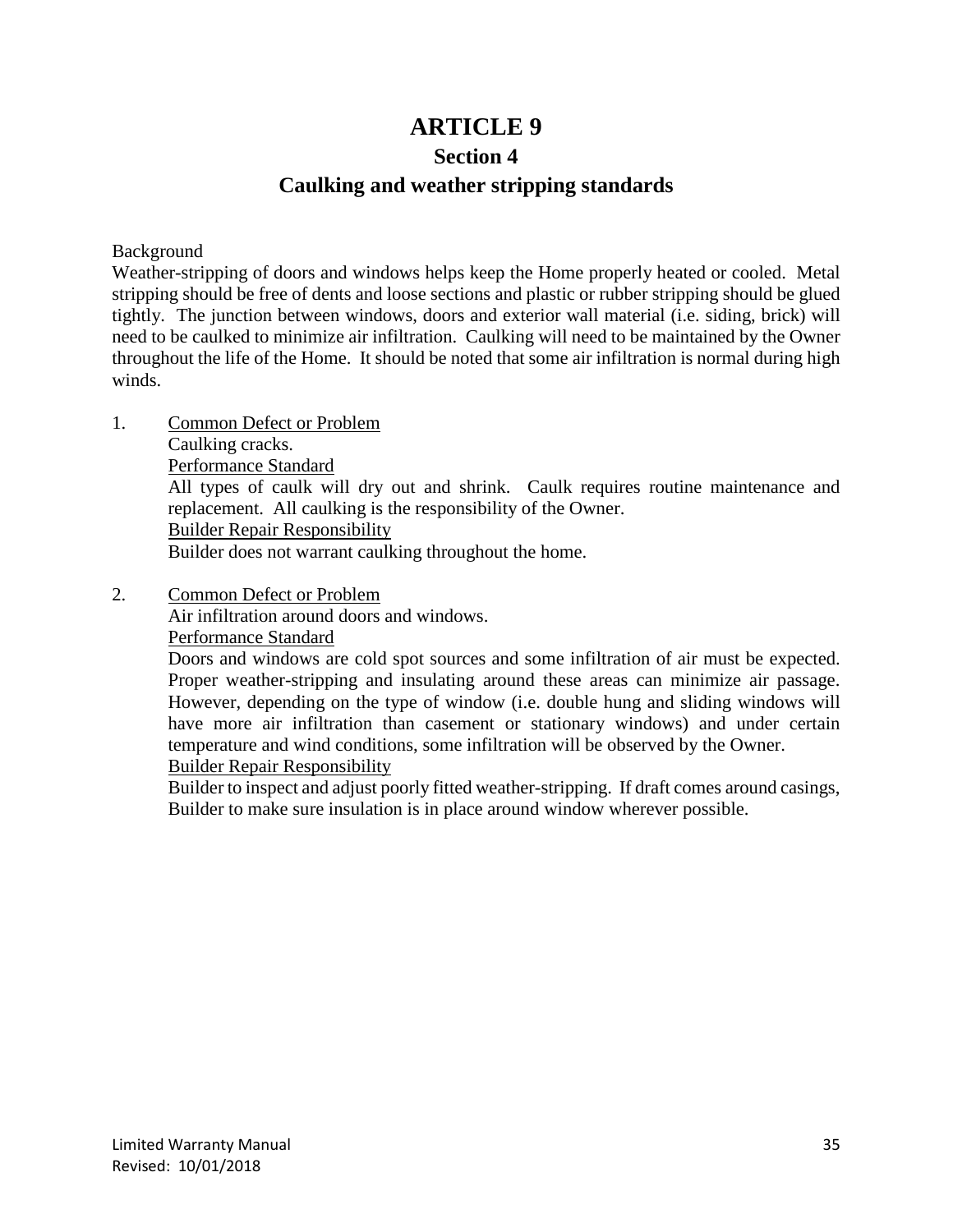# ARTICLE 9

## Section 4

## Caulking and weather stripping standards

Background

Weather-stripping of doors and windows helps keep the Home properly heated or cooled. Metal stripping should be free of dents and loose sections and plastic or rubber stripping should be glued tightly. The junction between windows, doors and exterior wall material (i.e. siding, brick) will need to be caulked to minimize air infiltration. Caulking will need to be maintained by the Owner throughout the life of the Home. It should be noted that some air infiltration is normal during high winds.

1. Common Defect or Problem

   Caulking cracks.

   Performance Standard

   All types of caulk will dry out and shrink. Caulk requires routine maintenance and replacement. All caulking is the responsibility of the Owner.

   Builder Repair Responsibility

   Builder does not warrant caulking throughout the home.

2. Common Defect or Problem

   Air infiltration around doors and windows.

   Performance Standard

   Doors and windows are cold spot sources and some infiltration of air must be expected. Proper weather-stripping and insulating around these areas can minimize air passage. However, depending on the type of window (i.e. double hung and sliding windows will have more air infiltration than casement or stationary windows) and under certain temperature and wind conditions, some infiltration will be observed by the Owner.

   Builder Repair Responsibility

   Builder to inspect and adjust poorly fitted weather-stripping. If draft comes around casings, Builder to make sure insulation is in place around window wherever possible.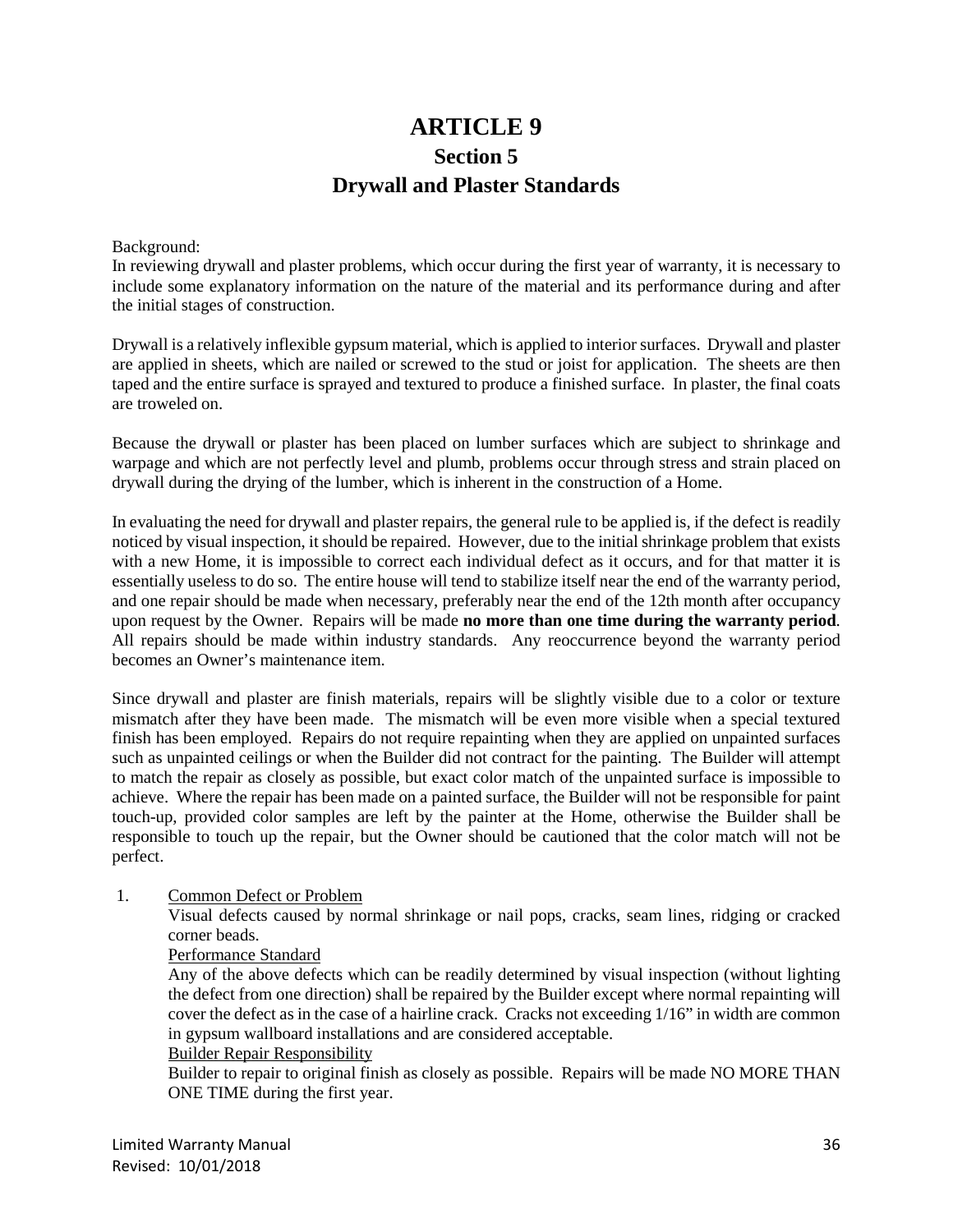# ARTICLE 9

## Section 5

## Drywall and Plaster Standards

Background:
In reviewing drywall and plaster problems, which occur during the first year of warranty, it is necessary to include some explanatory information on the nature of the material and its performance during and after the initial stages of construction.

Drywall is a relatively inflexible gypsum material, which is applied to interior surfaces. Drywall and plaster are applied in sheets, which are nailed or screwed to the stud or joist for application. The sheets are then taped and the entire surface is sprayed and textured to produce a finished surface. In plaster, the final coats are troweled on.

Because the drywall or plaster has been placed on lumber surfaces which are subject to shrinkage and warpage and which are not perfectly level and plumb, problems occur through stress and strain placed on drywall during the drying of the lumber, which is inherent in the construction of a Home.

In evaluating the need for drywall and plaster repairs, the general rule to be applied is, if the defect is readily noticed by visual inspection, it should be repaired. However, due to the initial shrinkage problem that exists with a new Home, it is impossible to correct each individual defect as it occurs, and for that matter it is essentially useless to do so. The entire house will tend to stabilize itself near the end of the warranty period, and one repair should be made when necessary, preferably near the end of the 12th month after occupancy upon request by the Owner. Repairs will be made **no more than one time during the warranty period**. All repairs should be made within industry standards. Any reoccurrence beyond the warranty period becomes an Owner's maintenance item.

Since drywall and plaster are finish materials, repairs will be slightly visible due to a color or texture mismatch after they have been made. The mismatch will be even more visible when a special textured finish has been employed. Repairs do not require repainting when they are applied on unpainted surfaces such as unpainted ceilings or when the Builder did not contract for the painting. The Builder will attempt to match the repair as closely as possible, but exact color match of the unpainted surface is impossible to achieve. Where the repair has been made on a painted surface, the Builder will not be responsible for paint touch-up, provided color samples are left by the painter at the Home, otherwise the Builder shall be responsible to touch up the repair, but the Owner should be cautioned that the color match will not be perfect.

1. Common Defect or Problem
   Visual defects caused by normal shrinkage or nail pops, cracks, seam lines, ridging or cracked corner beads.
   Performance Standard
   Any of the above defects which can be readily determined by visual inspection (without lighting the defect from one direction) shall be repaired by the Builder except where normal repainting will cover the defect as in the case of a hairline crack. Cracks not exceeding 1/16" in width are common in gypsum wallboard installations and are considered acceptable.
   Builder Repair Responsibility
   Builder to repair to original finish as closely as possible. Repairs will be made NO MORE THAN ONE TIME during the first year.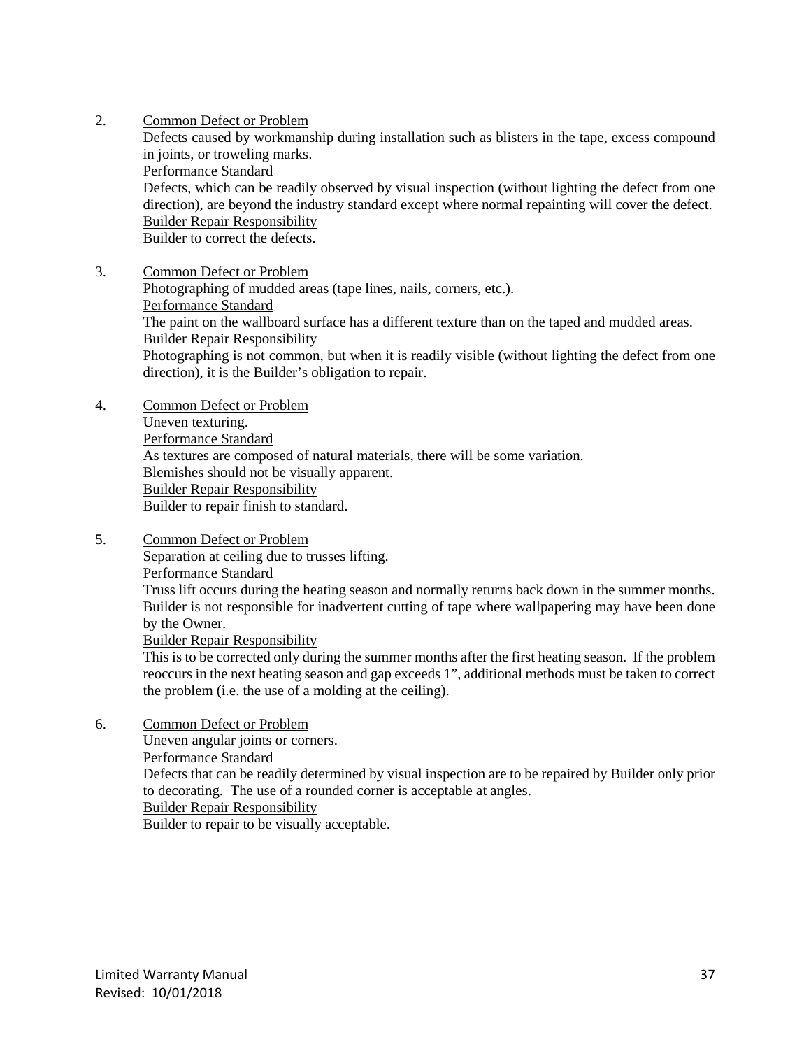2. <u>Common Defect or Problem</u>
   Defects caused by workmanship during installation such as blisters in the tape, excess compound in joints, or troweling marks.
   <u>Performance Standard</u>
   Defects, which can be readily observed by visual inspection (without lighting the defect from one direction), are beyond the industry standard except where normal repainting will cover the defect.
   <u>Builder Repair Responsibility</u>
   Builder to correct the defects.

3. <u>Common Defect or Problem</u>
   Photographing of mudded areas (tape lines, nails, corners, etc.).
   <u>Performance Standard</u>
   The paint on the wallboard surface has a different texture than on the taped and mudded areas.
   <u>Builder Repair Responsibility</u>
   Photographing is not common, but when it is readily visible (without lighting the defect from one direction), it is the Builder's obligation to repair.

4. <u>Common Defect or Problem</u>
   Uneven texturing.
   <u>Performance Standard</u>
   As textures are composed of natural materials, there will be some variation.
   Blemishes should not be visually apparent.
   <u>Builder Repair Responsibility</u>
   Builder to repair finish to standard.

5. <u>Common Defect or Problem</u>
   Separation at ceiling due to trusses lifting.
   <u>Performance Standard</u>
   Truss lift occurs during the heating season and normally returns back down in the summer months. Builder is not responsible for inadvertent cutting of tape where wallpapering may have been done by the Owner.
   <u>Builder Repair Responsibility</u>
   This is to be corrected only during the summer months after the first heating season. If the problem reoccurs in the next heating season and gap exceeds 1", additional methods must be taken to correct the problem (i.e. the use of a molding at the ceiling).

6. <u>Common Defect or Problem</u>
   Uneven angular joints or corners.
   <u>Performance Standard</u>
   Defects that can be readily determined by visual inspection are to be repaired by Builder only prior to decorating. The use of a rounded corner is acceptable at angles.
   <u>Builder Repair Responsibility</u>
   Builder to repair to be visually acceptable.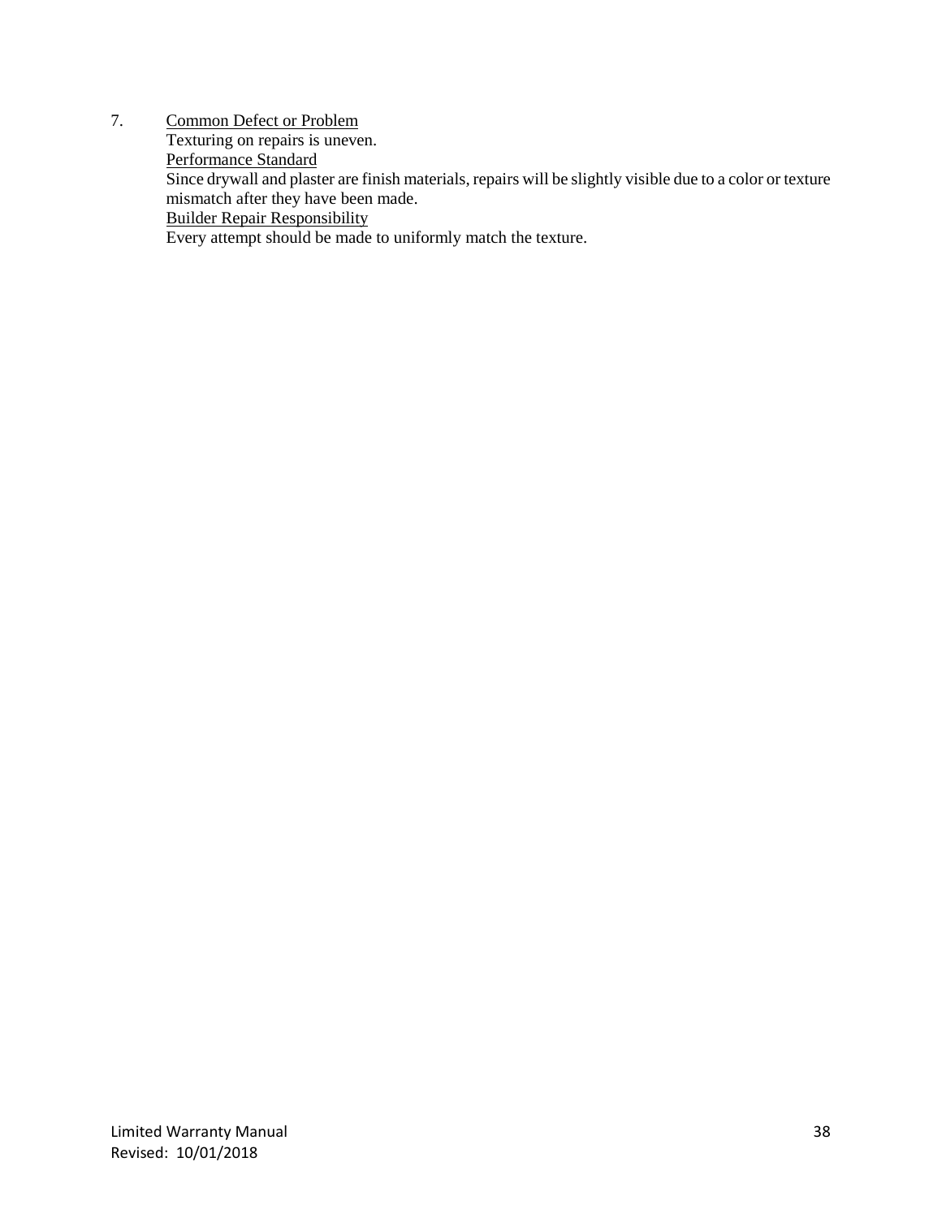7. <u>Common Defect or Problem</u>

   Texturing on repairs is uneven.

   <u>Performance Standard</u>

   Since drywall and plaster are finish materials, repairs will be slightly visible due to a color or texture mismatch after they have been made.

   <u>Builder Repair Responsibility</u>

   Every attempt should be made to uniformly match the texture.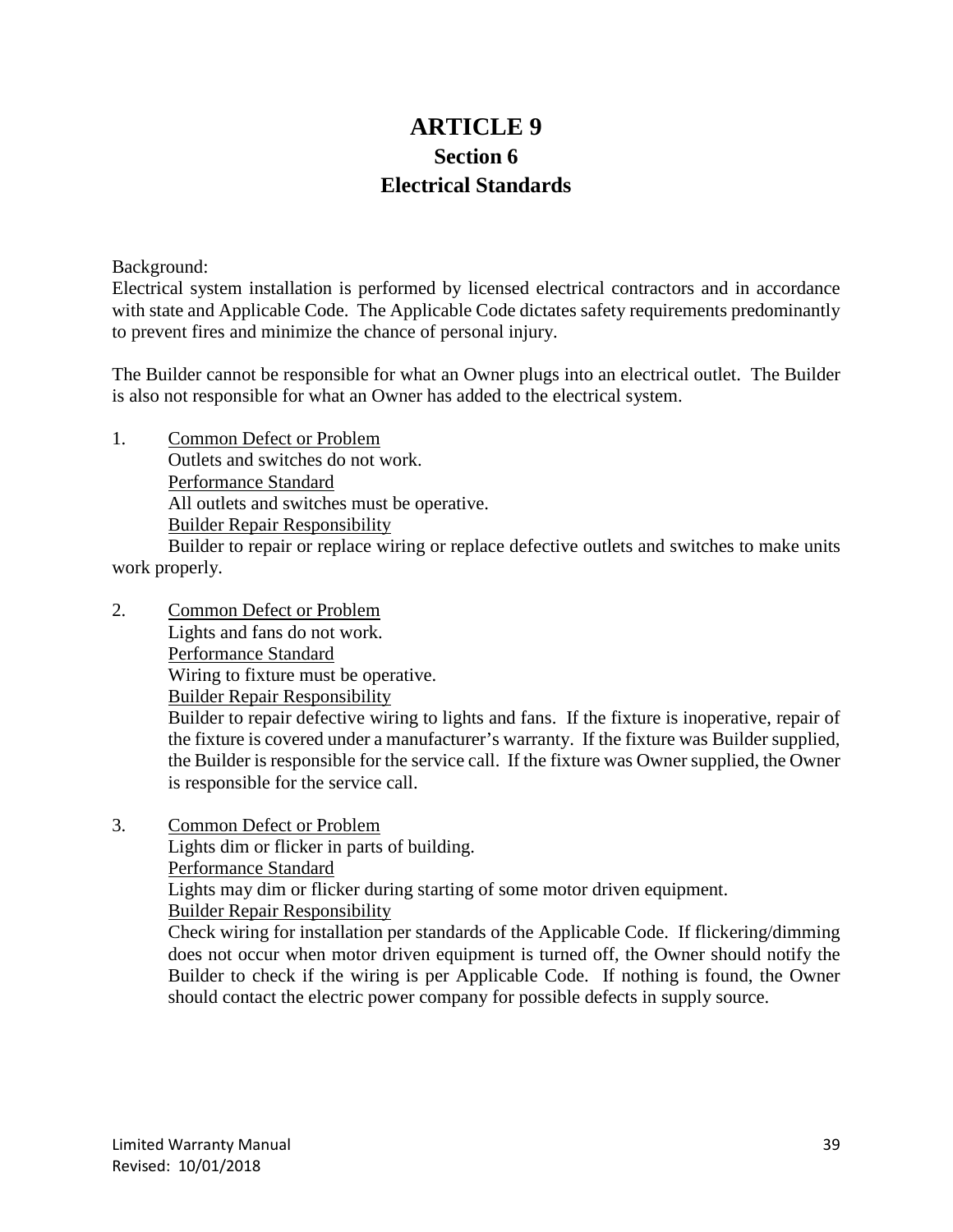# ARTICLE 9

## Section 6

## Electrical Standards

Background:
Electrical system installation is performed by licensed electrical contractors and in accordance with state and Applicable Code. The Applicable Code dictates safety requirements predominantly to prevent fires and minimize the chance of personal injury.

The Builder cannot be responsible for what an Owner plugs into an electrical outlet. The Builder is also not responsible for what an Owner has added to the electrical system.

1. Common Defect or Problem
   Outlets and switches do not work.
   Performance Standard
   All outlets and switches must be operative.
   Builder Repair Responsibility
   Builder to repair or replace wiring or replace defective outlets and switches to make units work properly.

2. Common Defect or Problem
   Lights and fans do not work.
   Performance Standard
   Wiring to fixture must be operative.
   Builder Repair Responsibility
   Builder to repair defective wiring to lights and fans. If the fixture is inoperative, repair of the fixture is covered under a manufacturer's warranty. If the fixture was Builder supplied, the Builder is responsible for the service call. If the fixture was Owner supplied, the Owner is responsible for the service call.

3. Common Defect or Problem
   Lights dim or flicker in parts of building.
   Performance Standard
   Lights may dim or flicker during starting of some motor driven equipment.
   Builder Repair Responsibility
   Check wiring for installation per standards of the Applicable Code. If flickering/dimming does not occur when motor driven equipment is turned off, the Owner should notify the Builder to check if the wiring is per Applicable Code. If nothing is found, the Owner should contact the electric power company for possible defects in supply source.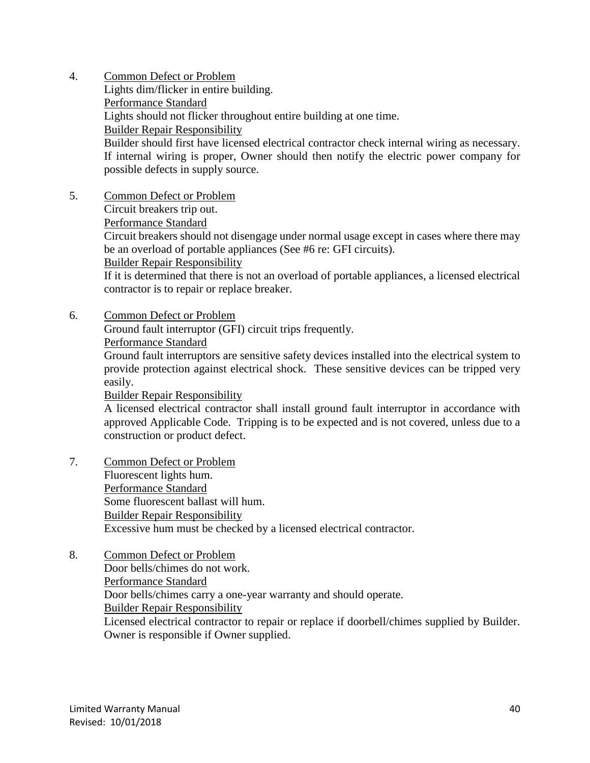4. <u>Common Defect or Problem</u>
   Lights dim/flicker in entire building.
   <u>Performance Standard</u>
   Lights should not flicker throughout entire building at one time.
   <u>Builder Repair Responsibility</u>
   Builder should first have licensed electrical contractor check internal wiring as necessary. If internal wiring is proper, Owner should then notify the electric power company for possible defects in supply source.

5. <u>Common Defect or Problem</u>
   Circuit breakers trip out.
   <u>Performance Standard</u>
   Circuit breakers should not disengage under normal usage except in cases where there may be an overload of portable appliances (See #6 re: GFI circuits).
   <u>Builder Repair Responsibility</u>
   If it is determined that there is not an overload of portable appliances, a licensed electrical contractor is to repair or replace breaker.

6. <u>Common Defect or Problem</u>
   Ground fault interruptor (GFI) circuit trips frequently.
   <u>Performance Standard</u>
   Ground fault interruptors are sensitive safety devices installed into the electrical system to provide protection against electrical shock. These sensitive devices can be tripped very easily.
   <u>Builder Repair Responsibility</u>
   A licensed electrical contractor shall install ground fault interruptor in accordance with approved Applicable Code. Tripping is to be expected and is not covered, unless due to a construction or product defect.

7. <u>Common Defect or Problem</u>
   Fluorescent lights hum.
   <u>Performance Standard</u>
   Some fluorescent ballast will hum.
   <u>Builder Repair Responsibility</u>
   Excessive hum must be checked by a licensed electrical contractor.

8. <u>Common Defect or Problem</u>
   Door bells/chimes do not work.
   <u>Performance Standard</u>
   Door bells/chimes carry a one-year warranty and should operate.
   <u>Builder Repair Responsibility</u>
   Licensed electrical contractor to repair or replace if doorbell/chimes supplied by Builder. Owner is responsible if Owner supplied.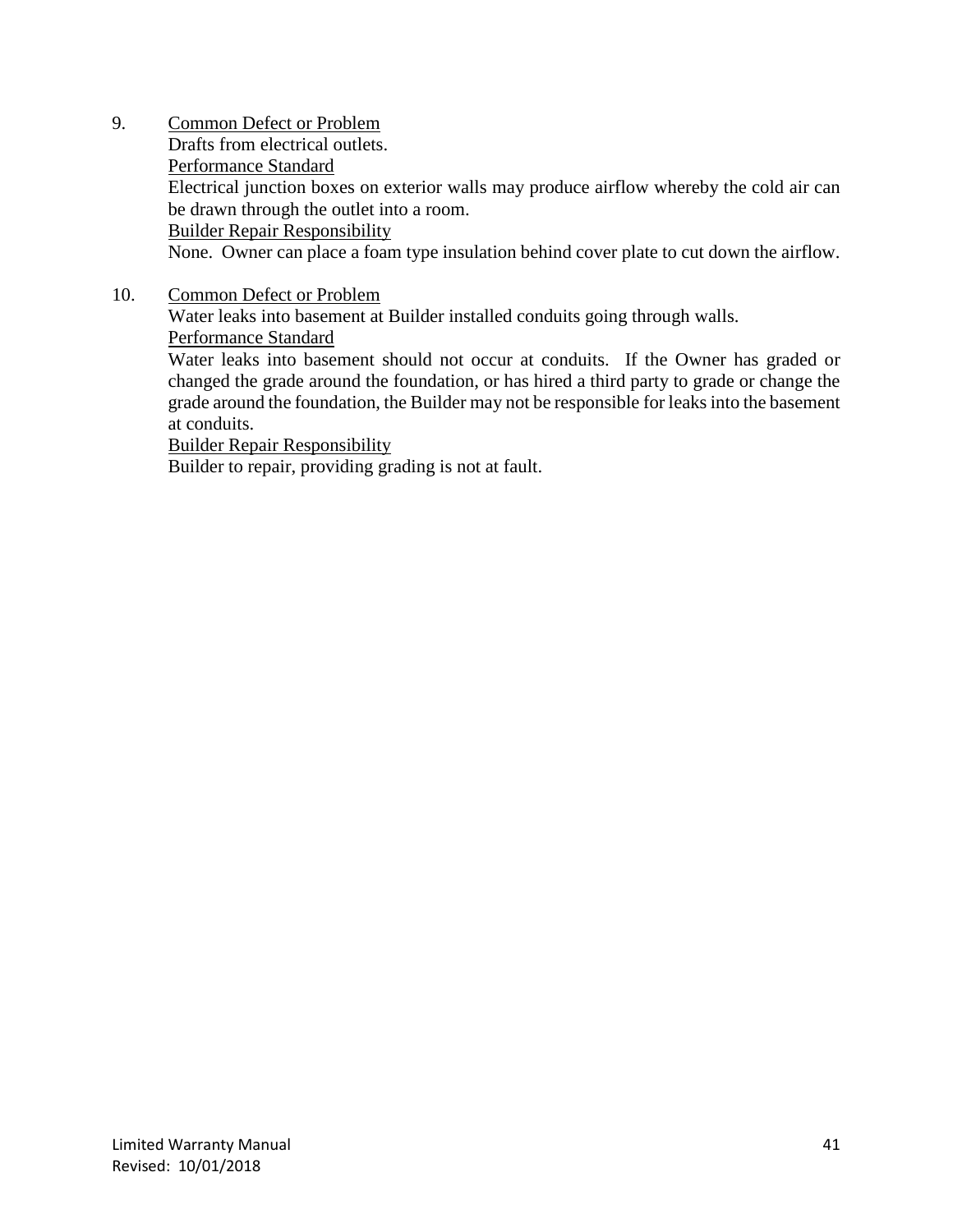9. <u>Common Defect or Problem</u>
   Drafts from electrical outlets.
   <u>Performance Standard</u>
   Electrical junction boxes on exterior walls may produce airflow whereby the cold air can be drawn through the outlet into a room.
   <u>Builder Repair Responsibility</u>
   None. Owner can place a foam type insulation behind cover plate to cut down the airflow.

10. <u>Common Defect or Problem</u>
    Water leaks into basement at Builder installed conduits going through walls.
    <u>Performance Standard</u>
    Water leaks into basement should not occur at conduits. If the Owner has graded or changed the grade around the foundation, or has hired a third party to grade or change the grade around the foundation, the Builder may not be responsible for leaks into the basement at conduits.
    <u>Builder Repair Responsibility</u>
    Builder to repair, providing grading is not at fault.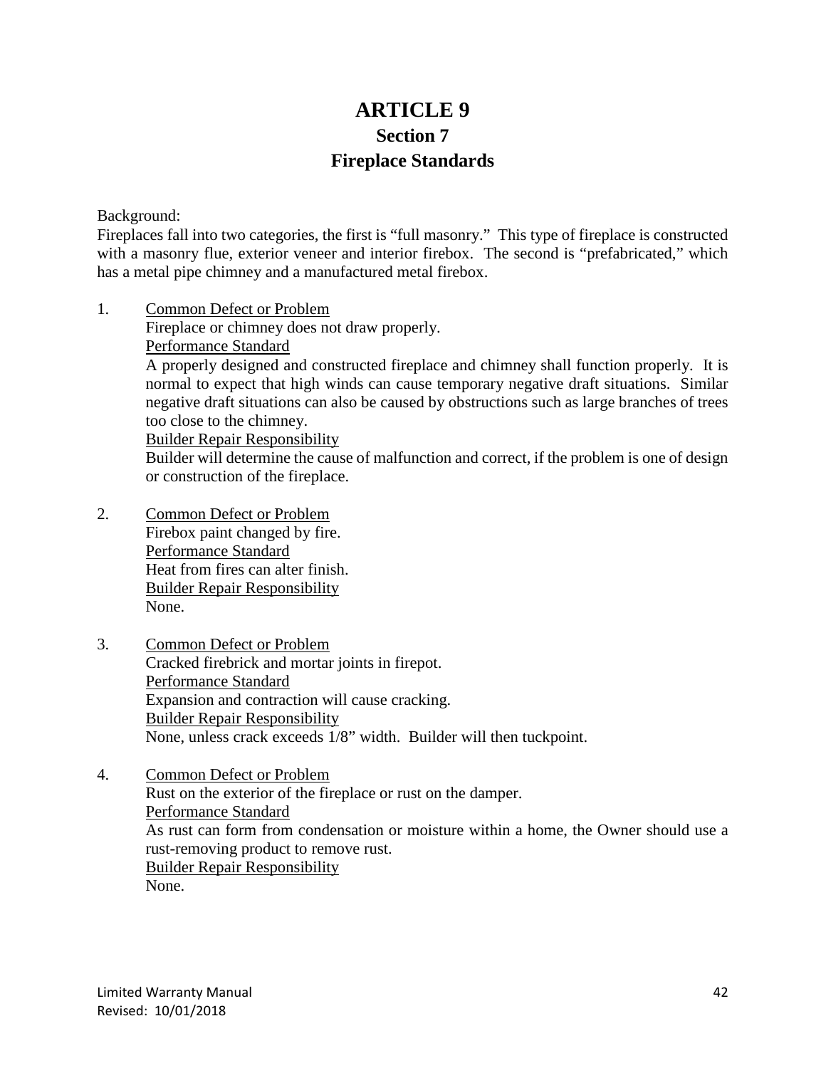# ARTICLE 9

## Section 7

## Fireplace Standards

Background:
Fireplaces fall into two categories, the first is "full masonry." This type of fireplace is constructed with a masonry flue, exterior veneer and interior firebox. The second is "prefabricated," which has a metal pipe chimney and a manufactured metal firebox.

1. <u>Common Defect or Problem</u>
   Fireplace or chimney does not draw properly.
   <u>Performance Standard</u>
   A properly designed and constructed fireplace and chimney shall function properly. It is normal to expect that high winds can cause temporary negative draft situations. Similar negative draft situations can also be caused by obstructions such as large branches of trees too close to the chimney.
   <u>Builder Repair Responsibility</u>
   Builder will determine the cause of malfunction and correct, if the problem is one of design or construction of the fireplace.

2. <u>Common Defect or Problem</u>
   Firebox paint changed by fire.
   <u>Performance Standard</u>
   Heat from fires can alter finish.
   <u>Builder Repair Responsibility</u>
   None.

3. <u>Common Defect or Problem</u>
   Cracked firebrick and mortar joints in firepot.
   <u>Performance Standard</u>
   Expansion and contraction will cause cracking.
   <u>Builder Repair Responsibility</u>
   None, unless crack exceeds 1/8" width. Builder will then tuckpoint.

4. <u>Common Defect or Problem</u>
   Rust on the exterior of the fireplace or rust on the damper.
   <u>Performance Standard</u>
   As rust can form from condensation or moisture within a home, the Owner should use a rust-removing product to remove rust.
   <u>Builder Repair Responsibility</u>
   None.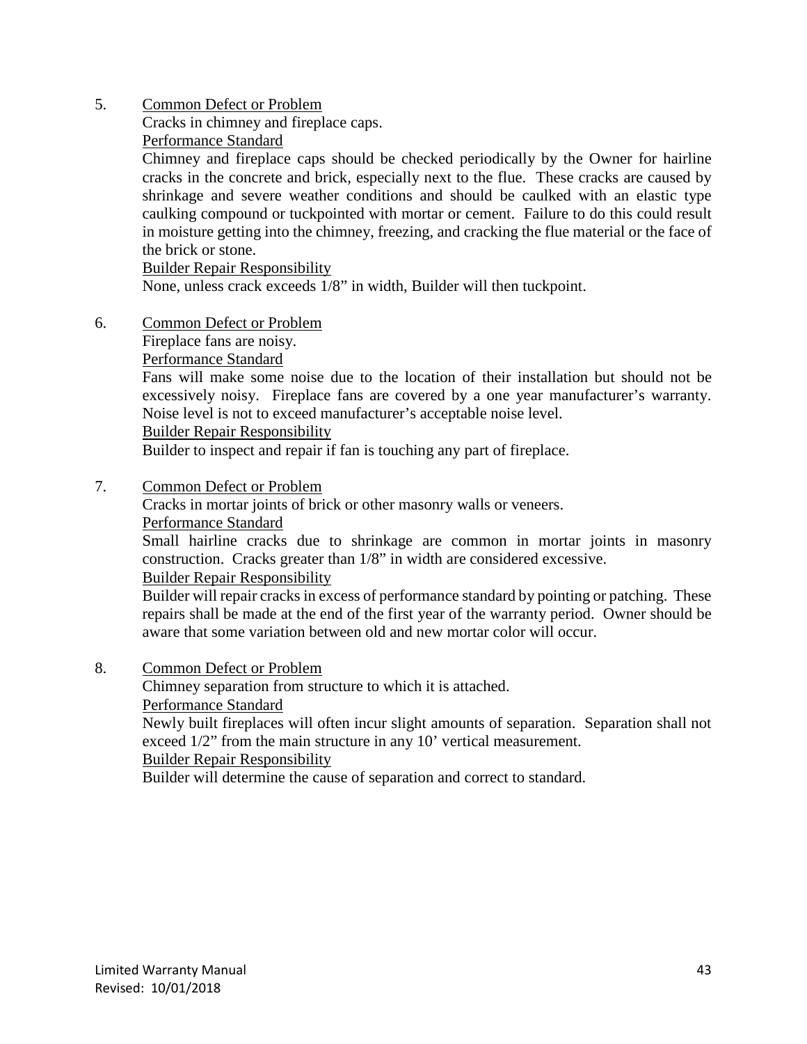5. <u>Common Defect or Problem</u>

   Cracks in chimney and fireplace caps.

   <u>Performance Standard</u>

   Chimney and fireplace caps should be checked periodically by the Owner for hairline cracks in the concrete and brick, especially next to the flue. These cracks are caused by shrinkage and severe weather conditions and should be caulked with an elastic type caulking compound or tuckpointed with mortar or cement. Failure to do this could result in moisture getting into the chimney, freezing, and cracking the flue material or the face of the brick or stone.

   <u>Builder Repair Responsibility</u>

   None, unless crack exceeds 1/8" in width, Builder will then tuckpoint.

6. <u>Common Defect or Problem</u>

   Fireplace fans are noisy.

   <u>Performance Standard</u>

   Fans will make some noise due to the location of their installation but should not be excessively noisy. Fireplace fans are covered by a one year manufacturer's warranty. Noise level is not to exceed manufacturer's acceptable noise level.

   <u>Builder Repair Responsibility</u>

   Builder to inspect and repair if fan is touching any part of fireplace.

7. <u>Common Defect or Problem</u>

   Cracks in mortar joints of brick or other masonry walls or veneers.

   <u>Performance Standard</u>

   Small hairline cracks due to shrinkage are common in mortar joints in masonry construction. Cracks greater than 1/8" in width are considered excessive.

   <u>Builder Repair Responsibility</u>

   Builder will repair cracks in excess of performance standard by pointing or patching. These repairs shall be made at the end of the first year of the warranty period. Owner should be aware that some variation between old and new mortar color will occur.

8. <u>Common Defect or Problem</u>

   Chimney separation from structure to which it is attached.

   <u>Performance Standard</u>

   Newly built fireplaces will often incur slight amounts of separation. Separation shall not exceed 1/2" from the main structure in any 10' vertical measurement.

   <u>Builder Repair Responsibility</u>

   Builder will determine the cause of separation and correct to standard.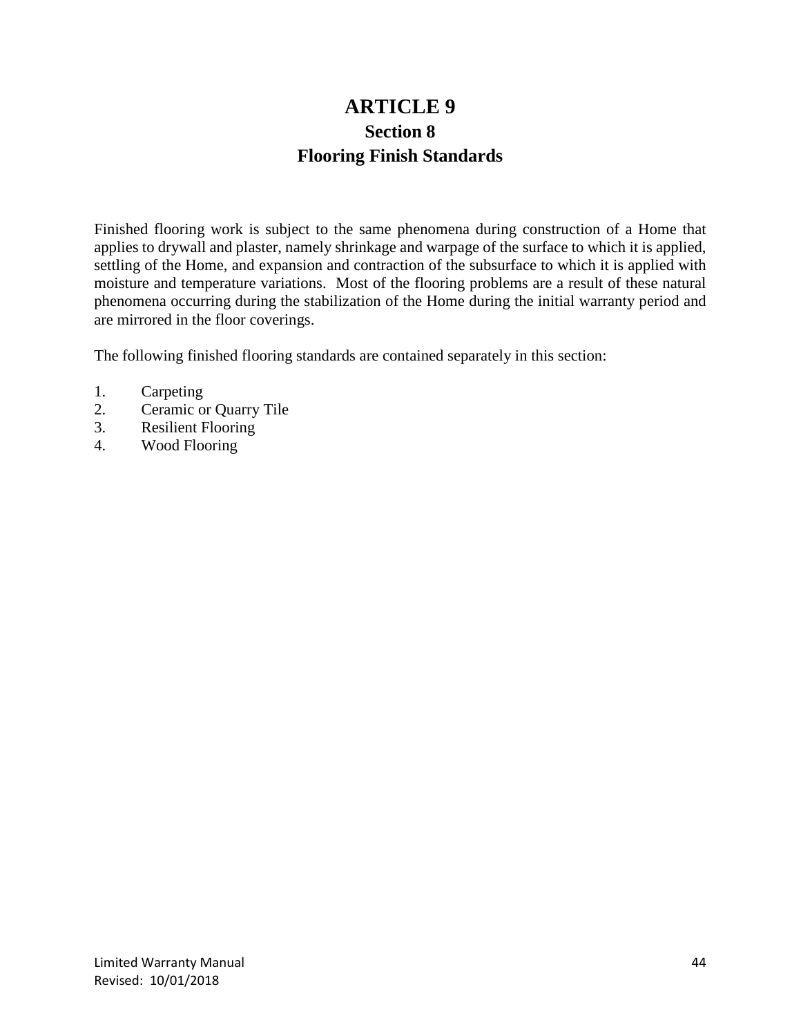# ARTICLE 9

## Section 8

## Flooring Finish Standards

Finished flooring work is subject to the same phenomena during construction of a Home that applies to drywall and plaster, namely shrinkage and warpage of the surface to which it is applied, settling of the Home, and expansion and contraction of the subsurface to which it is applied with moisture and temperature variations. Most of the flooring problems are a result of these natural phenomena occurring during the stabilization of the Home during the initial warranty period and are mirrored in the floor coverings.

The following finished flooring standards are contained separately in this section:

1. Carpeting
2. Ceramic or Quarry Tile
3. Resilient Flooring
4. Wood Flooring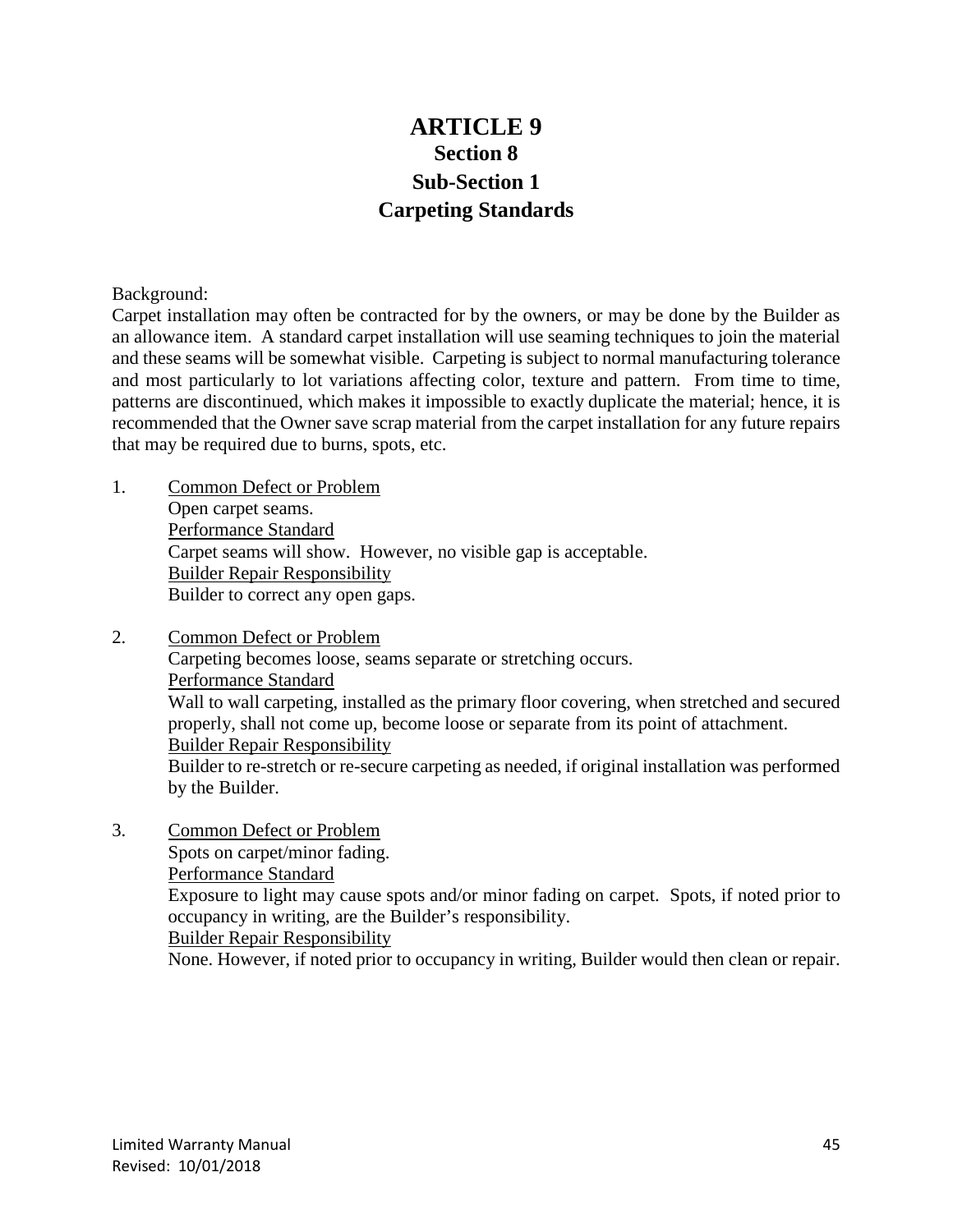# ARTICLE 9
## Section 8
## Sub-Section 1
## Carpeting Standards

Background:
Carpet installation may often be contracted for by the owners, or may be done by the Builder as an allowance item. A standard carpet installation will use seaming techniques to join the material and these seams will be somewhat visible. Carpeting is subject to normal manufacturing tolerance and most particularly to lot variations affecting color, texture and pattern. From time to time, patterns are discontinued, which makes it impossible to exactly duplicate the material; hence, it is recommended that the Owner save scrap material from the carpet installation for any future repairs that may be required due to burns, spots, etc.

1. <u>Common Defect or Problem</u>
   Open carpet seams.
   <u>Performance Standard</u>
   Carpet seams will show. However, no visible gap is acceptable.
   <u>Builder Repair Responsibility</u>
   Builder to correct any open gaps.

2. <u>Common Defect or Problem</u>
   Carpeting becomes loose, seams separate or stretching occurs.
   <u>Performance Standard</u>
   Wall to wall carpeting, installed as the primary floor covering, when stretched and secured properly, shall not come up, become loose or separate from its point of attachment.
   <u>Builder Repair Responsibility</u>
   Builder to re-stretch or re-secure carpeting as needed, if original installation was performed by the Builder.

3. <u>Common Defect or Problem</u>
   Spots on carpet/minor fading.
   <u>Performance Standard</u>
   Exposure to light may cause spots and/or minor fading on carpet. Spots, if noted prior to occupancy in writing, are the Builder's responsibility.
   <u>Builder Repair Responsibility</u>
   None. However, if noted prior to occupancy in writing, Builder would then clean or repair.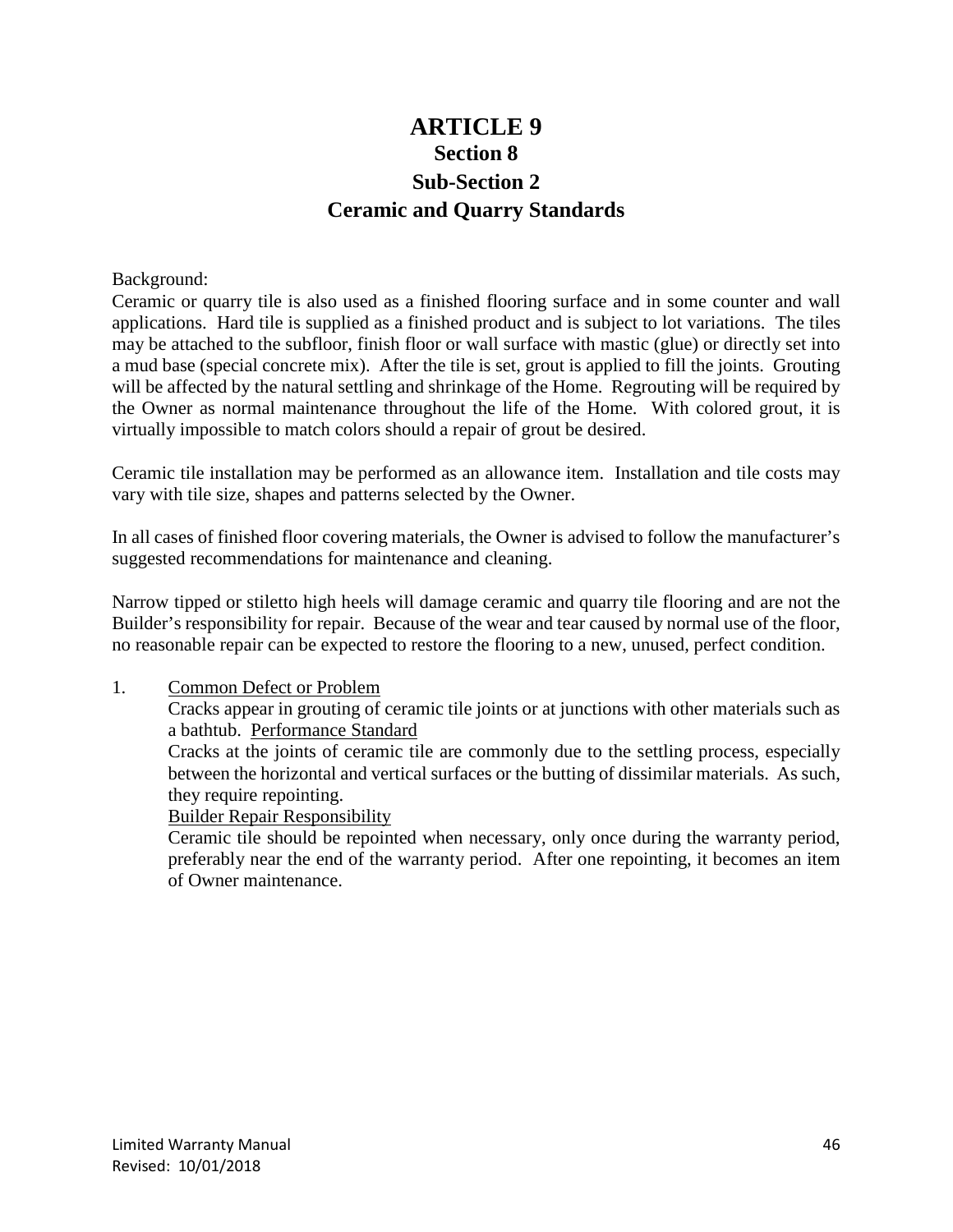# ARTICLE 9

## Section 8

## Sub-Section 2

## Ceramic and Quarry Standards

Background:
Ceramic or quarry tile is also used as a finished flooring surface and in some counter and wall applications. Hard tile is supplied as a finished product and is subject to lot variations. The tiles may be attached to the subfloor, finish floor or wall surface with mastic (glue) or directly set into a mud base (special concrete mix). After the tile is set, grout is applied to fill the joints. Grouting will be affected by the natural settling and shrinkage of the Home. Regrouting will be required by the Owner as normal maintenance throughout the life of the Home. With colored grout, it is virtually impossible to match colors should a repair of grout be desired.

Ceramic tile installation may be performed as an allowance item. Installation and tile costs may vary with tile size, shapes and patterns selected by the Owner.

In all cases of finished floor covering materials, the Owner is advised to follow the manufacturer's suggested recommendations for maintenance and cleaning.

Narrow tipped or stiletto high heels will damage ceramic and quarry tile flooring and are not the Builder's responsibility for repair. Because of the wear and tear caused by normal use of the floor, no reasonable repair can be expected to restore the flooring to a new, unused, perfect condition.

1. Common Defect or Problem
   Cracks appear in grouting of ceramic tile joints or at junctions with other materials such as a bathtub. Performance Standard
   Cracks at the joints of ceramic tile are commonly due to the settling process, especially between the horizontal and vertical surfaces or the butting of dissimilar materials. As such, they require repointing.
   Builder Repair Responsibility
   Ceramic tile should be repointed when necessary, only once during the warranty period, preferably near the end of the warranty period. After one repointing, it becomes an item of Owner maintenance.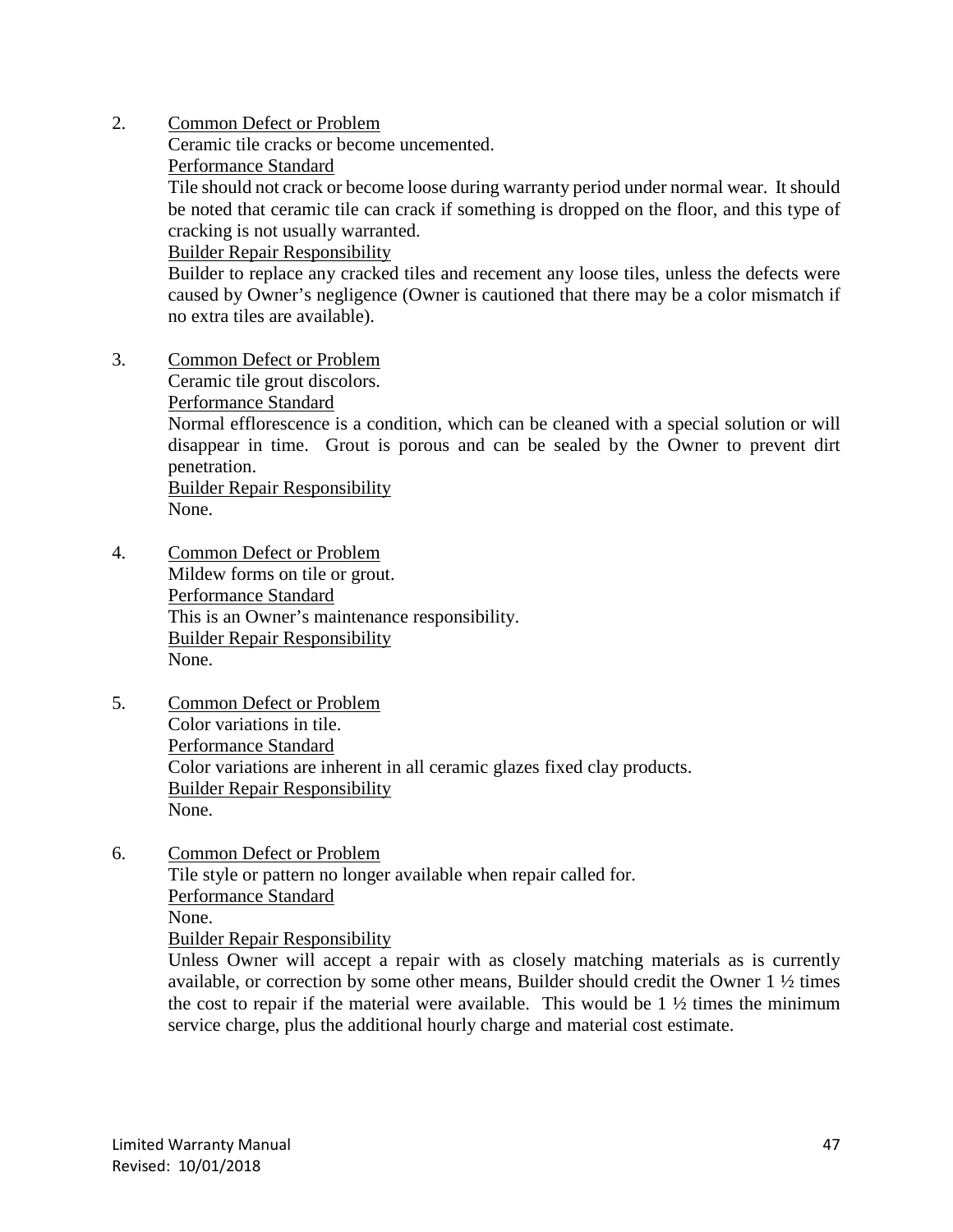2. <u>Common Defect or Problem</u>
   Ceramic tile cracks or become uncemented.
   <u>Performance Standard</u>
   Tile should not crack or become loose during warranty period under normal wear. It should be noted that ceramic tile can crack if something is dropped on the floor, and this type of cracking is not usually warranted.
   <u>Builder Repair Responsibility</u>
   Builder to replace any cracked tiles and recement any loose tiles, unless the defects were caused by Owner's negligence (Owner is cautioned that there may be a color mismatch if no extra tiles are available).

3. <u>Common Defect or Problem</u>
   Ceramic tile grout discolors.
   <u>Performance Standard</u>
   Normal efflorescence is a condition, which can be cleaned with a special solution or will disappear in time. Grout is porous and can be sealed by the Owner to prevent dirt penetration.
   <u>Builder Repair Responsibility</u>
   None.

4. <u>Common Defect or Problem</u>
   Mildew forms on tile or grout.
   <u>Performance Standard</u>
   This is an Owner's maintenance responsibility.
   <u>Builder Repair Responsibility</u>
   None.

5. <u>Common Defect or Problem</u>
   Color variations in tile.
   <u>Performance Standard</u>
   Color variations are inherent in all ceramic glazes fixed clay products.
   <u>Builder Repair Responsibility</u>
   None.

6. <u>Common Defect or Problem</u>
   Tile style or pattern no longer available when repair called for.
   <u>Performance Standard</u>
   None.
   <u>Builder Repair Responsibility</u>
   Unless Owner will accept a repair with as closely matching materials as is currently available, or correction by some other means, Builder should credit the Owner 1 ½ times the cost to repair if the material were available. This would be 1 ½ times the minimum service charge, plus the additional hourly charge and material cost estimate.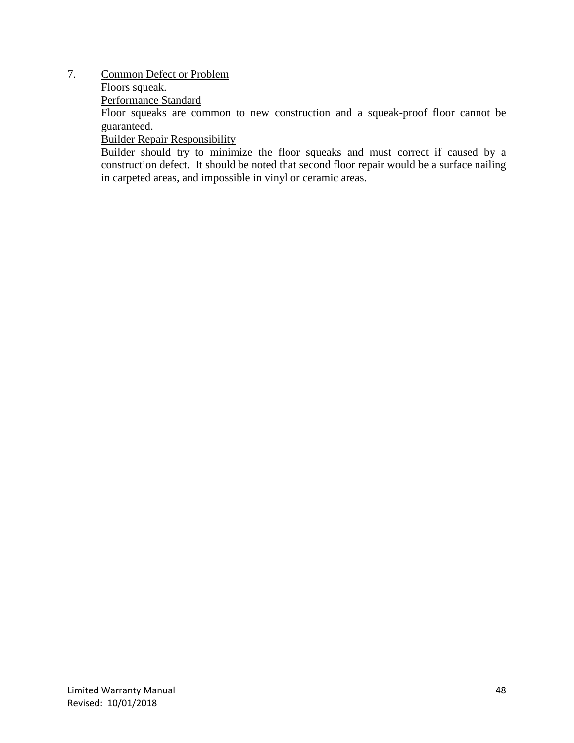7. Common Defect or Problem

   Floors squeak.

   Performance Standard

   Floor squeaks are common to new construction and a squeak-proof floor cannot be guaranteed.

   Builder Repair Responsibility

   Builder should try to minimize the floor squeaks and must correct if caused by a construction defect. It should be noted that second floor repair would be a surface nailing in carpeted areas, and impossible in vinyl or ceramic areas.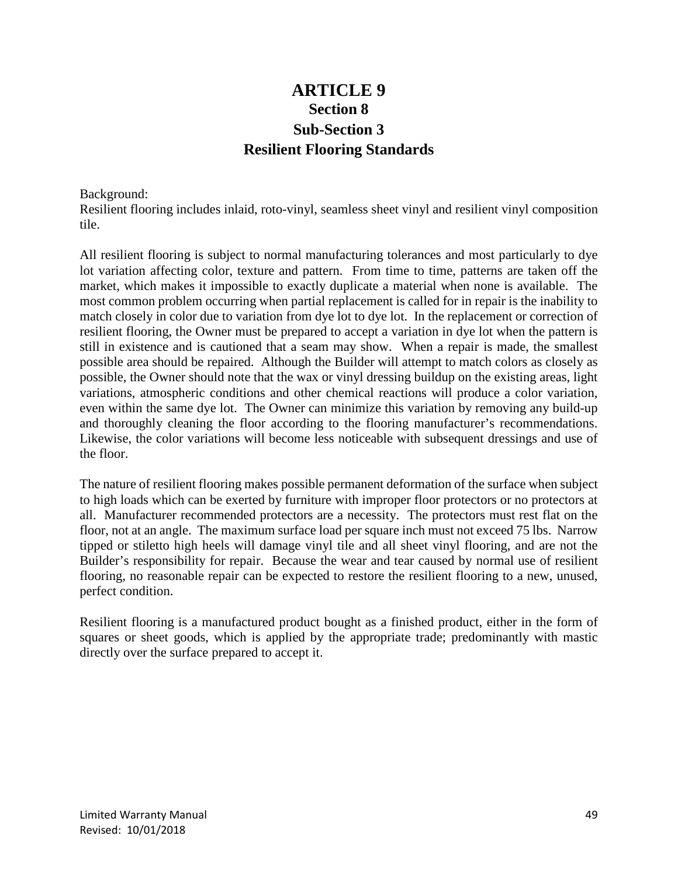# ARTICLE 9
## Section 8
## Sub-Section 3
## Resilient Flooring Standards

Background:
Resilient flooring includes inlaid, roto-vinyl, seamless sheet vinyl and resilient vinyl composition tile.

All resilient flooring is subject to normal manufacturing tolerances and most particularly to dye lot variation affecting color, texture and pattern. From time to time, patterns are taken off the market, which makes it impossible to exactly duplicate a material when none is available. The most common problem occurring when partial replacement is called for in repair is the inability to match closely in color due to variation from dye lot to dye lot. In the replacement or correction of resilient flooring, the Owner must be prepared to accept a variation in dye lot when the pattern is still in existence and is cautioned that a seam may show. When a repair is made, the smallest possible area should be repaired. Although the Builder will attempt to match colors as closely as possible, the Owner should note that the wax or vinyl dressing buildup on the existing areas, light variations, atmospheric conditions and other chemical reactions will produce a color variation, even within the same dye lot. The Owner can minimize this variation by removing any build-up and thoroughly cleaning the floor according to the flooring manufacturer's recommendations. Likewise, the color variations will become less noticeable with subsequent dressings and use of the floor.

The nature of resilient flooring makes possible permanent deformation of the surface when subject to high loads which can be exerted by furniture with improper floor protectors or no protectors at all. Manufacturer recommended protectors are a necessity. The protectors must rest flat on the floor, not at an angle. The maximum surface load per square inch must not exceed 75 lbs. Narrow tipped or stiletto high heels will damage vinyl tile and all sheet vinyl flooring, and are not the Builder's responsibility for repair. Because the wear and tear caused by normal use of resilient flooring, no reasonable repair can be expected to restore the resilient flooring to a new, unused, perfect condition.

Resilient flooring is a manufactured product bought as a finished product, either in the form of squares or sheet goods, which is applied by the appropriate trade; predominantly with mastic directly over the surface prepared to accept it.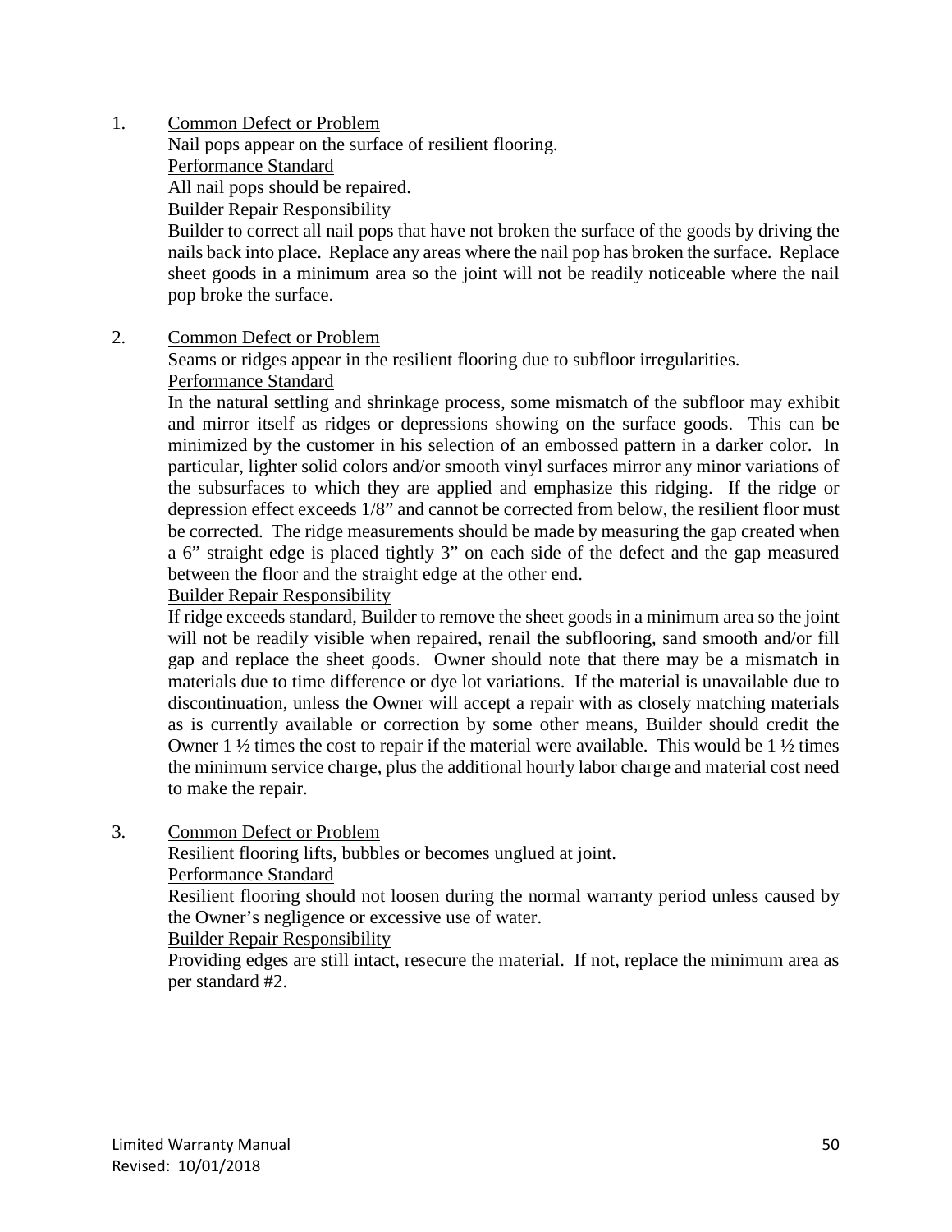1. <u>Common Defect or Problem</u>

   Nail pops appear on the surface of resilient flooring.

   <u>Performance Standard</u>

   All nail pops should be repaired.

   <u>Builder Repair Responsibility</u>

   Builder to correct all nail pops that have not broken the surface of the goods by driving the nails back into place. Replace any areas where the nail pop has broken the surface. Replace sheet goods in a minimum area so the joint will not be readily noticeable where the nail pop broke the surface.

2. <u>Common Defect or Problem</u>

   Seams or ridges appear in the resilient flooring due to subfloor irregularities.

   <u>Performance Standard</u>

   In the natural settling and shrinkage process, some mismatch of the subfloor may exhibit and mirror itself as ridges or depressions showing on the surface goods. This can be minimized by the customer in his selection of an embossed pattern in a darker color. In particular, lighter solid colors and/or smooth vinyl surfaces mirror any minor variations of the subsurfaces to which they are applied and emphasize this ridging. If the ridge or depression effect exceeds 1/8" and cannot be corrected from below, the resilient floor must be corrected. The ridge measurements should be made by measuring the gap created when a 6" straight edge is placed tightly 3" on each side of the defect and the gap measured between the floor and the straight edge at the other end.

   <u>Builder Repair Responsibility</u>

   If ridge exceeds standard, Builder to remove the sheet goods in a minimum area so the joint will not be readily visible when repaired, renail the subflooring, sand smooth and/or fill gap and replace the sheet goods. Owner should note that there may be a mismatch in materials due to time difference or dye lot variations. If the material is unavailable due to discontinuation, unless the Owner will accept a repair with as closely matching materials as is currently available or correction by some other means, Builder should credit the Owner 1 ½ times the cost to repair if the material were available. This would be 1 ½ times the minimum service charge, plus the additional hourly labor charge and material cost need to make the repair.

3. <u>Common Defect or Problem</u>

   Resilient flooring lifts, bubbles or becomes unglued at joint.

   <u>Performance Standard</u>

   Resilient flooring should not loosen during the normal warranty period unless caused by the Owner's negligence or excessive use of water.

   <u>Builder Repair Responsibility</u>

   Providing edges are still intact, resecure the material. If not, replace the minimum area as per standard #2.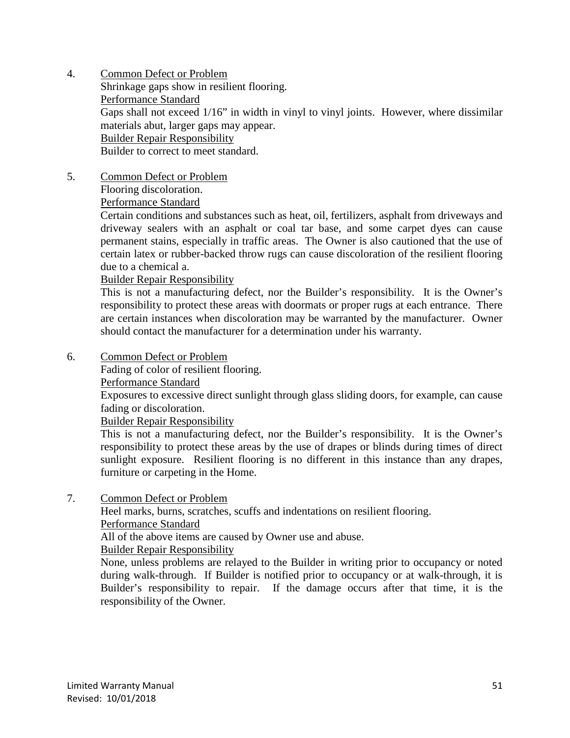4. <u>Common Defect or Problem</u>
   Shrinkage gaps show in resilient flooring.
   <u>Performance Standard</u>
   Gaps shall not exceed 1/16” in width in vinyl to vinyl joints. However, where dissimilar materials abut, larger gaps may appear.
   <u>Builder Repair Responsibility</u>
   Builder to correct to meet standard.

5. <u>Common Defect or Problem</u>
   Flooring discoloration.
   <u>Performance Standard</u>
   Certain conditions and substances such as heat, oil, fertilizers, asphalt from driveways and driveway sealers with an asphalt or coal tar base, and some carpet dyes can cause permanent stains, especially in traffic areas. The Owner is also cautioned that the use of certain latex or rubber-backed throw rugs can cause discoloration of the resilient flooring due to a chemical a.
   <u>Builder Repair Responsibility</u>
   This is not a manufacturing defect, nor the Builder’s responsibility. It is the Owner’s responsibility to protect these areas with doormats or proper rugs at each entrance. There are certain instances when discoloration may be warranted by the manufacturer. Owner should contact the manufacturer for a determination under his warranty.

6. <u>Common Defect or Problem</u>
   Fading of color of resilient flooring.
   <u>Performance Standard</u>
   Exposures to excessive direct sunlight through glass sliding doors, for example, can cause fading or discoloration.
   <u>Builder Repair Responsibility</u>
   This is not a manufacturing defect, nor the Builder’s responsibility. It is the Owner’s responsibility to protect these areas by the use of drapes or blinds during times of direct sunlight exposure. Resilient flooring is no different in this instance than any drapes, furniture or carpeting in the Home.

7. <u>Common Defect or Problem</u>
   Heel marks, burns, scratches, scuffs and indentations on resilient flooring.
   <u>Performance Standard</u>
   All of the above items are caused by Owner use and abuse.
   <u>Builder Repair Responsibility</u>
   None, unless problems are relayed to the Builder in writing prior to occupancy or noted during walk-through. If Builder is notified prior to occupancy or at walk-through, it is Builder’s responsibility to repair. If the damage occurs after that time, it is the responsibility of the Owner.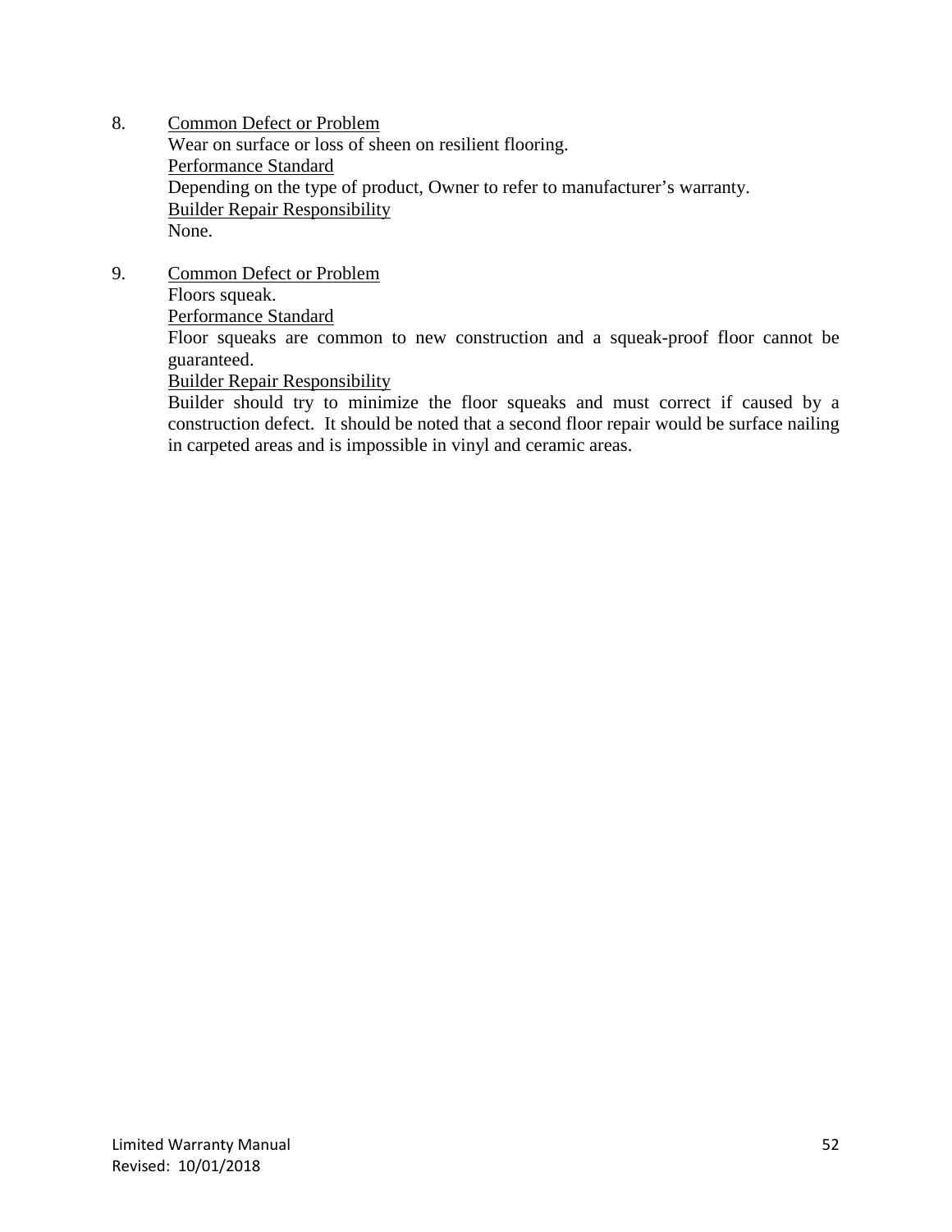8. <u>Common Defect or Problem</u>
   Wear on surface or loss of sheen on resilient flooring.
   <u>Performance Standard</u>
   Depending on the type of product, Owner to refer to manufacturer's warranty.
   <u>Builder Repair Responsibility</u>
   None.

9. <u>Common Defect or Problem</u>
   Floors squeak.
   <u>Performance Standard</u>
   Floor squeaks are common to new construction and a squeak-proof floor cannot be guaranteed.
   <u>Builder Repair Responsibility</u>
   Builder should try to minimize the floor squeaks and must correct if caused by a construction defect. It should be noted that a second floor repair would be surface nailing in carpeted areas and is impossible in vinyl and ceramic areas.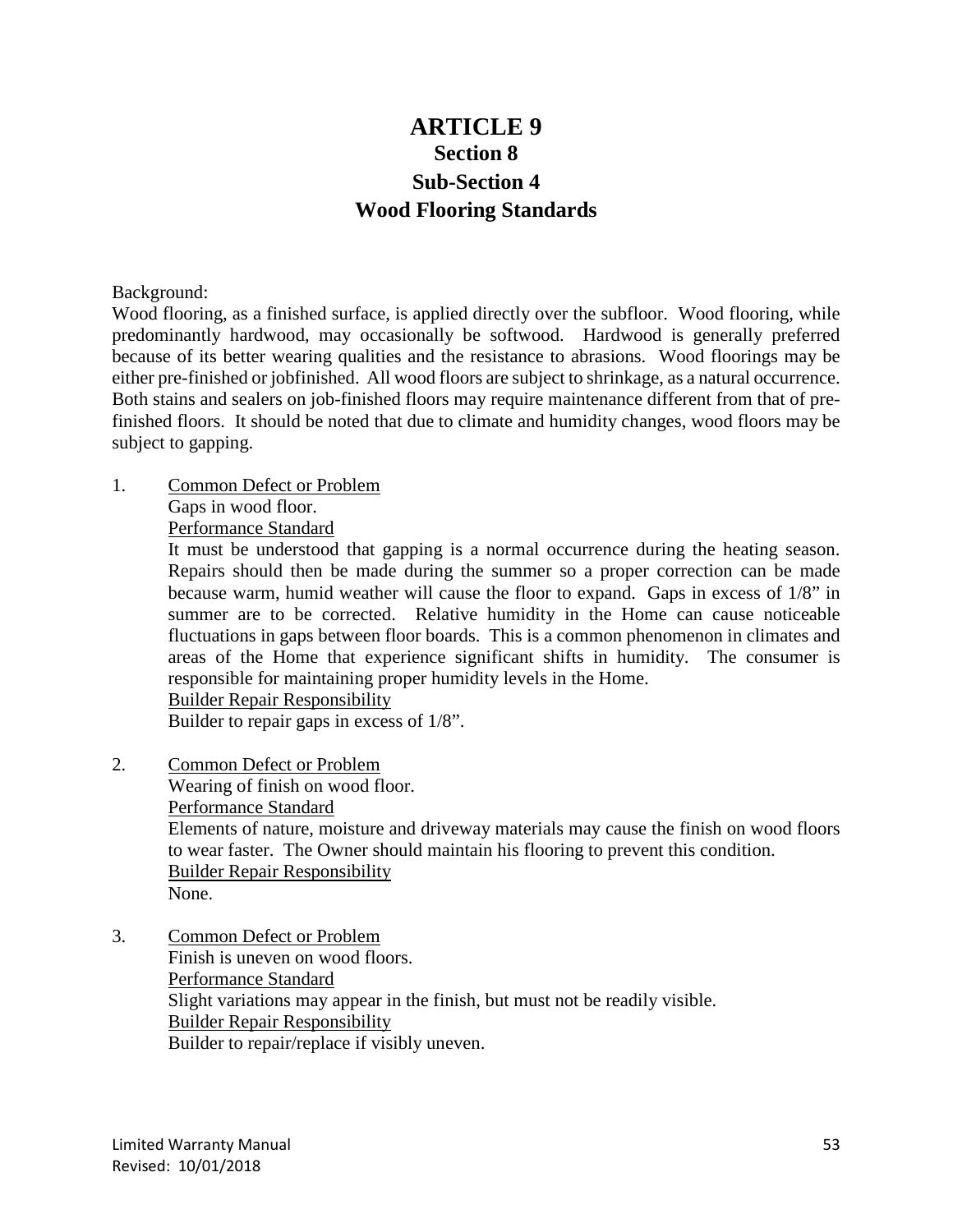# ARTICLE 9
## Section 8
## Sub-Section 4
## Wood Flooring Standards

Background:
Wood flooring, as a finished surface, is applied directly over the subfloor. Wood flooring, while predominantly hardwood, may occasionally be softwood. Hardwood is generally preferred because of its better wearing qualities and the resistance to abrasions. Wood floorings may be either pre-finished or jobfinished. All wood floors are subject to shrinkage, as a natural occurrence. Both stains and sealers on job-finished floors may require maintenance different from that of pre-finished floors. It should be noted that due to climate and humidity changes, wood floors may be subject to gapping.

1. Common Defect or Problem
   Gaps in wood floor.
   Performance Standard
   It must be understood that gapping is a normal occurrence during the heating season. Repairs should then be made during the summer so a proper correction can be made because warm, humid weather will cause the floor to expand. Gaps in excess of 1/8" in summer are to be corrected. Relative humidity in the Home can cause noticeable fluctuations in gaps between floor boards. This is a common phenomenon in climates and areas of the Home that experience significant shifts in humidity. The consumer is responsible for maintaining proper humidity levels in the Home.
   Builder Repair Responsibility
   Builder to repair gaps in excess of 1/8".

2. Common Defect or Problem
   Wearing of finish on wood floor.
   Performance Standard
   Elements of nature, moisture and driveway materials may cause the finish on wood floors to wear faster. The Owner should maintain his flooring to prevent this condition.
   Builder Repair Responsibility
   None.

3. Common Defect or Problem
   Finish is uneven on wood floors.
   Performance Standard
   Slight variations may appear in the finish, but must not be readily visible.
   Builder Repair Responsibility
   Builder to repair/replace if visibly uneven.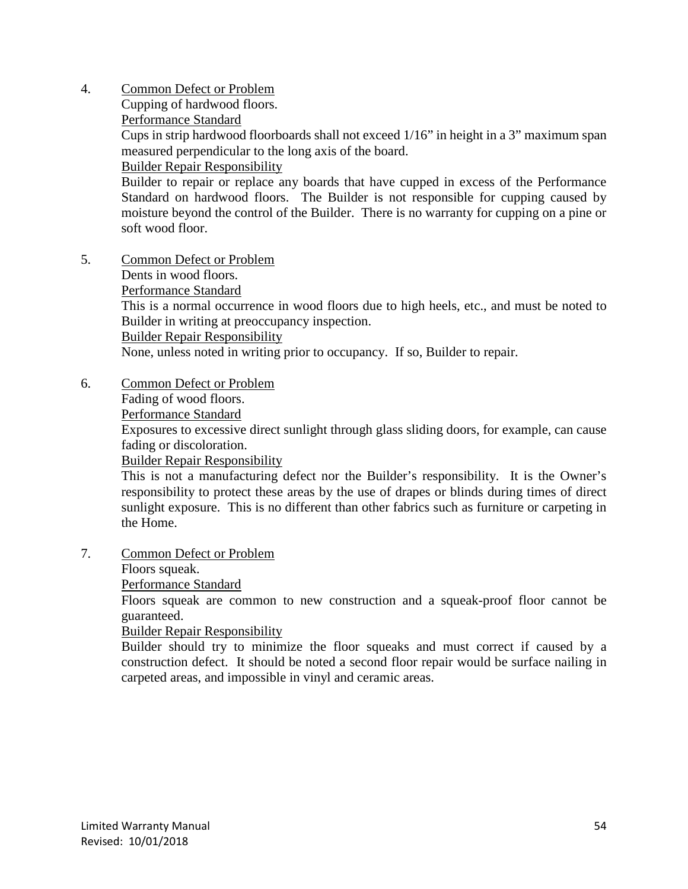4. <u>Common Defect or Problem</u>

   Cupping of hardwood floors.

   <u>Performance Standard</u>

   Cups in strip hardwood floorboards shall not exceed 1/16” in height in a 3” maximum span measured perpendicular to the long axis of the board.

   <u>Builder Repair Responsibility</u>

   Builder to repair or replace any boards that have cupped in excess of the Performance Standard on hardwood floors. The Builder is not responsible for cupping caused by moisture beyond the control of the Builder. There is no warranty for cupping on a pine or soft wood floor.

5. <u>Common Defect or Problem</u>

   Dents in wood floors.

   <u>Performance Standard</u>

   This is a normal occurrence in wood floors due to high heels, etc., and must be noted to Builder in writing at preoccupancy inspection.

   <u>Builder Repair Responsibility</u>

   None, unless noted in writing prior to occupancy. If so, Builder to repair.

6. <u>Common Defect or Problem</u>

   Fading of wood floors.

   <u>Performance Standard</u>

   Exposures to excessive direct sunlight through glass sliding doors, for example, can cause fading or discoloration.

   <u>Builder Repair Responsibility</u>

   This is not a manufacturing defect nor the Builder’s responsibility. It is the Owner’s responsibility to protect these areas by the use of drapes or blinds during times of direct sunlight exposure. This is no different than other fabrics such as furniture or carpeting in the Home.

7. <u>Common Defect or Problem</u>

   Floors squeak.

   <u>Performance Standard</u>

   Floors squeak are common to new construction and a squeak-proof floor cannot be guaranteed.

   <u>Builder Repair Responsibility</u>

   Builder should try to minimize the floor squeaks and must correct if caused by a construction defect. It should be noted a second floor repair would be surface nailing in carpeted areas, and impossible in vinyl and ceramic areas.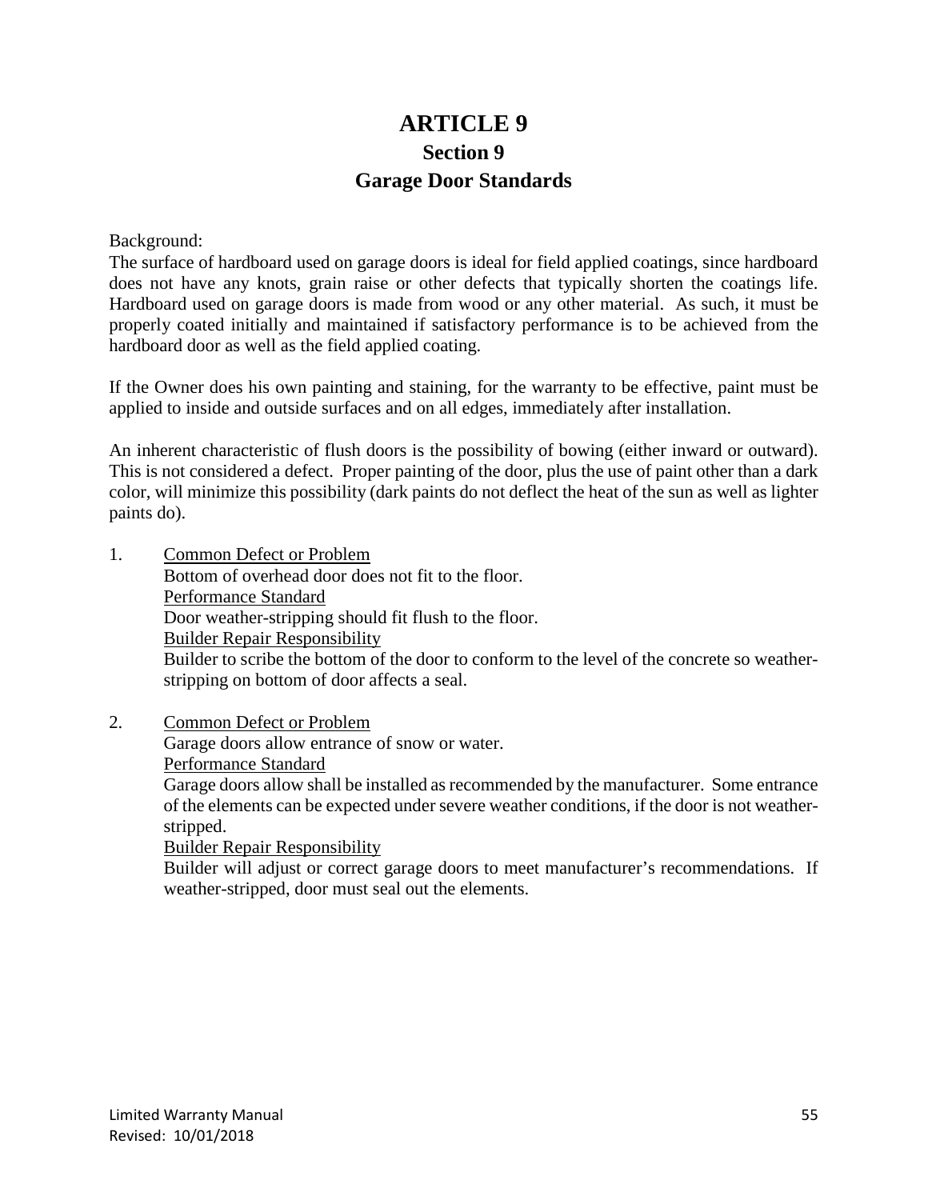# ARTICLE 9

## Section 9

## Garage Door Standards

Background:
The surface of hardboard used on garage doors is ideal for field applied coatings, since hardboard does not have any knots, grain raise or other defects that typically shorten the coatings life. Hardboard used on garage doors is made from wood or any other material. As such, it must be properly coated initially and maintained if satisfactory performance is to be achieved from the hardboard door as well as the field applied coating.

If the Owner does his own painting and staining, for the warranty to be effective, paint must be applied to inside and outside surfaces and on all edges, immediately after installation.

An inherent characteristic of flush doors is the possibility of bowing (either inward or outward). This is not considered a defect. Proper painting of the door, plus the use of paint other than a dark color, will minimize this possibility (dark paints do not deflect the heat of the sun as well as lighter paints do).

1. <u>Common Defect or Problem</u>
   Bottom of overhead door does not fit to the floor.
   <u>Performance Standard</u>
   Door weather-stripping should fit flush to the floor.
   <u>Builder Repair Responsibility</u>
   Builder to scribe the bottom of the door to conform to the level of the concrete so weather-stripping on bottom of door affects a seal.

2. <u>Common Defect or Problem</u>
   Garage doors allow entrance of snow or water.
   <u>Performance Standard</u>
   Garage doors allow shall be installed as recommended by the manufacturer. Some entrance of the elements can be expected under severe weather conditions, if the door is not weather-stripped.
   <u>Builder Repair Responsibility</u>
   Builder will adjust or correct garage doors to meet manufacturer's recommendations. If weather-stripped, door must seal out the elements.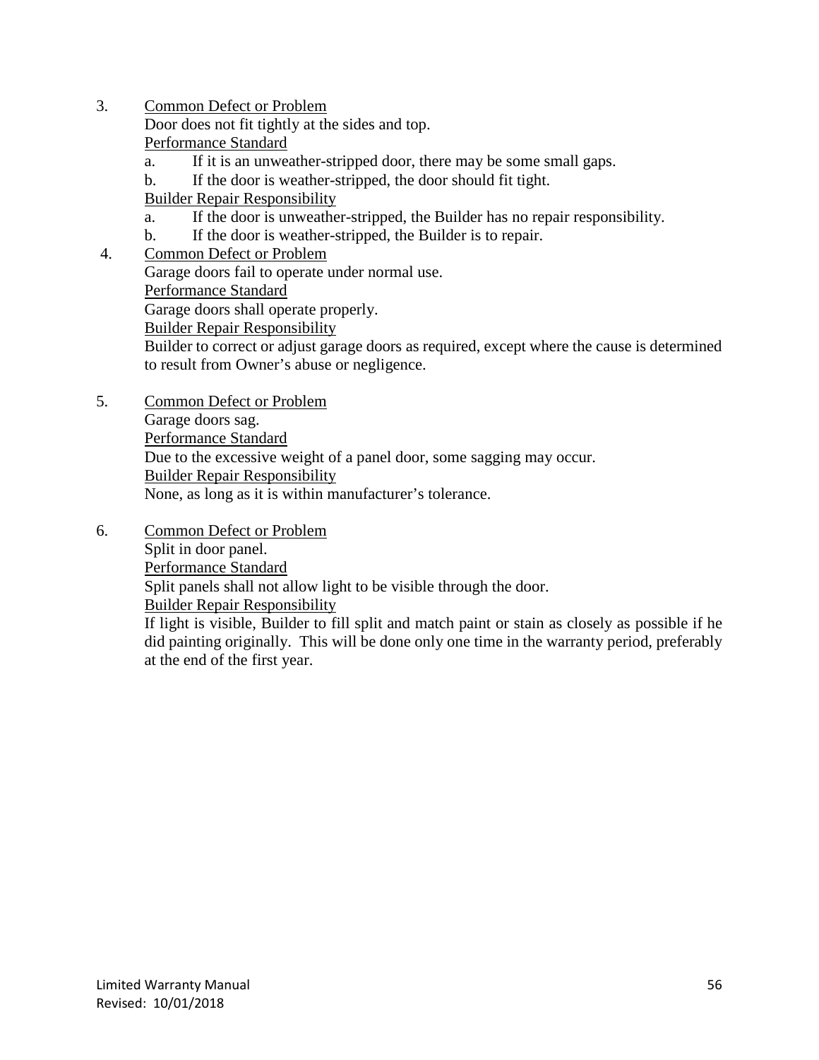3. <u>Common Defect or Problem</u>
   Door does not fit tightly at the sides and top.
   <u>Performance Standard</u>
   a. If it is an unweather-stripped door, there may be some small gaps.
   b. If the door is weather-stripped, the door should fit tight.

   <u>Builder Repair Responsibility</u>
   a. If the door is unweather-stripped, the Builder has no repair responsibility.
   b. If the door is weather-stripped, the Builder is to repair.

4. <u>Common Defect or Problem</u>
   Garage doors fail to operate under normal use.
   <u>Performance Standard</u>
   Garage doors shall operate properly.
   <u>Builder Repair Responsibility</u>
   Builder to correct or adjust garage doors as required, except where the cause is determined to result from Owner's abuse or negligence.

5. <u>Common Defect or Problem</u>
   Garage doors sag.
   <u>Performance Standard</u>
   Due to the excessive weight of a panel door, some sagging may occur.
   <u>Builder Repair Responsibility</u>
   None, as long as it is within manufacturer's tolerance.

6. <u>Common Defect or Problem</u>
   Split in door panel.
   <u>Performance Standard</u>
   Split panels shall not allow light to be visible through the door.
   <u>Builder Repair Responsibility</u>
   If light is visible, Builder to fill split and match paint or stain as closely as possible if he did painting originally. This will be done only one time in the warranty period, preferably at the end of the first year.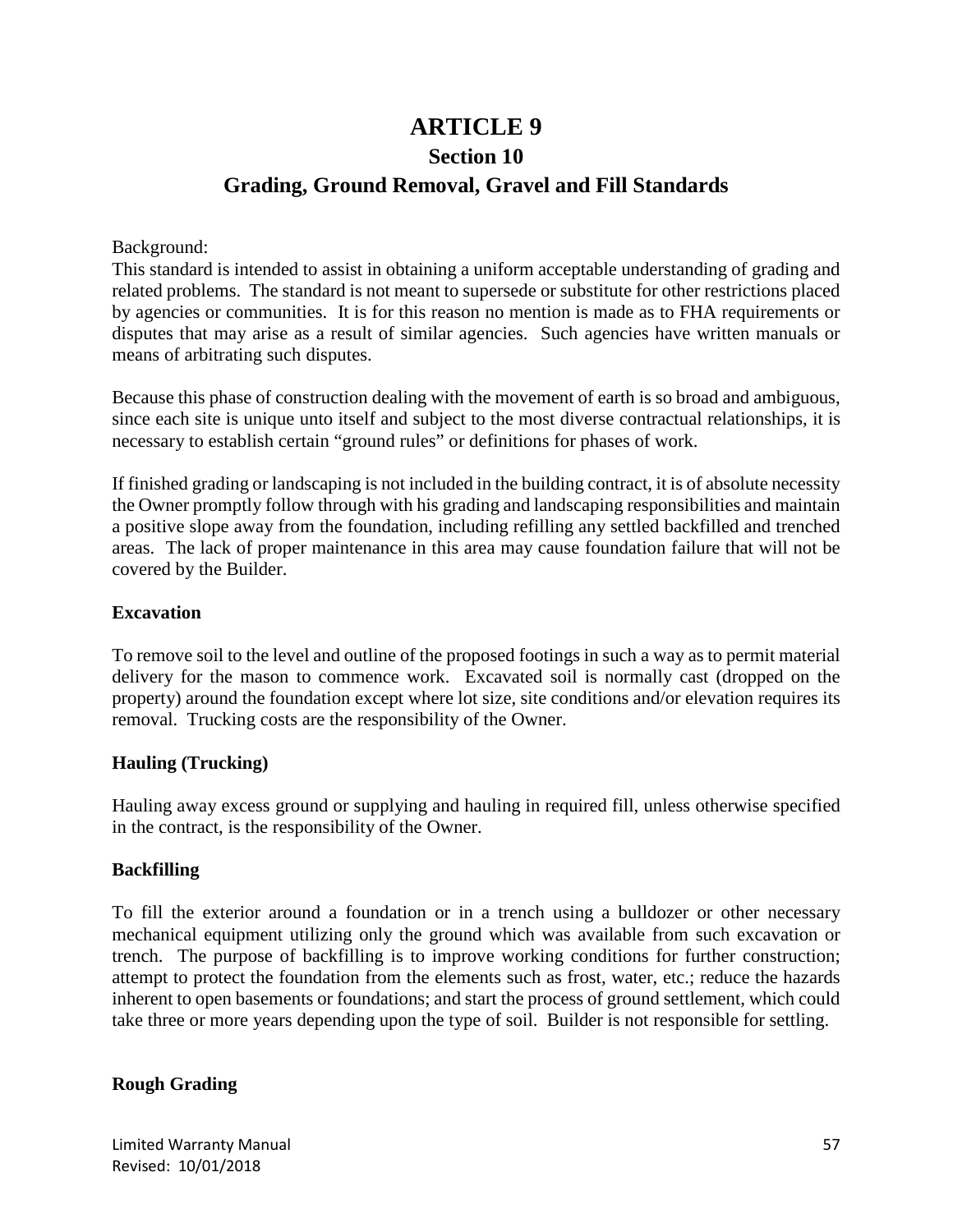# ARTICLE 9

## Section 10

## Grading, Ground Removal, Gravel and Fill Standards

Background:
This standard is intended to assist in obtaining a uniform acceptable understanding of grading and related problems. The standard is not meant to supersede or substitute for other restrictions placed by agencies or communities. It is for this reason no mention is made as to FHA requirements or disputes that may arise as a result of similar agencies. Such agencies have written manuals or means of arbitrating such disputes.

Because this phase of construction dealing with the movement of earth is so broad and ambiguous, since each site is unique unto itself and subject to the most diverse contractual relationships, it is necessary to establish certain "ground rules" or definitions for phases of work.

If finished grading or landscaping is not included in the building contract, it is of absolute necessity the Owner promptly follow through with his grading and landscaping responsibilities and maintain a positive slope away from the foundation, including refilling any settled backfilled and trenched areas. The lack of proper maintenance in this area may cause foundation failure that will not be covered by the Builder.

**Excavation**

To remove soil to the level and outline of the proposed footings in such a way as to permit material delivery for the mason to commence work. Excavated soil is normally cast (dropped on the property) around the foundation except where lot size, site conditions and/or elevation requires its removal. Trucking costs are the responsibility of the Owner.

**Hauling (Trucking)**

Hauling away excess ground or supplying and hauling in required fill, unless otherwise specified in the contract, is the responsibility of the Owner.

**Backfilling**

To fill the exterior around a foundation or in a trench using a bulldozer or other necessary mechanical equipment utilizing only the ground which was available from such excavation or trench. The purpose of backfilling is to improve working conditions for further construction; attempt to protect the foundation from the elements such as frost, water, etc.; reduce the hazards inherent to open basements or foundations; and start the process of ground settlement, which could take three or more years depending upon the type of soil. Builder is not responsible for settling.

**Rough Grading**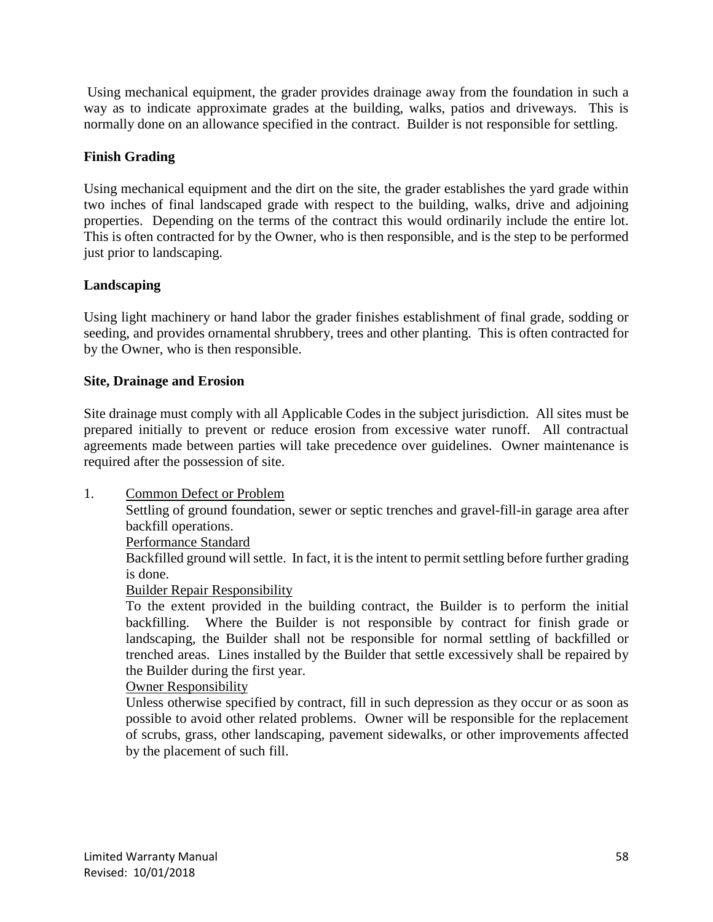Using mechanical equipment, the grader provides drainage away from the foundation in such a way as to indicate approximate grades at the building, walks, patios and driveways. This is normally done on an allowance specified in the contract. Builder is not responsible for settling.

### Finish Grading

Using mechanical equipment and the dirt on the site, the grader establishes the yard grade within two inches of final landscaped grade with respect to the building, walks, drive and adjoining properties. Depending on the terms of the contract this would ordinarily include the entire lot. This is often contracted for by the Owner, who is then responsible, and is the step to be performed just prior to landscaping.

### Landscaping

Using light machinery or hand labor the grader finishes establishment of final grade, sodding or seeding, and provides ornamental shrubbery, trees and other planting. This is often contracted for by the Owner, who is then responsible.

### Site, Drainage and Erosion

Site drainage must comply with all Applicable Codes in the subject jurisdiction. All sites must be prepared initially to prevent or reduce erosion from excessive water runoff. All contractual agreements made between parties will take precedence over guidelines. Owner maintenance is required after the possession of site.

1. Common Defect or Problem

   Settling of ground foundation, sewer or septic trenches and gravel-fill-in garage area after backfill operations.

   Performance Standard

   Backfilled ground will settle. In fact, it is the intent to permit settling before further grading is done.

   Builder Repair Responsibility

   To the extent provided in the building contract, the Builder is to perform the initial backfilling. Where the Builder is not responsible by contract for finish grade or landscaping, the Builder shall not be responsible for normal settling of backfilled or trenched areas. Lines installed by the Builder that settle excessively shall be repaired by the Builder during the first year.

   Owner Responsibility

   Unless otherwise specified by contract, fill in such depression as they occur or as soon as possible to avoid other related problems. Owner will be responsible for the replacement of scrubs, grass, other landscaping, pavement sidewalks, or other improvements affected by the placement of such fill.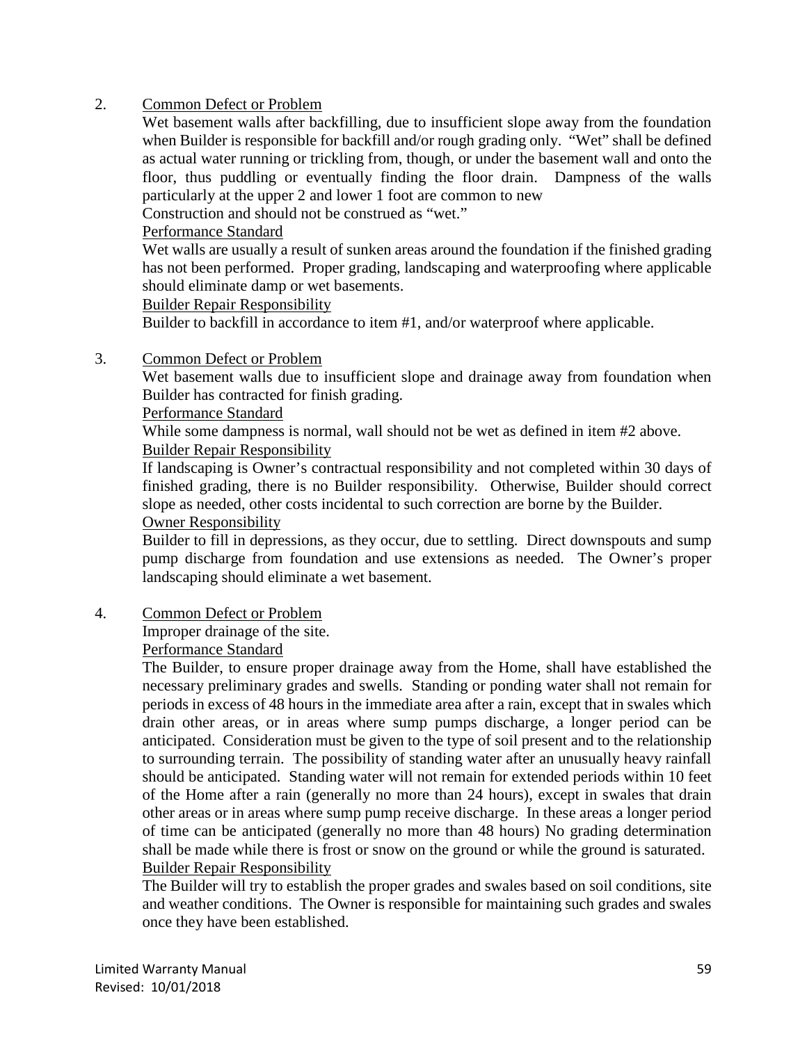2. <u>Common Defect or Problem</u>

   Wet basement walls after backfilling, due to insufficient slope away from the foundation when Builder is responsible for backfill and/or rough grading only. "Wet" shall be defined as actual water running or trickling from, though, or under the basement wall and onto the floor, thus puddling or eventually finding the floor drain. Dampness of the walls particularly at the upper 2 and lower 1 foot are common to new Construction and should not be construed as "wet."

   <u>Performance Standard</u>

   Wet walls are usually a result of sunken areas around the foundation if the finished grading has not been performed. Proper grading, landscaping and waterproofing where applicable should eliminate damp or wet basements.

   <u>Builder Repair Responsibility</u>

   Builder to backfill in accordance to item #1, and/or waterproof where applicable.

3. <u>Common Defect or Problem</u>

   Wet basement walls due to insufficient slope and drainage away from foundation when Builder has contracted for finish grading.

   <u>Performance Standard</u>

   While some dampness is normal, wall should not be wet as defined in item #2 above.

   <u>Builder Repair Responsibility</u>

   If landscaping is Owner's contractual responsibility and not completed within 30 days of finished grading, there is no Builder responsibility. Otherwise, Builder should correct slope as needed, other costs incidental to such correction are borne by the Builder.

   <u>Owner Responsibility</u>

   Builder to fill in depressions, as they occur, due to settling. Direct downspouts and sump pump discharge from foundation and use extensions as needed. The Owner's proper landscaping should eliminate a wet basement.

4. <u>Common Defect or Problem</u>

   Improper drainage of the site.

   <u>Performance Standard</u>

   The Builder, to ensure proper drainage away from the Home, shall have established the necessary preliminary grades and swells. Standing or ponding water shall not remain for periods in excess of 48 hours in the immediate area after a rain, except that in swales which drain other areas, or in areas where sump pumps discharge, a longer period can be anticipated. Consideration must be given to the type of soil present and to the relationship to surrounding terrain. The possibility of standing water after an unusually heavy rainfall should be anticipated. Standing water will not remain for extended periods within 10 feet of the Home after a rain (generally no more than 24 hours), except in swales that drain other areas or in areas where sump pump receive discharge. In these areas a longer period of time can be anticipated (generally no more than 48 hours) No grading determination shall be made while there is frost or snow on the ground or while the ground is saturated.

   <u>Builder Repair Responsibility</u>

   The Builder will try to establish the proper grades and swales based on soil conditions, site and weather conditions. The Owner is responsible for maintaining such grades and swales once they have been established.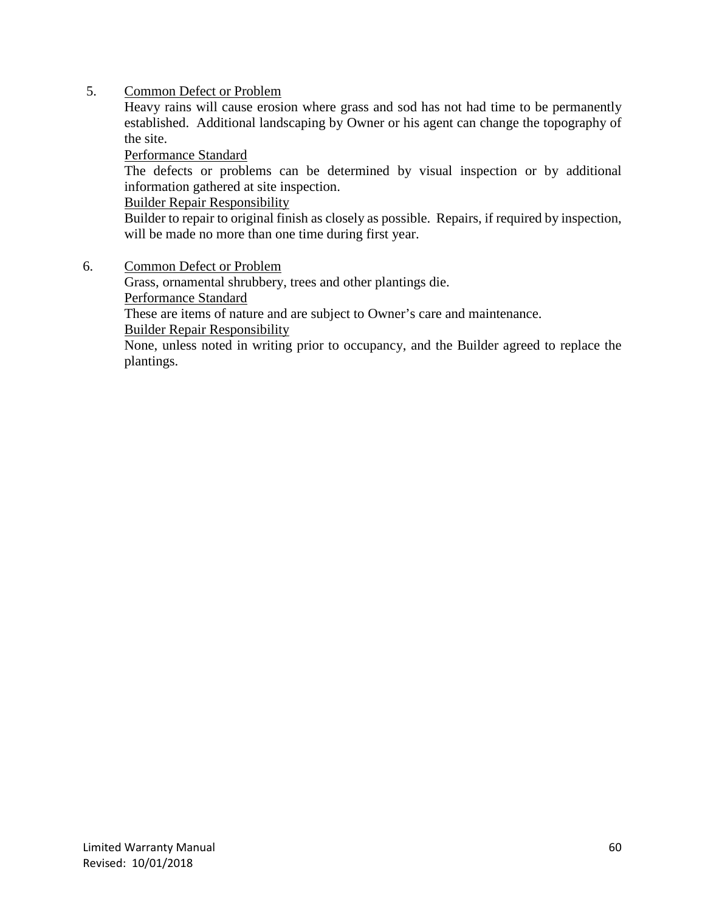5. <u>Common Defect or Problem</u>

   Heavy rains will cause erosion where grass and sod has not had time to be permanently established. Additional landscaping by Owner or his agent can change the topography of the site.

   <u>Performance Standard</u>

   The defects or problems can be determined by visual inspection or by additional information gathered at site inspection.

   <u>Builder Repair Responsibility</u>

   Builder to repair to original finish as closely as possible. Repairs, if required by inspection, will be made no more than one time during first year.

6. <u>Common Defect or Problem</u>

   Grass, ornamental shrubbery, trees and other plantings die.

   <u>Performance Standard</u>

   These are items of nature and are subject to Owner's care and maintenance.

   <u>Builder Repair Responsibility</u>

   None, unless noted in writing prior to occupancy, and the Builder agreed to replace the plantings.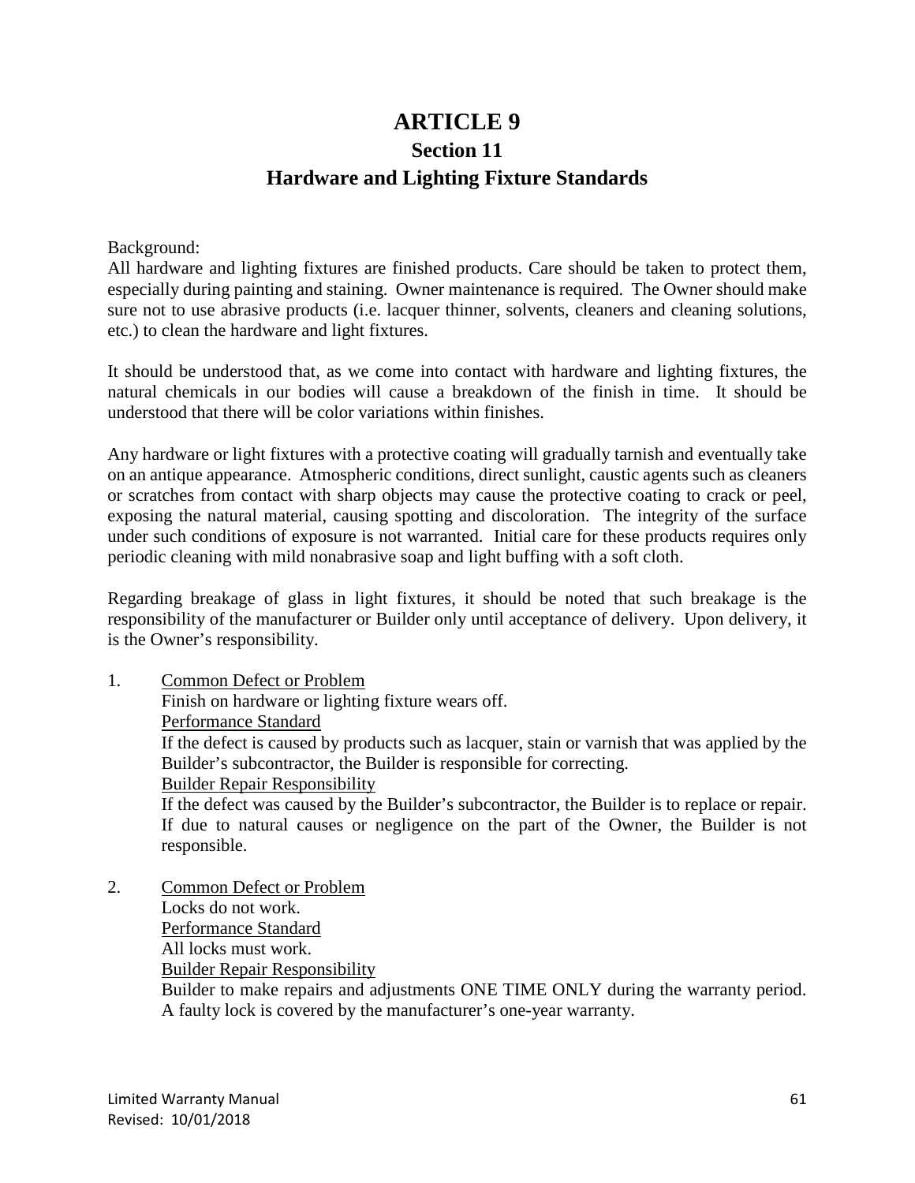# ARTICLE 9

## Section 11

## Hardware and Lighting Fixture Standards

Background:
All hardware and lighting fixtures are finished products. Care should be taken to protect them, especially during painting and staining. Owner maintenance is required. The Owner should make sure not to use abrasive products (i.e. lacquer thinner, solvents, cleaners and cleaning solutions, etc.) to clean the hardware and light fixtures.

It should be understood that, as we come into contact with hardware and lighting fixtures, the natural chemicals in our bodies will cause a breakdown of the finish in time. It should be understood that there will be color variations within finishes.

Any hardware or light fixtures with a protective coating will gradually tarnish and eventually take on an antique appearance. Atmospheric conditions, direct sunlight, caustic agents such as cleaners or scratches from contact with sharp objects may cause the protective coating to crack or peel, exposing the natural material, causing spotting and discoloration. The integrity of the surface under such conditions of exposure is not warranted. Initial care for these products requires only periodic cleaning with mild nonabrasive soap and light buffing with a soft cloth.

Regarding breakage of glass in light fixtures, it should be noted that such breakage is the responsibility of the manufacturer or Builder only until acceptance of delivery. Upon delivery, it is the Owner's responsibility.

1. <u>Common Defect or Problem</u>
   Finish on hardware or lighting fixture wears off.
   <u>Performance Standard</u>
   If the defect is caused by products such as lacquer, stain or varnish that was applied by the Builder's subcontractor, the Builder is responsible for correcting.
   <u>Builder Repair Responsibility</u>
   If the defect was caused by the Builder's subcontractor, the Builder is to replace or repair. If due to natural causes or negligence on the part of the Owner, the Builder is not responsible.

2. <u>Common Defect or Problem</u>
   Locks do not work.
   <u>Performance Standard</u>
   All locks must work.
   <u>Builder Repair Responsibility</u>
   Builder to make repairs and adjustments ONE TIME ONLY during the warranty period. A faulty lock is covered by the manufacturer's one-year warranty.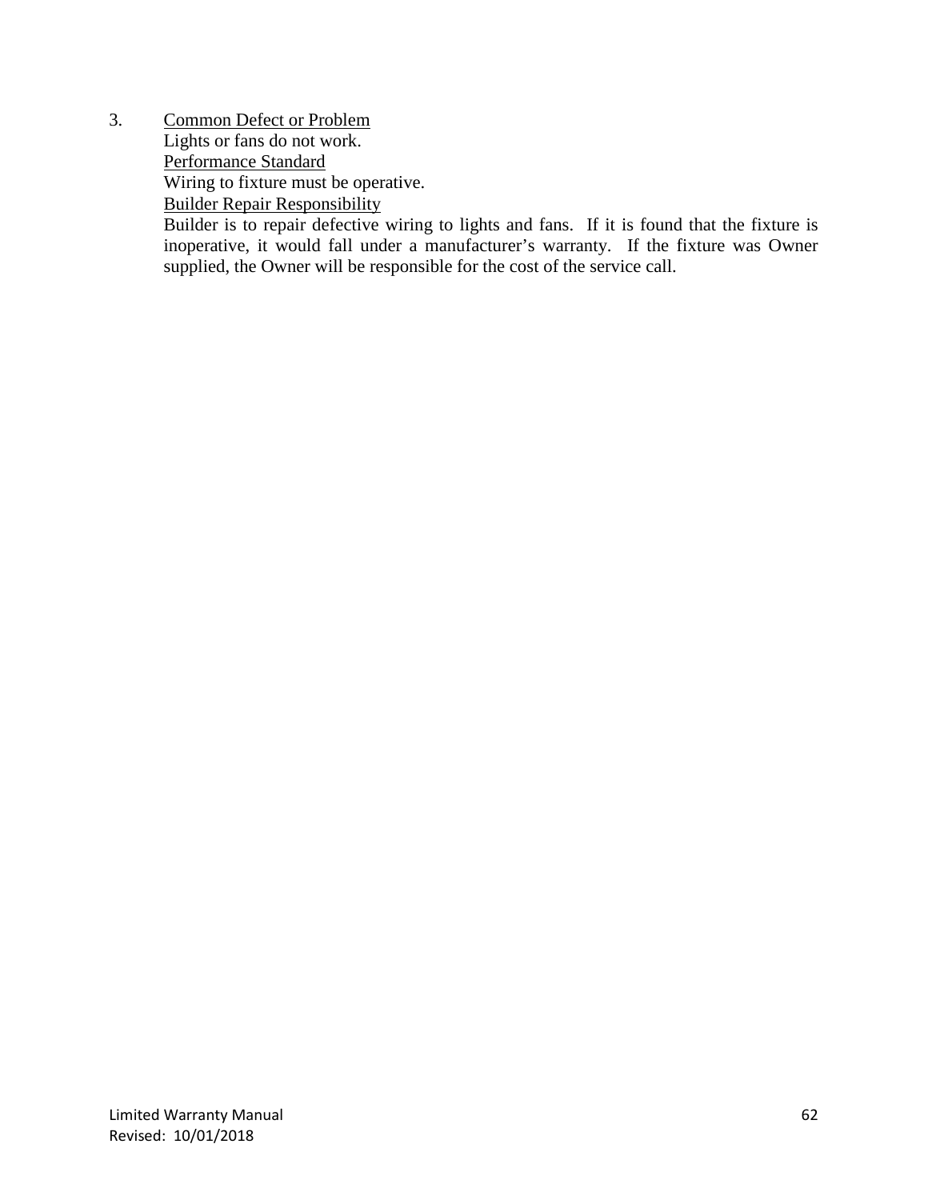3. <u>Common Defect or Problem</u>

   Lights or fans do not work.

   <u>Performance Standard</u>

   Wiring to fixture must be operative.

   <u>Builder Repair Responsibility</u>

   Builder is to repair defective wiring to lights and fans. If it is found that the fixture is inoperative, it would fall under a manufacturer's warranty. If the fixture was Owner supplied, the Owner will be responsible for the cost of the service call.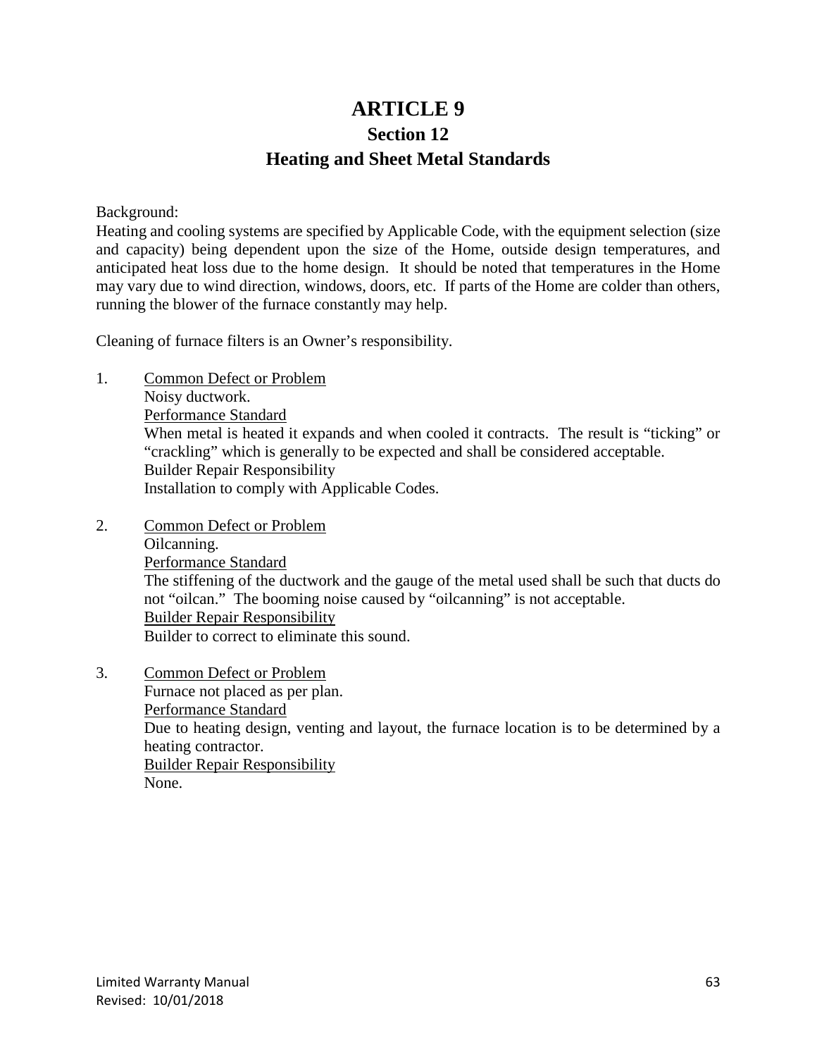# ARTICLE 9

## Section 12

## Heating and Sheet Metal Standards

Background:
Heating and cooling systems are specified by Applicable Code, with the equipment selection (size and capacity) being dependent upon the size of the Home, outside design temperatures, and anticipated heat loss due to the home design. It should be noted that temperatures in the Home may vary due to wind direction, windows, doors, etc. If parts of the Home are colder than others, running the blower of the furnace constantly may help.

Cleaning of furnace filters is an Owner's responsibility.

1. <u>Common Defect or Problem</u>
   Noisy ductwork.
   <u>Performance Standard</u>
   When metal is heated it expands and when cooled it contracts. The result is "ticking" or "crackling" which is generally to be expected and shall be considered acceptable.
   Builder Repair Responsibility
   Installation to comply with Applicable Codes.

2. <u>Common Defect or Problem</u>
   Oilcanning.
   <u>Performance Standard</u>
   The stiffening of the ductwork and the gauge of the metal used shall be such that ducts do not "oilcan." The booming noise caused by "oilcanning" is not acceptable.
   <u>Builder Repair Responsibility</u>
   Builder to correct to eliminate this sound.

3. <u>Common Defect or Problem</u>
   Furnace not placed as per plan.
   <u>Performance Standard</u>
   Due to heating design, venting and layout, the furnace location is to be determined by a heating contractor.
   <u>Builder Repair Responsibility</u>
   None.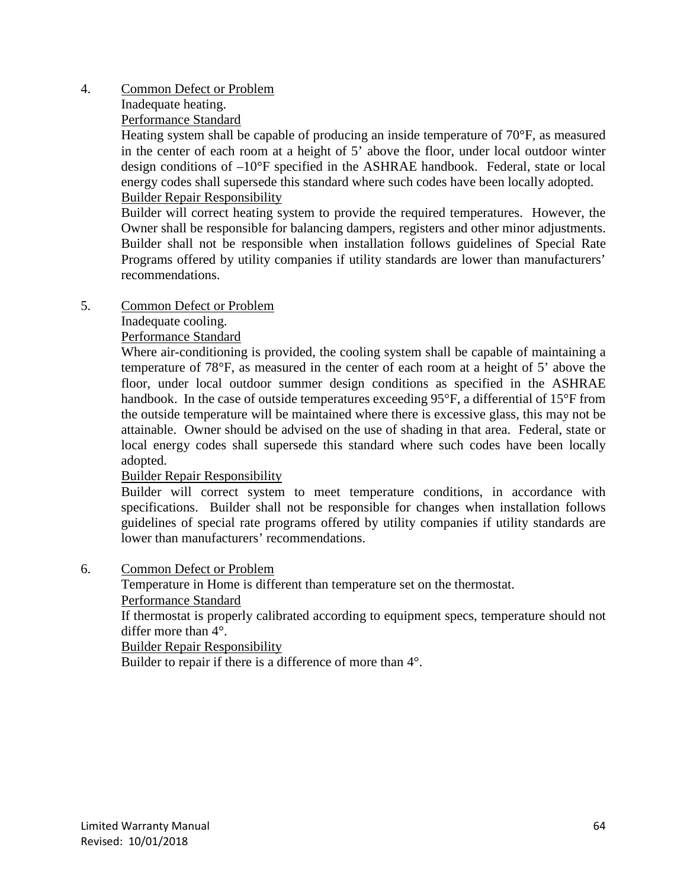4. <u>Common Defect or Problem</u>

   Inadequate heating.

   <u>Performance Standard</u>

   Heating system shall be capable of producing an inside temperature of 70°F, as measured in the center of each room at a height of 5' above the floor, under local outdoor winter design conditions of –10°F specified in the ASHRAE handbook. Federal, state or local energy codes shall supersede this standard where such codes have been locally adopted.

   <u>Builder Repair Responsibility</u>

   Builder will correct heating system to provide the required temperatures. However, the Owner shall be responsible for balancing dampers, registers and other minor adjustments. Builder shall not be responsible when installation follows guidelines of Special Rate Programs offered by utility companies if utility standards are lower than manufacturers' recommendations.

5. <u>Common Defect or Problem</u>

   Inadequate cooling.

   <u>Performance Standard</u>

   Where air-conditioning is provided, the cooling system shall be capable of maintaining a temperature of 78°F, as measured in the center of each room at a height of 5' above the floor, under local outdoor summer design conditions as specified in the ASHRAE handbook. In the case of outside temperatures exceeding 95°F, a differential of 15°F from the outside temperature will be maintained where there is excessive glass, this may not be attainable. Owner should be advised on the use of shading in that area. Federal, state or local energy codes shall supersede this standard where such codes have been locally adopted.

   <u>Builder Repair Responsibility</u>

   Builder will correct system to meet temperature conditions, in accordance with specifications. Builder shall not be responsible for changes when installation follows guidelines of special rate programs offered by utility companies if utility standards are lower than manufacturers' recommendations.

6. <u>Common Defect or Problem</u>

   Temperature in Home is different than temperature set on the thermostat.

   <u>Performance Standard</u>

   If thermostat is properly calibrated according to equipment specs, temperature should not differ more than 4°.

   <u>Builder Repair Responsibility</u>

   Builder to repair if there is a difference of more than 4°.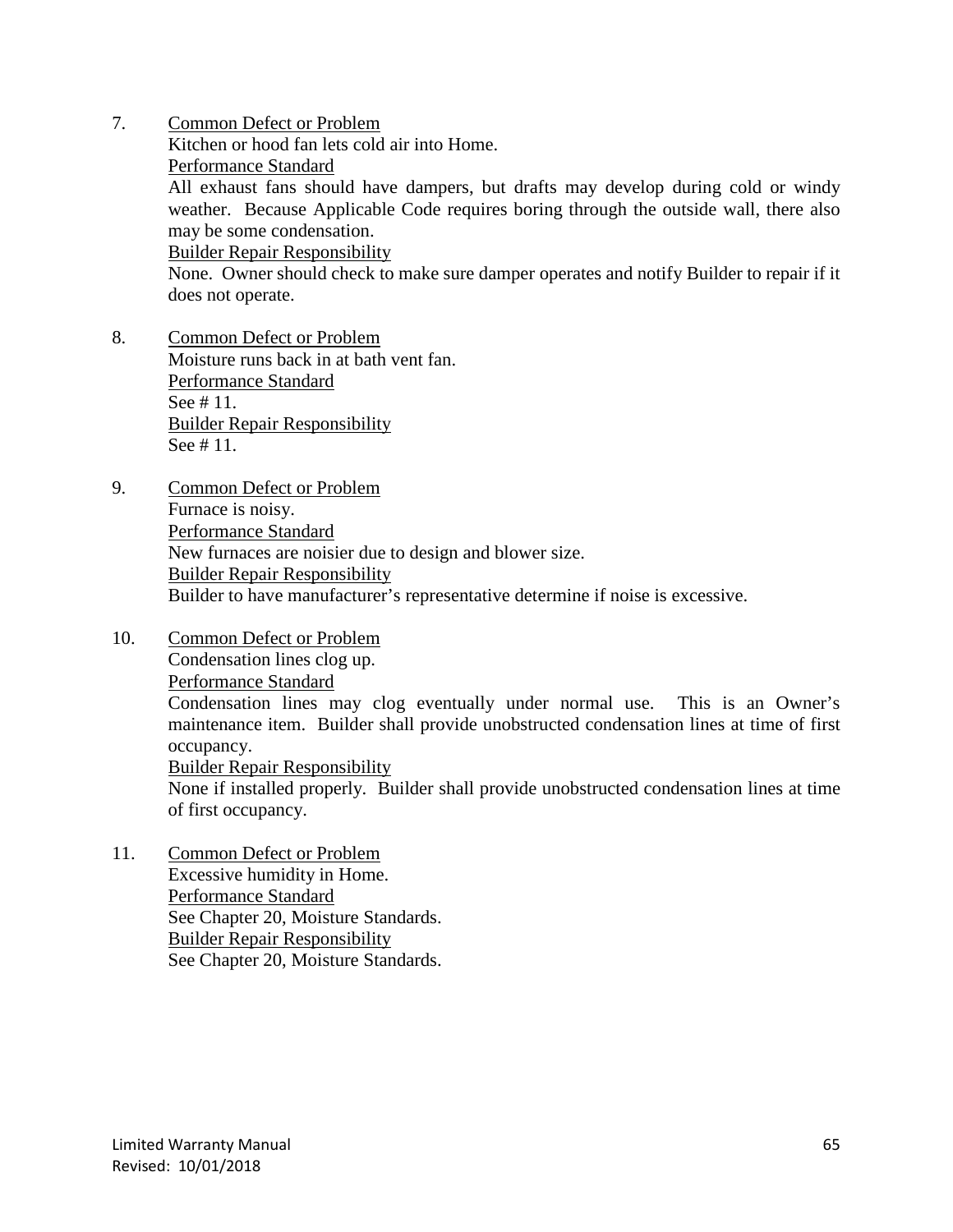7. Common Defect or Problem
   Kitchen or hood fan lets cold air into Home.
   Performance Standard
   All exhaust fans should have dampers, but drafts may develop during cold or windy weather. Because Applicable Code requires boring through the outside wall, there also may be some condensation.
   Builder Repair Responsibility
   None. Owner should check to make sure damper operates and notify Builder to repair if it does not operate.

8. Common Defect or Problem
   Moisture runs back in at bath vent fan.
   Performance Standard
   See # 11.
   Builder Repair Responsibility
   See # 11.

9. Common Defect or Problem
   Furnace is noisy.
   Performance Standard
   New furnaces are noisier due to design and blower size.
   Builder Repair Responsibility
   Builder to have manufacturer's representative determine if noise is excessive.

10. Common Defect or Problem
    Condensation lines clog up.
    Performance Standard
    Condensation lines may clog eventually under normal use. This is an Owner's maintenance item. Builder shall provide unobstructed condensation lines at time of first occupancy.
    Builder Repair Responsibility
    None if installed properly. Builder shall provide unobstructed condensation lines at time of first occupancy.

11. Common Defect or Problem
    Excessive humidity in Home.
    Performance Standard
    See Chapter 20, Moisture Standards.
    Builder Repair Responsibility
    See Chapter 20, Moisture Standards.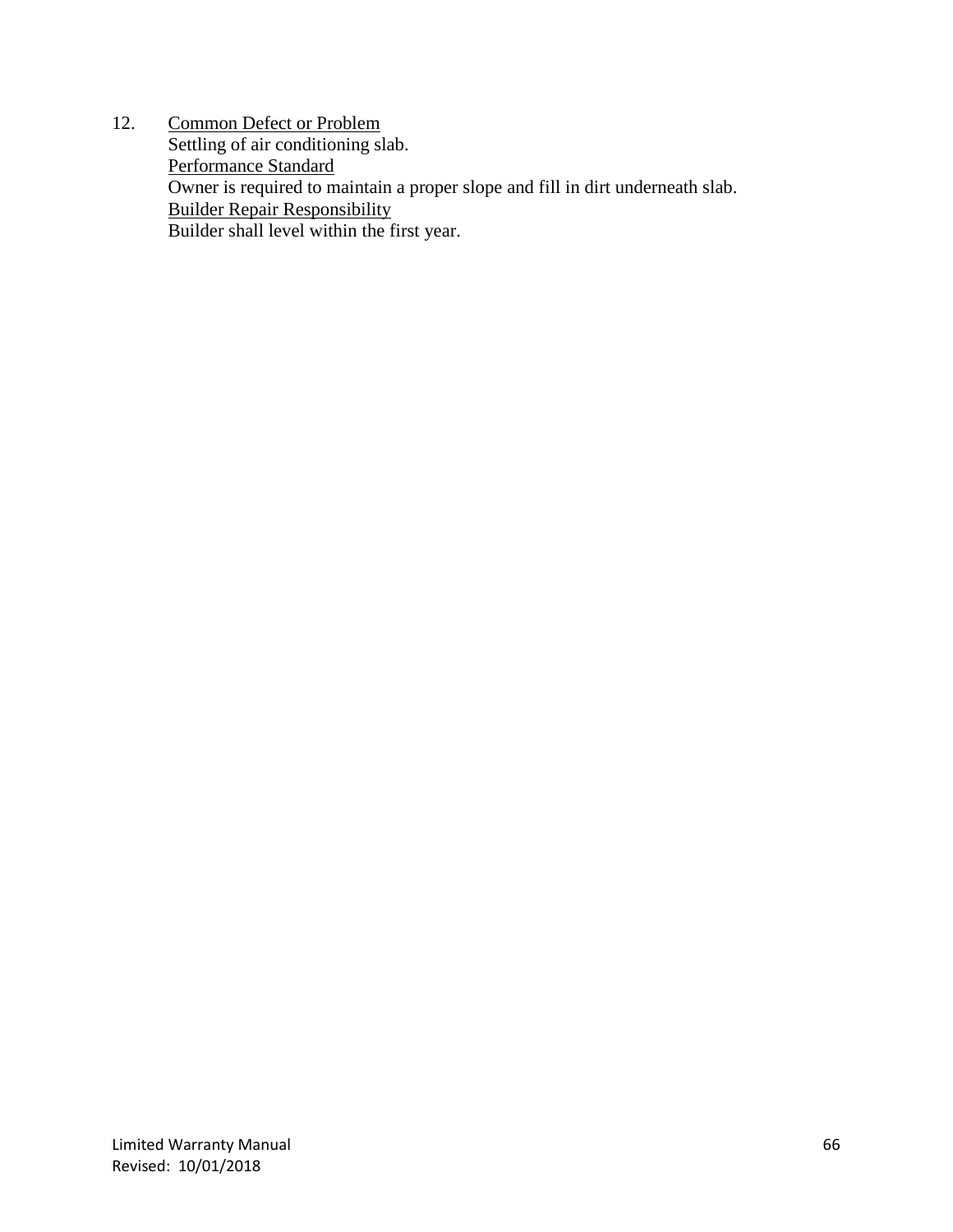12. <u>Common Defect or Problem</u>
    Settling of air conditioning slab.
    <u>Performance Standard</u>
    Owner is required to maintain a proper slope and fill in dirt underneath slab.
    <u>Builder Repair Responsibility</u>
    Builder shall level within the first year.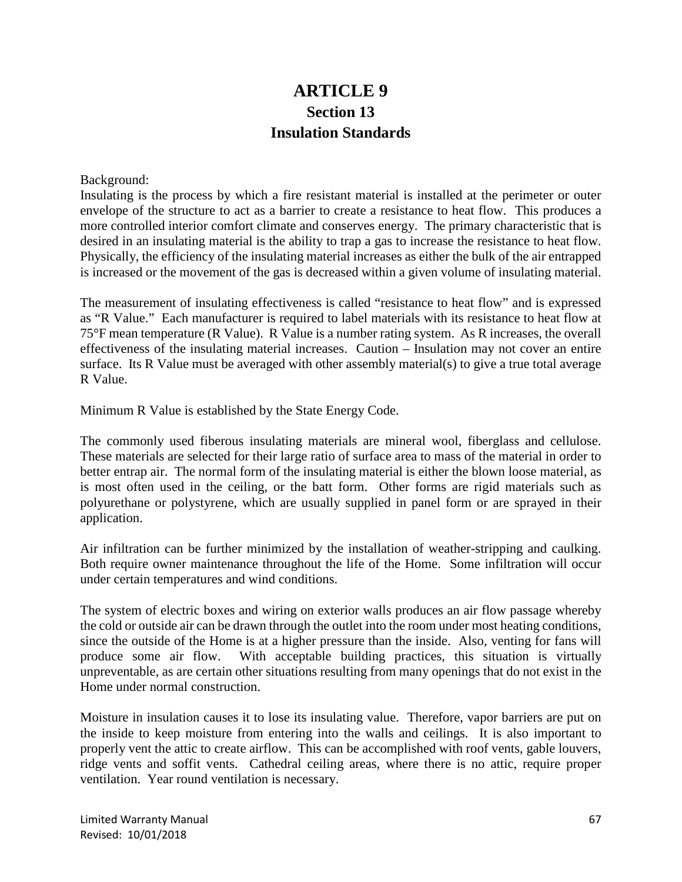# ARTICLE 9
## Section 13
## Insulation Standards

Background:
Insulating is the process by which a fire resistant material is installed at the perimeter or outer envelope of the structure to act as a barrier to create a resistance to heat flow. This produces a more controlled interior comfort climate and conserves energy. The primary characteristic that is desired in an insulating material is the ability to trap a gas to increase the resistance to heat flow. Physically, the efficiency of the insulating material increases as either the bulk of the air entrapped is increased or the movement of the gas is decreased within a given volume of insulating material.

The measurement of insulating effectiveness is called "resistance to heat flow" and is expressed as "R Value." Each manufacturer is required to label materials with its resistance to heat flow at 75°F mean temperature (R Value). R Value is a number rating system. As R increases, the overall effectiveness of the insulating material increases. Caution – Insulation may not cover an entire surface. Its R Value must be averaged with other assembly material(s) to give a true total average R Value.

Minimum R Value is established by the State Energy Code.

The commonly used fiberous insulating materials are mineral wool, fiberglass and cellulose. These materials are selected for their large ratio of surface area to mass of the material in order to better entrap air. The normal form of the insulating material is either the blown loose material, as is most often used in the ceiling, or the batt form. Other forms are rigid materials such as polyurethane or polystyrene, which are usually supplied in panel form or are sprayed in their application.

Air infiltration can be further minimized by the installation of weather-stripping and caulking. Both require owner maintenance throughout the life of the Home. Some infiltration will occur under certain temperatures and wind conditions.

The system of electric boxes and wiring on exterior walls produces an air flow passage whereby the cold or outside air can be drawn through the outlet into the room under most heating conditions, since the outside of the Home is at a higher pressure than the inside. Also, venting for fans will produce some air flow. With acceptable building practices, this situation is virtually unpreventable, as are certain other situations resulting from many openings that do not exist in the Home under normal construction.

Moisture in insulation causes it to lose its insulating value. Therefore, vapor barriers are put on the inside to keep moisture from entering into the walls and ceilings. It is also important to properly vent the attic to create airflow. This can be accomplished with roof vents, gable louvers, ridge vents and soffit vents. Cathedral ceiling areas, where there is no attic, require proper ventilation. Year round ventilation is necessary.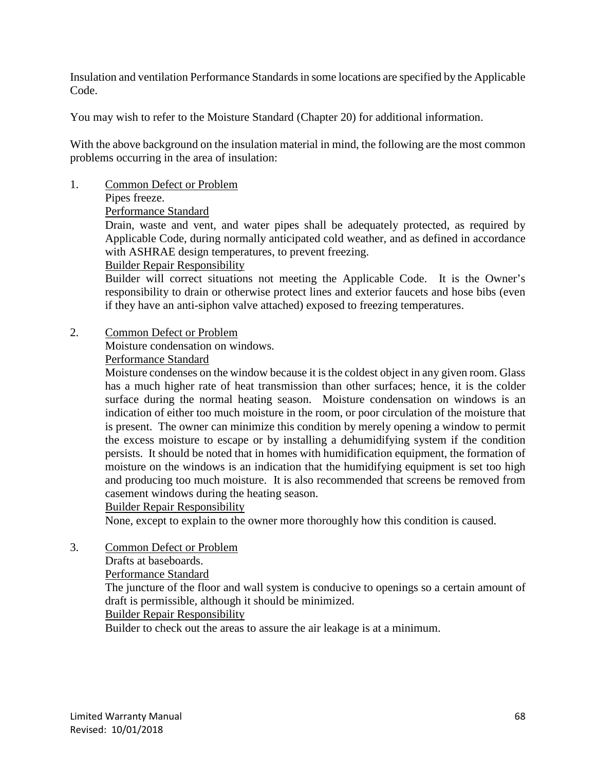Insulation and ventilation Performance Standards in some locations are specified by the Applicable Code.

You may wish to refer to the Moisture Standard (Chapter 20) for additional information.

With the above background on the insulation material in mind, the following are the most common problems occurring in the area of insulation:

1. <u>Common Defect or Problem</u>

   Pipes freeze.

   <u>Performance Standard</u>

   Drain, waste and vent, and water pipes shall be adequately protected, as required by Applicable Code, during normally anticipated cold weather, and as defined in accordance with ASHRAE design temperatures, to prevent freezing.

   <u>Builder Repair Responsibility</u>

   Builder will correct situations not meeting the Applicable Code. It is the Owner's responsibility to drain or otherwise protect lines and exterior faucets and hose bibs (even if they have an anti-siphon valve attached) exposed to freezing temperatures.

2. <u>Common Defect or Problem</u>

   Moisture condensation on windows.

   <u>Performance Standard</u>

   Moisture condenses on the window because it is the coldest object in any given room. Glass has a much higher rate of heat transmission than other surfaces; hence, it is the colder surface during the normal heating season. Moisture condensation on windows is an indication of either too much moisture in the room, or poor circulation of the moisture that is present. The owner can minimize this condition by merely opening a window to permit the excess moisture to escape or by installing a dehumidifying system if the condition persists. It should be noted that in homes with humidification equipment, the formation of moisture on the windows is an indication that the humidifying equipment is set too high and producing too much moisture. It is also recommended that screens be removed from casement windows during the heating season.

   <u>Builder Repair Responsibility</u>

   None, except to explain to the owner more thoroughly how this condition is caused.

3. <u>Common Defect or Problem</u>

   Drafts at baseboards.

   <u>Performance Standard</u>

   The juncture of the floor and wall system is conducive to openings so a certain amount of draft is permissible, although it should be minimized.

   <u>Builder Repair Responsibility</u>

   Builder to check out the areas to assure the air leakage is at a minimum.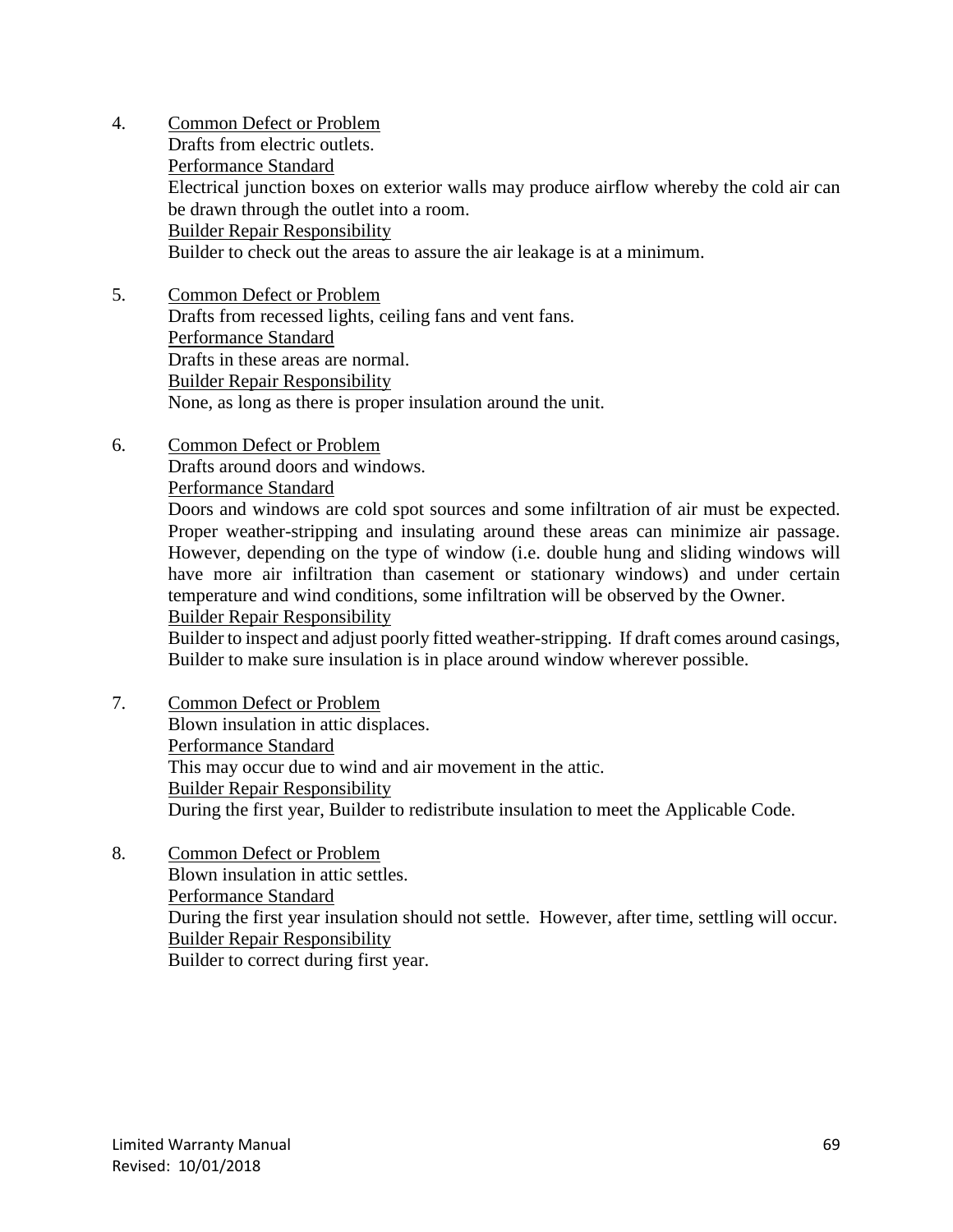4. <u>Common Defect or Problem</u>
   Drafts from electric outlets.
   <u>Performance Standard</u>
   Electrical junction boxes on exterior walls may produce airflow whereby the cold air can be drawn through the outlet into a room.
   <u>Builder Repair Responsibility</u>
   Builder to check out the areas to assure the air leakage is at a minimum.

5. <u>Common Defect or Problem</u>
   Drafts from recessed lights, ceiling fans and vent fans.
   <u>Performance Standard</u>
   Drafts in these areas are normal.
   <u>Builder Repair Responsibility</u>
   None, as long as there is proper insulation around the unit.

6. <u>Common Defect or Problem</u>
   Drafts around doors and windows.
   <u>Performance Standard</u>
   Doors and windows are cold spot sources and some infiltration of air must be expected. Proper weather-stripping and insulating around these areas can minimize air passage. However, depending on the type of window (i.e. double hung and sliding windows will have more air infiltration than casement or stationary windows) and under certain temperature and wind conditions, some infiltration will be observed by the Owner.
   <u>Builder Repair Responsibility</u>
   Builder to inspect and adjust poorly fitted weather-stripping. If draft comes around casings, Builder to make sure insulation is in place around window wherever possible.

7. <u>Common Defect or Problem</u>
   Blown insulation in attic displaces.
   <u>Performance Standard</u>
   This may occur due to wind and air movement in the attic.
   <u>Builder Repair Responsibility</u>
   During the first year, Builder to redistribute insulation to meet the Applicable Code.

8. <u>Common Defect or Problem</u>
   Blown insulation in attic settles.
   <u>Performance Standard</u>
   During the first year insulation should not settle. However, after time, settling will occur.
   <u>Builder Repair Responsibility</u>
   Builder to correct during first year.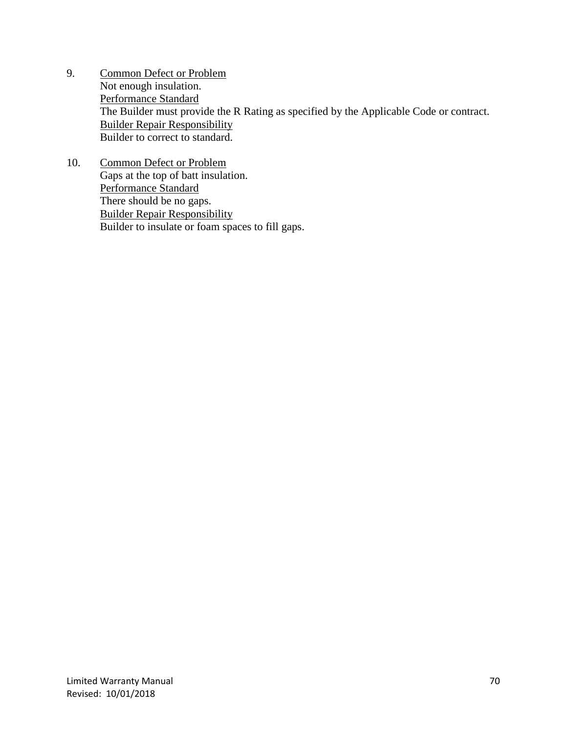9. <u>Common Defect or Problem</u>
   Not enough insulation.
   <u>Performance Standard</u>
   The Builder must provide the R Rating as specified by the Applicable Code or contract.
   <u>Builder Repair Responsibility</u>
   Builder to correct to standard.

10. <u>Common Defect or Problem</u>
    Gaps at the top of batt insulation.
    <u>Performance Standard</u>
    There should be no gaps.
    <u>Builder Repair Responsibility</u>
    Builder to insulate or foam spaces to fill gaps.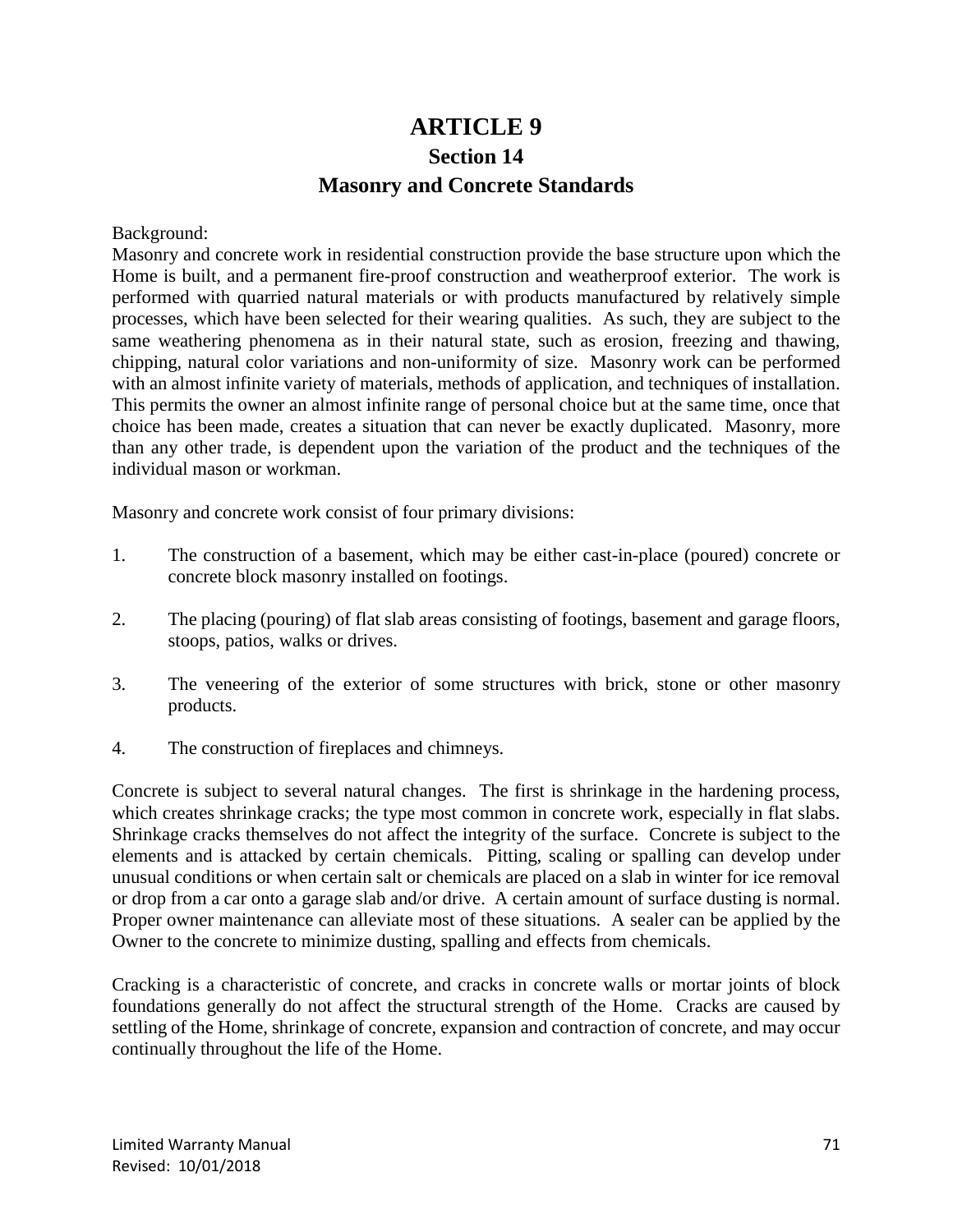# ARTICLE 9
## Section 14
## Masonry and Concrete Standards

Background:
Masonry and concrete work in residential construction provide the base structure upon which the Home is built, and a permanent fire-proof construction and weatherproof exterior. The work is performed with quarried natural materials or with products manufactured by relatively simple processes, which have been selected for their wearing qualities. As such, they are subject to the same weathering phenomena as in their natural state, such as erosion, freezing and thawing, chipping, natural color variations and non-uniformity of size. Masonry work can be performed with an almost infinite variety of materials, methods of application, and techniques of installation. This permits the owner an almost infinite range of personal choice but at the same time, once that choice has been made, creates a situation that can never be exactly duplicated. Masonry, more than any other trade, is dependent upon the variation of the product and the techniques of the individual mason or workman.

Masonry and concrete work consist of four primary divisions:

1. The construction of a basement, which may be either cast-in-place (poured) concrete or concrete block masonry installed on footings.

2. The placing (pouring) of flat slab areas consisting of footings, basement and garage floors, stoops, patios, walks or drives.

3. The veneering of the exterior of some structures with brick, stone or other masonry products.

4. The construction of fireplaces and chimneys.

Concrete is subject to several natural changes. The first is shrinkage in the hardening process, which creates shrinkage cracks; the type most common in concrete work, especially in flat slabs. Shrinkage cracks themselves do not affect the integrity of the surface. Concrete is subject to the elements and is attacked by certain chemicals. Pitting, scaling or spalling can develop under unusual conditions or when certain salt or chemicals are placed on a slab in winter for ice removal or drop from a car onto a garage slab and/or drive. A certain amount of surface dusting is normal. Proper owner maintenance can alleviate most of these situations. A sealer can be applied by the Owner to the concrete to minimize dusting, spalling and effects from chemicals.

Cracking is a characteristic of concrete, and cracks in concrete walls or mortar joints of block foundations generally do not affect the structural strength of the Home. Cracks are caused by settling of the Home, shrinkage of concrete, expansion and contraction of concrete, and may occur continually throughout the life of the Home.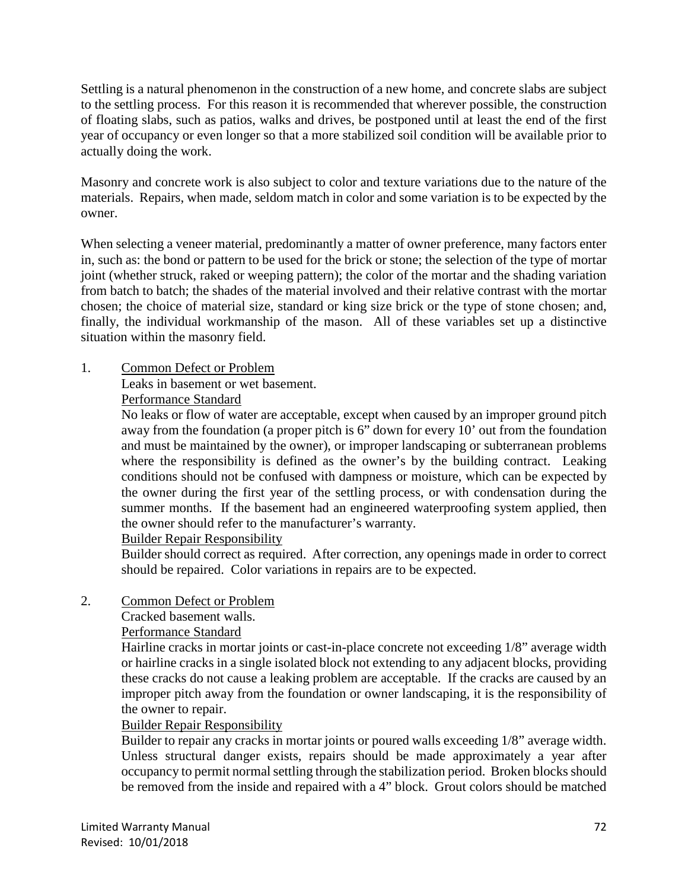Settling is a natural phenomenon in the construction of a new home, and concrete slabs are subject to the settling process. For this reason it is recommended that wherever possible, the construction of floating slabs, such as patios, walks and drives, be postponed until at least the end of the first year of occupancy or even longer so that a more stabilized soil condition will be available prior to actually doing the work.

Masonry and concrete work is also subject to color and texture variations due to the nature of the materials. Repairs, when made, seldom match in color and some variation is to be expected by the owner.

When selecting a veneer material, predominantly a matter of owner preference, many factors enter in, such as: the bond or pattern to be used for the brick or stone; the selection of the type of mortar joint (whether struck, raked or weeping pattern); the color of the mortar and the shading variation from batch to batch; the shades of the material involved and their relative contrast with the mortar chosen; the choice of material size, standard or king size brick or the type of stone chosen; and, finally, the individual workmanship of the mason. All of these variables set up a distinctive situation within the masonry field.

1. Common Defect or Problem

   Leaks in basement or wet basement.

   Performance Standard

   No leaks or flow of water are acceptable, except when caused by an improper ground pitch away from the foundation (a proper pitch is 6" down for every 10' out from the foundation and must be maintained by the owner), or improper landscaping or subterranean problems where the responsibility is defined as the owner's by the building contract. Leaking conditions should not be confused with dampness or moisture, which can be expected by the owner during the first year of the settling process, or with condensation during the summer months. If the basement had an engineered waterproofing system applied, then the owner should refer to the manufacturer's warranty.

   Builder Repair Responsibility

   Builder should correct as required. After correction, any openings made in order to correct should be repaired. Color variations in repairs are to be expected.

2. Common Defect or Problem

   Cracked basement walls.

   Performance Standard

   Hairline cracks in mortar joints or cast-in-place concrete not exceeding 1/8" average width or hairline cracks in a single isolated block not extending to any adjacent blocks, providing these cracks do not cause a leaking problem are acceptable. If the cracks are caused by an improper pitch away from the foundation or owner landscaping, it is the responsibility of the owner to repair.

   Builder Repair Responsibility

   Builder to repair any cracks in mortar joints or poured walls exceeding 1/8" average width. Unless structural danger exists, repairs should be made approximately a year after occupancy to permit normal settling through the stabilization period. Broken blocks should be removed from the inside and repaired with a 4" block. Grout colors should be matched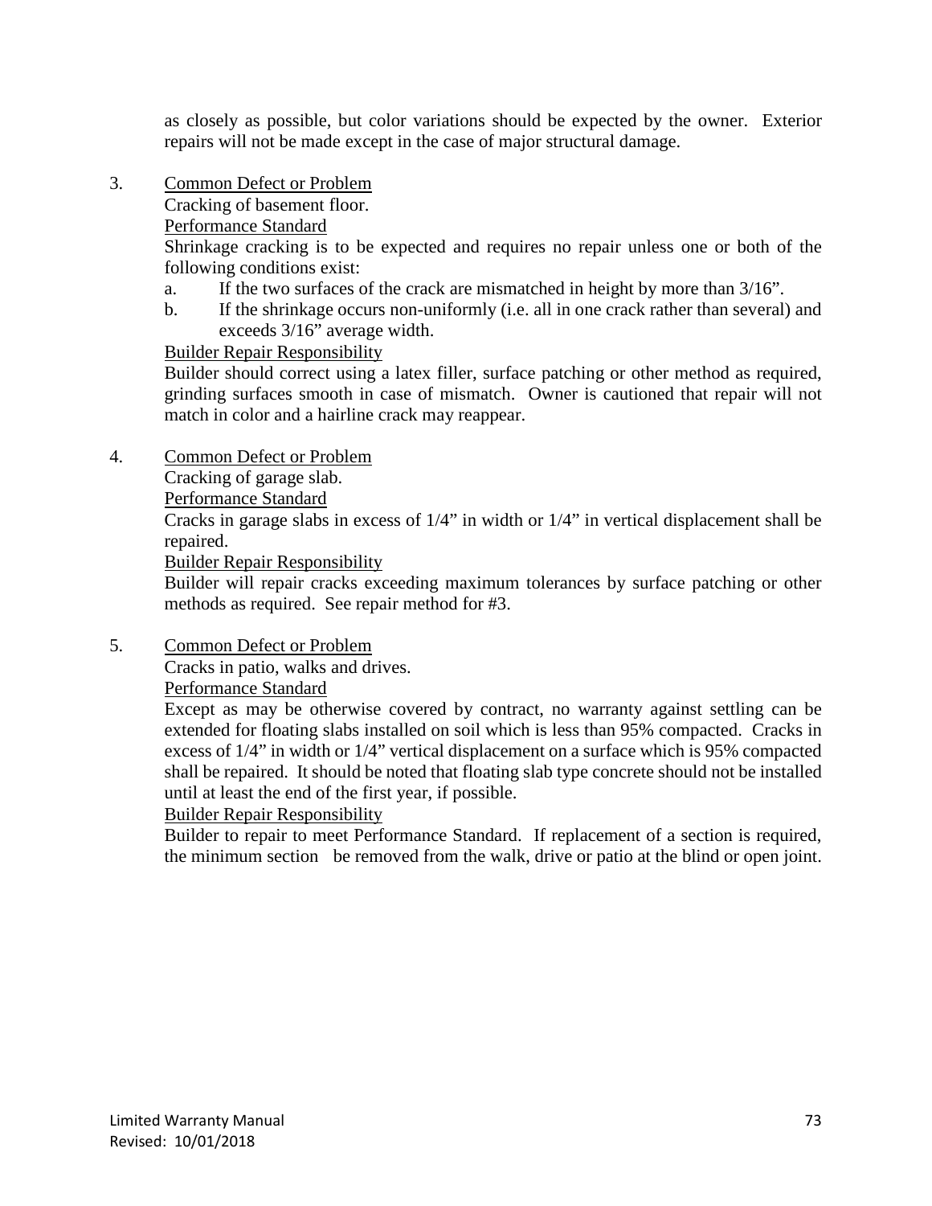as closely as possible, but color variations should be expected by the owner. Exterior repairs will not be made except in the case of major structural damage.

3. Common Defect or Problem

   Cracking of basement floor.

   Performance Standard

   Shrinkage cracking is to be expected and requires no repair unless one or both of the following conditions exist:

   a. If the two surfaces of the crack are mismatched in height by more than 3/16”.
   b. If the shrinkage occurs non-uniformly (i.e. all in one crack rather than several) and exceeds 3/16” average width.

   Builder Repair Responsibility

   Builder should correct using a latex filler, surface patching or other method as required, grinding surfaces smooth in case of mismatch. Owner is cautioned that repair will not match in color and a hairline crack may reappear.

4. Common Defect or Problem

   Cracking of garage slab.

   Performance Standard

   Cracks in garage slabs in excess of 1/4” in width or 1/4” in vertical displacement shall be repaired.

   Builder Repair Responsibility

   Builder will repair cracks exceeding maximum tolerances by surface patching or other methods as required. See repair method for #3.

5. Common Defect or Problem

   Cracks in patio, walks and drives.

   Performance Standard

   Except as may be otherwise covered by contract, no warranty against settling can be extended for floating slabs installed on soil which is less than 95% compacted. Cracks in excess of 1/4” in width or 1/4” vertical displacement on a surface which is 95% compacted shall be repaired. It should be noted that floating slab type concrete should not be installed until at least the end of the first year, if possible.

   Builder Repair Responsibility

   Builder to repair to meet Performance Standard. If replacement of a section is required, the minimum section be removed from the walk, drive or patio at the blind or open joint.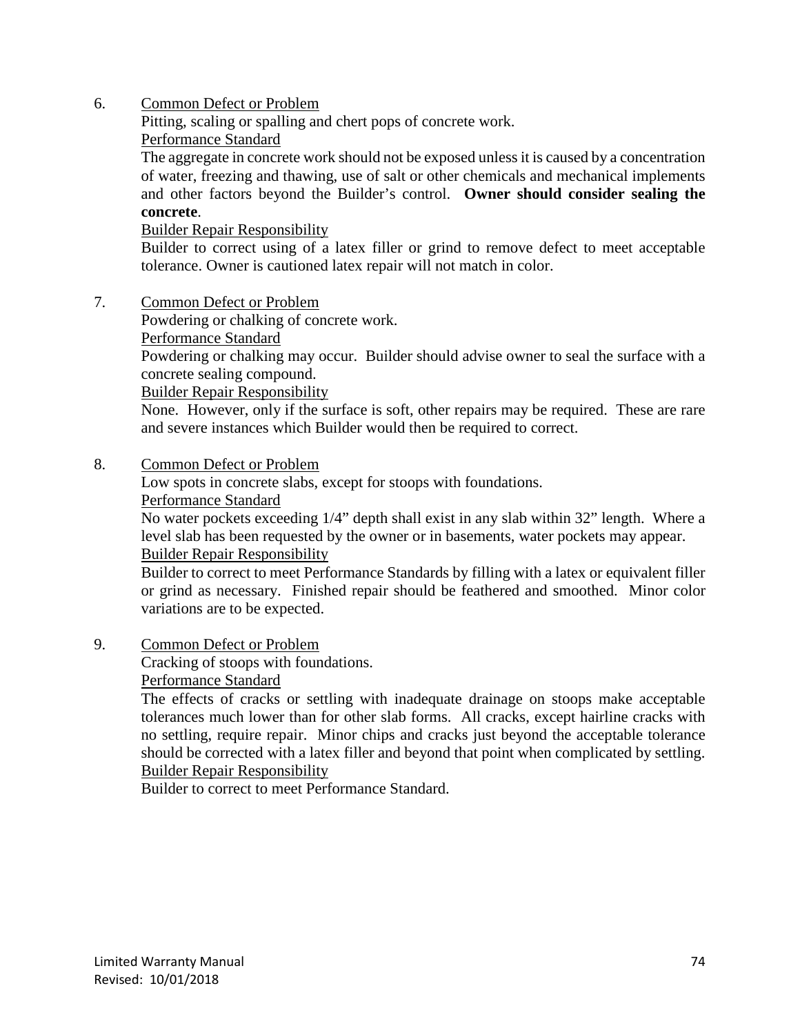6. Common Defect or Problem

   Pitting, scaling or spalling and chert pops of concrete work.

   Performance Standard

   The aggregate in concrete work should not be exposed unless it is caused by a concentration of water, freezing and thawing, use of salt or other chemicals and mechanical implements and other factors beyond the Builder's control. **Owner should consider sealing the concrete**.

   Builder Repair Responsibility

   Builder to correct using of a latex filler or grind to remove defect to meet acceptable tolerance. Owner is cautioned latex repair will not match in color.

7. Common Defect or Problem

   Powdering or chalking of concrete work.

   Performance Standard

   Powdering or chalking may occur. Builder should advise owner to seal the surface with a concrete sealing compound.

   Builder Repair Responsibility

   None. However, only if the surface is soft, other repairs may be required. These are rare and severe instances which Builder would then be required to correct.

8. Common Defect or Problem

   Low spots in concrete slabs, except for stoops with foundations.

   Performance Standard

   No water pockets exceeding 1/4" depth shall exist in any slab within 32" length. Where a level slab has been requested by the owner or in basements, water pockets may appear.

   Builder Repair Responsibility

   Builder to correct to meet Performance Standards by filling with a latex or equivalent filler or grind as necessary. Finished repair should be feathered and smoothed. Minor color variations are to be expected.

9. Common Defect or Problem

   Cracking of stoops with foundations.

   Performance Standard

   The effects of cracks or settling with inadequate drainage on stoops make acceptable tolerances much lower than for other slab forms. All cracks, except hairline cracks with no settling, require repair. Minor chips and cracks just beyond the acceptable tolerance should be corrected with a latex filler and beyond that point when complicated by settling.

   Builder Repair Responsibility

   Builder to correct to meet Performance Standard.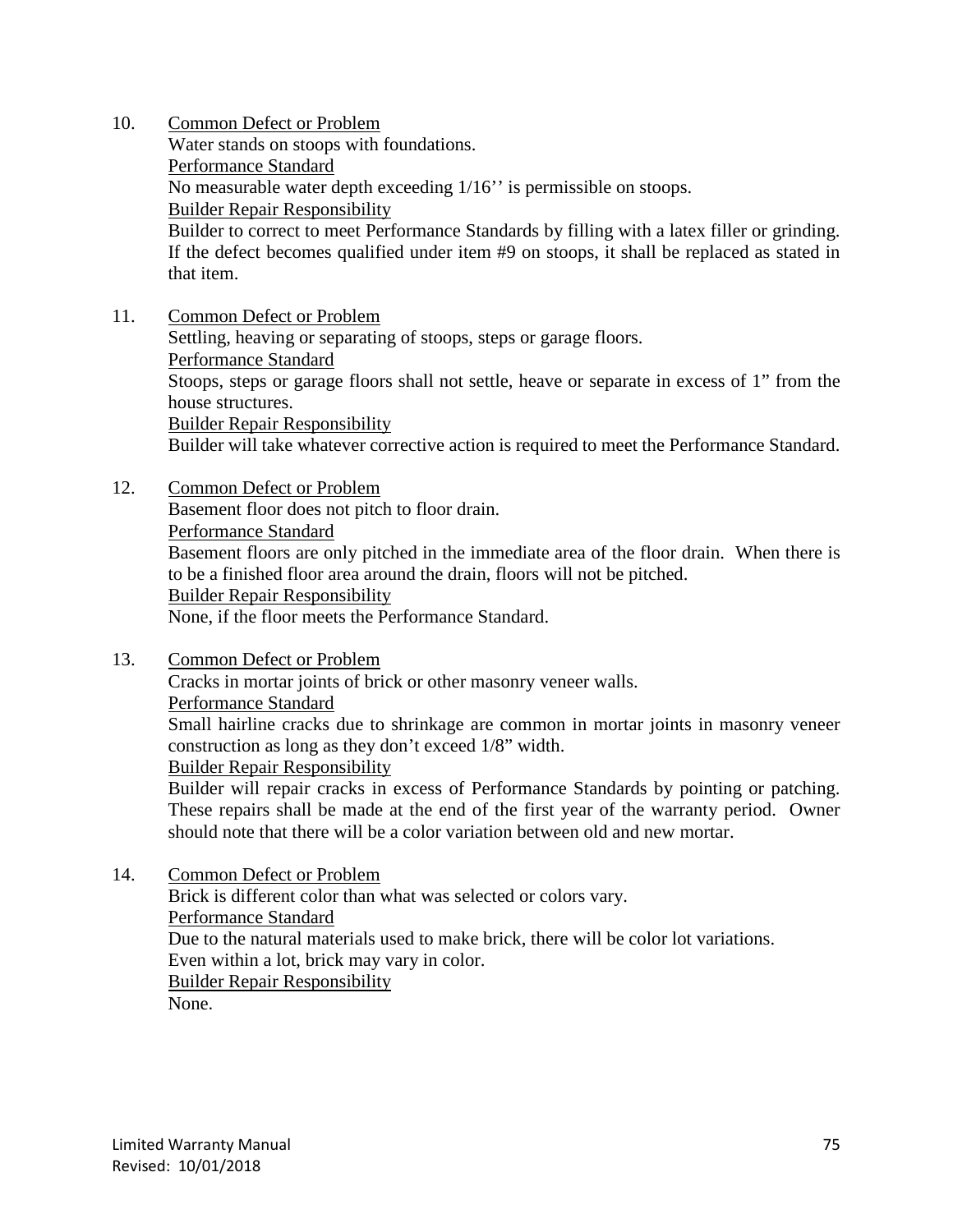10. <u>Common Defect or Problem</u>

    Water stands on stoops with foundations.

    <u>Performance Standard</u>

    No measurable water depth exceeding 1/16'' is permissible on stoops.

    <u>Builder Repair Responsibility</u>

    Builder to correct to meet Performance Standards by filling with a latex filler or grinding. If the defect becomes qualified under item #9 on stoops, it shall be replaced as stated in that item.

11. <u>Common Defect or Problem</u>

    Settling, heaving or separating of stoops, steps or garage floors.

    <u>Performance Standard</u>

    Stoops, steps or garage floors shall not settle, heave or separate in excess of 1" from the house structures.

    <u>Builder Repair Responsibility</u>

    Builder will take whatever corrective action is required to meet the Performance Standard.

12. <u>Common Defect or Problem</u>

    Basement floor does not pitch to floor drain.

    <u>Performance Standard</u>

    Basement floors are only pitched in the immediate area of the floor drain. When there is to be a finished floor area around the drain, floors will not be pitched.

    <u>Builder Repair Responsibility</u>

    None, if the floor meets the Performance Standard.

13. <u>Common Defect or Problem</u>

    Cracks in mortar joints of brick or other masonry veneer walls.

    <u>Performance Standard</u>

    Small hairline cracks due to shrinkage are common in mortar joints in masonry veneer construction as long as they don't exceed 1/8" width.

    <u>Builder Repair Responsibility</u>

    Builder will repair cracks in excess of Performance Standards by pointing or patching. These repairs shall be made at the end of the first year of the warranty period. Owner should note that there will be a color variation between old and new mortar.

14. <u>Common Defect or Problem</u>

    Brick is different color than what was selected or colors vary.

    <u>Performance Standard</u>

    Due to the natural materials used to make brick, there will be color lot variations.
    Even within a lot, brick may vary in color.

    <u>Builder Repair Responsibility</u>

    None.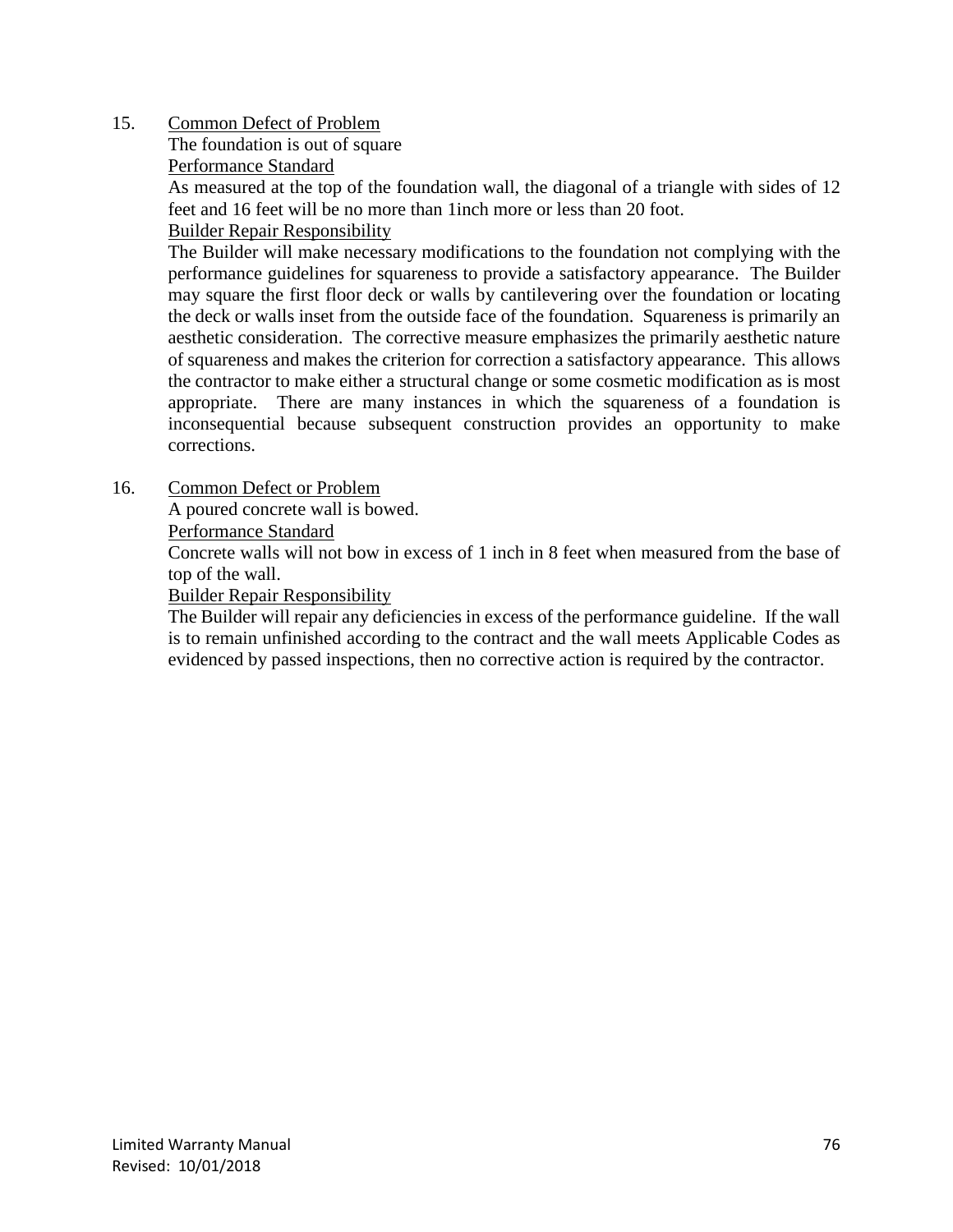15. <u>Common Defect of Problem</u>

    The foundation is out of square

    <u>Performance Standard</u>

    As measured at the top of the foundation wall, the diagonal of a triangle with sides of 12 feet and 16 feet will be no more than 1inch more or less than 20 foot.

    <u>Builder Repair Responsibility</u>

    The Builder will make necessary modifications to the foundation not complying with the performance guidelines for squareness to provide a satisfactory appearance. The Builder may square the first floor deck or walls by cantilevering over the foundation or locating the deck or walls inset from the outside face of the foundation. Squareness is primarily an aesthetic consideration. The corrective measure emphasizes the primarily aesthetic nature of squareness and makes the criterion for correction a satisfactory appearance. This allows the contractor to make either a structural change or some cosmetic modification as is most appropriate. There are many instances in which the squareness of a foundation is inconsequential because subsequent construction provides an opportunity to make corrections.

16. <u>Common Defect or Problem</u>

    A poured concrete wall is bowed.

    <u>Performance Standard</u>

    Concrete walls will not bow in excess of 1 inch in 8 feet when measured from the base of top of the wall.

    <u>Builder Repair Responsibility</u>

    The Builder will repair any deficiencies in excess of the performance guideline. If the wall is to remain unfinished according to the contract and the wall meets Applicable Codes as evidenced by passed inspections, then no corrective action is required by the contractor.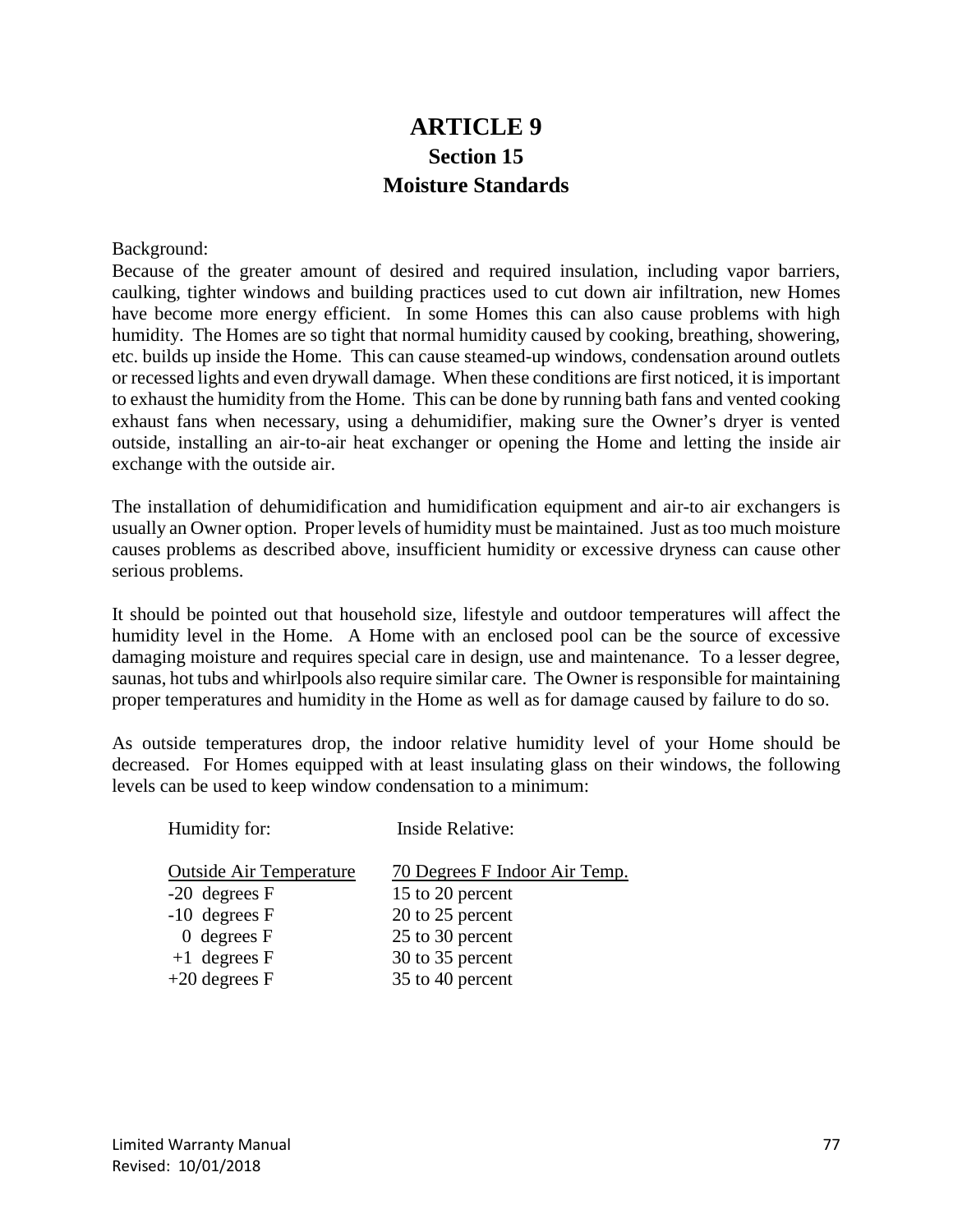# ARTICLE 9

## Section 15

## Moisture Standards

Background:
Because of the greater amount of desired and required insulation, including vapor barriers, caulking, tighter windows and building practices used to cut down air infiltration, new Homes have become more energy efficient. In some Homes this can also cause problems with high humidity. The Homes are so tight that normal humidity caused by cooking, breathing, showering, etc. builds up inside the Home. This can cause steamed-up windows, condensation around outlets or recessed lights and even drywall damage. When these conditions are first noticed, it is important to exhaust the humidity from the Home. This can be done by running bath fans and vented cooking exhaust fans when necessary, using a dehumidifier, making sure the Owner's dryer is vented outside, installing an air-to-air heat exchanger or opening the Home and letting the inside air exchange with the outside air.

The installation of dehumidification and humidification equipment and air-to air exchangers is usually an Owner option. Proper levels of humidity must be maintained. Just as too much moisture causes problems as described above, insufficient humidity or excessive dryness can cause other serious problems.

It should be pointed out that household size, lifestyle and outdoor temperatures will affect the humidity level in the Home. A Home with an enclosed pool can be the source of excessive damaging moisture and requires special care in design, use and maintenance. To a lesser degree, saunas, hot tubs and whirlpools also require similar care. The Owner is responsible for maintaining proper temperatures and humidity in the Home as well as for damage caused by failure to do so.

As outside temperatures drop, the indoor relative humidity level of your Home should be decreased. For Homes equipped with at least insulating glass on their windows, the following levels can be used to keep window condensation to a minimum:

| Humidity for: Outside Air Temperature | Inside Relative: 70 Degrees F Indoor Air Temp. |
|---|---|
| -20 degrees F | 15 to 20 percent |
| -10 degrees F | 20 to 25 percent |
| 0 degrees F | 25 to 30 percent |
| +1 degrees F | 30 to 35 percent |
| +20 degrees F | 35 to 40 percent |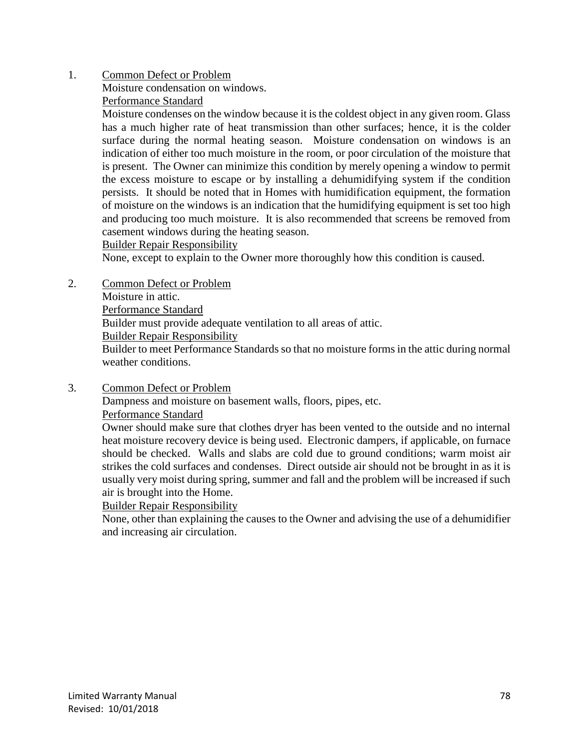1. <u>Common Defect or Problem</u>

   Moisture condensation on windows.

   <u>Performance Standard</u>

   Moisture condenses on the window because it is the coldest object in any given room. Glass has a much higher rate of heat transmission than other surfaces; hence, it is the colder surface during the normal heating season. Moisture condensation on windows is an indication of either too much moisture in the room, or poor circulation of the moisture that is present. The Owner can minimize this condition by merely opening a window to permit the excess moisture to escape or by installing a dehumidifying system if the condition persists. It should be noted that in Homes with humidification equipment, the formation of moisture on the windows is an indication that the humidifying equipment is set too high and producing too much moisture. It is also recommended that screens be removed from casement windows during the heating season.

   <u>Builder Repair Responsibility</u>

   None, except to explain to the Owner more thoroughly how this condition is caused.

2. <u>Common Defect or Problem</u>

   Moisture in attic.

   <u>Performance Standard</u>

   Builder must provide adequate ventilation to all areas of attic.

   <u>Builder Repair Responsibility</u>

   Builder to meet Performance Standards so that no moisture forms in the attic during normal weather conditions.

3. <u>Common Defect or Problem</u>

   Dampness and moisture on basement walls, floors, pipes, etc.

   <u>Performance Standard</u>

   Owner should make sure that clothes dryer has been vented to the outside and no internal heat moisture recovery device is being used. Electronic dampers, if applicable, on furnace should be checked. Walls and slabs are cold due to ground conditions; warm moist air strikes the cold surfaces and condenses. Direct outside air should not be brought in as it is usually very moist during spring, summer and fall and the problem will be increased if such air is brought into the Home.

   <u>Builder Repair Responsibility</u>

   None, other than explaining the causes to the Owner and advising the use of a dehumidifier and increasing air circulation.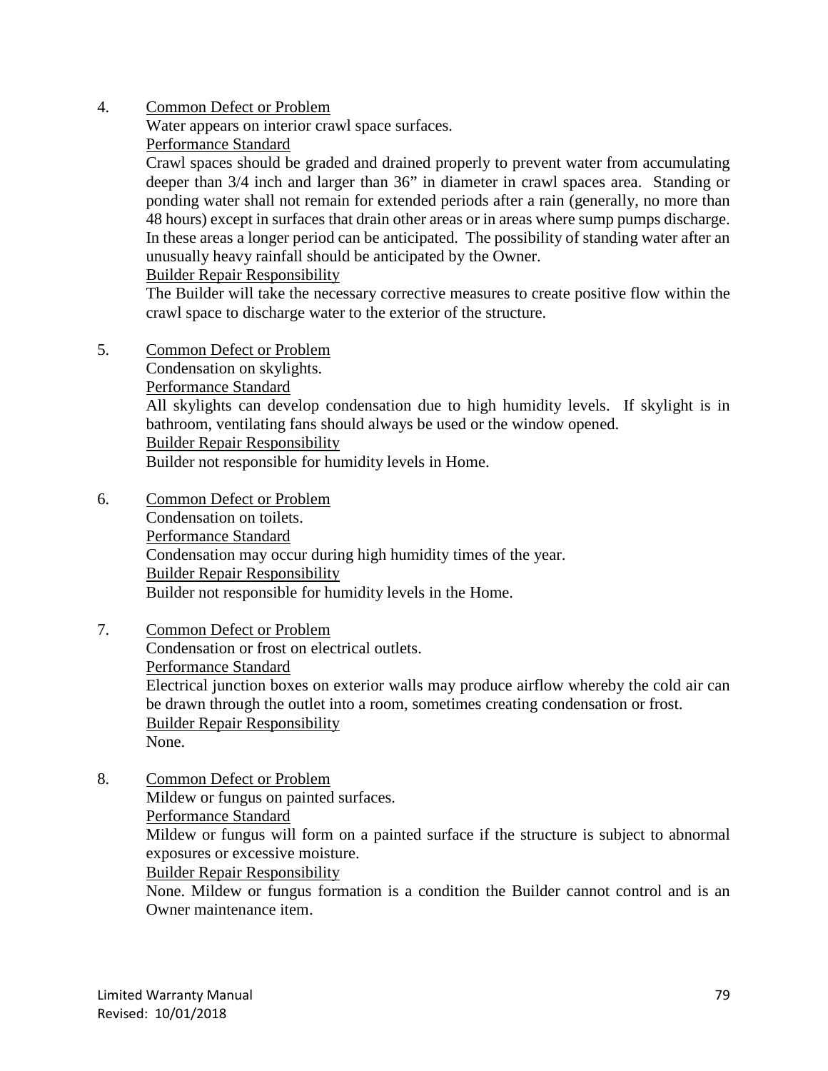4. <u>Common Defect or Problem</u>
   Water appears on interior crawl space surfaces.
   <u>Performance Standard</u>
   Crawl spaces should be graded and drained properly to prevent water from accumulating deeper than 3/4 inch and larger than 36" in diameter in crawl spaces area. Standing or ponding water shall not remain for extended periods after a rain (generally, no more than 48 hours) except in surfaces that drain other areas or in areas where sump pumps discharge. In these areas a longer period can be anticipated. The possibility of standing water after an unusually heavy rainfall should be anticipated by the Owner.
   <u>Builder Repair Responsibility</u>
   The Builder will take the necessary corrective measures to create positive flow within the crawl space to discharge water to the exterior of the structure.

5. <u>Common Defect or Problem</u>
   Condensation on skylights.
   <u>Performance Standard</u>
   All skylights can develop condensation due to high humidity levels. If skylight is in bathroom, ventilating fans should always be used or the window opened.
   <u>Builder Repair Responsibility</u>
   Builder not responsible for humidity levels in Home.

6. <u>Common Defect or Problem</u>
   Condensation on toilets.
   <u>Performance Standard</u>
   Condensation may occur during high humidity times of the year.
   <u>Builder Repair Responsibility</u>
   Builder not responsible for humidity levels in the Home.

7. <u>Common Defect or Problem</u>
   Condensation or frost on electrical outlets.
   <u>Performance Standard</u>
   Electrical junction boxes on exterior walls may produce airflow whereby the cold air can be drawn through the outlet into a room, sometimes creating condensation or frost.
   <u>Builder Repair Responsibility</u>
   None.

8. <u>Common Defect or Problem</u>
   Mildew or fungus on painted surfaces.
   <u>Performance Standard</u>
   Mildew or fungus will form on a painted surface if the structure is subject to abnormal exposures or excessive moisture.
   <u>Builder Repair Responsibility</u>
   None. Mildew or fungus formation is a condition the Builder cannot control and is an Owner maintenance item.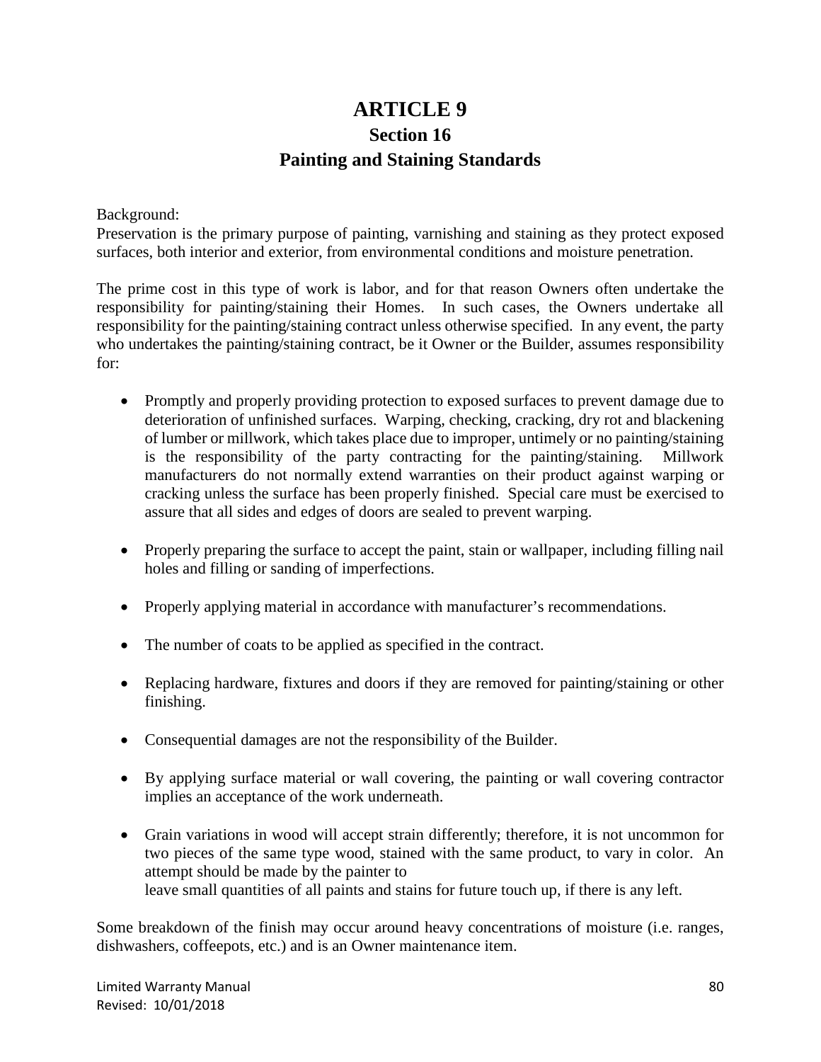# ARTICLE 9

## Section 16

## Painting and Staining Standards

Background:
Preservation is the primary purpose of painting, varnishing and staining as they protect exposed surfaces, both interior and exterior, from environmental conditions and moisture penetration.

The prime cost in this type of work is labor, and for that reason Owners often undertake the responsibility for painting/staining their Homes. In such cases, the Owners undertake all responsibility for the painting/staining contract unless otherwise specified. In any event, the party who undertakes the painting/staining contract, be it Owner or the Builder, assumes responsibility for:

- Promptly and properly providing protection to exposed surfaces to prevent damage due to deterioration of unfinished surfaces. Warping, checking, cracking, dry rot and blackening of lumber or millwork, which takes place due to improper, untimely or no painting/staining is the responsibility of the party contracting for the painting/staining. Millwork manufacturers do not normally extend warranties on their product against warping or cracking unless the surface has been properly finished. Special care must be exercised to assure that all sides and edges of doors are sealed to prevent warping.

- Properly preparing the surface to accept the paint, stain or wallpaper, including filling nail holes and filling or sanding of imperfections.

- Properly applying material in accordance with manufacturer's recommendations.

- The number of coats to be applied as specified in the contract.

- Replacing hardware, fixtures and doors if they are removed for painting/staining or other finishing.

- Consequential damages are not the responsibility of the Builder.

- By applying surface material or wall covering, the painting or wall covering contractor implies an acceptance of the work underneath.

- Grain variations in wood will accept strain differently; therefore, it is not uncommon for two pieces of the same type wood, stained with the same product, to vary in color. An attempt should be made by the painter to
  leave small quantities of all paints and stains for future touch up, if there is any left.

Some breakdown of the finish may occur around heavy concentrations of moisture (i.e. ranges, dishwashers, coffeepots, etc.) and is an Owner maintenance item.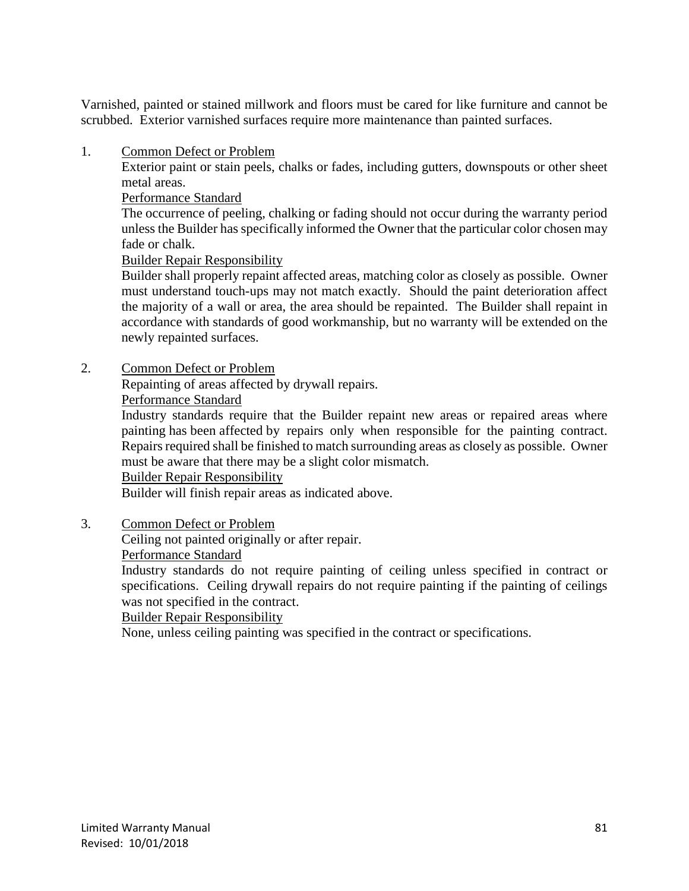Varnished, painted or stained millwork and floors must be cared for like furniture and cannot be scrubbed. Exterior varnished surfaces require more maintenance than painted surfaces.

1. Common Defect or Problem

   Exterior paint or stain peels, chalks or fades, including gutters, downspouts or other sheet metal areas.

   Performance Standard

   The occurrence of peeling, chalking or fading should not occur during the warranty period unless the Builder has specifically informed the Owner that the particular color chosen may fade or chalk.

   Builder Repair Responsibility

   Builder shall properly repaint affected areas, matching color as closely as possible. Owner must understand touch-ups may not match exactly. Should the paint deterioration affect the majority of a wall or area, the area should be repainted. The Builder shall repaint in accordance with standards of good workmanship, but no warranty will be extended on the newly repainted surfaces.

2. Common Defect or Problem

   Repainting of areas affected by drywall repairs.

   Performance Standard

   Industry standards require that the Builder repaint new areas or repaired areas where painting has been affected by repairs only when responsible for the painting contract. Repairs required shall be finished to match surrounding areas as closely as possible. Owner must be aware that there may be a slight color mismatch.

   Builder Repair Responsibility

   Builder will finish repair areas as indicated above.

3. Common Defect or Problem

   Ceiling not painted originally or after repair.

   Performance Standard

   Industry standards do not require painting of ceiling unless specified in contract or specifications. Ceiling drywall repairs do not require painting if the painting of ceilings was not specified in the contract.

   Builder Repair Responsibility

   None, unless ceiling painting was specified in the contract or specifications.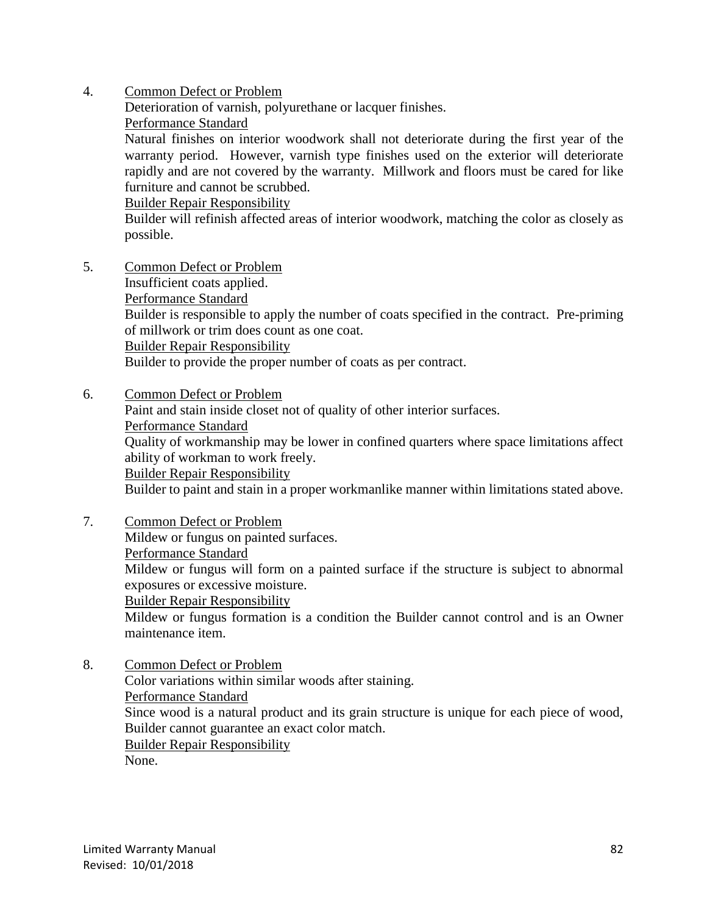4. <u>Common Defect or Problem</u>

   Deterioration of varnish, polyurethane or lacquer finishes.

   <u>Performance Standard</u>

   Natural finishes on interior woodwork shall not deteriorate during the first year of the warranty period. However, varnish type finishes used on the exterior will deteriorate rapidly and are not covered by the warranty. Millwork and floors must be cared for like furniture and cannot be scrubbed.

   <u>Builder Repair Responsibility</u>

   Builder will refinish affected areas of interior woodwork, matching the color as closely as possible.

5. <u>Common Defect or Problem</u>

   Insufficient coats applied.

   <u>Performance Standard</u>

   Builder is responsible to apply the number of coats specified in the contract. Pre-priming of millwork or trim does count as one coat.

   <u>Builder Repair Responsibility</u>

   Builder to provide the proper number of coats as per contract.

6. <u>Common Defect or Problem</u>

   Paint and stain inside closet not of quality of other interior surfaces.

   <u>Performance Standard</u>

   Quality of workmanship may be lower in confined quarters where space limitations affect ability of workman to work freely.

   <u>Builder Repair Responsibility</u>

   Builder to paint and stain in a proper workmanlike manner within limitations stated above.

7. <u>Common Defect or Problem</u>

   Mildew or fungus on painted surfaces.

   <u>Performance Standard</u>

   Mildew or fungus will form on a painted surface if the structure is subject to abnormal exposures or excessive moisture.

   <u>Builder Repair Responsibility</u>

   Mildew or fungus formation is a condition the Builder cannot control and is an Owner maintenance item.

8. <u>Common Defect or Problem</u>

   Color variations within similar woods after staining.

   <u>Performance Standard</u>

   Since wood is a natural product and its grain structure is unique for each piece of wood, Builder cannot guarantee an exact color match.

   <u>Builder Repair Responsibility</u>

   None.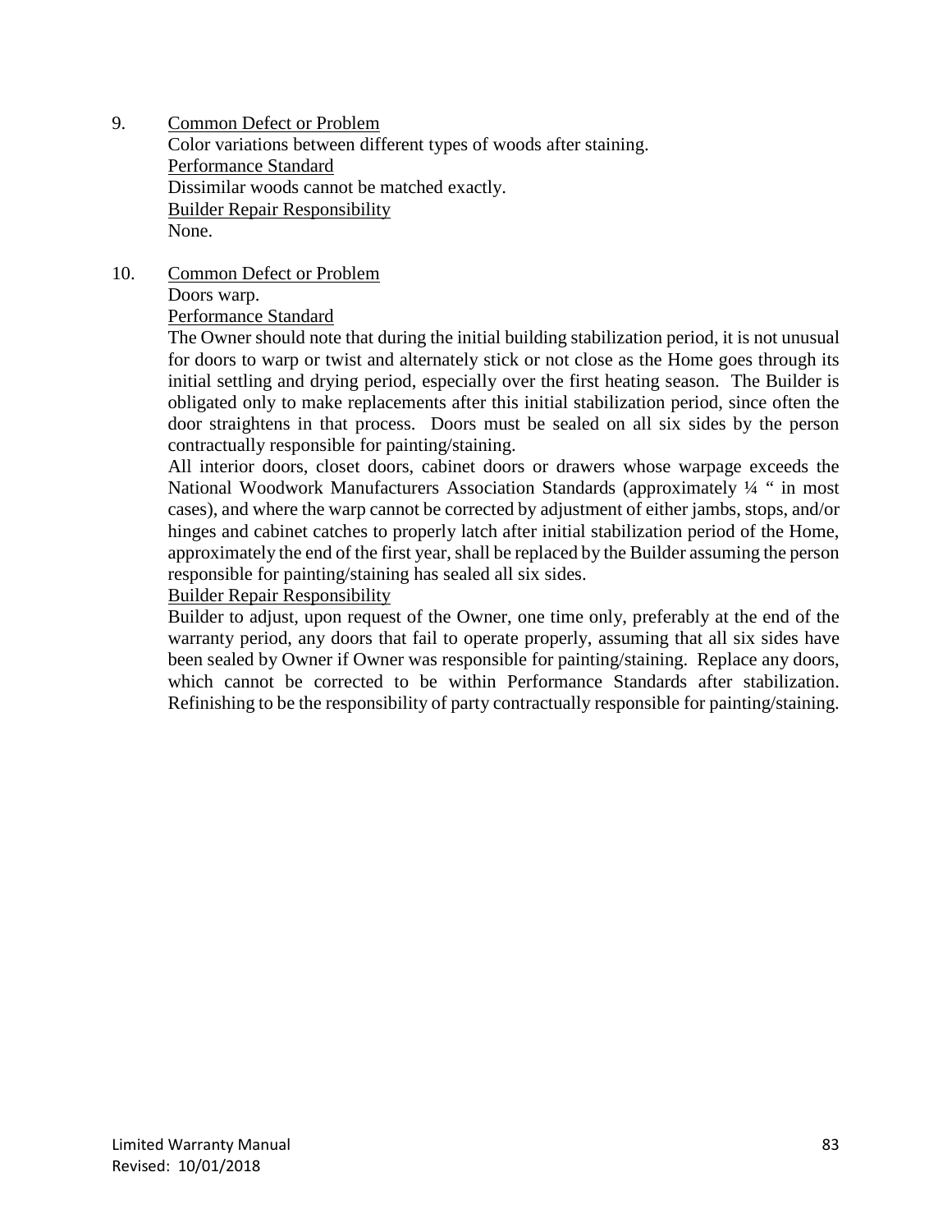9. <u>Common Defect or Problem</u>

   Color variations between different types of woods after staining.

   <u>Performance Standard</u>

   Dissimilar woods cannot be matched exactly.

   <u>Builder Repair Responsibility</u>

   None.

10. <u>Common Defect or Problem</u>

    Doors warp.

    <u>Performance Standard</u>

    The Owner should note that during the initial building stabilization period, it is not unusual for doors to warp or twist and alternately stick or not close as the Home goes through its initial settling and drying period, especially over the first heating season. The Builder is obligated only to make replacements after this initial stabilization period, since often the door straightens in that process. Doors must be sealed on all six sides by the person contractually responsible for painting/staining.

    All interior doors, closet doors, cabinet doors or drawers whose warpage exceeds the National Woodwork Manufacturers Association Standards (approximately ¼ " in most cases), and where the warp cannot be corrected by adjustment of either jambs, stops, and/or hinges and cabinet catches to properly latch after initial stabilization period of the Home, approximately the end of the first year, shall be replaced by the Builder assuming the person responsible for painting/staining has sealed all six sides.

    <u>Builder Repair Responsibility</u>

    Builder to adjust, upon request of the Owner, one time only, preferably at the end of the warranty period, any doors that fail to operate properly, assuming that all six sides have been sealed by Owner if Owner was responsible for painting/staining. Replace any doors, which cannot be corrected to be within Performance Standards after stabilization. Refinishing to be the responsibility of party contractually responsible for painting/staining.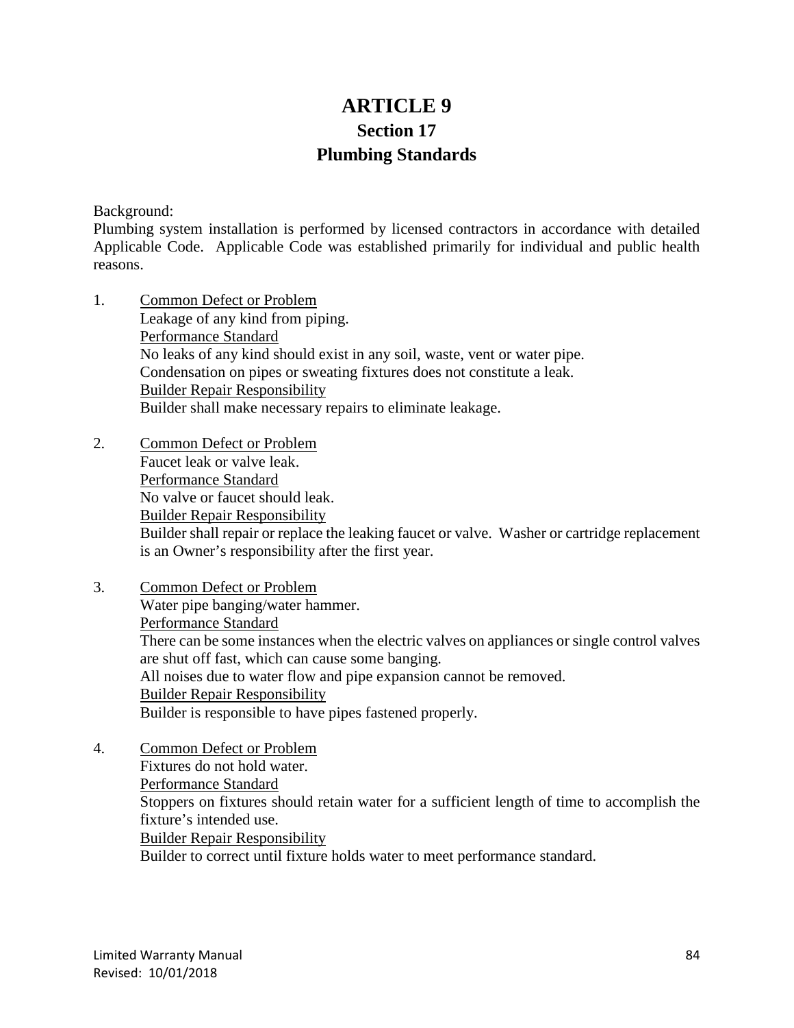# ARTICLE 9

## Section 17

## Plumbing Standards

Background:
Plumbing system installation is performed by licensed contractors in accordance with detailed Applicable Code. Applicable Code was established primarily for individual and public health reasons.

1. Common Defect or Problem
   Leakage of any kind from piping.
   Performance Standard
   No leaks of any kind should exist in any soil, waste, vent or water pipe.
   Condensation on pipes or sweating fixtures does not constitute a leak.
   Builder Repair Responsibility
   Builder shall make necessary repairs to eliminate leakage.

2. Common Defect or Problem
   Faucet leak or valve leak.
   Performance Standard
   No valve or faucet should leak.
   Builder Repair Responsibility
   Builder shall repair or replace the leaking faucet or valve. Washer or cartridge replacement is an Owner's responsibility after the first year.

3. Common Defect or Problem
   Water pipe banging/water hammer.
   Performance Standard
   There can be some instances when the electric valves on appliances or single control valves are shut off fast, which can cause some banging.
   All noises due to water flow and pipe expansion cannot be removed.
   Builder Repair Responsibility
   Builder is responsible to have pipes fastened properly.

4. Common Defect or Problem
   Fixtures do not hold water.
   Performance Standard
   Stoppers on fixtures should retain water for a sufficient length of time to accomplish the fixture's intended use.
   Builder Repair Responsibility
   Builder to correct until fixture holds water to meet performance standard.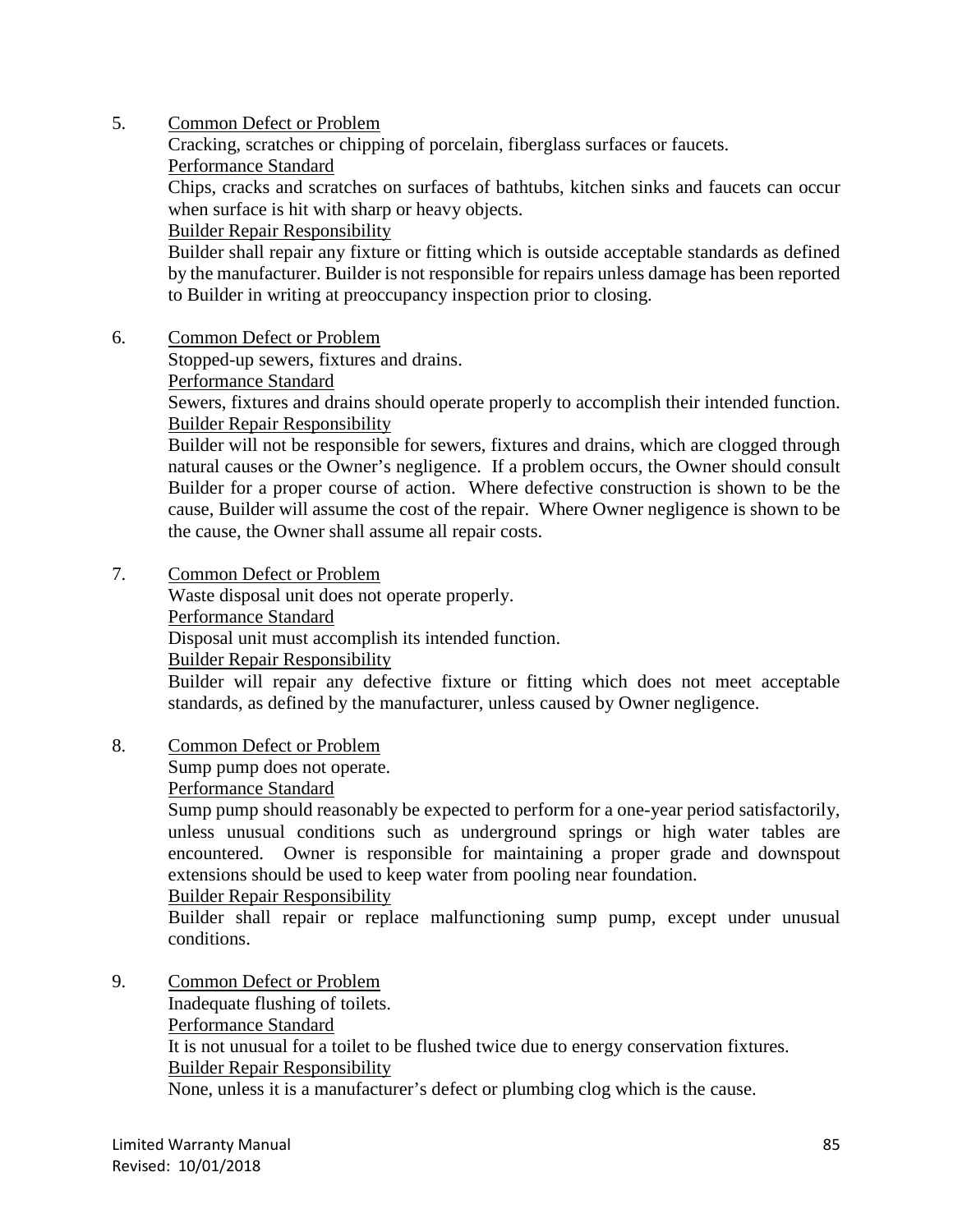5. Common Defect or Problem

   Cracking, scratches or chipping of porcelain, fiberglass surfaces or faucets.

   Performance Standard

   Chips, cracks and scratches on surfaces of bathtubs, kitchen sinks and faucets can occur when surface is hit with sharp or heavy objects.

   Builder Repair Responsibility

   Builder shall repair any fixture or fitting which is outside acceptable standards as defined by the manufacturer. Builder is not responsible for repairs unless damage has been reported to Builder in writing at preoccupancy inspection prior to closing.

6. Common Defect or Problem

   Stopped-up sewers, fixtures and drains.

   Performance Standard

   Sewers, fixtures and drains should operate properly to accomplish their intended function.

   Builder Repair Responsibility

   Builder will not be responsible for sewers, fixtures and drains, which are clogged through natural causes or the Owner's negligence. If a problem occurs, the Owner should consult Builder for a proper course of action. Where defective construction is shown to be the cause, Builder will assume the cost of the repair. Where Owner negligence is shown to be the cause, the Owner shall assume all repair costs.

7. Common Defect or Problem

   Waste disposal unit does not operate properly.

   Performance Standard

   Disposal unit must accomplish its intended function.

   Builder Repair Responsibility

   Builder will repair any defective fixture or fitting which does not meet acceptable standards, as defined by the manufacturer, unless caused by Owner negligence.

8. Common Defect or Problem

   Sump pump does not operate.

   Performance Standard

   Sump pump should reasonably be expected to perform for a one-year period satisfactorily, unless unusual conditions such as underground springs or high water tables are encountered. Owner is responsible for maintaining a proper grade and downspout extensions should be used to keep water from pooling near foundation.

   Builder Repair Responsibility

   Builder shall repair or replace malfunctioning sump pump, except under unusual conditions.

9. Common Defect or Problem

   Inadequate flushing of toilets.

   Performance Standard

   It is not unusual for a toilet to be flushed twice due to energy conservation fixtures.

   Builder Repair Responsibility

   None, unless it is a manufacturer's defect or plumbing clog which is the cause.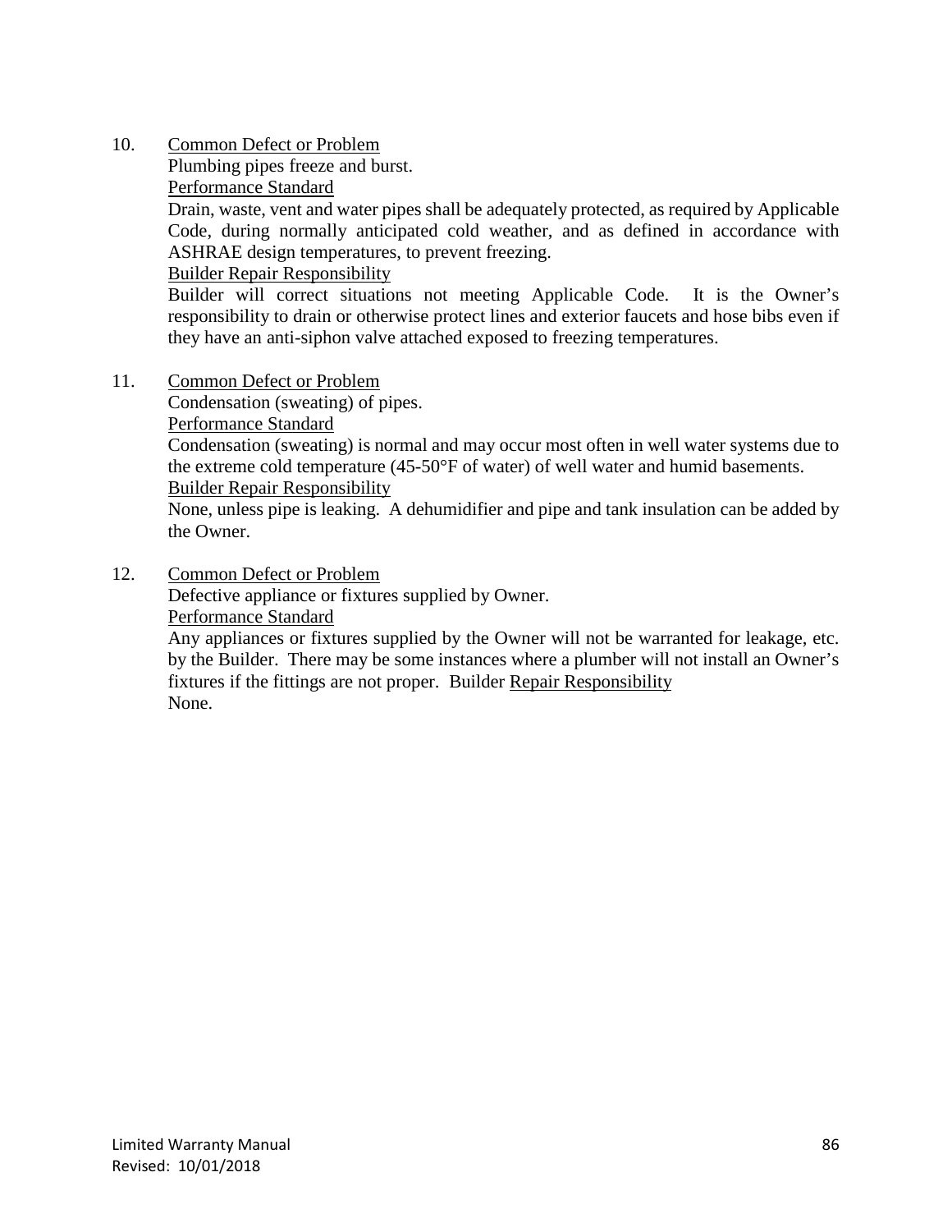10. <u>Common Defect or Problem</u>

    Plumbing pipes freeze and burst.

    <u>Performance Standard</u>

    Drain, waste, vent and water pipes shall be adequately protected, as required by Applicable Code, during normally anticipated cold weather, and as defined in accordance with ASHRAE design temperatures, to prevent freezing.

    <u>Builder Repair Responsibility</u>

    Builder will correct situations not meeting Applicable Code. It is the Owner's responsibility to drain or otherwise protect lines and exterior faucets and hose bibs even if they have an anti-siphon valve attached exposed to freezing temperatures.

11. <u>Common Defect or Problem</u>

    Condensation (sweating) of pipes.

    <u>Performance Standard</u>

    Condensation (sweating) is normal and may occur most often in well water systems due to the extreme cold temperature (45-50°F of water) of well water and humid basements.

    <u>Builder Repair Responsibility</u>

    None, unless pipe is leaking. A dehumidifier and pipe and tank insulation can be added by the Owner.

12. <u>Common Defect or Problem</u>

    Defective appliance or fixtures supplied by Owner.

    <u>Performance Standard</u>

    Any appliances or fixtures supplied by the Owner will not be warranted for leakage, etc. by the Builder. There may be some instances where a plumber will not install an Owner's fixtures if the fittings are not proper. Builder <u>Repair Responsibility</u>

    None.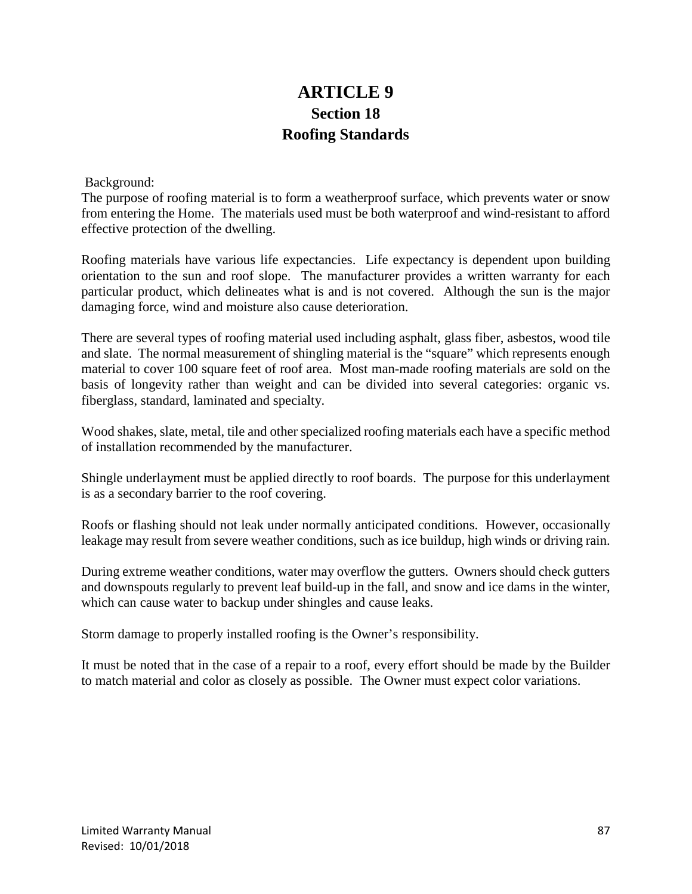# ARTICLE 9
## Section 18
## Roofing Standards

Background:
The purpose of roofing material is to form a weatherproof surface, which prevents water or snow from entering the Home. The materials used must be both waterproof and wind-resistant to afford effective protection of the dwelling.

Roofing materials have various life expectancies. Life expectancy is dependent upon building orientation to the sun and roof slope. The manufacturer provides a written warranty for each particular product, which delineates what is and is not covered. Although the sun is the major damaging force, wind and moisture also cause deterioration.

There are several types of roofing material used including asphalt, glass fiber, asbestos, wood tile and slate. The normal measurement of shingling material is the "square" which represents enough material to cover 100 square feet of roof area. Most man-made roofing materials are sold on the basis of longevity rather than weight and can be divided into several categories: organic vs. fiberglass, standard, laminated and specialty.

Wood shakes, slate, metal, tile and other specialized roofing materials each have a specific method of installation recommended by the manufacturer.

Shingle underlayment must be applied directly to roof boards. The purpose for this underlayment is as a secondary barrier to the roof covering.

Roofs or flashing should not leak under normally anticipated conditions. However, occasionally leakage may result from severe weather conditions, such as ice buildup, high winds or driving rain.

During extreme weather conditions, water may overflow the gutters. Owners should check gutters and downspouts regularly to prevent leaf build-up in the fall, and snow and ice dams in the winter, which can cause water to backup under shingles and cause leaks.

Storm damage to properly installed roofing is the Owner's responsibility.

It must be noted that in the case of a repair to a roof, every effort should be made by the Builder to match material and color as closely as possible. The Owner must expect color variations.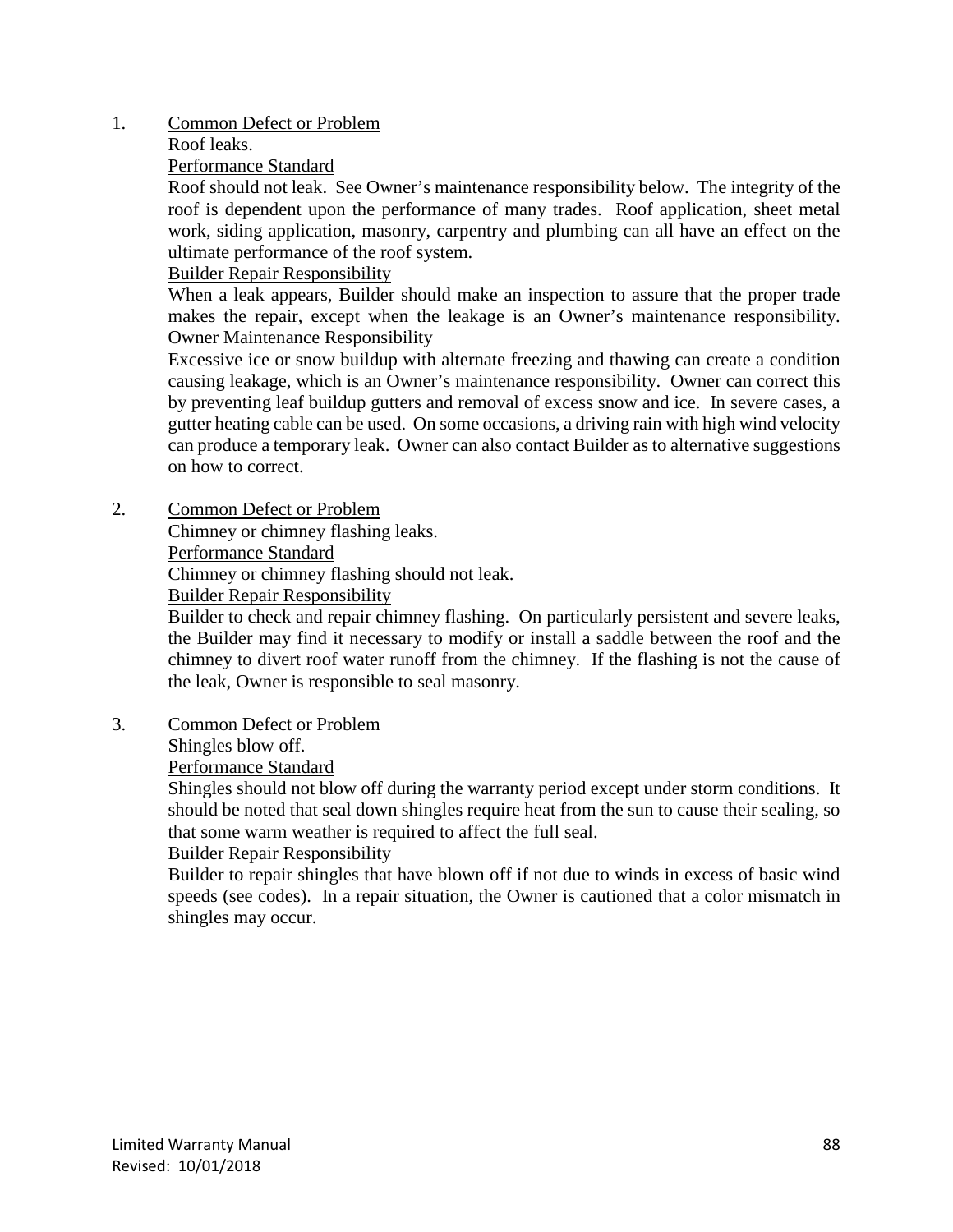1. Common Defect or Problem

   Roof leaks.

   Performance Standard

   Roof should not leak. See Owner's maintenance responsibility below. The integrity of the roof is dependent upon the performance of many trades. Roof application, sheet metal work, siding application, masonry, carpentry and plumbing can all have an effect on the ultimate performance of the roof system.

   Builder Repair Responsibility

   When a leak appears, Builder should make an inspection to assure that the proper trade makes the repair, except when the leakage is an Owner's maintenance responsibility.

   Owner Maintenance Responsibility

   Excessive ice or snow buildup with alternate freezing and thawing can create a condition causing leakage, which is an Owner's maintenance responsibility. Owner can correct this by preventing leaf buildup gutters and removal of excess snow and ice. In severe cases, a gutter heating cable can be used. On some occasions, a driving rain with high wind velocity can produce a temporary leak. Owner can also contact Builder as to alternative suggestions on how to correct.

2. Common Defect or Problem

   Chimney or chimney flashing leaks.

   Performance Standard

   Chimney or chimney flashing should not leak.

   Builder Repair Responsibility

   Builder to check and repair chimney flashing. On particularly persistent and severe leaks, the Builder may find it necessary to modify or install a saddle between the roof and the chimney to divert roof water runoff from the chimney. If the flashing is not the cause of the leak, Owner is responsible to seal masonry.

3. Common Defect or Problem

   Shingles blow off.

   Performance Standard

   Shingles should not blow off during the warranty period except under storm conditions. It should be noted that seal down shingles require heat from the sun to cause their sealing, so that some warm weather is required to affect the full seal.

   Builder Repair Responsibility

   Builder to repair shingles that have blown off if not due to winds in excess of basic wind speeds (see codes). In a repair situation, the Owner is cautioned that a color mismatch in shingles may occur.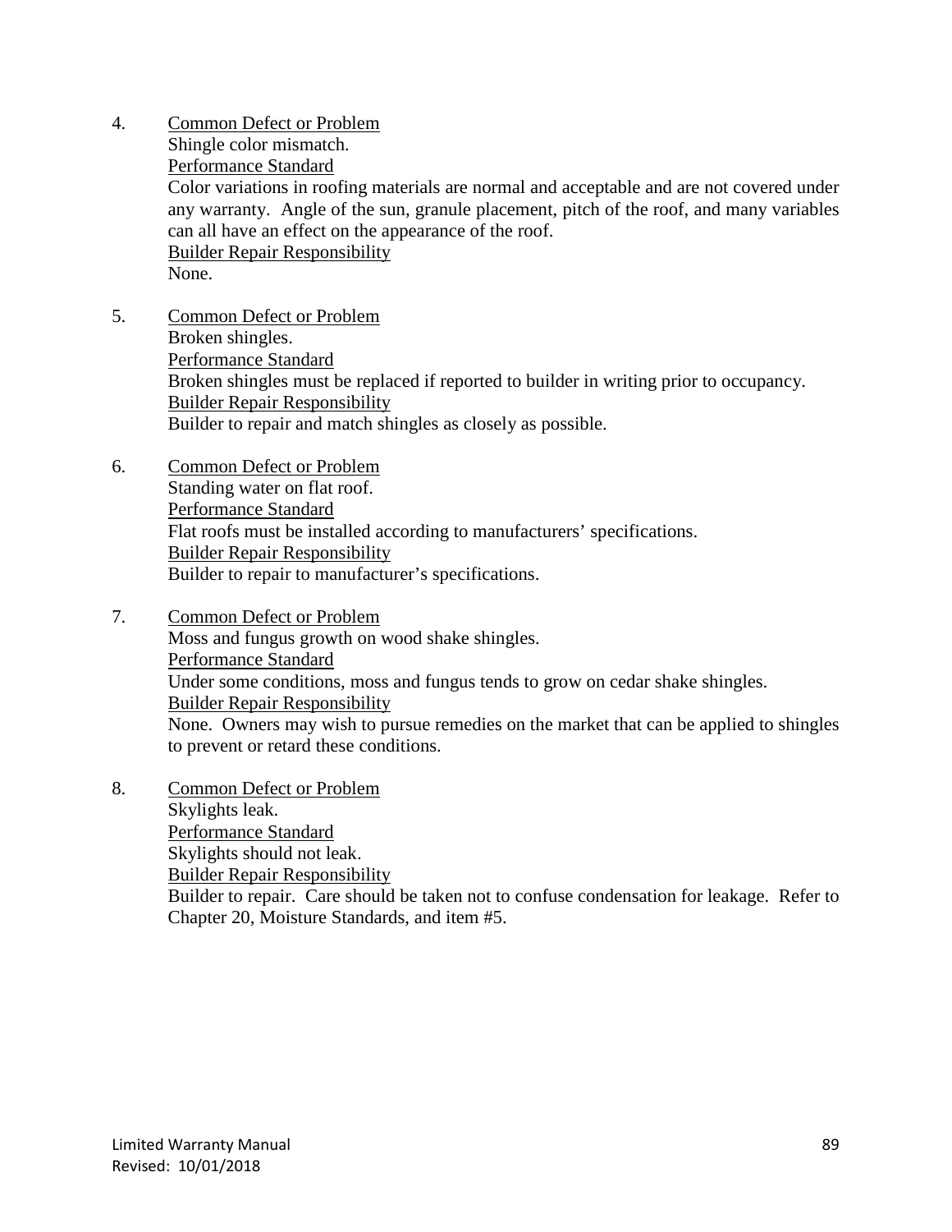4. Common Defect or Problem
   Shingle color mismatch.
   Performance Standard
   Color variations in roofing materials are normal and acceptable and are not covered under any warranty. Angle of the sun, granule placement, pitch of the roof, and many variables can all have an effect on the appearance of the roof.
   Builder Repair Responsibility
   None.

5. Common Defect or Problem
   Broken shingles.
   Performance Standard
   Broken shingles must be replaced if reported to builder in writing prior to occupancy.
   Builder Repair Responsibility
   Builder to repair and match shingles as closely as possible.

6. Common Defect or Problem
   Standing water on flat roof.
   Performance Standard
   Flat roofs must be installed according to manufacturers' specifications.
   Builder Repair Responsibility
   Builder to repair to manufacturer's specifications.

7. Common Defect or Problem
   Moss and fungus growth on wood shake shingles.
   Performance Standard
   Under some conditions, moss and fungus tends to grow on cedar shake shingles.
   Builder Repair Responsibility
   None. Owners may wish to pursue remedies on the market that can be applied to shingles to prevent or retard these conditions.

8. Common Defect or Problem
   Skylights leak.
   Performance Standard
   Skylights should not leak.
   Builder Repair Responsibility
   Builder to repair. Care should be taken not to confuse condensation for leakage. Refer to Chapter 20, Moisture Standards, and item #5.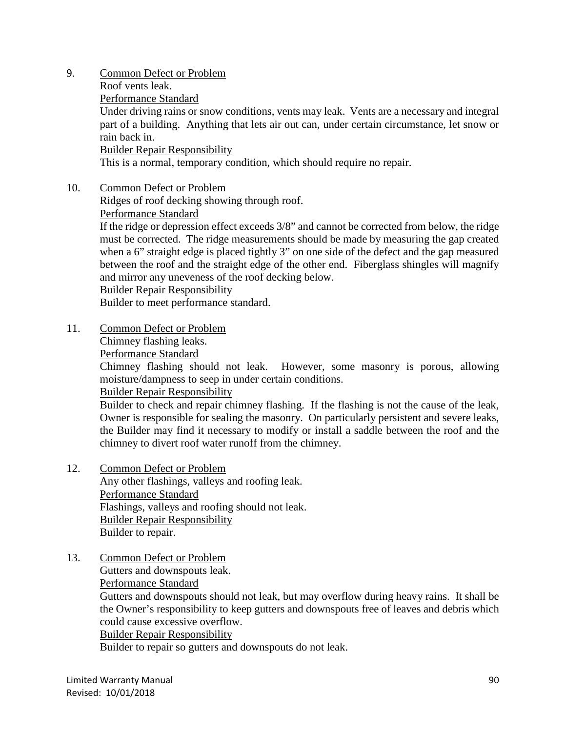9. <u>Common Defect or Problem</u>
   Roof vents leak.
   <u>Performance Standard</u>
   Under driving rains or snow conditions, vents may leak. Vents are a necessary and integral part of a building. Anything that lets air out can, under certain circumstance, let snow or rain back in.
   <u>Builder Repair Responsibility</u>
   This is a normal, temporary condition, which should require no repair.

10. <u>Common Defect or Problem</u>
    Ridges of roof decking showing through roof.
    <u>Performance Standard</u>
    If the ridge or depression effect exceeds 3/8" and cannot be corrected from below, the ridge must be corrected. The ridge measurements should be made by measuring the gap created when a 6" straight edge is placed tightly 3" on one side of the defect and the gap measured between the roof and the straight edge of the other end. Fiberglass shingles will magnify and mirror any uneveness of the roof decking below.
    <u>Builder Repair Responsibility</u>
    Builder to meet performance standard.

11. <u>Common Defect or Problem</u>
    Chimney flashing leaks.
    <u>Performance Standard</u>
    Chimney flashing should not leak. However, some masonry is porous, allowing moisture/dampness to seep in under certain conditions.
    <u>Builder Repair Responsibility</u>
    Builder to check and repair chimney flashing. If the flashing is not the cause of the leak, Owner is responsible for sealing the masonry. On particularly persistent and severe leaks, the Builder may find it necessary to modify or install a saddle between the roof and the chimney to divert roof water runoff from the chimney.

12. <u>Common Defect or Problem</u>
    Any other flashings, valleys and roofing leak.
    <u>Performance Standard</u>
    Flashings, valleys and roofing should not leak.
    <u>Builder Repair Responsibility</u>
    Builder to repair.

13. <u>Common Defect or Problem</u>
    Gutters and downspouts leak.
    <u>Performance Standard</u>
    Gutters and downspouts should not leak, but may overflow during heavy rains. It shall be the Owner's responsibility to keep gutters and downspouts free of leaves and debris which could cause excessive overflow.
    <u>Builder Repair Responsibility</u>
    Builder to repair so gutters and downspouts do not leak.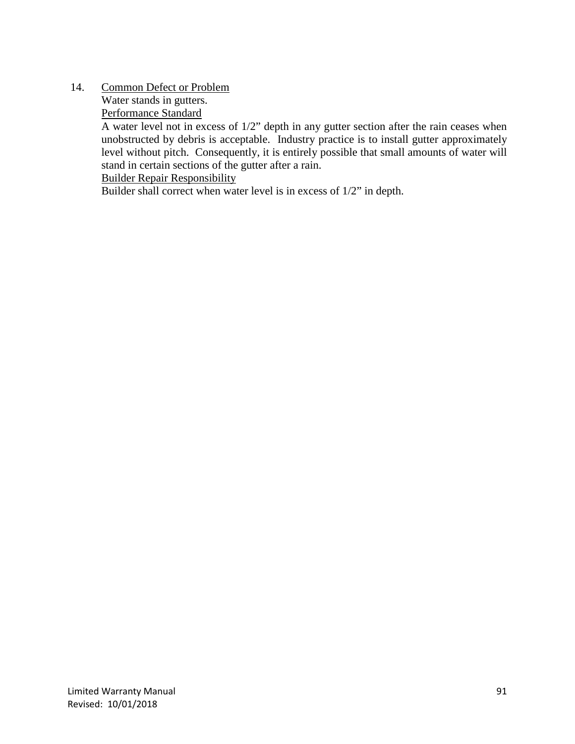14. <u>Common Defect or Problem</u>

    Water stands in gutters.

    <u>Performance Standard</u>

    A water level not in excess of 1/2" depth in any gutter section after the rain ceases when unobstructed by debris is acceptable. Industry practice is to install gutter approximately level without pitch. Consequently, it is entirely possible that small amounts of water will stand in certain sections of the gutter after a rain.

    <u>Builder Repair Responsibility</u>

    Builder shall correct when water level is in excess of 1/2" in depth.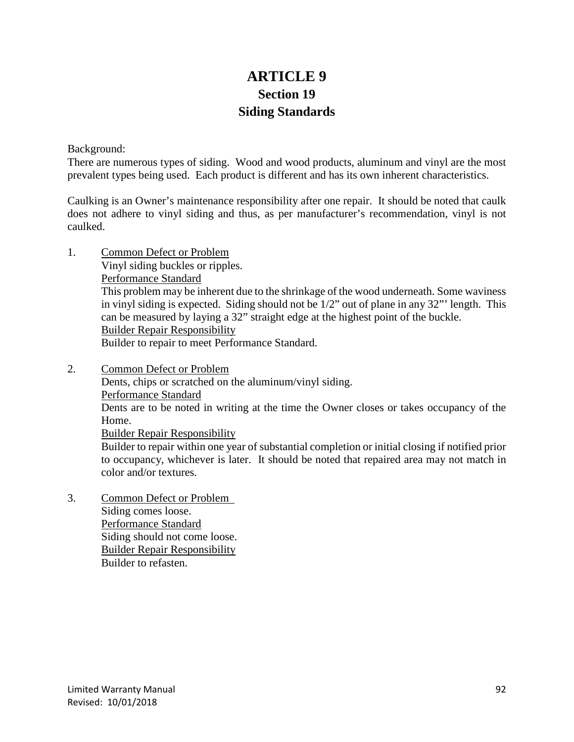# ARTICLE 9

## Section 19

## Siding Standards

Background:
There are numerous types of siding. Wood and wood products, aluminum and vinyl are the most prevalent types being used. Each product is different and has its own inherent characteristics.

Caulking is an Owner's maintenance responsibility after one repair. It should be noted that caulk does not adhere to vinyl siding and thus, as per manufacturer's recommendation, vinyl is not caulked.

1. Common Defect or Problem
   Vinyl siding buckles or ripples.
   Performance Standard
   This problem may be inherent due to the shrinkage of the wood underneath. Some waviness in vinyl siding is expected. Siding should not be 1/2" out of plane in any 32"' length. This can be measured by laying a 32" straight edge at the highest point of the buckle.
   Builder Repair Responsibility
   Builder to repair to meet Performance Standard.

2. Common Defect or Problem
   Dents, chips or scratched on the aluminum/vinyl siding.
   Performance Standard
   Dents are to be noted in writing at the time the Owner closes or takes occupancy of the Home.
   Builder Repair Responsibility
   Builder to repair within one year of substantial completion or initial closing if notified prior to occupancy, whichever is later. It should be noted that repaired area may not match in color and/or textures.

3. Common Defect or Problem
   Siding comes loose.
   Performance Standard
   Siding should not come loose.
   Builder Repair Responsibility
   Builder to refasten.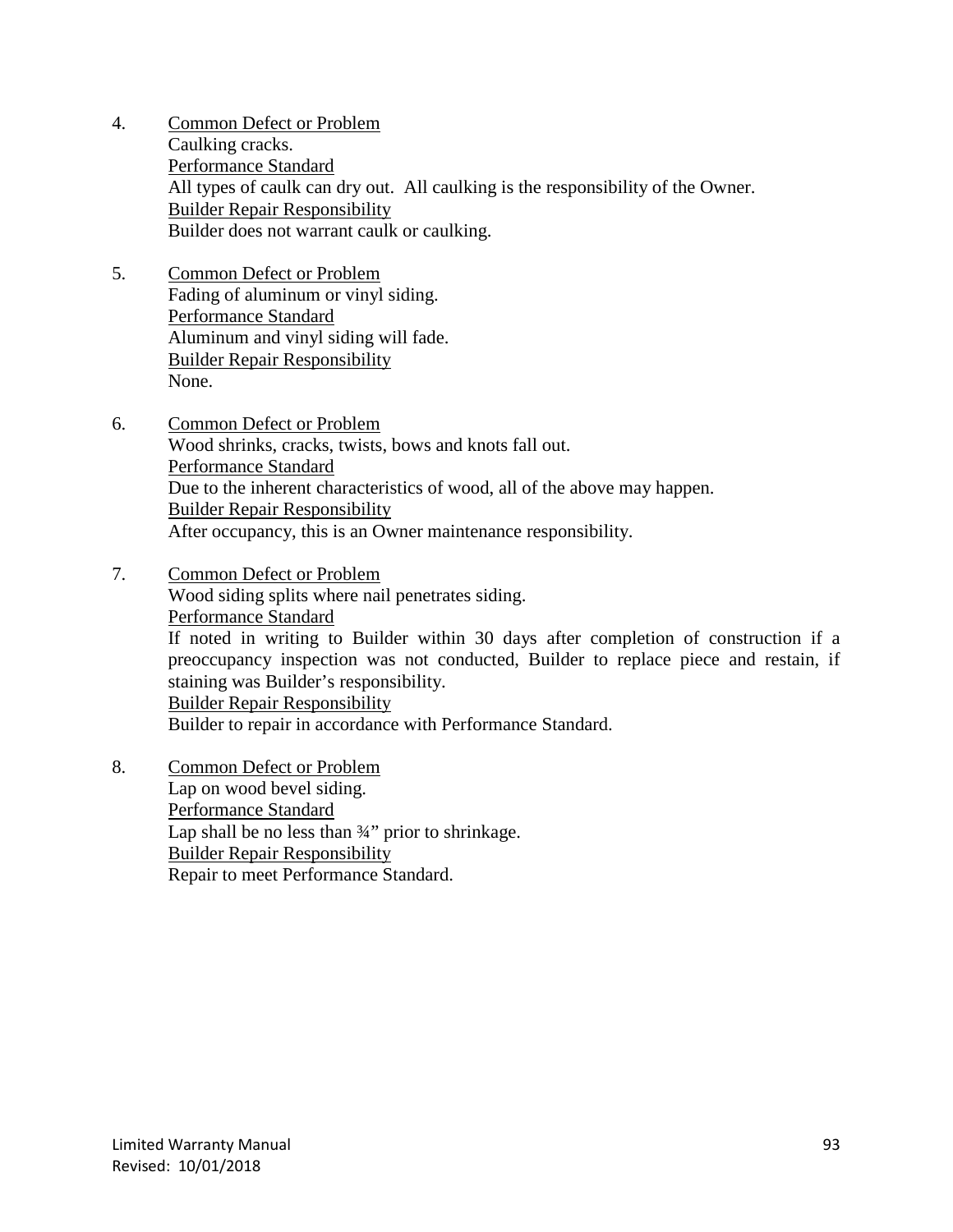4. <u>Common Defect or Problem</u>
   Caulking cracks.
   <u>Performance Standard</u>
   All types of caulk can dry out. All caulking is the responsibility of the Owner.
   <u>Builder Repair Responsibility</u>
   Builder does not warrant caulk or caulking.

5. <u>Common Defect or Problem</u>
   Fading of aluminum or vinyl siding.
   <u>Performance Standard</u>
   Aluminum and vinyl siding will fade.
   <u>Builder Repair Responsibility</u>
   None.

6. <u>Common Defect or Problem</u>
   Wood shrinks, cracks, twists, bows and knots fall out.
   <u>Performance Standard</u>
   Due to the inherent characteristics of wood, all of the above may happen.
   <u>Builder Repair Responsibility</u>
   After occupancy, this is an Owner maintenance responsibility.

7. <u>Common Defect or Problem</u>
   Wood siding splits where nail penetrates siding.
   <u>Performance Standard</u>
   If noted in writing to Builder within 30 days after completion of construction if a preoccupancy inspection was not conducted, Builder to replace piece and restain, if staining was Builder's responsibility.
   <u>Builder Repair Responsibility</u>
   Builder to repair in accordance with Performance Standard.

8. <u>Common Defect or Problem</u>
   Lap on wood bevel siding.
   <u>Performance Standard</u>
   Lap shall be no less than ¾" prior to shrinkage.
   <u>Builder Repair Responsibility</u>
   Repair to meet Performance Standard.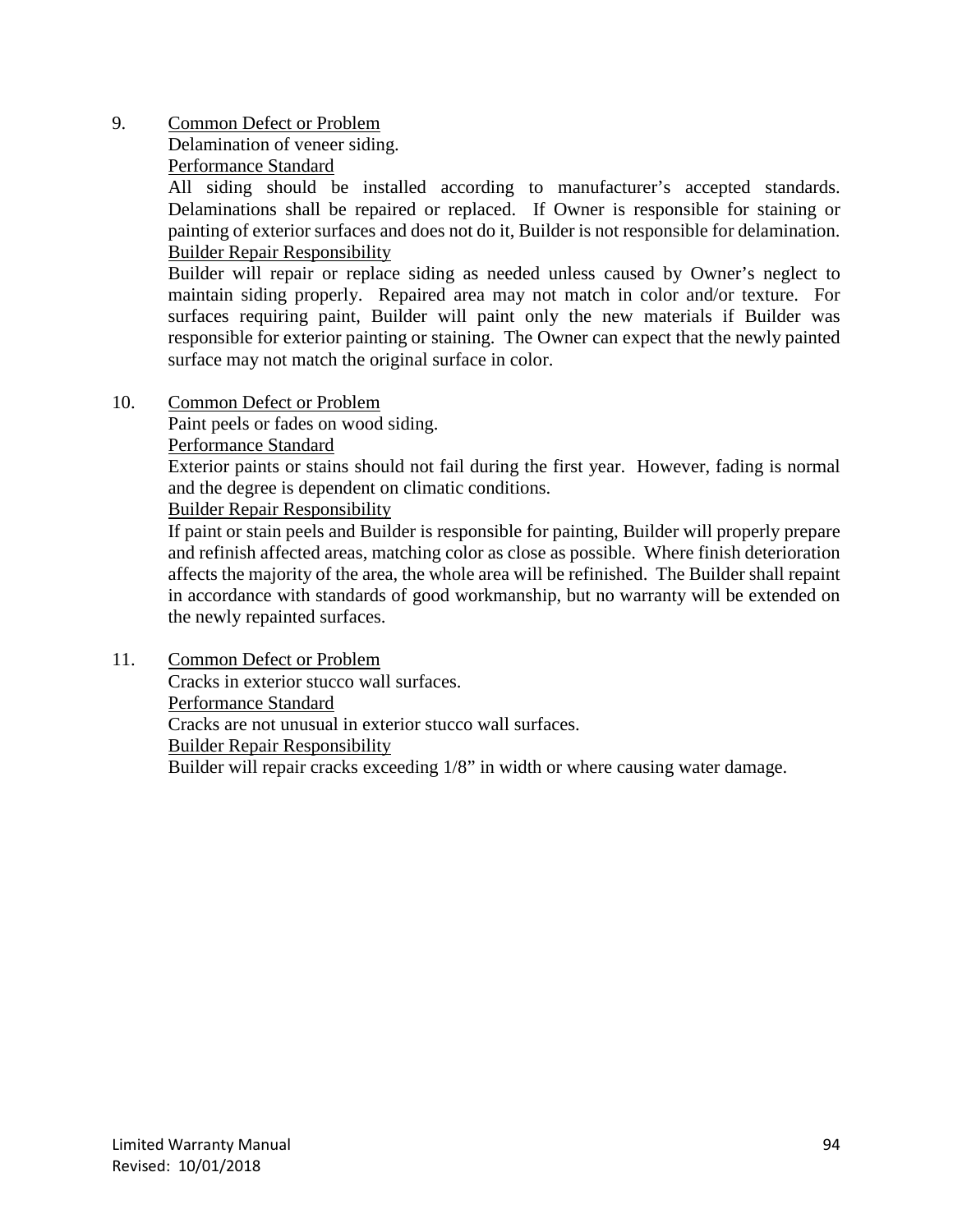9. Common Defect or Problem

   Delamination of veneer siding.

   Performance Standard

   All siding should be installed according to manufacturer's accepted standards. Delaminations shall be repaired or replaced. If Owner is responsible for staining or painting of exterior surfaces and does not do it, Builder is not responsible for delamination.

   Builder Repair Responsibility

   Builder will repair or replace siding as needed unless caused by Owner's neglect to maintain siding properly. Repaired area may not match in color and/or texture. For surfaces requiring paint, Builder will paint only the new materials if Builder was responsible for exterior painting or staining. The Owner can expect that the newly painted surface may not match the original surface in color.

10. Common Defect or Problem

    Paint peels or fades on wood siding.

    Performance Standard

    Exterior paints or stains should not fail during the first year. However, fading is normal and the degree is dependent on climatic conditions.

    Builder Repair Responsibility

    If paint or stain peels and Builder is responsible for painting, Builder will properly prepare and refinish affected areas, matching color as close as possible. Where finish deterioration affects the majority of the area, the whole area will be refinished. The Builder shall repaint in accordance with standards of good workmanship, but no warranty will be extended on the newly repainted surfaces.

11. Common Defect or Problem

    Cracks in exterior stucco wall surfaces.

    Performance Standard

    Cracks are not unusual in exterior stucco wall surfaces.

    Builder Repair Responsibility

    Builder will repair cracks exceeding 1/8" in width or where causing water damage.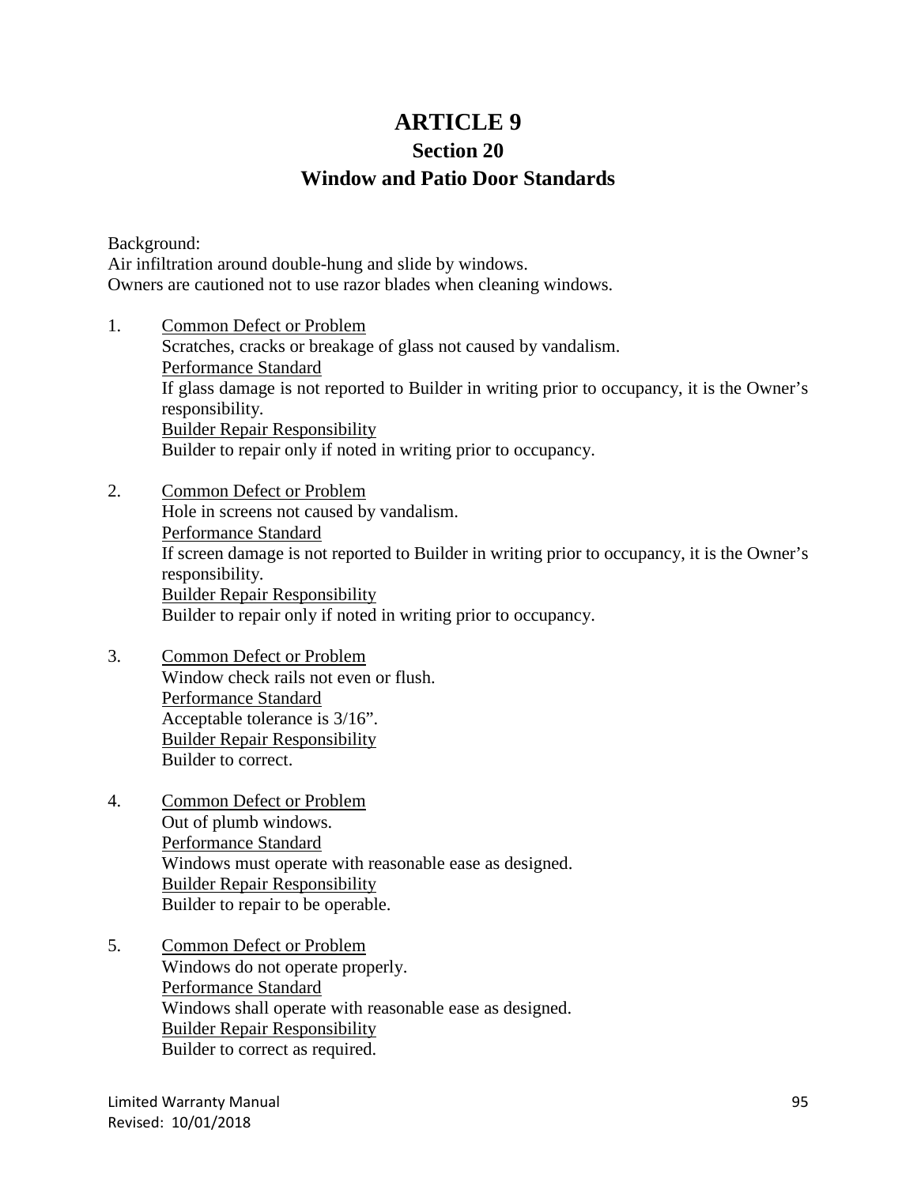# ARTICLE 9

## Section 20

## Window and Patio Door Standards

Background:
Air infiltration around double-hung and slide by windows.
Owners are cautioned not to use razor blades when cleaning windows.

1. <u>Common Defect or Problem</u>
   Scratches, cracks or breakage of glass not caused by vandalism.
   <u>Performance Standard</u>
   If glass damage is not reported to Builder in writing prior to occupancy, it is the Owner's responsibility.
   <u>Builder Repair Responsibility</u>
   Builder to repair only if noted in writing prior to occupancy.

2. <u>Common Defect or Problem</u>
   Hole in screens not caused by vandalism.
   <u>Performance Standard</u>
   If screen damage is not reported to Builder in writing prior to occupancy, it is the Owner's responsibility.
   <u>Builder Repair Responsibility</u>
   Builder to repair only if noted in writing prior to occupancy.

3. <u>Common Defect or Problem</u>
   Window check rails not even or flush.
   <u>Performance Standard</u>
   Acceptable tolerance is 3/16".
   <u>Builder Repair Responsibility</u>
   Builder to correct.

4. <u>Common Defect or Problem</u>
   Out of plumb windows.
   <u>Performance Standard</u>
   Windows must operate with reasonable ease as designed.
   <u>Builder Repair Responsibility</u>
   Builder to repair to be operable.

5. <u>Common Defect or Problem</u>
   Windows do not operate properly.
   <u>Performance Standard</u>
   Windows shall operate with reasonable ease as designed.
   <u>Builder Repair Responsibility</u>
   Builder to correct as required.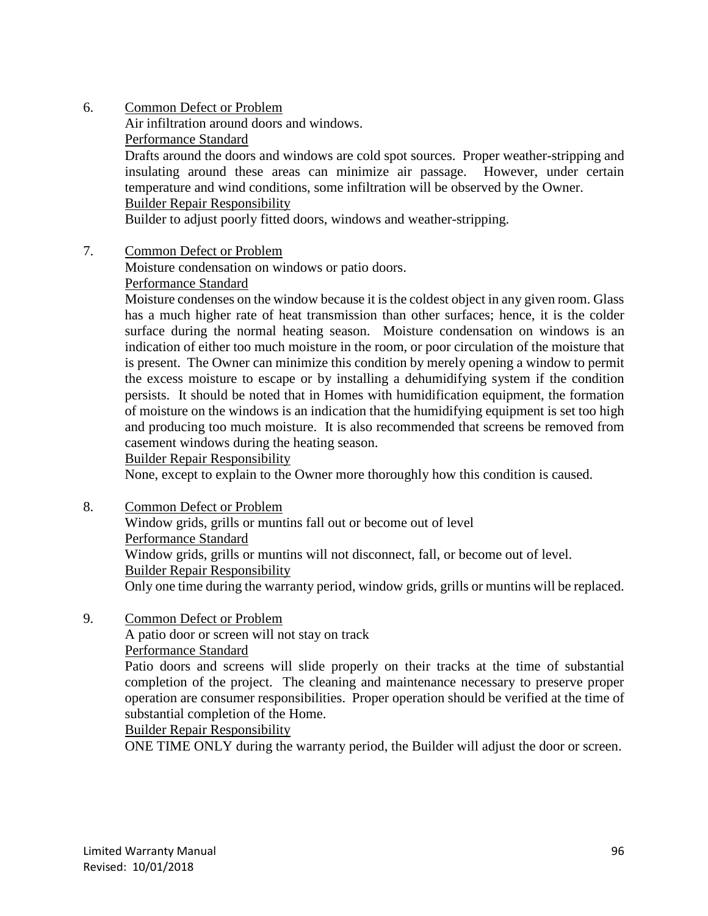6. Common Defect or Problem

   Air infiltration around doors and windows.

   Performance Standard

   Drafts around the doors and windows are cold spot sources. Proper weather-stripping and insulating around these areas can minimize air passage. However, under certain temperature and wind conditions, some infiltration will be observed by the Owner.

   Builder Repair Responsibility

   Builder to adjust poorly fitted doors, windows and weather-stripping.

7. Common Defect or Problem

   Moisture condensation on windows or patio doors.

   Performance Standard

   Moisture condenses on the window because it is the coldest object in any given room. Glass has a much higher rate of heat transmission than other surfaces; hence, it is the colder surface during the normal heating season. Moisture condensation on windows is an indication of either too much moisture in the room, or poor circulation of the moisture that is present. The Owner can minimize this condition by merely opening a window to permit the excess moisture to escape or by installing a dehumidifying system if the condition persists. It should be noted that in Homes with humidification equipment, the formation of moisture on the windows is an indication that the humidifying equipment is set too high and producing too much moisture. It is also recommended that screens be removed from casement windows during the heating season.

   Builder Repair Responsibility

   None, except to explain to the Owner more thoroughly how this condition is caused.

8. Common Defect or Problem

   Window grids, grills or muntins fall out or become out of level

   Performance Standard

   Window grids, grills or muntins will not disconnect, fall, or become out of level.

   Builder Repair Responsibility

   Only one time during the warranty period, window grids, grills or muntins will be replaced.

9. Common Defect or Problem

   A patio door or screen will not stay on track

   Performance Standard

   Patio doors and screens will slide properly on their tracks at the time of substantial completion of the project. The cleaning and maintenance necessary to preserve proper operation are consumer responsibilities. Proper operation should be verified at the time of substantial completion of the Home.

   Builder Repair Responsibility

   ONE TIME ONLY during the warranty period, the Builder will adjust the door or screen.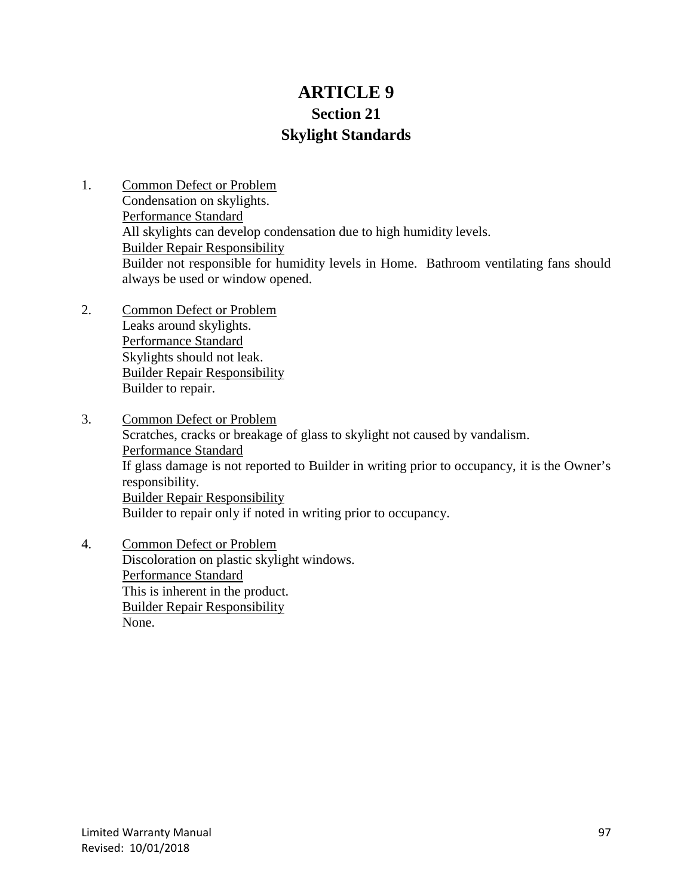# ARTICLE 9

## Section 21

## Skylight Standards

1. Common Defect or Problem
   Condensation on skylights.
   Performance Standard
   All skylights can develop condensation due to high humidity levels.
   Builder Repair Responsibility
   Builder not responsible for humidity levels in Home. Bathroom ventilating fans should always be used or window opened.

2. Common Defect or Problem
   Leaks around skylights.
   Performance Standard
   Skylights should not leak.
   Builder Repair Responsibility
   Builder to repair.

3. Common Defect or Problem
   Scratches, cracks or breakage of glass to skylight not caused by vandalism.
   Performance Standard
   If glass damage is not reported to Builder in writing prior to occupancy, it is the Owner's responsibility.
   Builder Repair Responsibility
   Builder to repair only if noted in writing prior to occupancy.

4. Common Defect or Problem
   Discoloration on plastic skylight windows.
   Performance Standard
   This is inherent in the product.
   Builder Repair Responsibility
   None.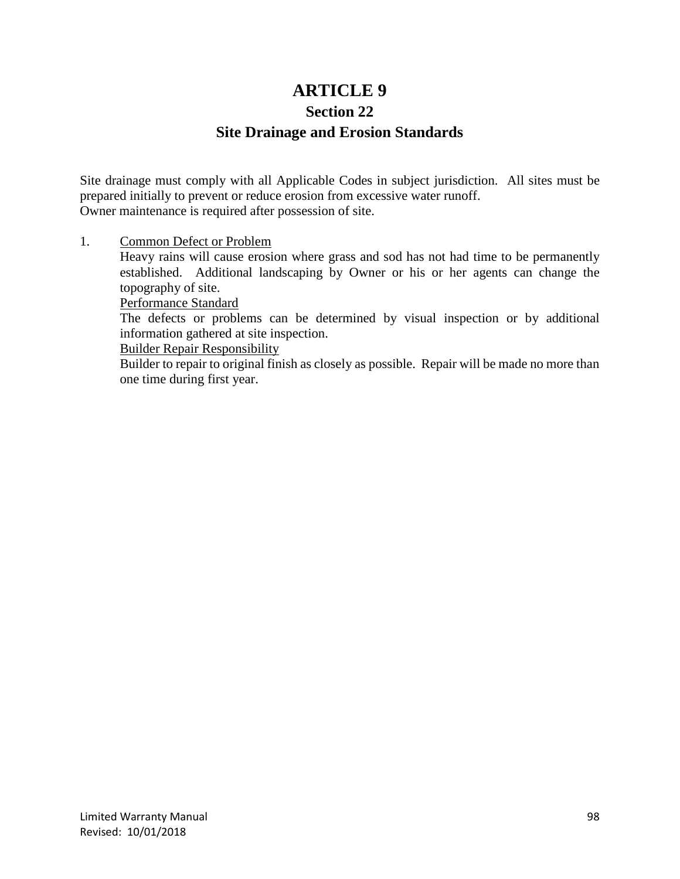# ARTICLE 9

## Section 22

## Site Drainage and Erosion Standards

Site drainage must comply with all Applicable Codes in subject jurisdiction. All sites must be prepared initially to prevent or reduce erosion from excessive water runoff.
Owner maintenance is required after possession of site.

1. <u>Common Defect or Problem</u>
   Heavy rains will cause erosion where grass and sod has not had time to be permanently established. Additional landscaping by Owner or his or her agents can change the topography of site.
   <u>Performance Standard</u>
   The defects or problems can be determined by visual inspection or by additional information gathered at site inspection.
   <u>Builder Repair Responsibility</u>
   Builder to repair to original finish as closely as possible. Repair will be made no more than one time during first year.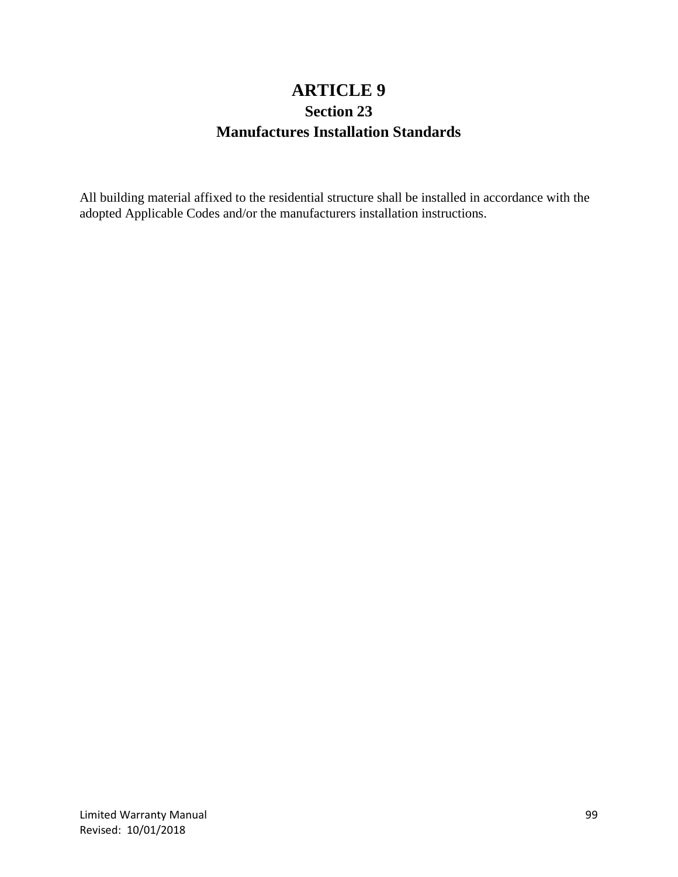# ARTICLE 9

## Section 23

## Manufactures Installation Standards

All building material affixed to the residential structure shall be installed in accordance with the adopted Applicable Codes and/or the manufacturers installation instructions.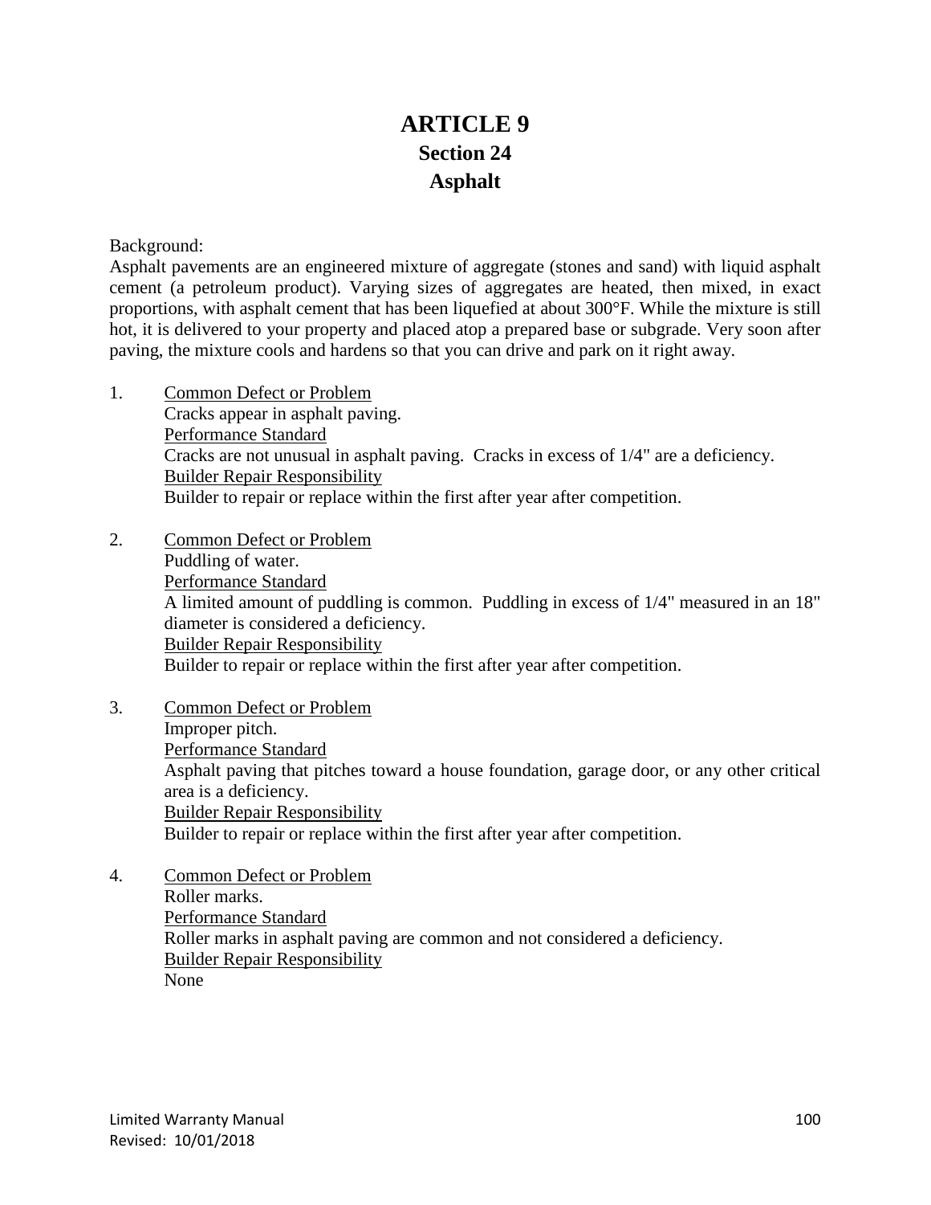# ARTICLE 9

## Section 24

## Asphalt

Background:
Asphalt pavements are an engineered mixture of aggregate (stones and sand) with liquid asphalt cement (a petroleum product). Varying sizes of aggregates are heated, then mixed, in exact proportions, with asphalt cement that has been liquefied at about 300°F. While the mixture is still hot, it is delivered to your property and placed atop a prepared base or subgrade. Very soon after paving, the mixture cools and hardens so that you can drive and park on it right away.

1. <u>Common Defect or Problem</u>
   Cracks appear in asphalt paving.
   <u>Performance Standard</u>
   Cracks are not unusual in asphalt paving. Cracks in excess of 1/4" are a deficiency.
   <u>Builder Repair Responsibility</u>
   Builder to repair or replace within the first after year after competition.

2. <u>Common Defect or Problem</u>
   Puddling of water.
   <u>Performance Standard</u>
   A limited amount of puddling is common. Puddling in excess of 1/4" measured in an 18" diameter is considered a deficiency.
   <u>Builder Repair Responsibility</u>
   Builder to repair or replace within the first after year after competition.

3. <u>Common Defect or Problem</u>
   Improper pitch.
   <u>Performance Standard</u>
   Asphalt paving that pitches toward a house foundation, garage door, or any other critical area is a deficiency.
   <u>Builder Repair Responsibility</u>
   Builder to repair or replace within the first after year after competition.

4. <u>Common Defect or Problem</u>
   Roller marks.
   <u>Performance Standard</u>
   Roller marks in asphalt paving are common and not considered a deficiency.
   <u>Builder Repair Responsibility</u>
   None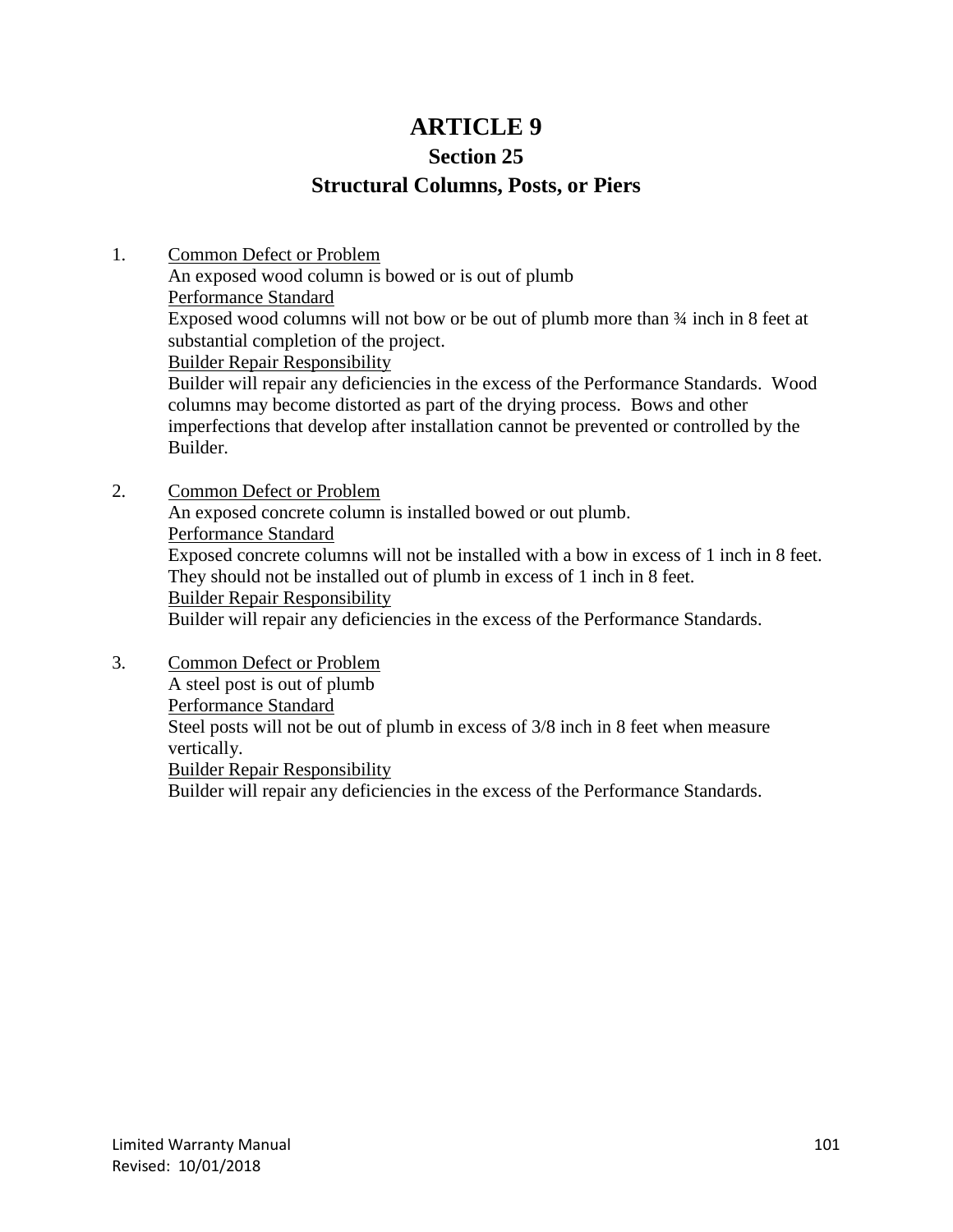# ARTICLE 9

## Section 25

## Structural Columns, Posts, or Piers

1. <u>Common Defect or Problem</u>
   An exposed wood column is bowed or is out of plumb
   <u>Performance Standard</u>
   Exposed wood columns will not bow or be out of plumb more than ¾ inch in 8 feet at substantial completion of the project.
   <u>Builder Repair Responsibility</u>
   Builder will repair any deficiencies in the excess of the Performance Standards. Wood columns may become distorted as part of the drying process. Bows and other imperfections that develop after installation cannot be prevented or controlled by the Builder.

2. <u>Common Defect or Problem</u>
   An exposed concrete column is installed bowed or out plumb.
   <u>Performance Standard</u>
   Exposed concrete columns will not be installed with a bow in excess of 1 inch in 8 feet. They should not be installed out of plumb in excess of 1 inch in 8 feet.
   <u>Builder Repair Responsibility</u>
   Builder will repair any deficiencies in the excess of the Performance Standards.

3. <u>Common Defect or Problem</u>
   A steel post is out of plumb
   <u>Performance Standard</u>
   Steel posts will not be out of plumb in excess of 3/8 inch in 8 feet when measure vertically.
   <u>Builder Repair Responsibility</u>
   Builder will repair any deficiencies in the excess of the Performance Standards.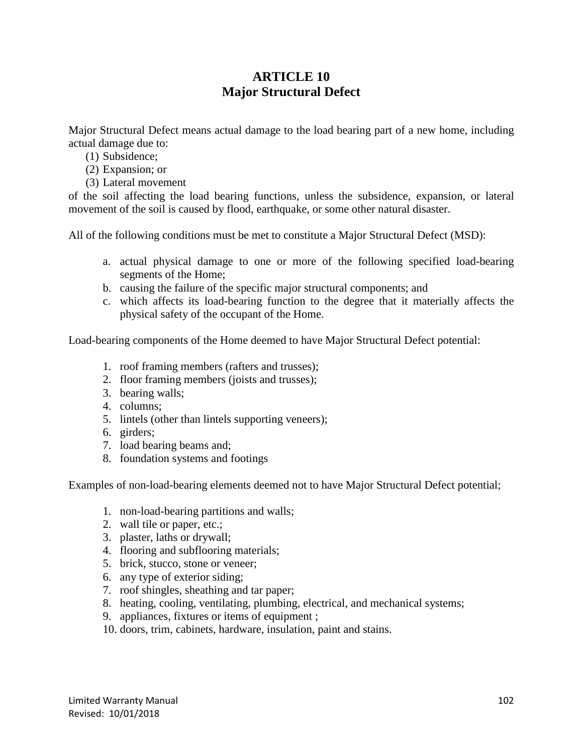# ARTICLE 10
## Major Structural Defect

Major Structural Defect means actual damage to the load bearing part of a new home, including actual damage due to:

(1) Subsidence;
(2) Expansion; or
(3) Lateral movement

of the soil affecting the load bearing functions, unless the subsidence, expansion, or lateral movement of the soil is caused by flood, earthquake, or some other natural disaster.

All of the following conditions must be met to constitute a Major Structural Defect (MSD):

a. actual physical damage to one or more of the following specified load-bearing segments of the Home;
b. causing the failure of the specific major structural components; and
c. which affects its load-bearing function to the degree that it materially affects the physical safety of the occupant of the Home.

Load-bearing components of the Home deemed to have Major Structural Defect potential:

1. roof framing members (rafters and trusses);
2. floor framing members (joists and trusses);
3. bearing walls;
4. columns;
5. lintels (other than lintels supporting veneers);
6. girders;
7. load bearing beams and;
8. foundation systems and footings

Examples of non-load-bearing elements deemed not to have Major Structural Defect potential;

1. non-load-bearing partitions and walls;
2. wall tile or paper, etc.;
3. plaster, laths or drywall;
4. flooring and subflooring materials;
5. brick, stucco, stone or veneer;
6. any type of exterior siding;
7. roof shingles, sheathing and tar paper;
8. heating, cooling, ventilating, plumbing, electrical, and mechanical systems;
9. appliances, fixtures or items of equipment ;
10. doors, trim, cabinets, hardware, insulation, paint and stains.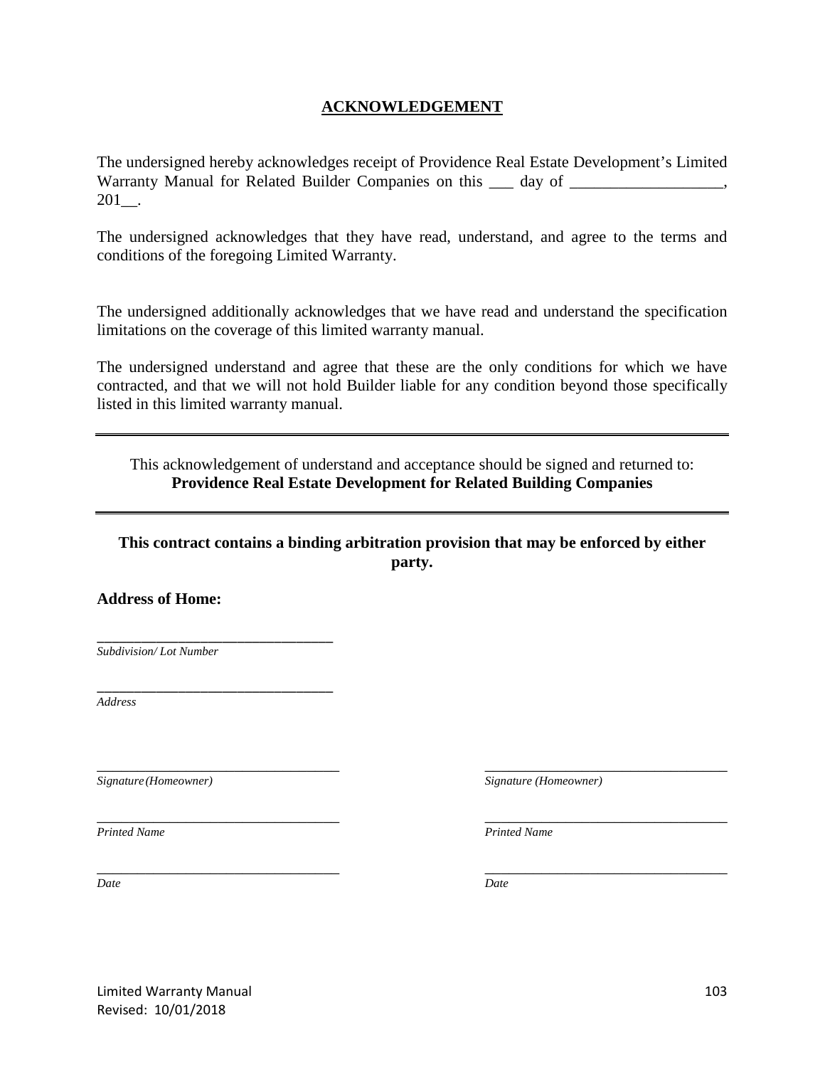## ACKNOWLEDGEMENT

The undersigned hereby acknowledges receipt of Providence Real Estate Development's Limited Warranty Manual for Related Builder Companies on this ___ day of ___________________, 201__.

The undersigned acknowledges that they have read, understand, and agree to the terms and conditions of the foregoing Limited Warranty.

The undersigned additionally acknowledges that we have read and understand the specification limitations on the coverage of this limited warranty manual.

The undersigned understand and agree that these are the only conditions for which we have contracted, and that we will not hold Builder liable for any condition beyond those specifically listed in this limited warranty manual.

---

This acknowledgement of understand and acceptance should be signed and returned to:
**Providence Real Estate Development for Related Building Companies**

---

**This contract contains a binding arbitration provision that may be enforced by either party.**

**Address of Home:**

_________________________________
*Subdivision/ Lot Number*

_________________________________
*Address*

| | |
|---|---|
| __________________________________ | __________________________________ |
| *Signature (Homeowner)* | *Signature (Homeowner)* |
| __________________________________ | __________________________________ |
| *Printed Name* | *Printed Name* |
| __________________________________ | __________________________________ |
| *Date* | *Date* |

Limited Warranty Manual
Revised: 10/01/2018